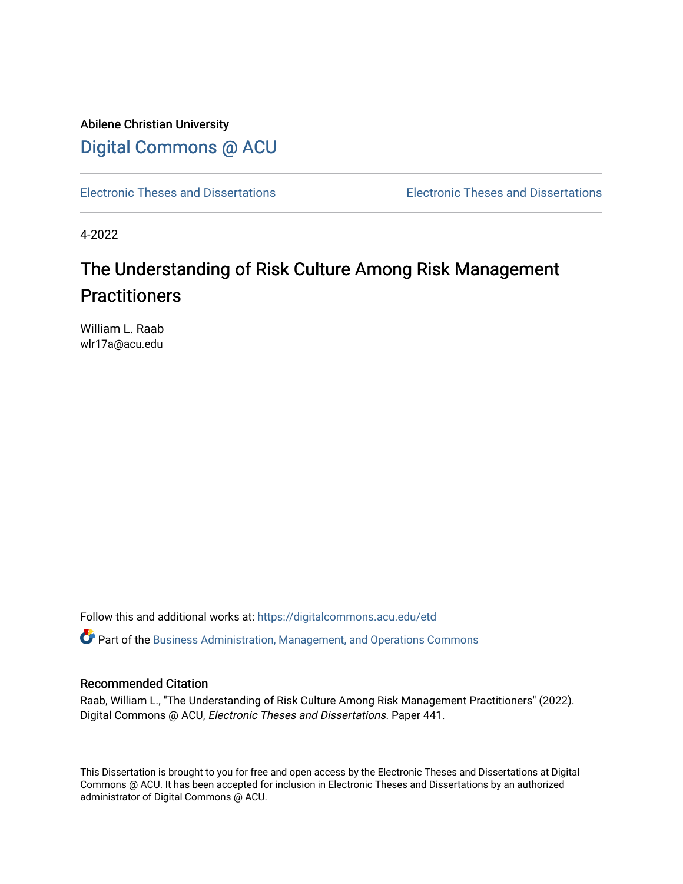Abilene Christian University

Digital Commons @ ACU

Electronic Theses and Dissertations | Electronic Theses and Dissertations

4-2022

# The Understanding of Risk Culture Among Risk Management Practitioners

William L. Raab
wlr17a@acu.edu

Follow this and additional works at: https://digitalcommons.acu.edu/etd

Part of the Business Administration, Management, and Operations Commons

## Recommended Citation

Raab, William L., "The Understanding of Risk Culture Among Risk Management Practitioners" (2022). Digital Commons @ ACU, *Electronic Theses and Dissertations.* Paper 441.

This Dissertation is brought to you for free and open access by the Electronic Theses and Dissertations at Digital Commons @ ACU. It has been accepted for inclusion in Electronic Theses and Dissertations by an authorized administrator of Digital Commons @ ACU.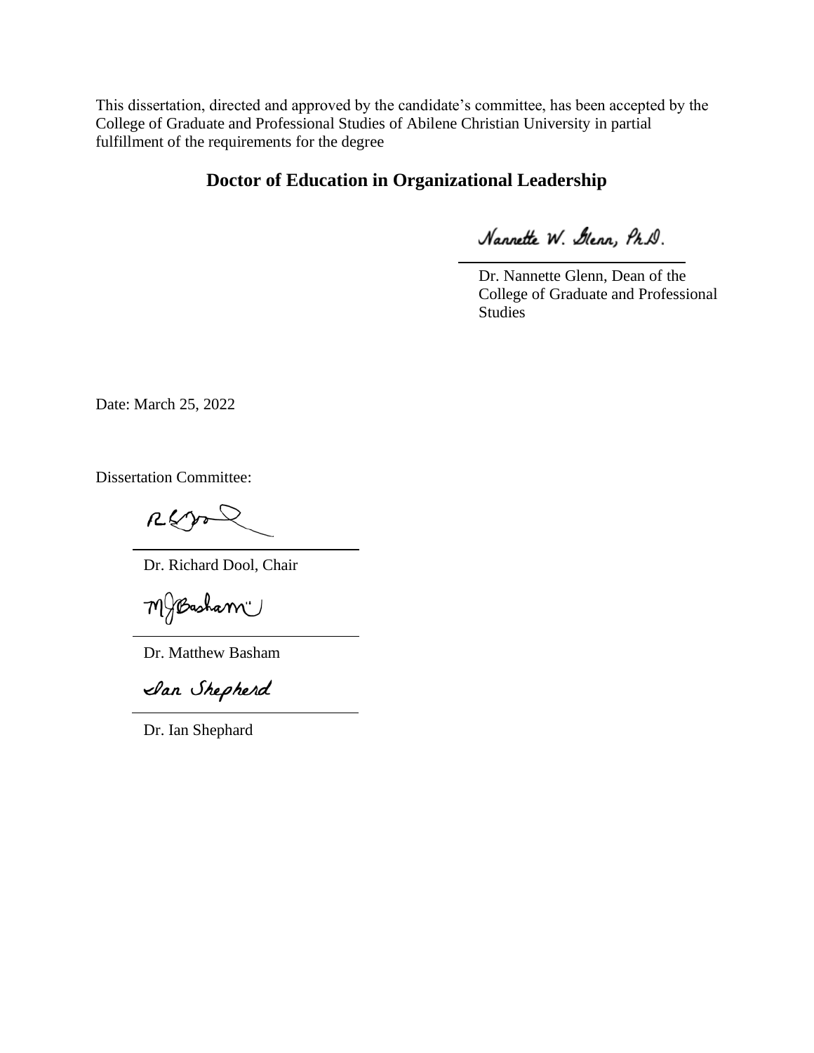This dissertation, directed and approved by the candidate's committee, has been accepted by the College of Graduate and Professional Studies of Abilene Christian University in partial fulfillment of the requirements for the degree

**Doctor of Education in Organizational Leadership**

Nannette W. Glenn, Ph.D.

Dr. Nannette Glenn, Dean of the College of Graduate and Professional Studies

Date: March 25, 2022

Dissertation Committee:

Dr. Richard Dool, Chair

Dr. Matthew Basham

Ian Shepherd

Dr. Ian Shephard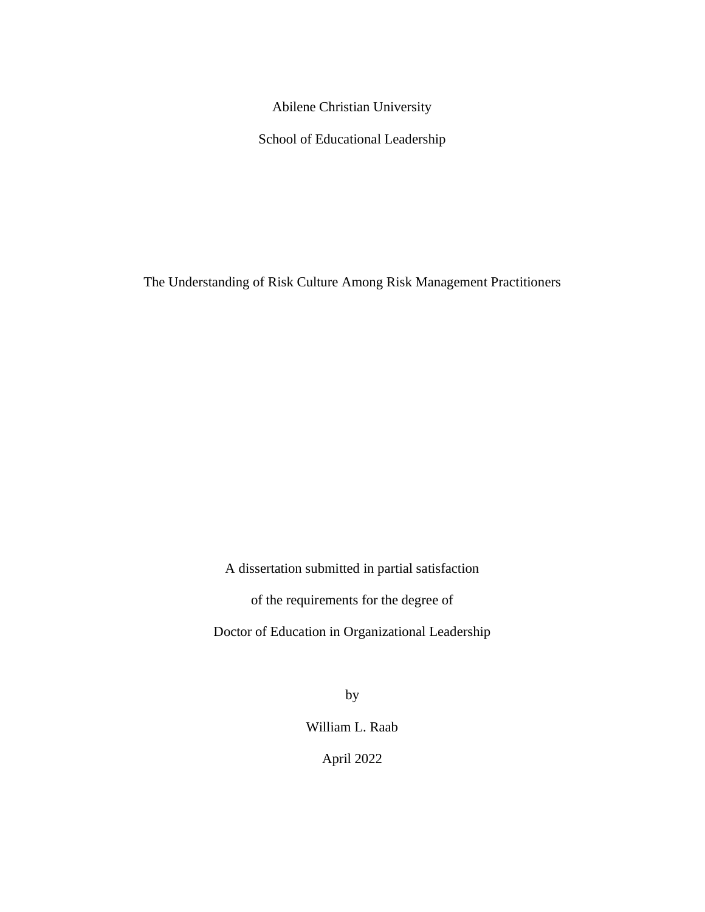Abilene Christian University

School of Educational Leadership

# The Understanding of Risk Culture Among Risk Management Practitioners

A dissertation submitted in partial satisfaction

of the requirements for the degree of

Doctor of Education in Organizational Leadership

by

William L. Raab

April 2022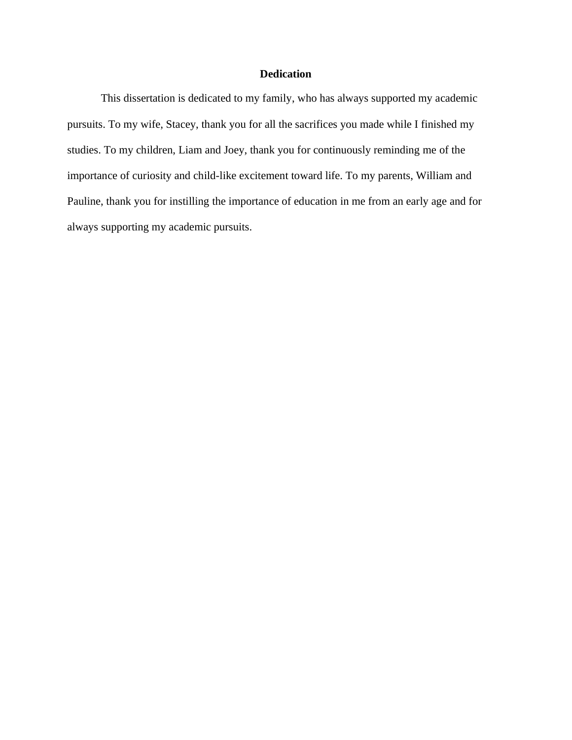# Dedication

This dissertation is dedicated to my family, who has always supported my academic pursuits. To my wife, Stacey, thank you for all the sacrifices you made while I finished my studies. To my children, Liam and Joey, thank you for continuously reminding me of the importance of curiosity and child-like excitement toward life. To my parents, William and Pauline, thank you for instilling the importance of education in me from an early age and for always supporting my academic pursuits.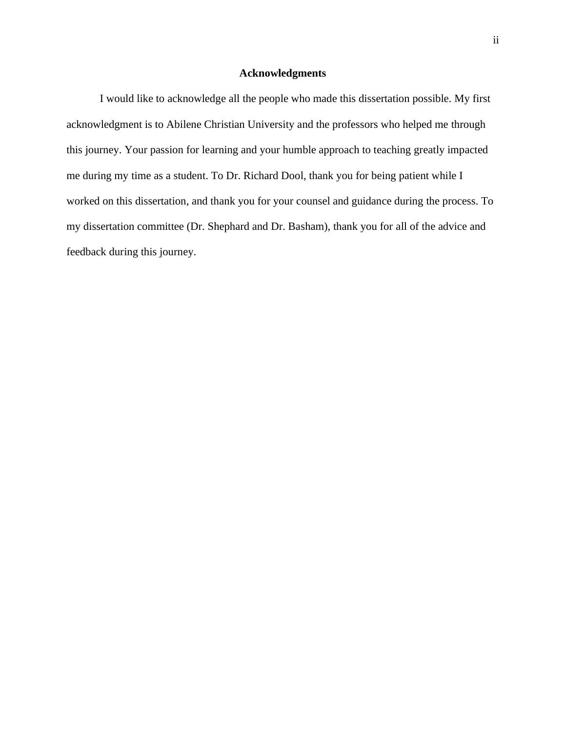# Acknowledgments

I would like to acknowledge all the people who made this dissertation possible. My first acknowledgment is to Abilene Christian University and the professors who helped me through this journey. Your passion for learning and your humble approach to teaching greatly impacted me during my time as a student. To Dr. Richard Dool, thank you for being patient while I worked on this dissertation, and thank you for your counsel and guidance during the process. To my dissertation committee (Dr. Shephard and Dr. Basham), thank you for all of the advice and feedback during this journey.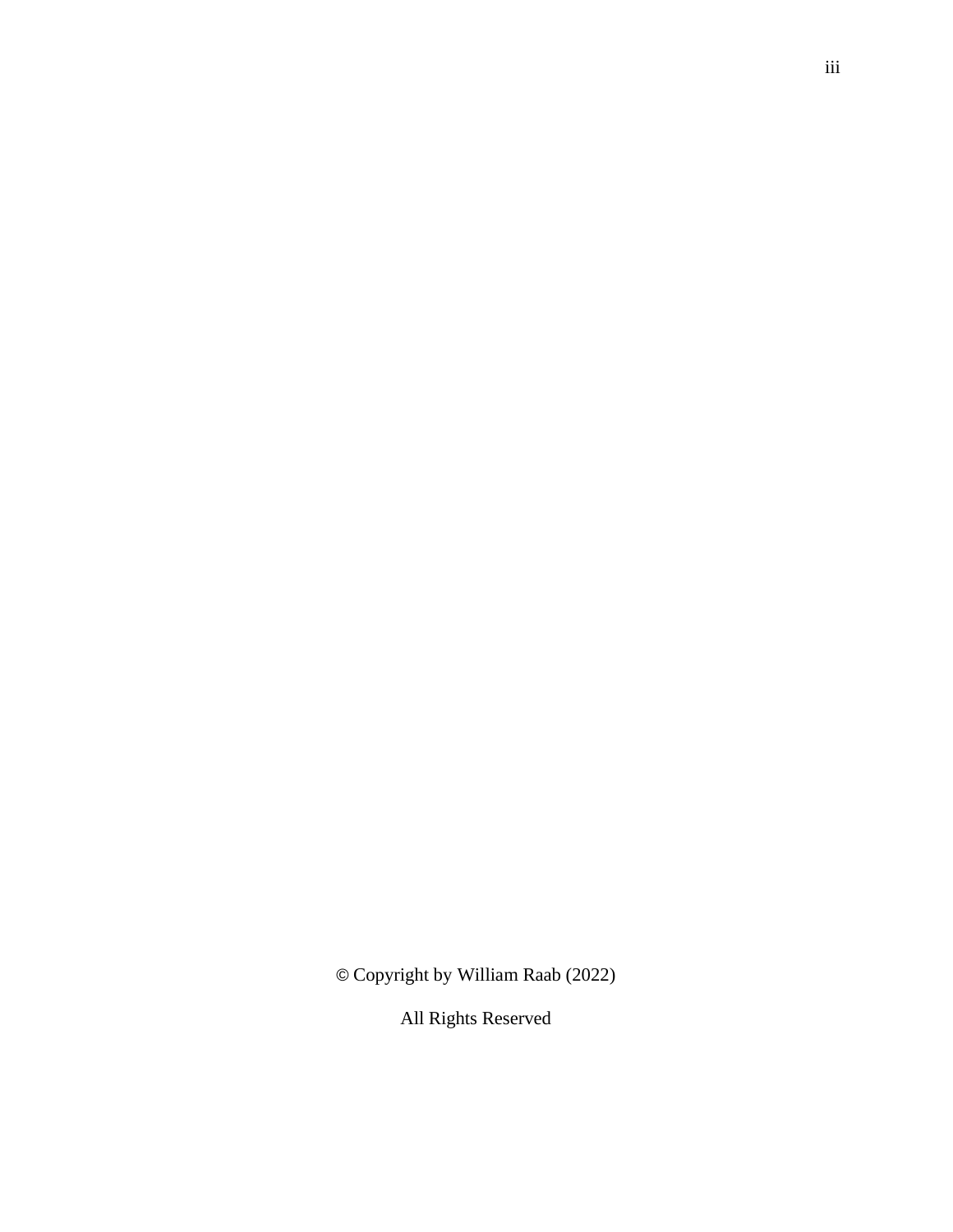© Copyright by William Raab (2022)

All Rights Reserved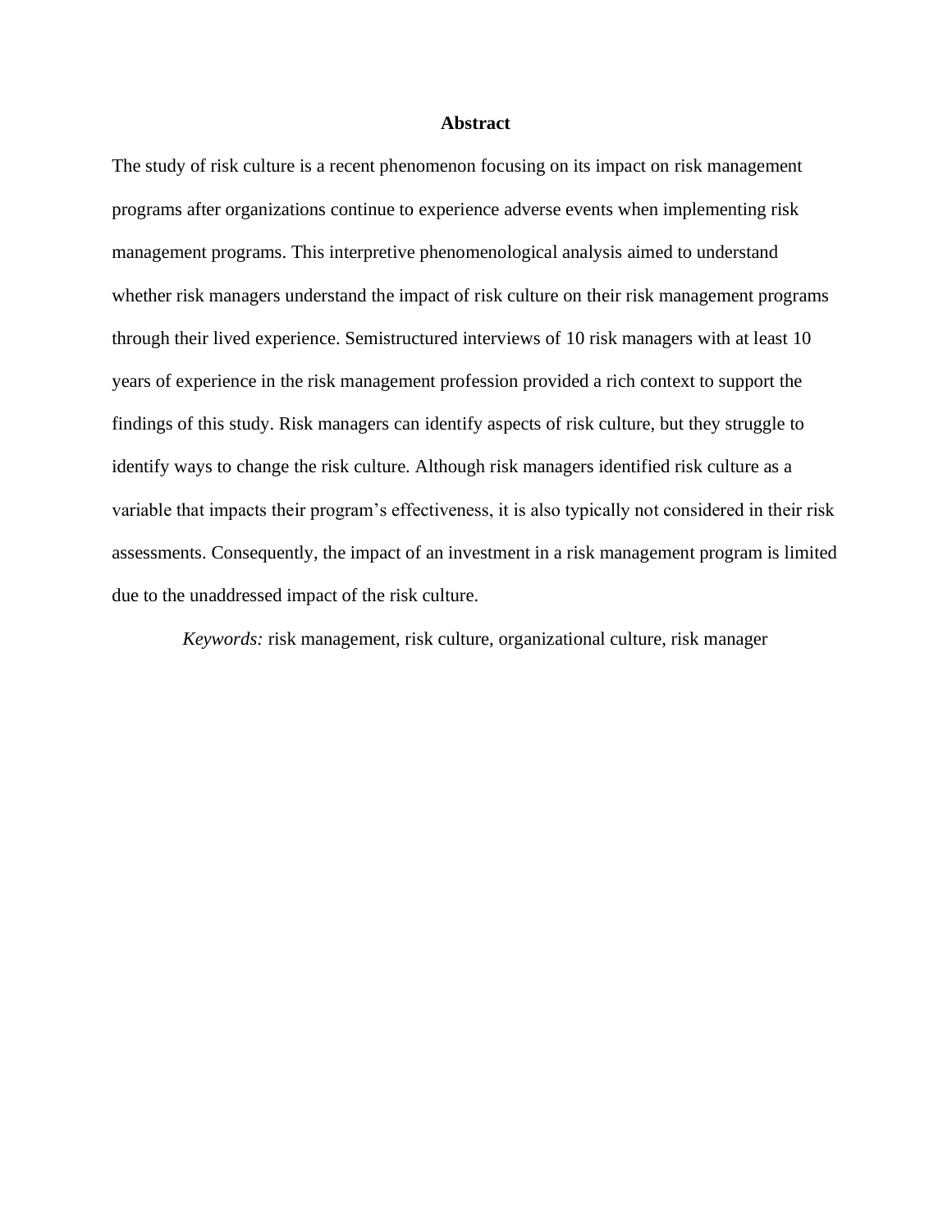# Abstract

The study of risk culture is a recent phenomenon focusing on its impact on risk management programs after organizations continue to experience adverse events when implementing risk management programs. This interpretive phenomenological analysis aimed to understand whether risk managers understand the impact of risk culture on their risk management programs through their lived experience. Semistructured interviews of 10 risk managers with at least 10 years of experience in the risk management profession provided a rich context to support the findings of this study. Risk managers can identify aspects of risk culture, but they struggle to identify ways to change the risk culture. Although risk managers identified risk culture as a variable that impacts their program's effectiveness, it is also typically not considered in their risk assessments. Consequently, the impact of an investment in a risk management program is limited due to the unaddressed impact of the risk culture.

*Keywords:* risk management, risk culture, organizational culture, risk manager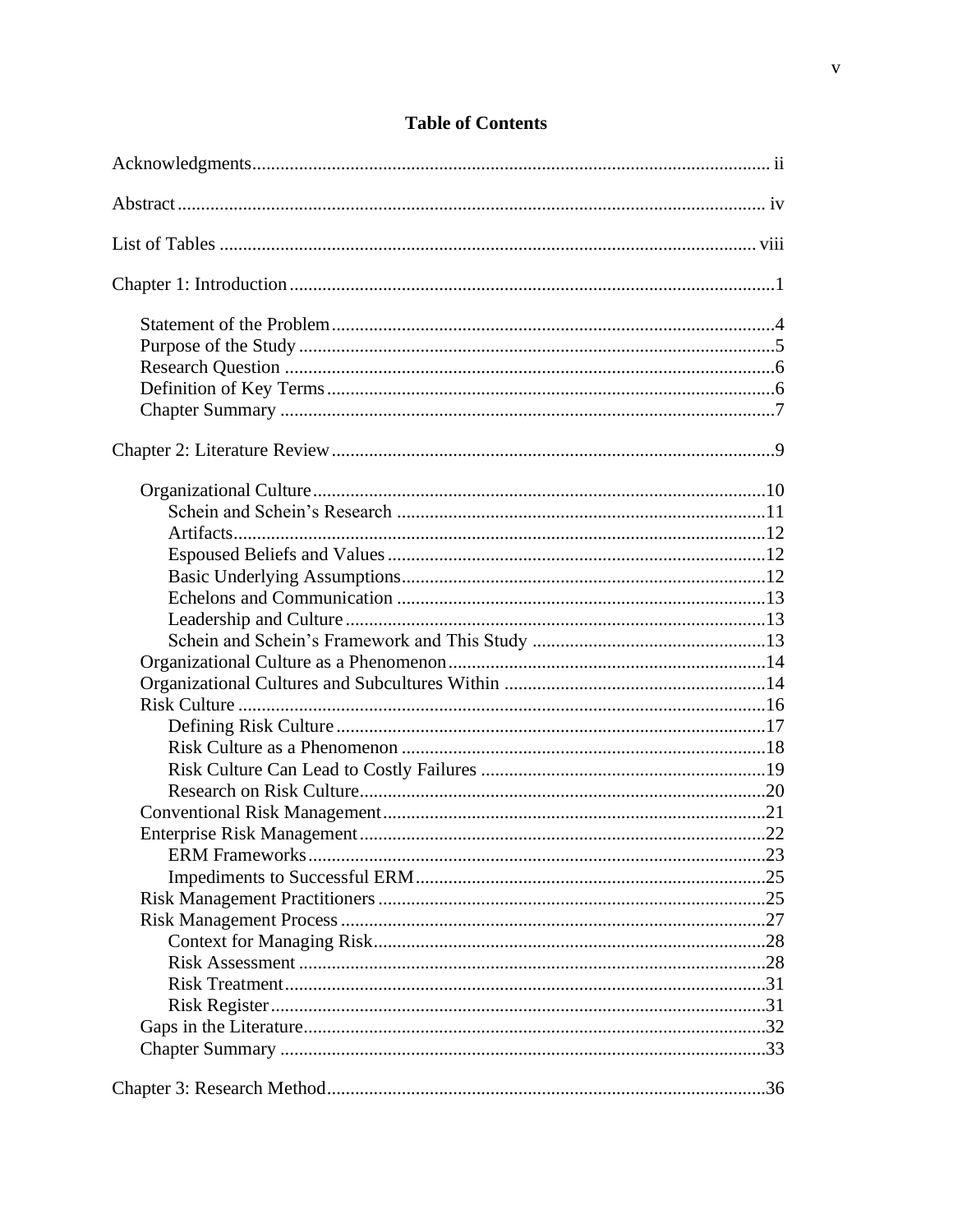## Table of Contents

Acknowledgments ii

Abstract iv

List of Tables viii

Chapter 1: Introduction 1

- Statement of the Problem 4
- Purpose of the Study 5
- Research Question 6
- Definition of Key Terms 6
- Chapter Summary 7

Chapter 2: Literature Review 9

- Organizational Culture 10
  - Schein and Schein's Research 11
  - Artifacts 12
  - Espoused Beliefs and Values 12
  - Basic Underlying Assumptions 12
  - Echelons and Communication 13
  - Leadership and Culture 13
  - Schein and Schein's Framework and This Study 13
- Organizational Culture as a Phenomenon 14
- Organizational Cultures and Subcultures Within 14
- Risk Culture 16
  - Defining Risk Culture 17
  - Risk Culture as a Phenomenon 18
  - Risk Culture Can Lead to Costly Failures 19
  - Research on Risk Culture 20
- Conventional Risk Management 21
- Enterprise Risk Management 22
  - ERM Frameworks 23
  - Impediments to Successful ERM 25
- Risk Management Practitioners 25
- Risk Management Process 27
  - Context for Managing Risk 28
  - Risk Assessment 28
  - Risk Treatment 31
  - Risk Register 31
- Gaps in the Literature 32
- Chapter Summary 33

Chapter 3: Research Method 36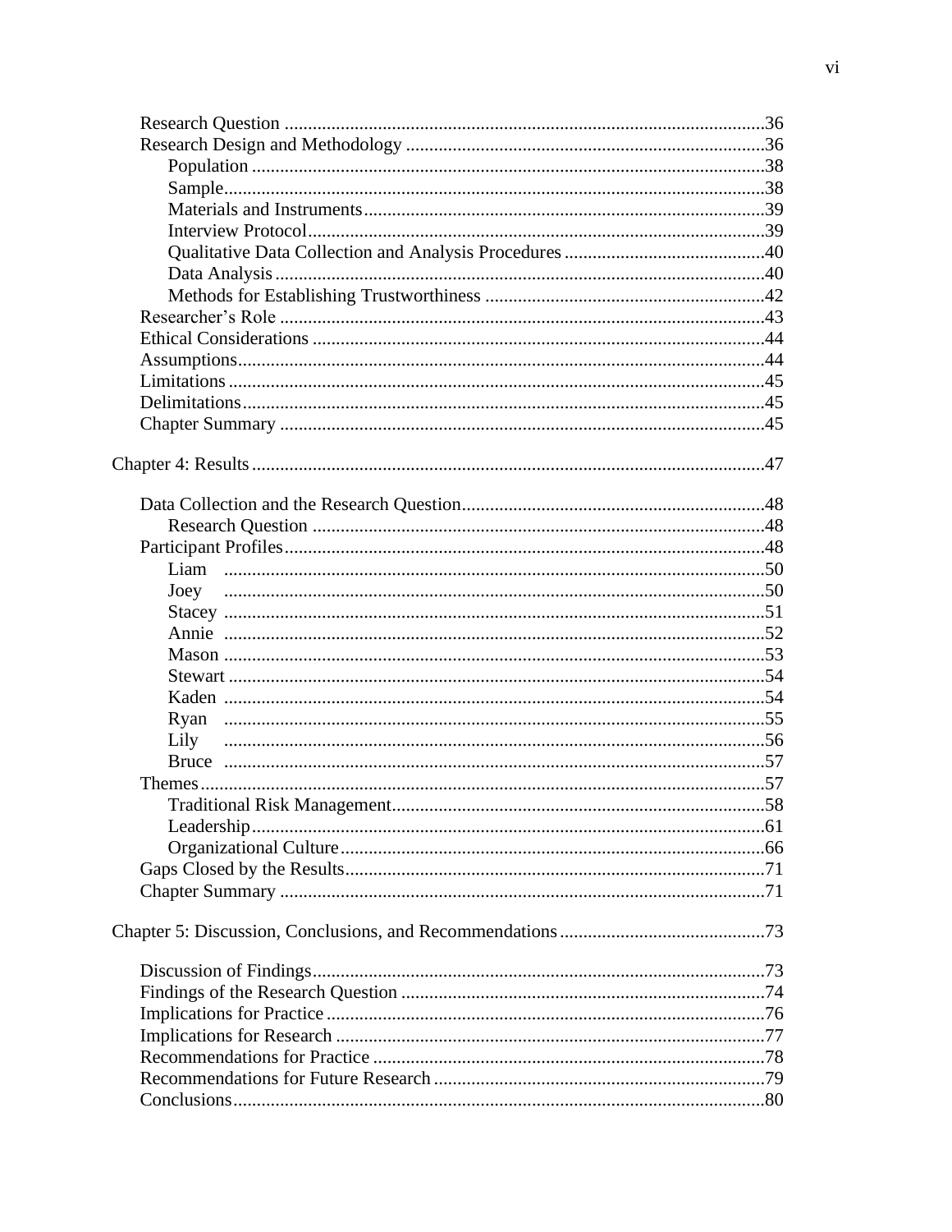Research Question ......................................................................................................36
Research Design and Methodology ............................................................................36
    Population .............................................................................................................38
    Sample...................................................................................................................38
    Materials and Instruments.....................................................................................39
    Interview Protocol.................................................................................................39
    Qualitative Data Collection and Analysis Procedures ..........................................40
    Data Analysis ........................................................................................................40
    Methods for Establishing Trustworthiness ...........................................................42
Researcher's Role .......................................................................................................43
Ethical Considerations ................................................................................................44
Assumptions................................................................................................................44
Limitations ..................................................................................................................45
Delimitations...............................................................................................................45
Chapter Summary .......................................................................................................45

Chapter 4: Results .............................................................................................................47

Data Collection and the Research Question................................................................48
    Research Question ................................................................................................48
Participant Profiles......................................................................................................48
    Liam ....................................................................................................................50
    Joey ....................................................................................................................50
    Stacey ...................................................................................................................51
    Annie ...................................................................................................................52
    Mason ...................................................................................................................53
    Stewart ..................................................................................................................54
    Kaden ...................................................................................................................54
    Ryan ....................................................................................................................55
    Lily ....................................................................................................................56
    Bruce ...................................................................................................................57
Themes........................................................................................................................57
    Traditional Risk Management...............................................................................58
    Leadership.............................................................................................................61
    Organizational Culture..........................................................................................66
Gaps Closed by the Results..........................................................................................71
Chapter Summary .......................................................................................................71

Chapter 5: Discussion, Conclusions, and Recommendations ...........................................73

Discussion of Findings................................................................................................73
Findings of the Research Question .............................................................................74
Implications for Practice .............................................................................................76
Implications for Research ...........................................................................................77
Recommendations for Practice ...................................................................................78
Recommendations for Future Research ......................................................................79
Conclusions.................................................................................................................80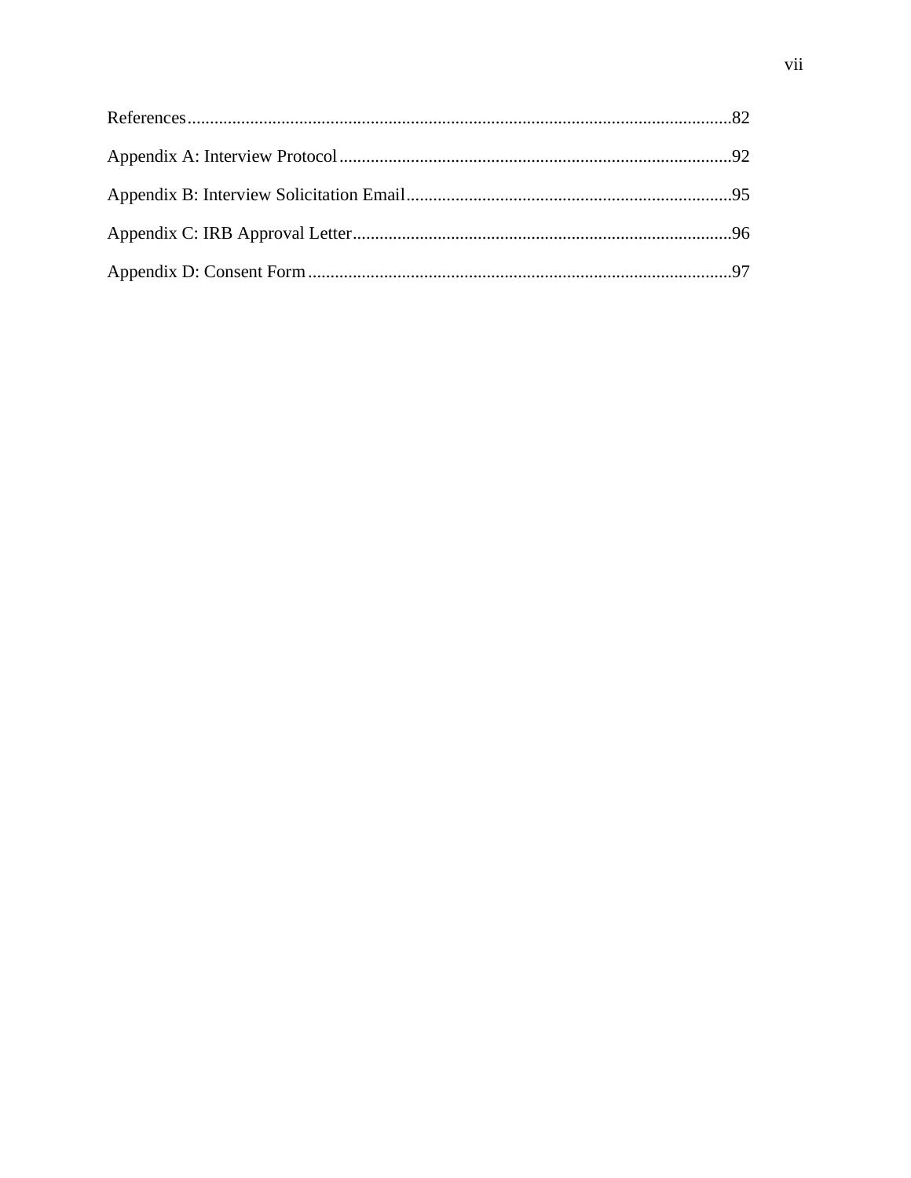References ........................................................................................................................82

Appendix A: Interview Protocol ........................................................................................92

Appendix B: Interview Solicitation Email .........................................................................95

Appendix C: IRB Approval Letter .....................................................................................96

Appendix D: Consent Form ...............................................................................................97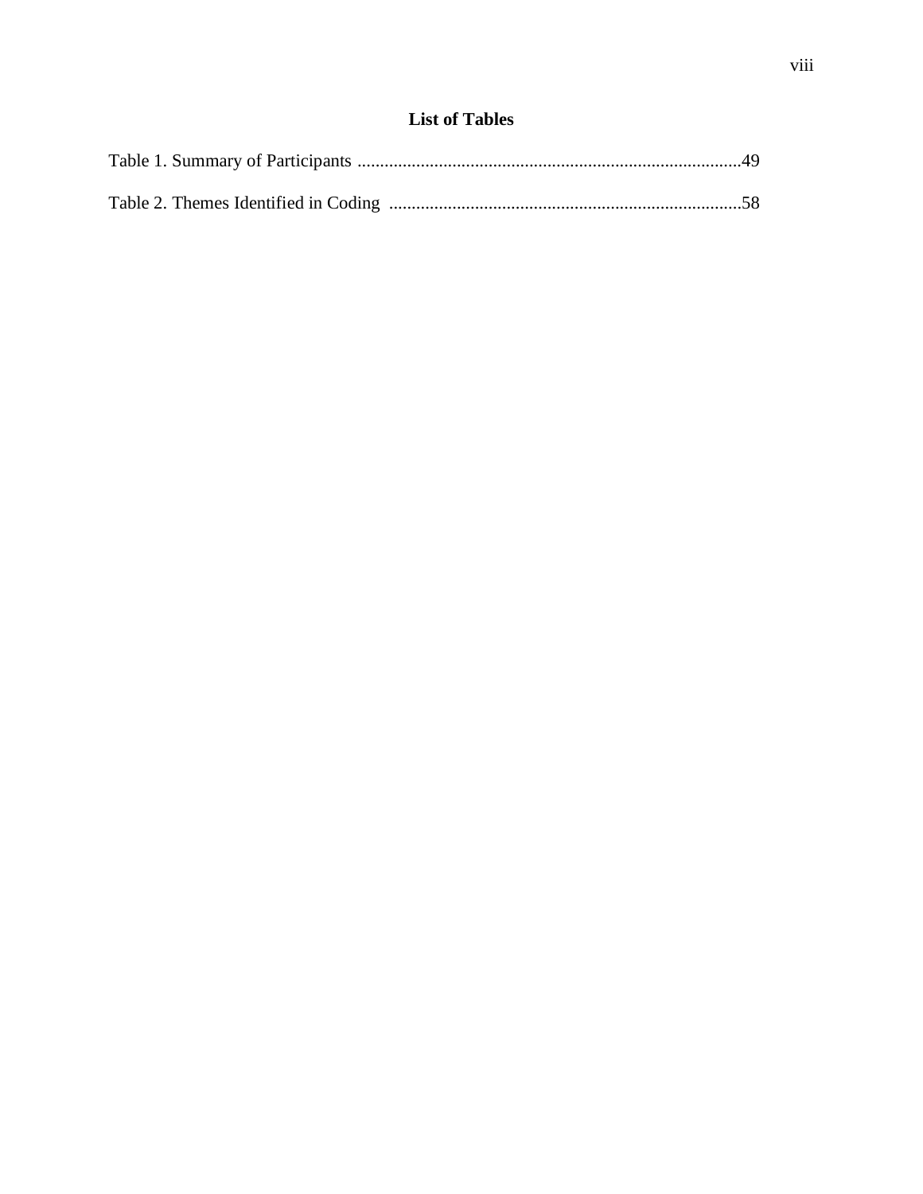# List of Tables

Table 1. Summary of Participants ....................................................................................49

Table 2. Themes Identified in Coding .............................................................................58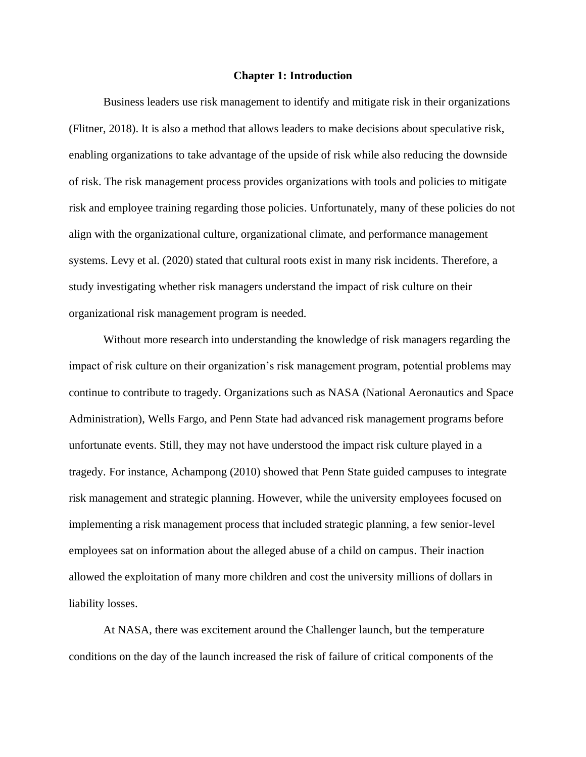# Chapter 1: Introduction

Business leaders use risk management to identify and mitigate risk in their organizations (Flitner, 2018). It is also a method that allows leaders to make decisions about speculative risk, enabling organizations to take advantage of the upside of risk while also reducing the downside of risk. The risk management process provides organizations with tools and policies to mitigate risk and employee training regarding those policies. Unfortunately, many of these policies do not align with the organizational culture, organizational climate, and performance management systems. Levy et al. (2020) stated that cultural roots exist in many risk incidents. Therefore, a study investigating whether risk managers understand the impact of risk culture on their organizational risk management program is needed.

Without more research into understanding the knowledge of risk managers regarding the impact of risk culture on their organization's risk management program, potential problems may continue to contribute to tragedy. Organizations such as NASA (National Aeronautics and Space Administration), Wells Fargo, and Penn State had advanced risk management programs before unfortunate events. Still, they may not have understood the impact risk culture played in a tragedy. For instance, Achampong (2010) showed that Penn State guided campuses to integrate risk management and strategic planning. However, while the university employees focused on implementing a risk management process that included strategic planning, a few senior-level employees sat on information about the alleged abuse of a child on campus. Their inaction allowed the exploitation of many more children and cost the university millions of dollars in liability losses.

At NASA, there was excitement around the Challenger launch, but the temperature conditions on the day of the launch increased the risk of failure of critical components of the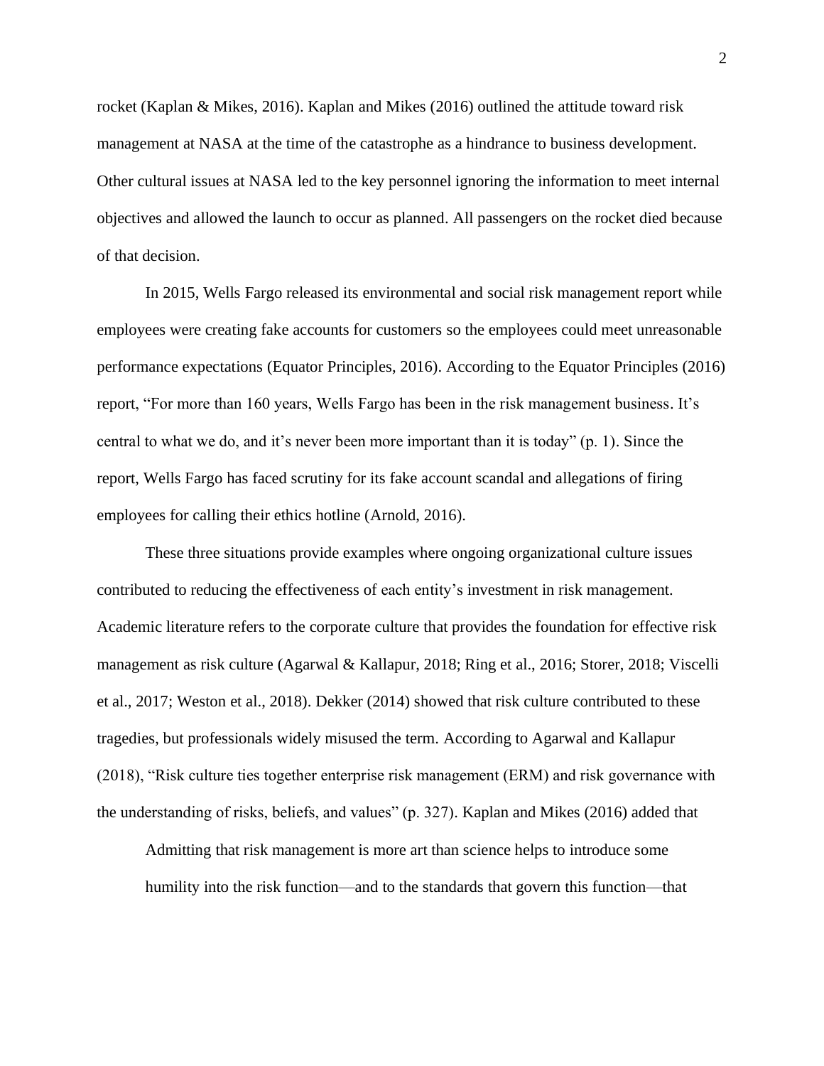rocket (Kaplan & Mikes, 2016). Kaplan and Mikes (2016) outlined the attitude toward risk management at NASA at the time of the catastrophe as a hindrance to business development. Other cultural issues at NASA led to the key personnel ignoring the information to meet internal objectives and allowed the launch to occur as planned. All passengers on the rocket died because of that decision.

In 2015, Wells Fargo released its environmental and social risk management report while employees were creating fake accounts for customers so the employees could meet unreasonable performance expectations (Equator Principles, 2016). According to the Equator Principles (2016) report, "For more than 160 years, Wells Fargo has been in the risk management business. It's central to what we do, and it's never been more important than it is today" (p. 1). Since the report, Wells Fargo has faced scrutiny for its fake account scandal and allegations of firing employees for calling their ethics hotline (Arnold, 2016).

These three situations provide examples where ongoing organizational culture issues contributed to reducing the effectiveness of each entity's investment in risk management. Academic literature refers to the corporate culture that provides the foundation for effective risk management as risk culture (Agarwal & Kallapur, 2018; Ring et al., 2016; Storer, 2018; Viscelli et al., 2017; Weston et al., 2018). Dekker (2014) showed that risk culture contributed to these tragedies, but professionals widely misused the term. According to Agarwal and Kallapur (2018), "Risk culture ties together enterprise risk management (ERM) and risk governance with the understanding of risks, beliefs, and values" (p. 327). Kaplan and Mikes (2016) added that

> Admitting that risk management is more art than science helps to introduce some humility into the risk function—and to the standards that govern this function—that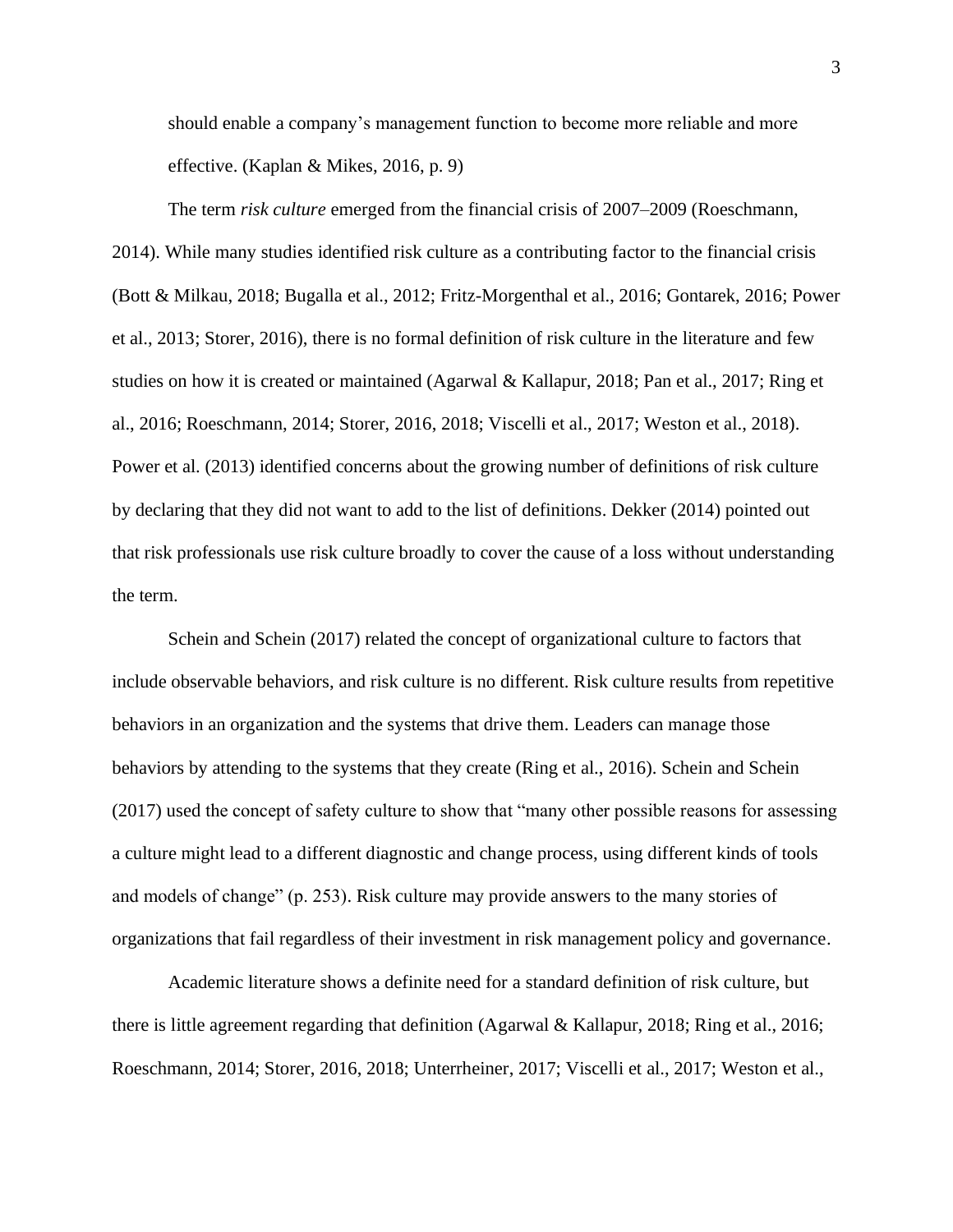should enable a company's management function to become more reliable and more effective. (Kaplan & Mikes, 2016, p. 9)

The term *risk culture* emerged from the financial crisis of 2007–2009 (Roeschmann, 2014). While many studies identified risk culture as a contributing factor to the financial crisis (Bott & Milkau, 2018; Bugalla et al., 2012; Fritz-Morgenthal et al., 2016; Gontarek, 2016; Power et al., 2013; Storer, 2016), there is no formal definition of risk culture in the literature and few studies on how it is created or maintained (Agarwal & Kallapur, 2018; Pan et al., 2017; Ring et al., 2016; Roeschmann, 2014; Storer, 2016, 2018; Viscelli et al., 2017; Weston et al., 2018). Power et al. (2013) identified concerns about the growing number of definitions of risk culture by declaring that they did not want to add to the list of definitions. Dekker (2014) pointed out that risk professionals use risk culture broadly to cover the cause of a loss without understanding the term.

Schein and Schein (2017) related the concept of organizational culture to factors that include observable behaviors, and risk culture is no different. Risk culture results from repetitive behaviors in an organization and the systems that drive them. Leaders can manage those behaviors by attending to the systems that they create (Ring et al., 2016). Schein and Schein (2017) used the concept of safety culture to show that "many other possible reasons for assessing a culture might lead to a different diagnostic and change process, using different kinds of tools and models of change" (p. 253). Risk culture may provide answers to the many stories of organizations that fail regardless of their investment in risk management policy and governance.

Academic literature shows a definite need for a standard definition of risk culture, but there is little agreement regarding that definition (Agarwal & Kallapur, 2018; Ring et al., 2016; Roeschmann, 2014; Storer, 2016, 2018; Unterrheiner, 2017; Viscelli et al., 2017; Weston et al.,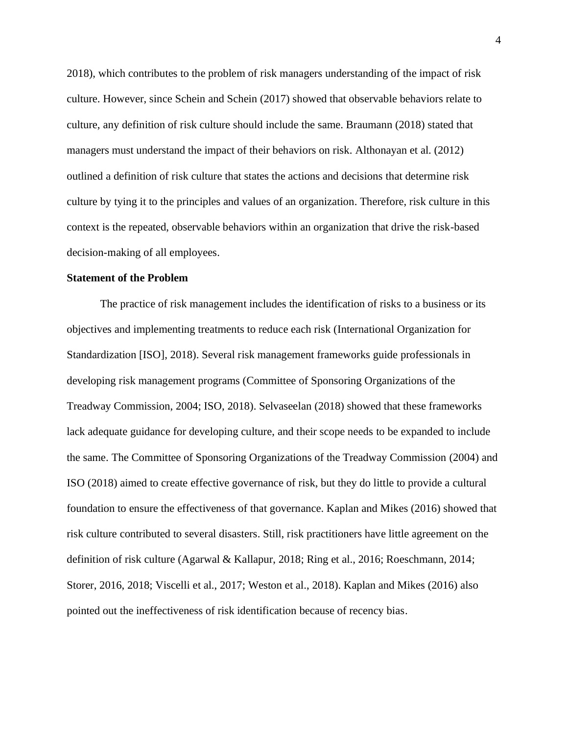2018), which contributes to the problem of risk managers understanding of the impact of risk culture. However, since Schein and Schein (2017) showed that observable behaviors relate to culture, any definition of risk culture should include the same. Braumann (2018) stated that managers must understand the impact of their behaviors on risk. Althonayan et al. (2012) outlined a definition of risk culture that states the actions and decisions that determine risk culture by tying it to the principles and values of an organization. Therefore, risk culture in this context is the repeated, observable behaviors within an organization that drive the risk-based decision-making of all employees.

## Statement of the Problem

The practice of risk management includes the identification of risks to a business or its objectives and implementing treatments to reduce each risk (International Organization for Standardization [ISO], 2018). Several risk management frameworks guide professionals in developing risk management programs (Committee of Sponsoring Organizations of the Treadway Commission, 2004; ISO, 2018). Selvaseelan (2018) showed that these frameworks lack adequate guidance for developing culture, and their scope needs to be expanded to include the same. The Committee of Sponsoring Organizations of the Treadway Commission (2004) and ISO (2018) aimed to create effective governance of risk, but they do little to provide a cultural foundation to ensure the effectiveness of that governance. Kaplan and Mikes (2016) showed that risk culture contributed to several disasters. Still, risk practitioners have little agreement on the definition of risk culture (Agarwal & Kallapur, 2018; Ring et al., 2016; Roeschmann, 2014; Storer, 2016, 2018; Viscelli et al., 2017; Weston et al., 2018). Kaplan and Mikes (2016) also pointed out the ineffectiveness of risk identification because of recency bias.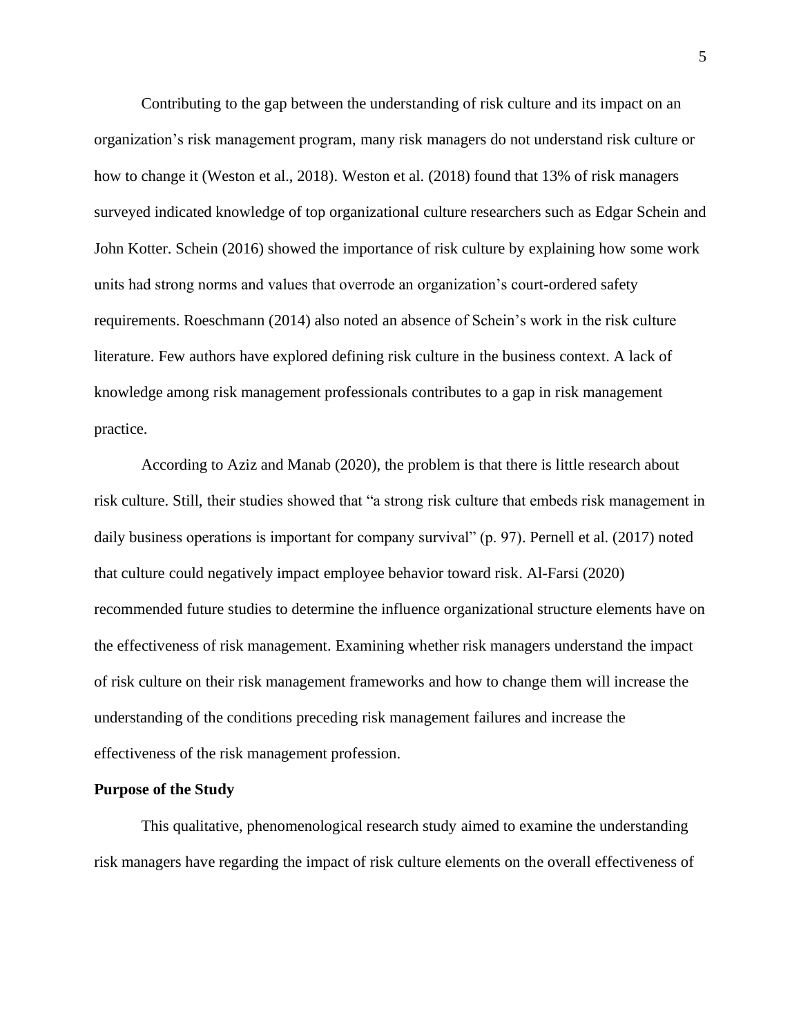Contributing to the gap between the understanding of risk culture and its impact on an organization's risk management program, many risk managers do not understand risk culture or how to change it (Weston et al., 2018). Weston et al. (2018) found that 13% of risk managers surveyed indicated knowledge of top organizational culture researchers such as Edgar Schein and John Kotter. Schein (2016) showed the importance of risk culture by explaining how some work units had strong norms and values that overrode an organization's court-ordered safety requirements. Roeschmann (2014) also noted an absence of Schein's work in the risk culture literature. Few authors have explored defining risk culture in the business context. A lack of knowledge among risk management professionals contributes to a gap in risk management practice.

According to Aziz and Manab (2020), the problem is that there is little research about risk culture. Still, their studies showed that "a strong risk culture that embeds risk management in daily business operations is important for company survival" (p. 97). Pernell et al. (2017) noted that culture could negatively impact employee behavior toward risk. Al-Farsi (2020) recommended future studies to determine the influence organizational structure elements have on the effectiveness of risk management. Examining whether risk managers understand the impact of risk culture on their risk management frameworks and how to change them will increase the understanding of the conditions preceding risk management failures and increase the effectiveness of the risk management profession.

**Purpose of the Study**

This qualitative, phenomenological research study aimed to examine the understanding risk managers have regarding the impact of risk culture elements on the overall effectiveness of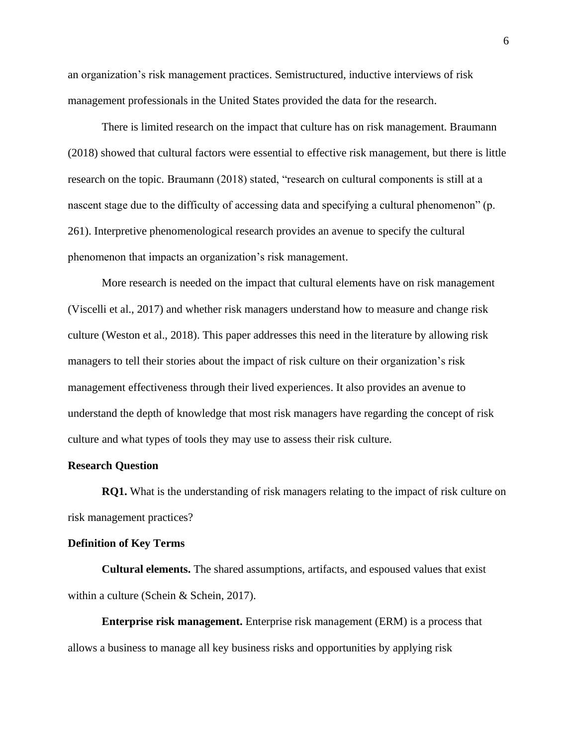an organization's risk management practices. Semistructured, inductive interviews of risk management professionals in the United States provided the data for the research.

There is limited research on the impact that culture has on risk management. Braumann (2018) showed that cultural factors were essential to effective risk management, but there is little research on the topic. Braumann (2018) stated, "research on cultural components is still at a nascent stage due to the difficulty of accessing data and specifying a cultural phenomenon" (p. 261). Interpretive phenomenological research provides an avenue to specify the cultural phenomenon that impacts an organization's risk management.

More research is needed on the impact that cultural elements have on risk management (Viscelli et al., 2017) and whether risk managers understand how to measure and change risk culture (Weston et al., 2018). This paper addresses this need in the literature by allowing risk managers to tell their stories about the impact of risk culture on their organization's risk management effectiveness through their lived experiences. It also provides an avenue to understand the depth of knowledge that most risk managers have regarding the concept of risk culture and what types of tools they may use to assess their risk culture.

## Research Question

**RQ1.** What is the understanding of risk managers relating to the impact of risk culture on risk management practices?

## Definition of Key Terms

**Cultural elements.** The shared assumptions, artifacts, and espoused values that exist within a culture (Schein & Schein, 2017).

**Enterprise risk management.** Enterprise risk management (ERM) is a process that allows a business to manage all key business risks and opportunities by applying risk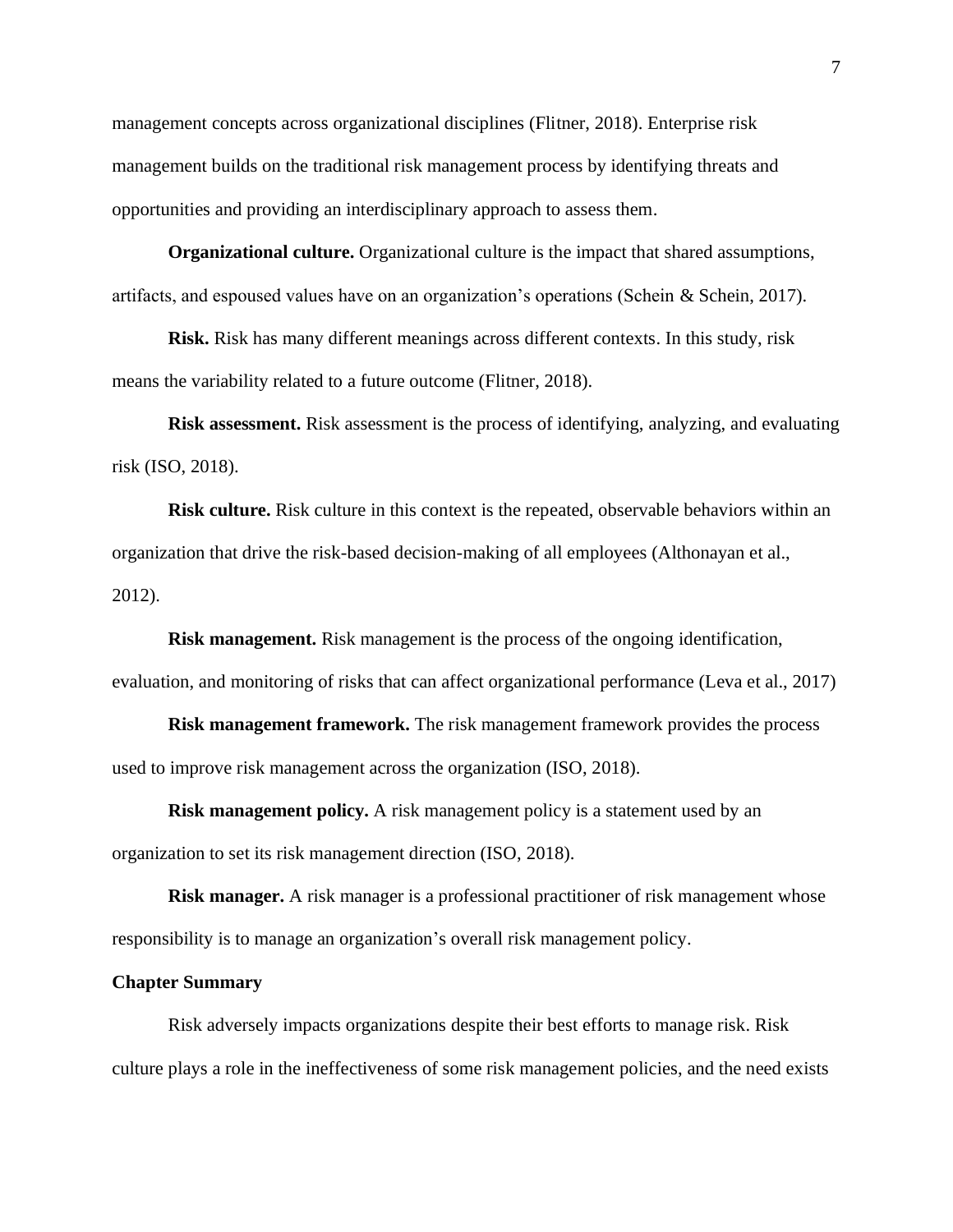management concepts across organizational disciplines (Flitner, 2018). Enterprise risk management builds on the traditional risk management process by identifying threats and opportunities and providing an interdisciplinary approach to assess them.

**Organizational culture.** Organizational culture is the impact that shared assumptions, artifacts, and espoused values have on an organization's operations (Schein & Schein, 2017).

**Risk.** Risk has many different meanings across different contexts. In this study, risk means the variability related to a future outcome (Flitner, 2018).

**Risk assessment.** Risk assessment is the process of identifying, analyzing, and evaluating risk (ISO, 2018).

**Risk culture.** Risk culture in this context is the repeated, observable behaviors within an organization that drive the risk-based decision-making of all employees (Althonayan et al., 2012).

**Risk management.** Risk management is the process of the ongoing identification, evaluation, and monitoring of risks that can affect organizational performance (Leva et al., 2017)

**Risk management framework.** The risk management framework provides the process used to improve risk management across the organization (ISO, 2018).

**Risk management policy.** A risk management policy is a statement used by an organization to set its risk management direction (ISO, 2018).

**Risk manager.** A risk manager is a professional practitioner of risk management whose responsibility is to manage an organization's overall risk management policy.

## Chapter Summary

Risk adversely impacts organizations despite their best efforts to manage risk. Risk culture plays a role in the ineffectiveness of some risk management policies, and the need exists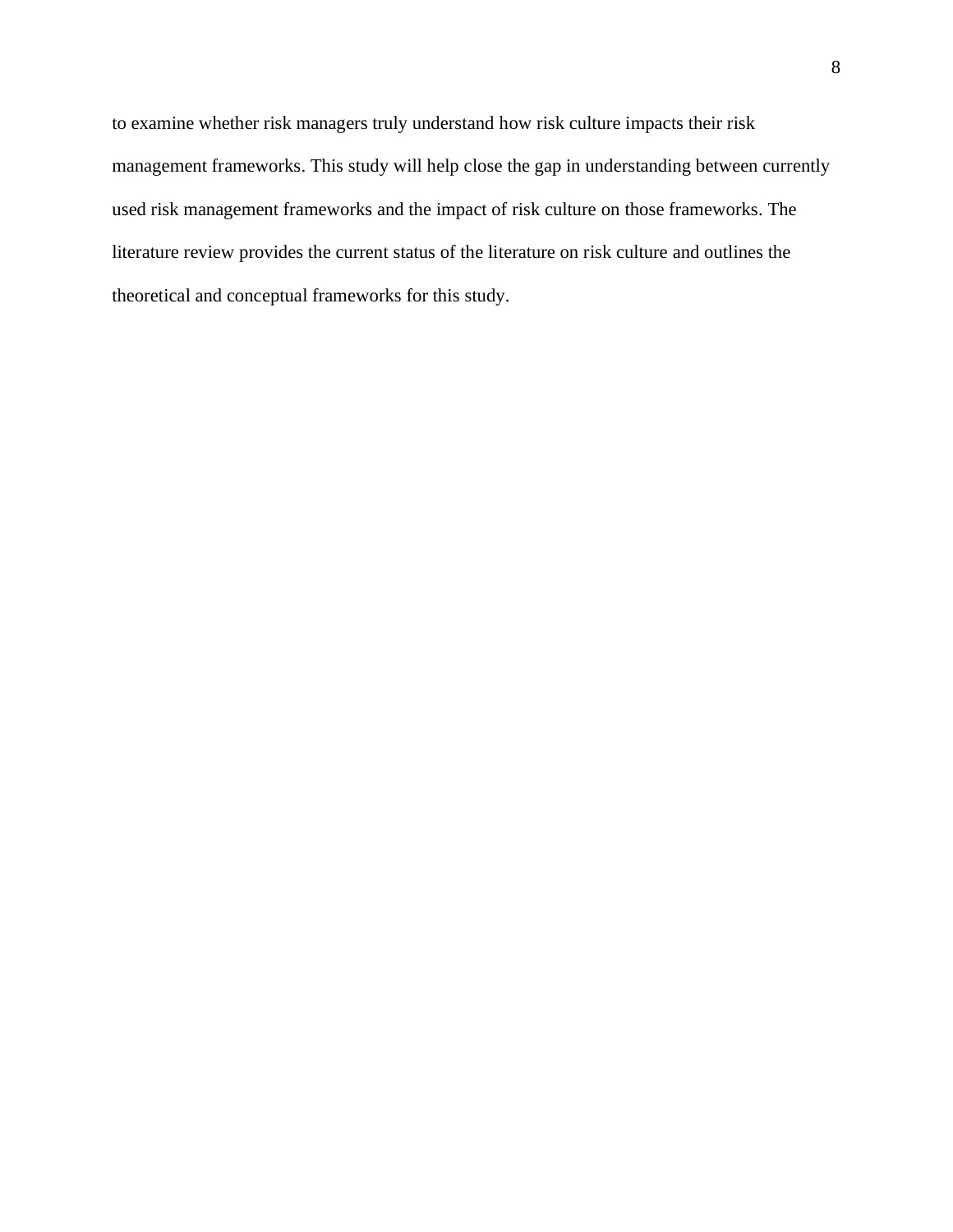to examine whether risk managers truly understand how risk culture impacts their risk management frameworks. This study will help close the gap in understanding between currently used risk management frameworks and the impact of risk culture on those frameworks. The literature review provides the current status of the literature on risk culture and outlines the theoretical and conceptual frameworks for this study.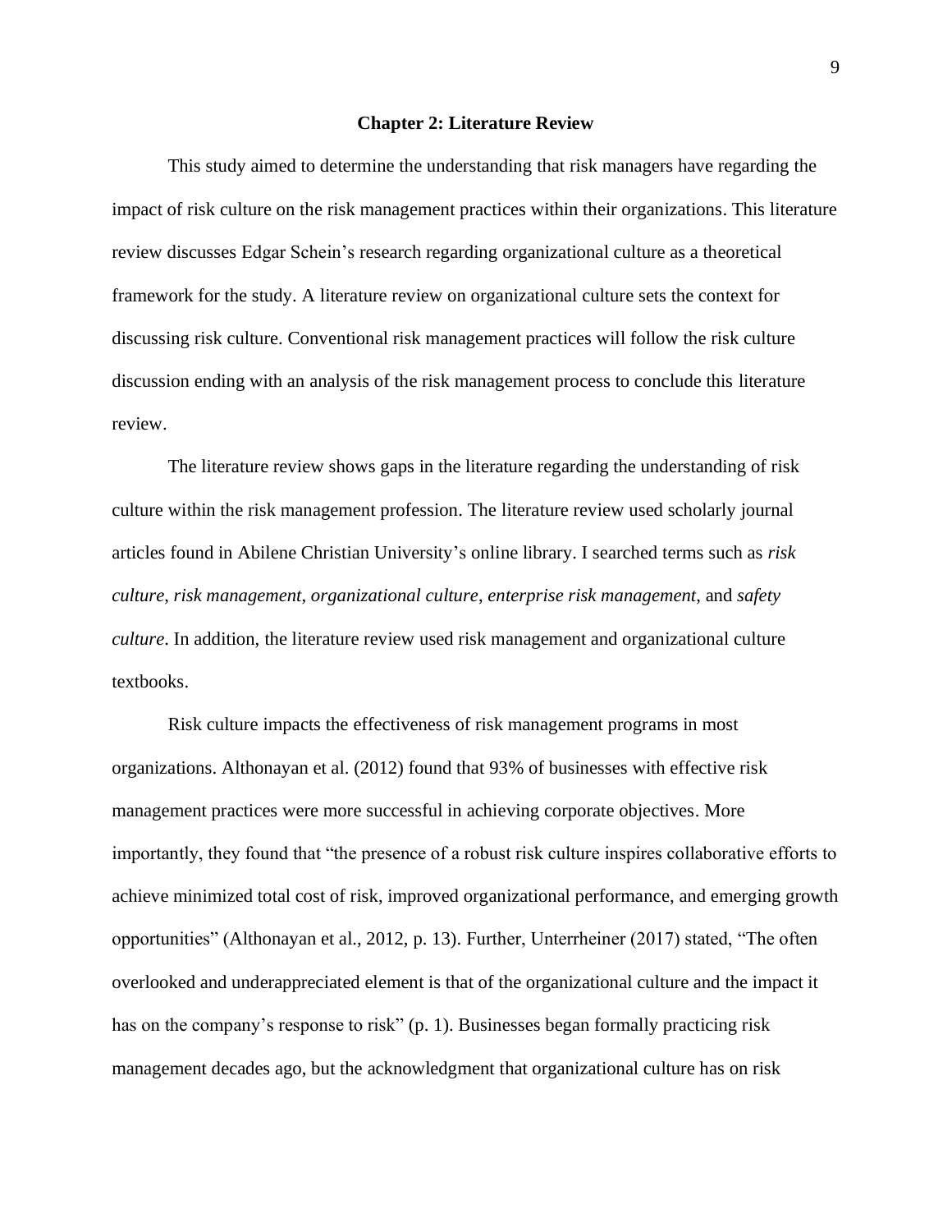## Chapter 2: Literature Review

This study aimed to determine the understanding that risk managers have regarding the impact of risk culture on the risk management practices within their organizations. This literature review discusses Edgar Schein's research regarding organizational culture as a theoretical framework for the study. A literature review on organizational culture sets the context for discussing risk culture. Conventional risk management practices will follow the risk culture discussion ending with an analysis of the risk management process to conclude this literature review.

The literature review shows gaps in the literature regarding the understanding of risk culture within the risk management profession. The literature review used scholarly journal articles found in Abilene Christian University's online library. I searched terms such as *risk culture*, *risk management*, *organizational culture*, *enterprise risk management*, and *safety culture*. In addition, the literature review used risk management and organizational culture textbooks.

Risk culture impacts the effectiveness of risk management programs in most organizations. Althonayan et al. (2012) found that 93% of businesses with effective risk management practices were more successful in achieving corporate objectives. More importantly, they found that "the presence of a robust risk culture inspires collaborative efforts to achieve minimized total cost of risk, improved organizational performance, and emerging growth opportunities" (Althonayan et al., 2012, p. 13). Further, Unterrheiner (2017) stated, "The often overlooked and underappreciated element is that of the organizational culture and the impact it has on the company's response to risk" (p. 1). Businesses began formally practicing risk management decades ago, but the acknowledgment that organizational culture has on risk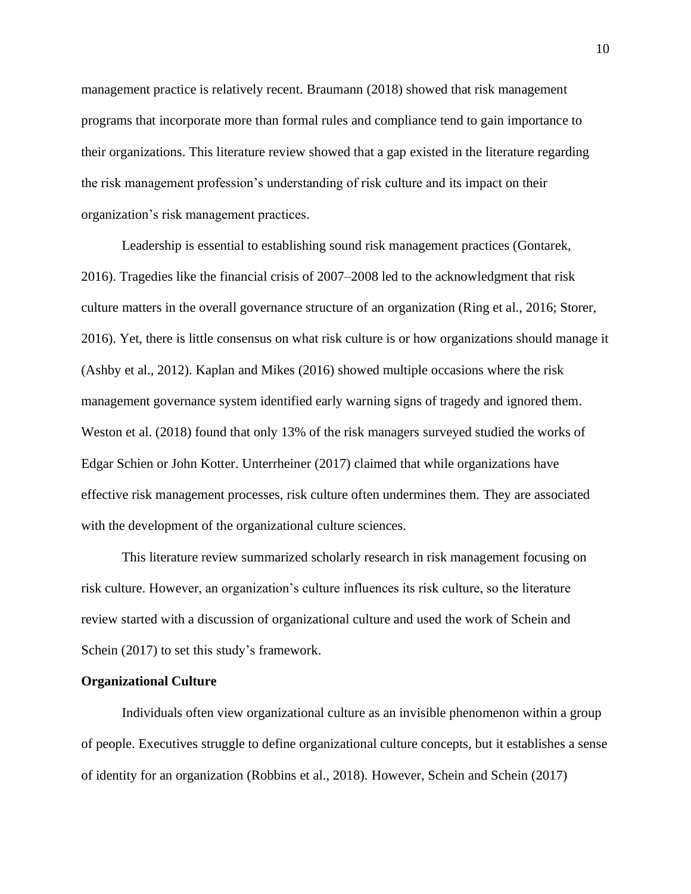management practice is relatively recent. Braumann (2018) showed that risk management programs that incorporate more than formal rules and compliance tend to gain importance to their organizations. This literature review showed that a gap existed in the literature regarding the risk management profession's understanding of risk culture and its impact on their organization's risk management practices.

Leadership is essential to establishing sound risk management practices (Gontarek, 2016). Tragedies like the financial crisis of 2007–2008 led to the acknowledgment that risk culture matters in the overall governance structure of an organization (Ring et al., 2016; Storer, 2016). Yet, there is little consensus on what risk culture is or how organizations should manage it (Ashby et al., 2012). Kaplan and Mikes (2016) showed multiple occasions where the risk management governance system identified early warning signs of tragedy and ignored them. Weston et al. (2018) found that only 13% of the risk managers surveyed studied the works of Edgar Schien or John Kotter. Unterrheiner (2017) claimed that while organizations have effective risk management processes, risk culture often undermines them. They are associated with the development of the organizational culture sciences.

This literature review summarized scholarly research in risk management focusing on risk culture. However, an organization's culture influences its risk culture, so the literature review started with a discussion of organizational culture and used the work of Schein and Schein (2017) to set this study's framework.

**Organizational Culture**

Individuals often view organizational culture as an invisible phenomenon within a group of people. Executives struggle to define organizational culture concepts, but it establishes a sense of identity for an organization (Robbins et al., 2018). However, Schein and Schein (2017)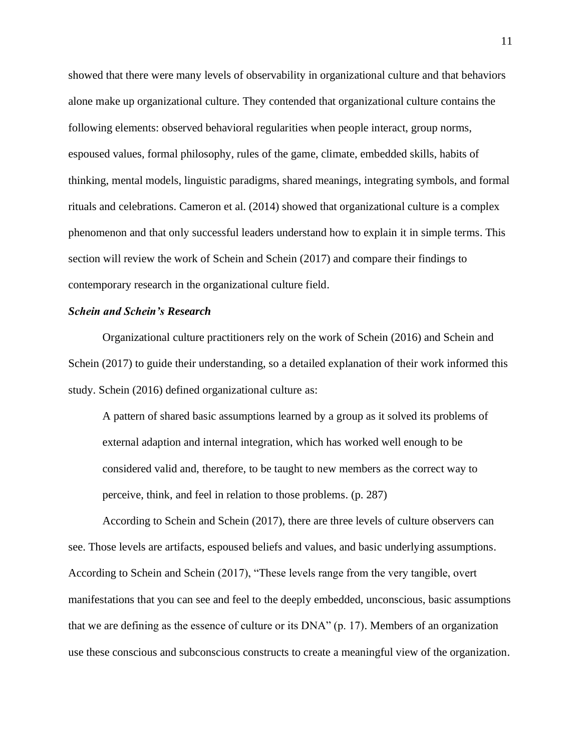showed that there were many levels of observability in organizational culture and that behaviors alone make up organizational culture. They contended that organizational culture contains the following elements: observed behavioral regularities when people interact, group norms, espoused values, formal philosophy, rules of the game, climate, embedded skills, habits of thinking, mental models, linguistic paradigms, shared meanings, integrating symbols, and formal rituals and celebrations. Cameron et al. (2014) showed that organizational culture is a complex phenomenon and that only successful leaders understand how to explain it in simple terms. This section will review the work of Schein and Schein (2017) and compare their findings to contemporary research in the organizational culture field.

### *Schein and Schein's Research*

Organizational culture practitioners rely on the work of Schein (2016) and Schein and Schein (2017) to guide their understanding, so a detailed explanation of their work informed this study. Schein (2016) defined organizational culture as:

> A pattern of shared basic assumptions learned by a group as it solved its problems of external adaption and internal integration, which has worked well enough to be considered valid and, therefore, to be taught to new members as the correct way to perceive, think, and feel in relation to those problems. (p. 287)

According to Schein and Schein (2017), there are three levels of culture observers can see. Those levels are artifacts, espoused beliefs and values, and basic underlying assumptions. According to Schein and Schein (2017), "These levels range from the very tangible, overt manifestations that you can see and feel to the deeply embedded, unconscious, basic assumptions that we are defining as the essence of culture or its DNA" (p. 17). Members of an organization use these conscious and subconscious constructs to create a meaningful view of the organization.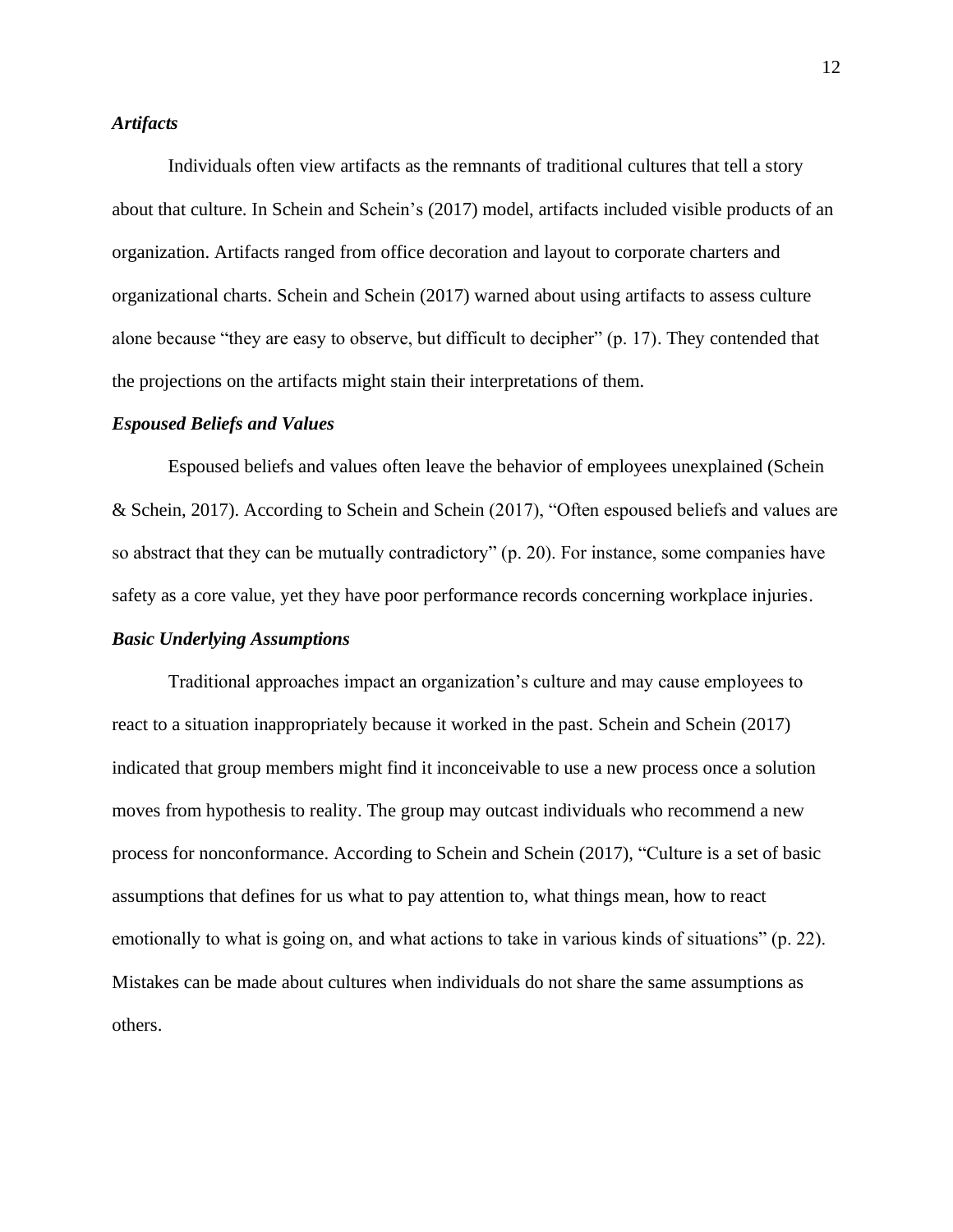### *Artifacts*

Individuals often view artifacts as the remnants of traditional cultures that tell a story about that culture. In Schein and Schein's (2017) model, artifacts included visible products of an organization. Artifacts ranged from office decoration and layout to corporate charters and organizational charts. Schein and Schein (2017) warned about using artifacts to assess culture alone because "they are easy to observe, but difficult to decipher" (p. 17). They contended that the projections on the artifacts might stain their interpretations of them.

### *Espoused Beliefs and Values*

Espoused beliefs and values often leave the behavior of employees unexplained (Schein & Schein, 2017). According to Schein and Schein (2017), "Often espoused beliefs and values are so abstract that they can be mutually contradictory" (p. 20). For instance, some companies have safety as a core value, yet they have poor performance records concerning workplace injuries.

### *Basic Underlying Assumptions*

Traditional approaches impact an organization's culture and may cause employees to react to a situation inappropriately because it worked in the past. Schein and Schein (2017) indicated that group members might find it inconceivable to use a new process once a solution moves from hypothesis to reality. The group may outcast individuals who recommend a new process for nonconformance. According to Schein and Schein (2017), "Culture is a set of basic assumptions that defines for us what to pay attention to, what things mean, how to react emotionally to what is going on, and what actions to take in various kinds of situations" (p. 22). Mistakes can be made about cultures when individuals do not share the same assumptions as others.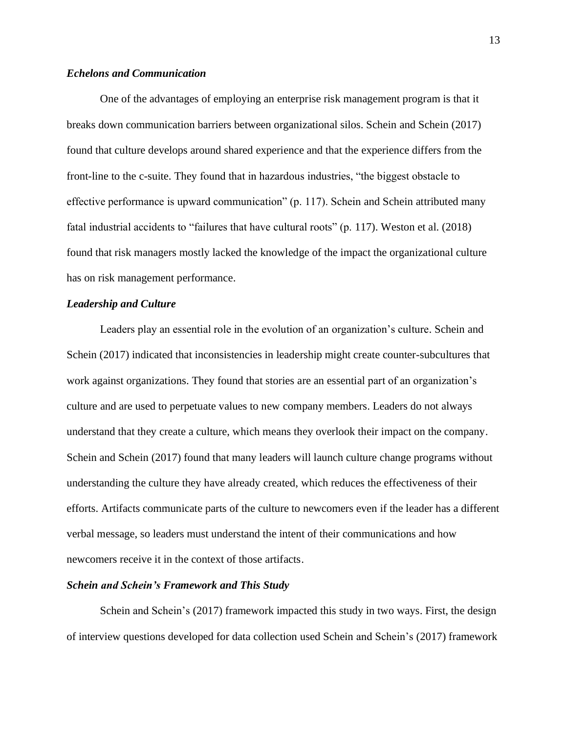### *Echelons and Communication*

One of the advantages of employing an enterprise risk management program is that it breaks down communication barriers between organizational silos. Schein and Schein (2017) found that culture develops around shared experience and that the experience differs from the front-line to the c-suite. They found that in hazardous industries, "the biggest obstacle to effective performance is upward communication" (p. 117). Schein and Schein attributed many fatal industrial accidents to "failures that have cultural roots" (p. 117). Weston et al. (2018) found that risk managers mostly lacked the knowledge of the impact the organizational culture has on risk management performance.

### *Leadership and Culture*

Leaders play an essential role in the evolution of an organization's culture. Schein and Schein (2017) indicated that inconsistencies in leadership might create counter-subcultures that work against organizations. They found that stories are an essential part of an organization's culture and are used to perpetuate values to new company members. Leaders do not always understand that they create a culture, which means they overlook their impact on the company. Schein and Schein (2017) found that many leaders will launch culture change programs without understanding the culture they have already created, which reduces the effectiveness of their efforts. Artifacts communicate parts of the culture to newcomers even if the leader has a different verbal message, so leaders must understand the intent of their communications and how newcomers receive it in the context of those artifacts.

### *Schein and Schein's Framework and This Study*

Schein and Schein's (2017) framework impacted this study in two ways. First, the design of interview questions developed for data collection used Schein and Schein's (2017) framework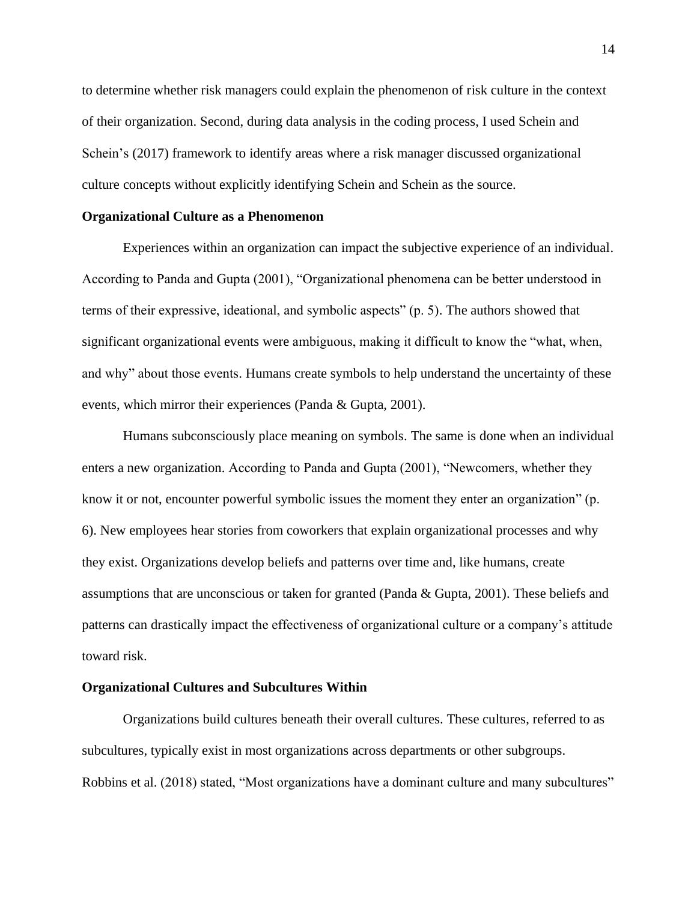to determine whether risk managers could explain the phenomenon of risk culture in the context of their organization. Second, during data analysis in the coding process, I used Schein and Schein's (2017) framework to identify areas where a risk manager discussed organizational culture concepts without explicitly identifying Schein and Schein as the source.

## Organizational Culture as a Phenomenon

Experiences within an organization can impact the subjective experience of an individual. According to Panda and Gupta (2001), "Organizational phenomena can be better understood in terms of their expressive, ideational, and symbolic aspects" (p. 5). The authors showed that significant organizational events were ambiguous, making it difficult to know the "what, when, and why" about those events. Humans create symbols to help understand the uncertainty of these events, which mirror their experiences (Panda & Gupta, 2001).

Humans subconsciously place meaning on symbols. The same is done when an individual enters a new organization. According to Panda and Gupta (2001), "Newcomers, whether they know it or not, encounter powerful symbolic issues the moment they enter an organization" (p. 6). New employees hear stories from coworkers that explain organizational processes and why they exist. Organizations develop beliefs and patterns over time and, like humans, create assumptions that are unconscious or taken for granted (Panda & Gupta, 2001). These beliefs and patterns can drastically impact the effectiveness of organizational culture or a company's attitude toward risk.

## Organizational Cultures and Subcultures Within

Organizations build cultures beneath their overall cultures. These cultures, referred to as subcultures, typically exist in most organizations across departments or other subgroups. Robbins et al. (2018) stated, "Most organizations have a dominant culture and many subcultures"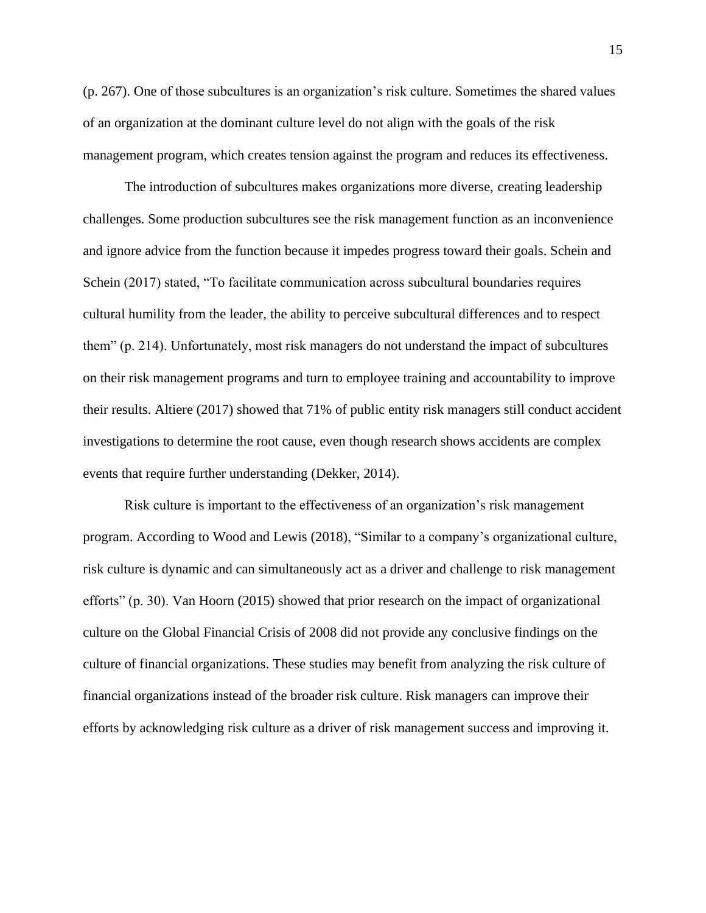(p. 267). One of those subcultures is an organization's risk culture. Sometimes the shared values of an organization at the dominant culture level do not align with the goals of the risk management program, which creates tension against the program and reduces its effectiveness.

The introduction of subcultures makes organizations more diverse, creating leadership challenges. Some production subcultures see the risk management function as an inconvenience and ignore advice from the function because it impedes progress toward their goals. Schein and Schein (2017) stated, "To facilitate communication across subcultural boundaries requires cultural humility from the leader, the ability to perceive subcultural differences and to respect them" (p. 214). Unfortunately, most risk managers do not understand the impact of subcultures on their risk management programs and turn to employee training and accountability to improve their results. Altiere (2017) showed that 71% of public entity risk managers still conduct accident investigations to determine the root cause, even though research shows accidents are complex events that require further understanding (Dekker, 2014).

Risk culture is important to the effectiveness of an organization's risk management program. According to Wood and Lewis (2018), "Similar to a company's organizational culture, risk culture is dynamic and can simultaneously act as a driver and challenge to risk management efforts" (p. 30). Van Hoorn (2015) showed that prior research on the impact of organizational culture on the Global Financial Crisis of 2008 did not provide any conclusive findings on the culture of financial organizations. These studies may benefit from analyzing the risk culture of financial organizations instead of the broader risk culture. Risk managers can improve their efforts by acknowledging risk culture as a driver of risk management success and improving it.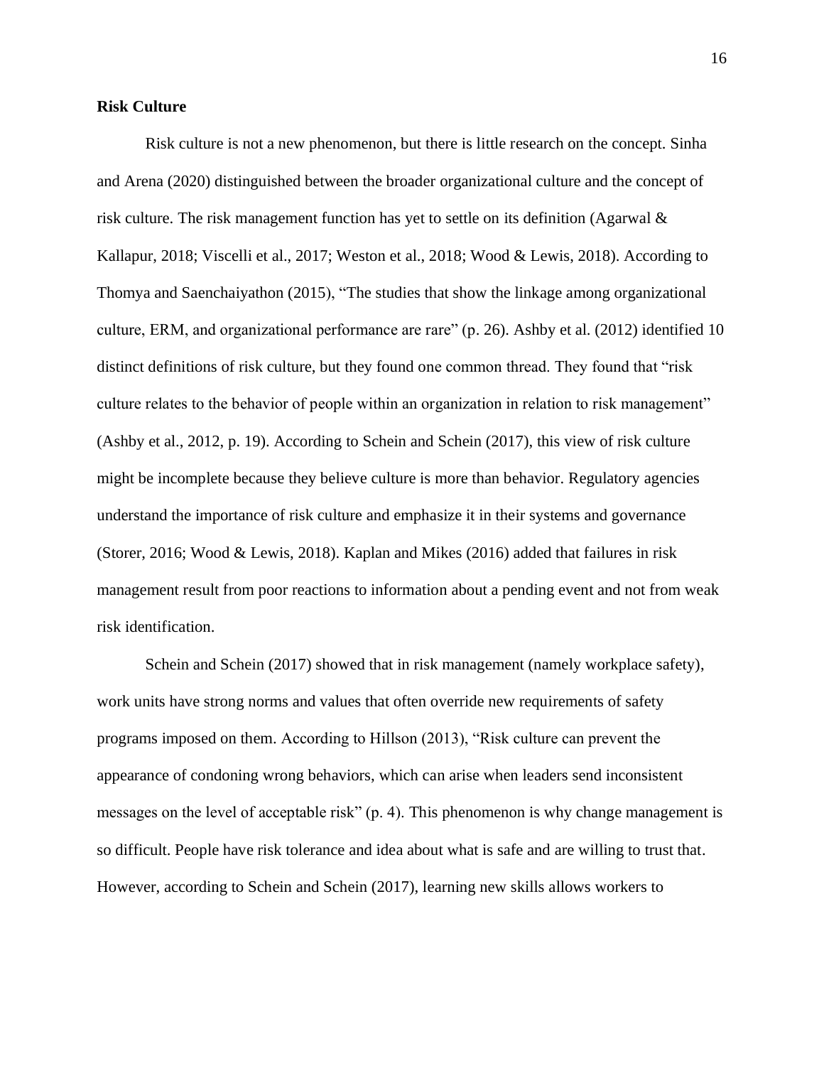**Risk Culture**

Risk culture is not a new phenomenon, but there is little research on the concept. Sinha and Arena (2020) distinguished between the broader organizational culture and the concept of risk culture. The risk management function has yet to settle on its definition (Agarwal & Kallapur, 2018; Viscelli et al., 2017; Weston et al., 2018; Wood & Lewis, 2018). According to Thomya and Saenchaiyathon (2015), “The studies that show the linkage among organizational culture, ERM, and organizational performance are rare” (p. 26). Ashby et al. (2012) identified 10 distinct definitions of risk culture, but they found one common thread. They found that “risk culture relates to the behavior of people within an organization in relation to risk management” (Ashby et al., 2012, p. 19). According to Schein and Schein (2017), this view of risk culture might be incomplete because they believe culture is more than behavior. Regulatory agencies understand the importance of risk culture and emphasize it in their systems and governance (Storer, 2016; Wood & Lewis, 2018). Kaplan and Mikes (2016) added that failures in risk management result from poor reactions to information about a pending event and not from weak risk identification.

Schein and Schein (2017) showed that in risk management (namely workplace safety), work units have strong norms and values that often override new requirements of safety programs imposed on them. According to Hillson (2013), “Risk culture can prevent the appearance of condoning wrong behaviors, which can arise when leaders send inconsistent messages on the level of acceptable risk” (p. 4). This phenomenon is why change management is so difficult. People have risk tolerance and idea about what is safe and are willing to trust that. However, according to Schein and Schein (2017), learning new skills allows workers to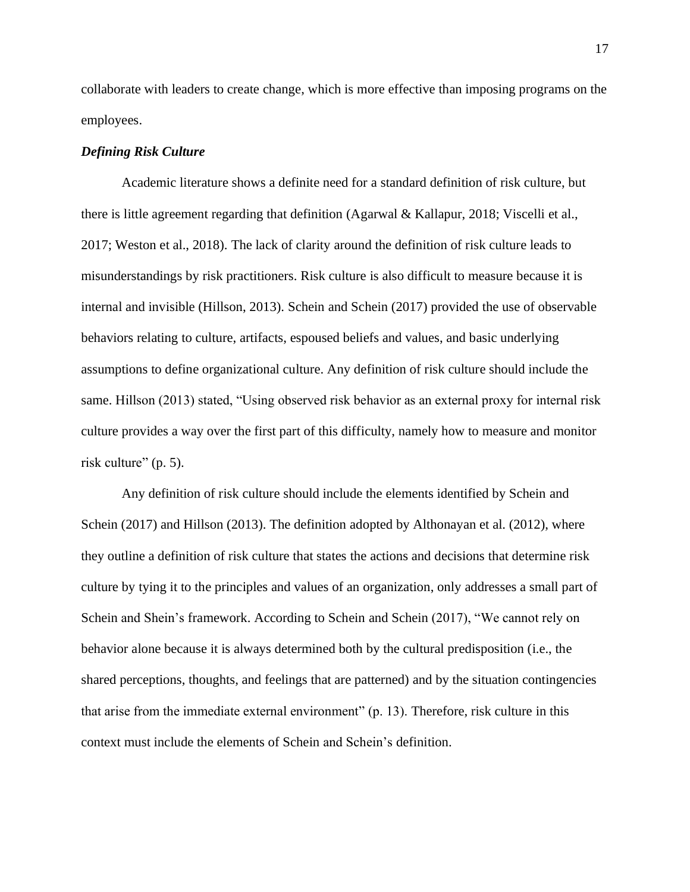collaborate with leaders to create change, which is more effective than imposing programs on the employees.

### *Defining Risk Culture*

Academic literature shows a definite need for a standard definition of risk culture, but there is little agreement regarding that definition (Agarwal & Kallapur, 2018; Viscelli et al., 2017; Weston et al., 2018). The lack of clarity around the definition of risk culture leads to misunderstandings by risk practitioners. Risk culture is also difficult to measure because it is internal and invisible (Hillson, 2013). Schein and Schein (2017) provided the use of observable behaviors relating to culture, artifacts, espoused beliefs and values, and basic underlying assumptions to define organizational culture. Any definition of risk culture should include the same. Hillson (2013) stated, "Using observed risk behavior as an external proxy for internal risk culture provides a way over the first part of this difficulty, namely how to measure and monitor risk culture" (p. 5).

Any definition of risk culture should include the elements identified by Schein and Schein (2017) and Hillson (2013). The definition adopted by Althonayan et al. (2012), where they outline a definition of risk culture that states the actions and decisions that determine risk culture by tying it to the principles and values of an organization, only addresses a small part of Schein and Shein's framework. According to Schein and Schein (2017), "We cannot rely on behavior alone because it is always determined both by the cultural predisposition (i.e., the shared perceptions, thoughts, and feelings that are patterned) and by the situation contingencies that arise from the immediate external environment" (p. 13). Therefore, risk culture in this context must include the elements of Schein and Schein's definition.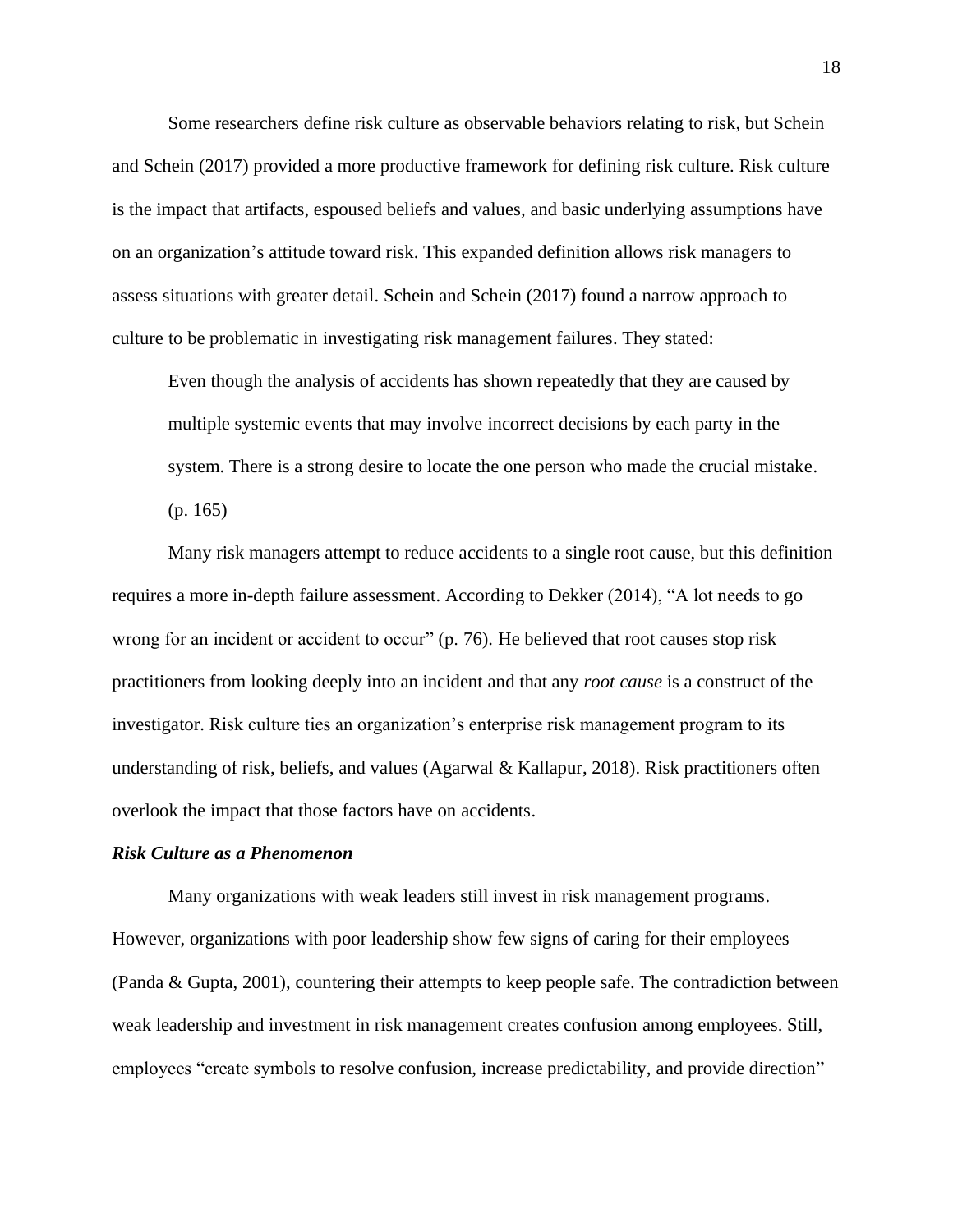Some researchers define risk culture as observable behaviors relating to risk, but Schein and Schein (2017) provided a more productive framework for defining risk culture. Risk culture is the impact that artifacts, espoused beliefs and values, and basic underlying assumptions have on an organization's attitude toward risk. This expanded definition allows risk managers to assess situations with greater detail. Schein and Schein (2017) found a narrow approach to culture to be problematic in investigating risk management failures. They stated:

> Even though the analysis of accidents has shown repeatedly that they are caused by multiple systemic events that may involve incorrect decisions by each party in the system. There is a strong desire to locate the one person who made the crucial mistake. (p. 165)

Many risk managers attempt to reduce accidents to a single root cause, but this definition requires a more in-depth failure assessment. According to Dekker (2014), "A lot needs to go wrong for an incident or accident to occur" (p. 76). He believed that root causes stop risk practitioners from looking deeply into an incident and that any *root cause* is a construct of the investigator. Risk culture ties an organization's enterprise risk management program to its understanding of risk, beliefs, and values (Agarwal & Kallapur, 2018). Risk practitioners often overlook the impact that those factors have on accidents.

### ***Risk Culture as a Phenomenon***

Many organizations with weak leaders still invest in risk management programs. However, organizations with poor leadership show few signs of caring for their employees (Panda & Gupta, 2001), countering their attempts to keep people safe. The contradiction between weak leadership and investment in risk management creates confusion among employees. Still, employees "create symbols to resolve confusion, increase predictability, and provide direction"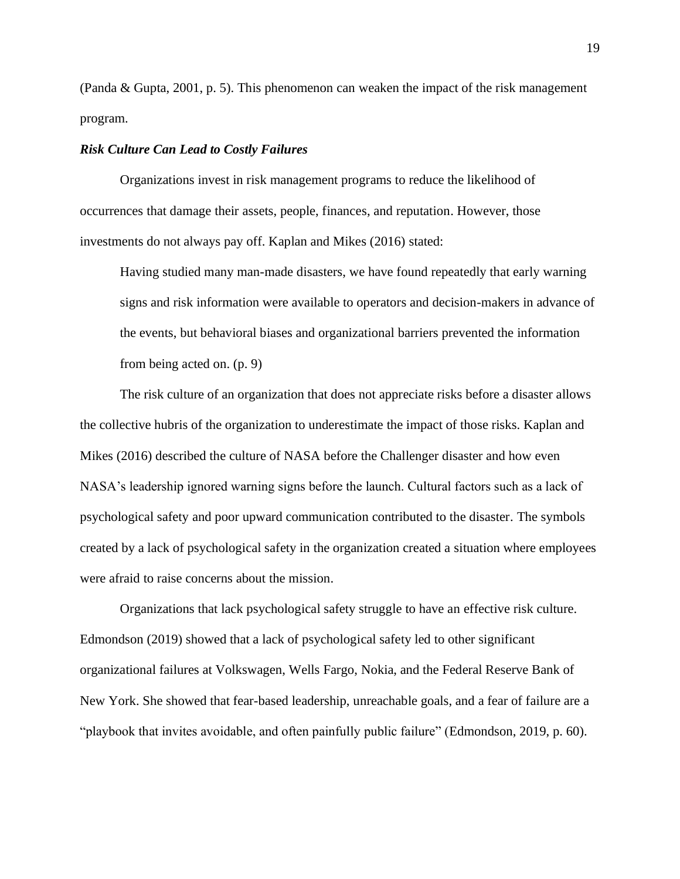(Panda & Gupta, 2001, p. 5). This phenomenon can weaken the impact of the risk management program.

### ***Risk Culture Can Lead to Costly Failures***

Organizations invest in risk management programs to reduce the likelihood of occurrences that damage their assets, people, finances, and reputation. However, those investments do not always pay off. Kaplan and Mikes (2016) stated:

> Having studied many man-made disasters, we have found repeatedly that early warning signs and risk information were available to operators and decision-makers in advance of the events, but behavioral biases and organizational barriers prevented the information from being acted on. (p. 9)

The risk culture of an organization that does not appreciate risks before a disaster allows the collective hubris of the organization to underestimate the impact of those risks. Kaplan and Mikes (2016) described the culture of NASA before the Challenger disaster and how even NASA's leadership ignored warning signs before the launch. Cultural factors such as a lack of psychological safety and poor upward communication contributed to the disaster. The symbols created by a lack of psychological safety in the organization created a situation where employees were afraid to raise concerns about the mission.

Organizations that lack psychological safety struggle to have an effective risk culture. Edmondson (2019) showed that a lack of psychological safety led to other significant organizational failures at Volkswagen, Wells Fargo, Nokia, and the Federal Reserve Bank of New York. She showed that fear-based leadership, unreachable goals, and a fear of failure are a "playbook that invites avoidable, and often painfully public failure" (Edmondson, 2019, p. 60).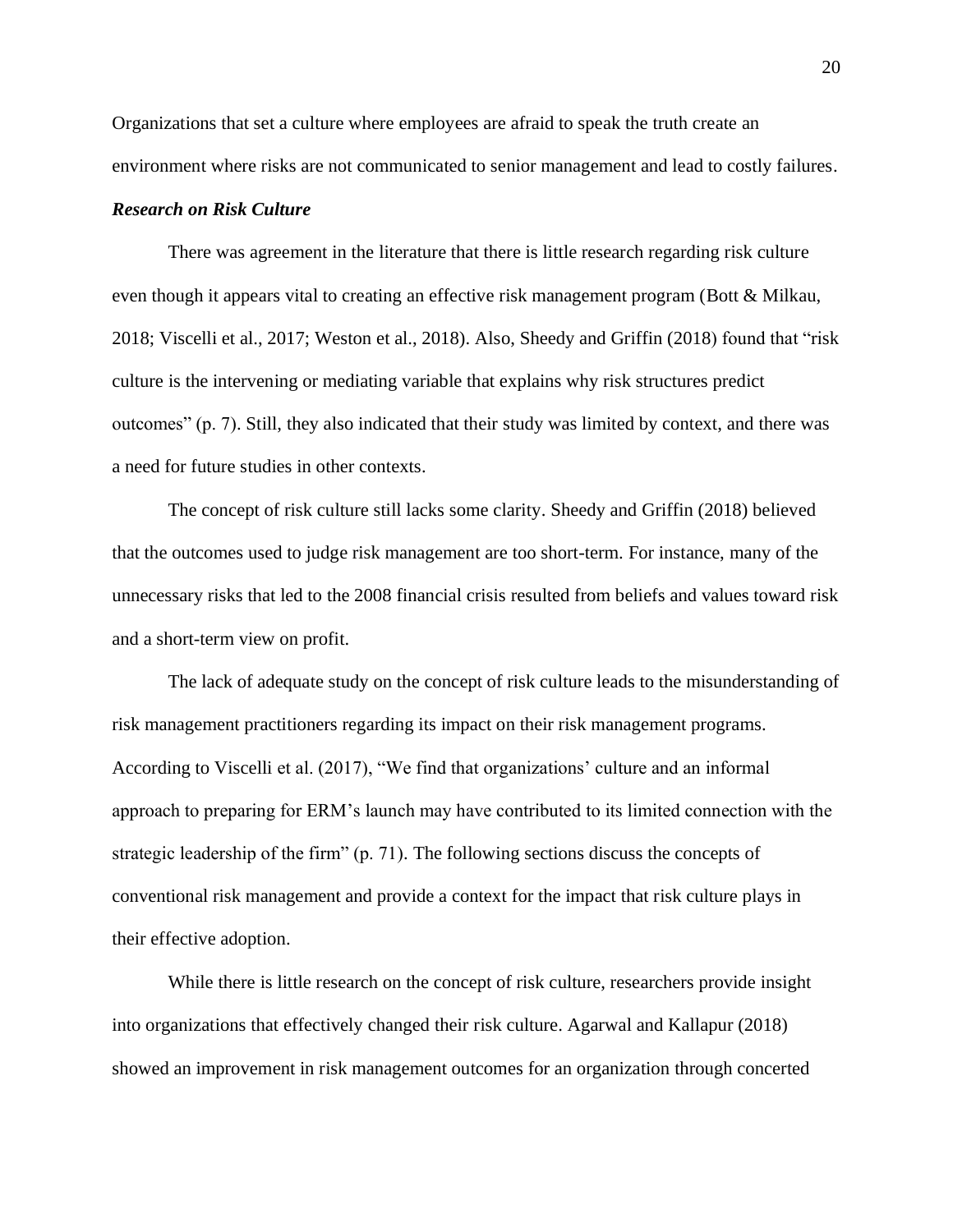Organizations that set a culture where employees are afraid to speak the truth create an environment where risks are not communicated to senior management and lead to costly failures.

### ***Research on Risk Culture***

There was agreement in the literature that there is little research regarding risk culture even though it appears vital to creating an effective risk management program (Bott & Milkau, 2018; Viscelli et al., 2017; Weston et al., 2018). Also, Sheedy and Griffin (2018) found that "risk culture is the intervening or mediating variable that explains why risk structures predict outcomes" (p. 7). Still, they also indicated that their study was limited by context, and there was a need for future studies in other contexts.

The concept of risk culture still lacks some clarity. Sheedy and Griffin (2018) believed that the outcomes used to judge risk management are too short-term. For instance, many of the unnecessary risks that led to the 2008 financial crisis resulted from beliefs and values toward risk and a short-term view on profit.

The lack of adequate study on the concept of risk culture leads to the misunderstanding of risk management practitioners regarding its impact on their risk management programs. According to Viscelli et al. (2017), "We find that organizations' culture and an informal approach to preparing for ERM's launch may have contributed to its limited connection with the strategic leadership of the firm" (p. 71). The following sections discuss the concepts of conventional risk management and provide a context for the impact that risk culture plays in their effective adoption.

While there is little research on the concept of risk culture, researchers provide insight into organizations that effectively changed their risk culture. Agarwal and Kallapur (2018) showed an improvement in risk management outcomes for an organization through concerted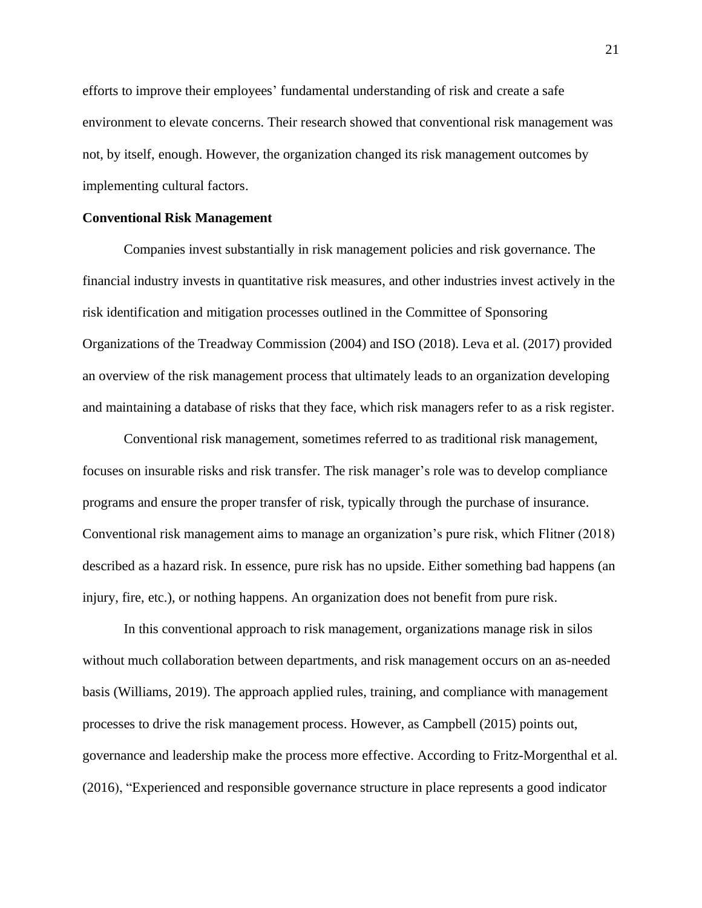efforts to improve their employees' fundamental understanding of risk and create a safe environment to elevate concerns. Their research showed that conventional risk management was not, by itself, enough. However, the organization changed its risk management outcomes by implementing cultural factors.

**Conventional Risk Management**

Companies invest substantially in risk management policies and risk governance. The financial industry invests in quantitative risk measures, and other industries invest actively in the risk identification and mitigation processes outlined in the Committee of Sponsoring Organizations of the Treadway Commission (2004) and ISO (2018). Leva et al. (2017) provided an overview of the risk management process that ultimately leads to an organization developing and maintaining a database of risks that they face, which risk managers refer to as a risk register.

Conventional risk management, sometimes referred to as traditional risk management, focuses on insurable risks and risk transfer. The risk manager's role was to develop compliance programs and ensure the proper transfer of risk, typically through the purchase of insurance. Conventional risk management aims to manage an organization's pure risk, which Flitner (2018) described as a hazard risk. In essence, pure risk has no upside. Either something bad happens (an injury, fire, etc.), or nothing happens. An organization does not benefit from pure risk.

In this conventional approach to risk management, organizations manage risk in silos without much collaboration between departments, and risk management occurs on an as-needed basis (Williams, 2019). The approach applied rules, training, and compliance with management processes to drive the risk management process. However, as Campbell (2015) points out, governance and leadership make the process more effective. According to Fritz-Morgenthal et al. (2016), "Experienced and responsible governance structure in place represents a good indicator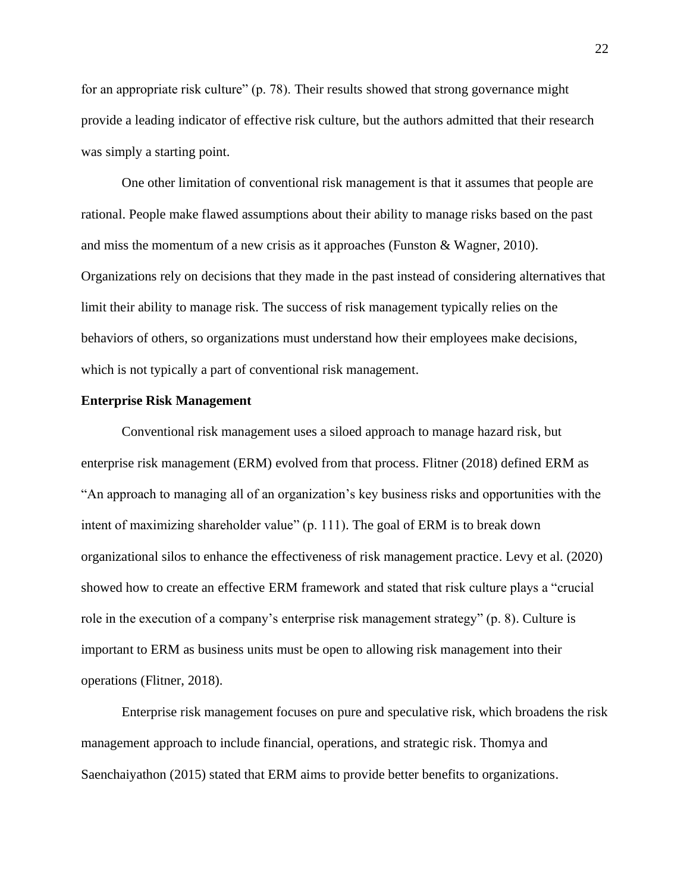for an appropriate risk culture" (p. 78). Their results showed that strong governance might provide a leading indicator of effective risk culture, but the authors admitted that their research was simply a starting point.

One other limitation of conventional risk management is that it assumes that people are rational. People make flawed assumptions about their ability to manage risks based on the past and miss the momentum of a new crisis as it approaches (Funston & Wagner, 2010). Organizations rely on decisions that they made in the past instead of considering alternatives that limit their ability to manage risk. The success of risk management typically relies on the behaviors of others, so organizations must understand how their employees make decisions, which is not typically a part of conventional risk management.

**Enterprise Risk Management**

Conventional risk management uses a siloed approach to manage hazard risk, but enterprise risk management (ERM) evolved from that process. Flitner (2018) defined ERM as "An approach to managing all of an organization's key business risks and opportunities with the intent of maximizing shareholder value" (p. 111). The goal of ERM is to break down organizational silos to enhance the effectiveness of risk management practice. Levy et al. (2020) showed how to create an effective ERM framework and stated that risk culture plays a "crucial role in the execution of a company's enterprise risk management strategy" (p. 8). Culture is important to ERM as business units must be open to allowing risk management into their operations (Flitner, 2018).

Enterprise risk management focuses on pure and speculative risk, which broadens the risk management approach to include financial, operations, and strategic risk. Thomya and Saenchaiyathon (2015) stated that ERM aims to provide better benefits to organizations.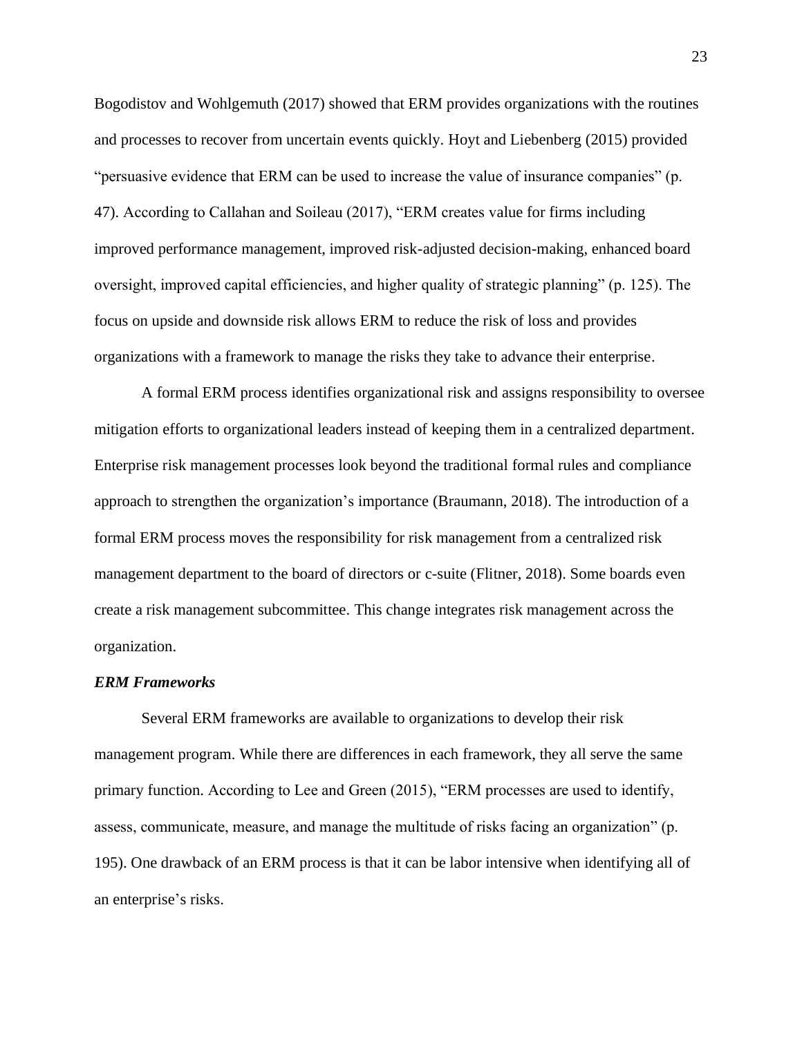Bogodistov and Wohlgemuth (2017) showed that ERM provides organizations with the routines and processes to recover from uncertain events quickly. Hoyt and Liebenberg (2015) provided "persuasive evidence that ERM can be used to increase the value of insurance companies" (p. 47). According to Callahan and Soileau (2017), "ERM creates value for firms including improved performance management, improved risk-adjusted decision-making, enhanced board oversight, improved capital efficiencies, and higher quality of strategic planning" (p. 125). The focus on upside and downside risk allows ERM to reduce the risk of loss and provides organizations with a framework to manage the risks they take to advance their enterprise.

A formal ERM process identifies organizational risk and assigns responsibility to oversee mitigation efforts to organizational leaders instead of keeping them in a centralized department. Enterprise risk management processes look beyond the traditional formal rules and compliance approach to strengthen the organization's importance (Braumann, 2018). The introduction of a formal ERM process moves the responsibility for risk management from a centralized risk management department to the board of directors or c-suite (Flitner, 2018). Some boards even create a risk management subcommittee. This change integrates risk management across the organization.

### *ERM Frameworks*

Several ERM frameworks are available to organizations to develop their risk management program. While there are differences in each framework, they all serve the same primary function. According to Lee and Green (2015), "ERM processes are used to identify, assess, communicate, measure, and manage the multitude of risks facing an organization" (p. 195). One drawback of an ERM process is that it can be labor intensive when identifying all of an enterprise's risks.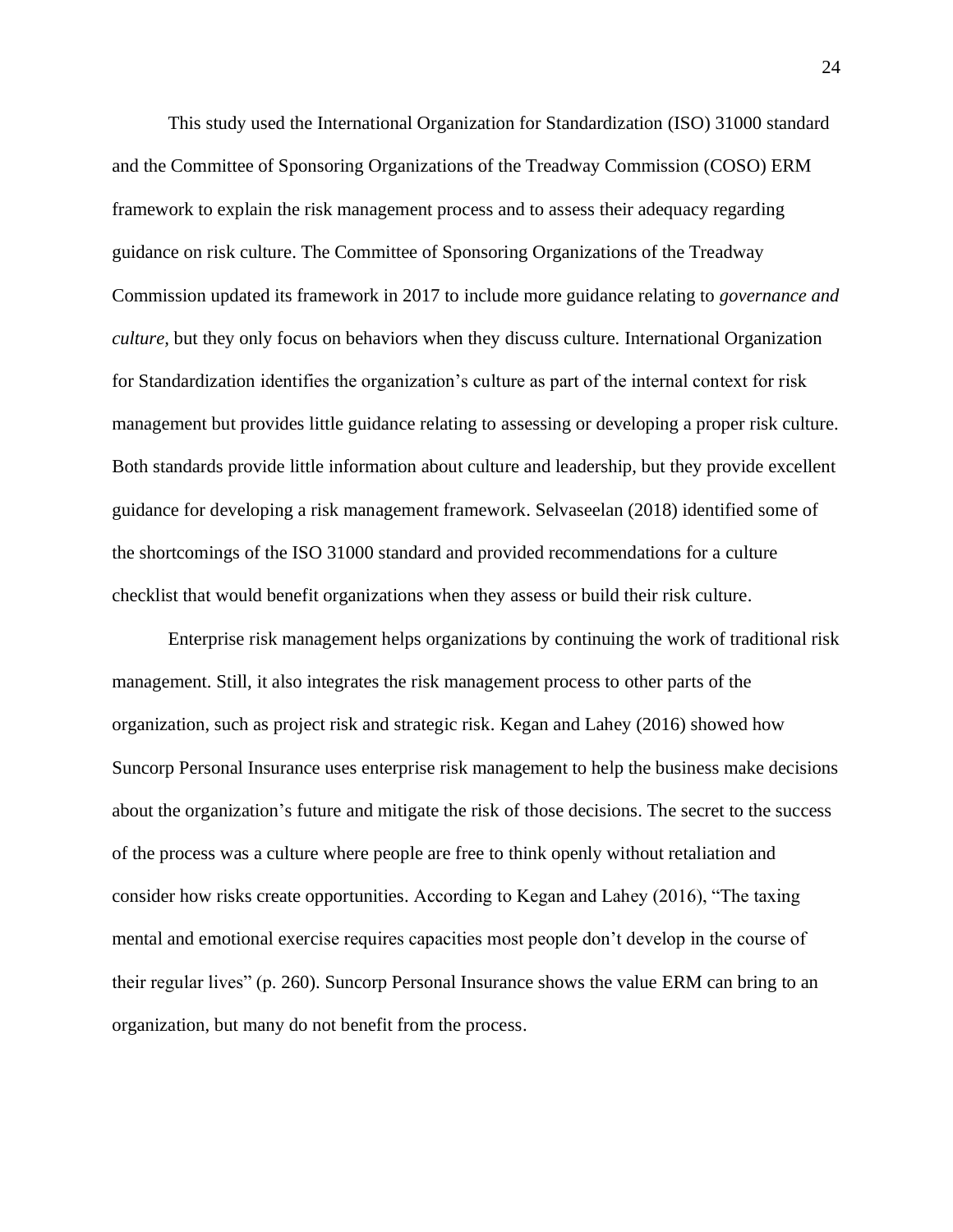This study used the International Organization for Standardization (ISO) 31000 standard and the Committee of Sponsoring Organizations of the Treadway Commission (COSO) ERM framework to explain the risk management process and to assess their adequacy regarding guidance on risk culture. The Committee of Sponsoring Organizations of the Treadway Commission updated its framework in 2017 to include more guidance relating to *governance and culture*, but they only focus on behaviors when they discuss culture. International Organization for Standardization identifies the organization's culture as part of the internal context for risk management but provides little guidance relating to assessing or developing a proper risk culture. Both standards provide little information about culture and leadership, but they provide excellent guidance for developing a risk management framework. Selvaseelan (2018) identified some of the shortcomings of the ISO 31000 standard and provided recommendations for a culture checklist that would benefit organizations when they assess or build their risk culture.

Enterprise risk management helps organizations by continuing the work of traditional risk management. Still, it also integrates the risk management process to other parts of the organization, such as project risk and strategic risk. Kegan and Lahey (2016) showed how Suncorp Personal Insurance uses enterprise risk management to help the business make decisions about the organization's future and mitigate the risk of those decisions. The secret to the success of the process was a culture where people are free to think openly without retaliation and consider how risks create opportunities. According to Kegan and Lahey (2016), "The taxing mental and emotional exercise requires capacities most people don't develop in the course of their regular lives" (p. 260). Suncorp Personal Insurance shows the value ERM can bring to an organization, but many do not benefit from the process.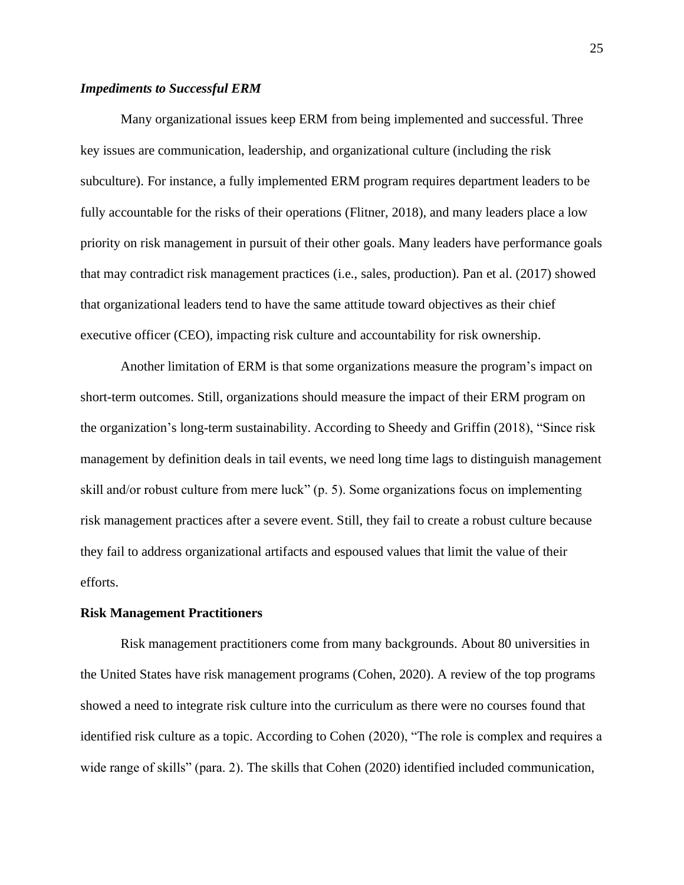### *Impediments to Successful ERM*

Many organizational issues keep ERM from being implemented and successful. Three key issues are communication, leadership, and organizational culture (including the risk subculture). For instance, a fully implemented ERM program requires department leaders to be fully accountable for the risks of their operations (Flitner, 2018), and many leaders place a low priority on risk management in pursuit of their other goals. Many leaders have performance goals that may contradict risk management practices (i.e., sales, production). Pan et al. (2017) showed that organizational leaders tend to have the same attitude toward objectives as their chief executive officer (CEO), impacting risk culture and accountability for risk ownership.

Another limitation of ERM is that some organizations measure the program's impact on short-term outcomes. Still, organizations should measure the impact of their ERM program on the organization's long-term sustainability. According to Sheedy and Griffin (2018), "Since risk management by definition deals in tail events, we need long time lags to distinguish management skill and/or robust culture from mere luck" (p. 5). Some organizations focus on implementing risk management practices after a severe event. Still, they fail to create a robust culture because they fail to address organizational artifacts and espoused values that limit the value of their efforts.

## Risk Management Practitioners

Risk management practitioners come from many backgrounds. About 80 universities in the United States have risk management programs (Cohen, 2020). A review of the top programs showed a need to integrate risk culture into the curriculum as there were no courses found that identified risk culture as a topic. According to Cohen (2020), "The role is complex and requires a wide range of skills" (para. 2). The skills that Cohen (2020) identified included communication,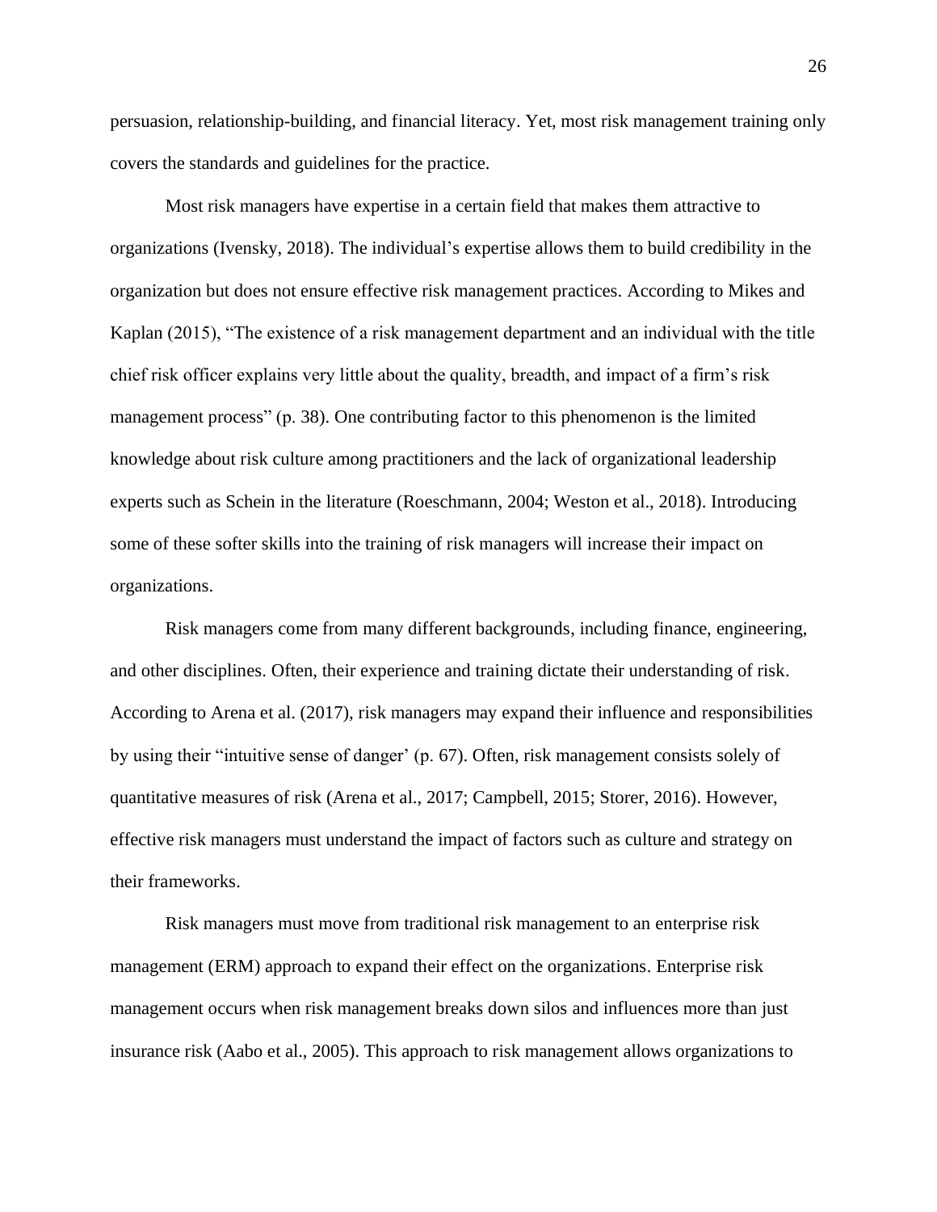persuasion, relationship-building, and financial literacy. Yet, most risk management training only covers the standards and guidelines for the practice.

Most risk managers have expertise in a certain field that makes them attractive to organizations (Ivensky, 2018). The individual's expertise allows them to build credibility in the organization but does not ensure effective risk management practices. According to Mikes and Kaplan (2015), "The existence of a risk management department and an individual with the title chief risk officer explains very little about the quality, breadth, and impact of a firm's risk management process" (p. 38). One contributing factor to this phenomenon is the limited knowledge about risk culture among practitioners and the lack of organizational leadership experts such as Schein in the literature (Roeschmann, 2004; Weston et al., 2018). Introducing some of these softer skills into the training of risk managers will increase their impact on organizations.

Risk managers come from many different backgrounds, including finance, engineering, and other disciplines. Often, their experience and training dictate their understanding of risk. According to Arena et al. (2017), risk managers may expand their influence and responsibilities by using their "intuitive sense of danger' (p. 67). Often, risk management consists solely of quantitative measures of risk (Arena et al., 2017; Campbell, 2015; Storer, 2016). However, effective risk managers must understand the impact of factors such as culture and strategy on their frameworks.

Risk managers must move from traditional risk management to an enterprise risk management (ERM) approach to expand their effect on the organizations. Enterprise risk management occurs when risk management breaks down silos and influences more than just insurance risk (Aabo et al., 2005). This approach to risk management allows organizations to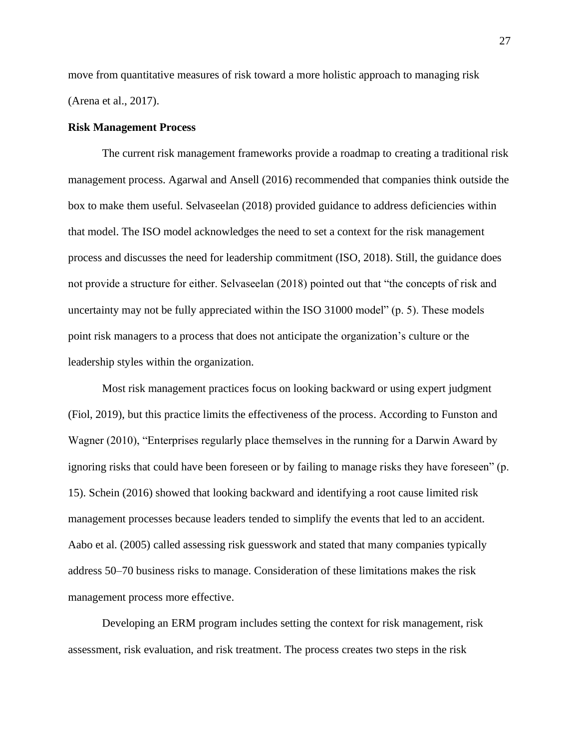move from quantitative measures of risk toward a more holistic approach to managing risk (Arena et al., 2017).

### Risk Management Process

The current risk management frameworks provide a roadmap to creating a traditional risk management process. Agarwal and Ansell (2016) recommended that companies think outside the box to make them useful. Selvaseelan (2018) provided guidance to address deficiencies within that model. The ISO model acknowledges the need to set a context for the risk management process and discusses the need for leadership commitment (ISO, 2018). Still, the guidance does not provide a structure for either. Selvaseelan (2018) pointed out that "the concepts of risk and uncertainty may not be fully appreciated within the ISO 31000 model" (p. 5). These models point risk managers to a process that does not anticipate the organization's culture or the leadership styles within the organization.

Most risk management practices focus on looking backward or using expert judgment (Fiol, 2019), but this practice limits the effectiveness of the process. According to Funston and Wagner (2010), "Enterprises regularly place themselves in the running for a Darwin Award by ignoring risks that could have been foreseen or by failing to manage risks they have foreseen" (p. 15). Schein (2016) showed that looking backward and identifying a root cause limited risk management processes because leaders tended to simplify the events that led to an accident. Aabo et al. (2005) called assessing risk guesswork and stated that many companies typically address 50–70 business risks to manage. Consideration of these limitations makes the risk management process more effective.

Developing an ERM program includes setting the context for risk management, risk assessment, risk evaluation, and risk treatment. The process creates two steps in the risk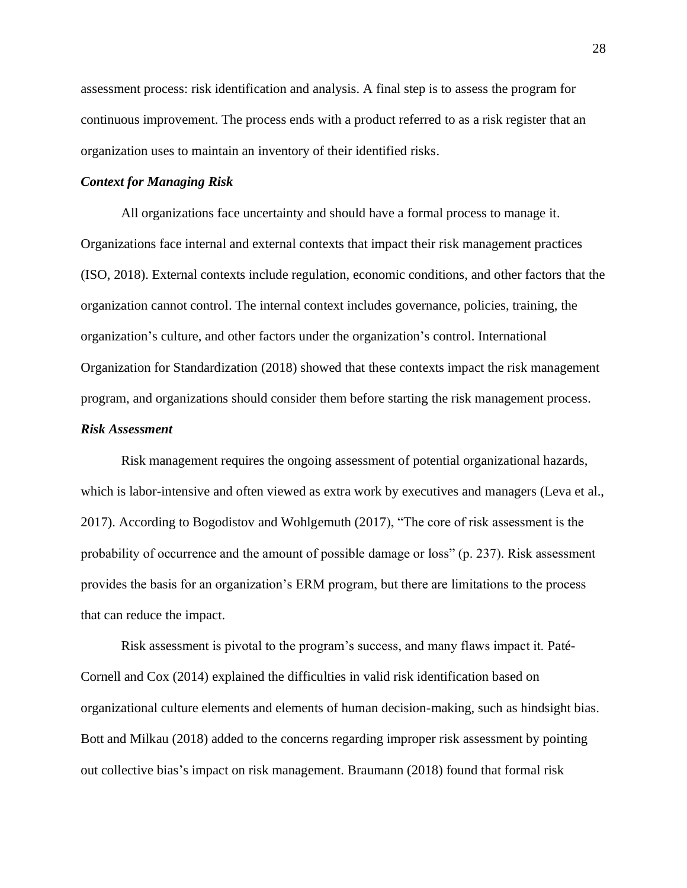assessment process: risk identification and analysis. A final step is to assess the program for continuous improvement. The process ends with a product referred to as a risk register that an organization uses to maintain an inventory of their identified risks.

### *Context for Managing Risk*

All organizations face uncertainty and should have a formal process to manage it. Organizations face internal and external contexts that impact their risk management practices (ISO, 2018). External contexts include regulation, economic conditions, and other factors that the organization cannot control. The internal context includes governance, policies, training, the organization's culture, and other factors under the organization's control. International Organization for Standardization (2018) showed that these contexts impact the risk management program, and organizations should consider them before starting the risk management process.

### *Risk Assessment*

Risk management requires the ongoing assessment of potential organizational hazards, which is labor-intensive and often viewed as extra work by executives and managers (Leva et al., 2017). According to Bogodistov and Wohlgemuth (2017), "The core of risk assessment is the probability of occurrence and the amount of possible damage or loss" (p. 237). Risk assessment provides the basis for an organization's ERM program, but there are limitations to the process that can reduce the impact.

Risk assessment is pivotal to the program's success, and many flaws impact it. Paté-Cornell and Cox (2014) explained the difficulties in valid risk identification based on organizational culture elements and elements of human decision-making, such as hindsight bias. Bott and Milkau (2018) added to the concerns regarding improper risk assessment by pointing out collective bias's impact on risk management. Braumann (2018) found that formal risk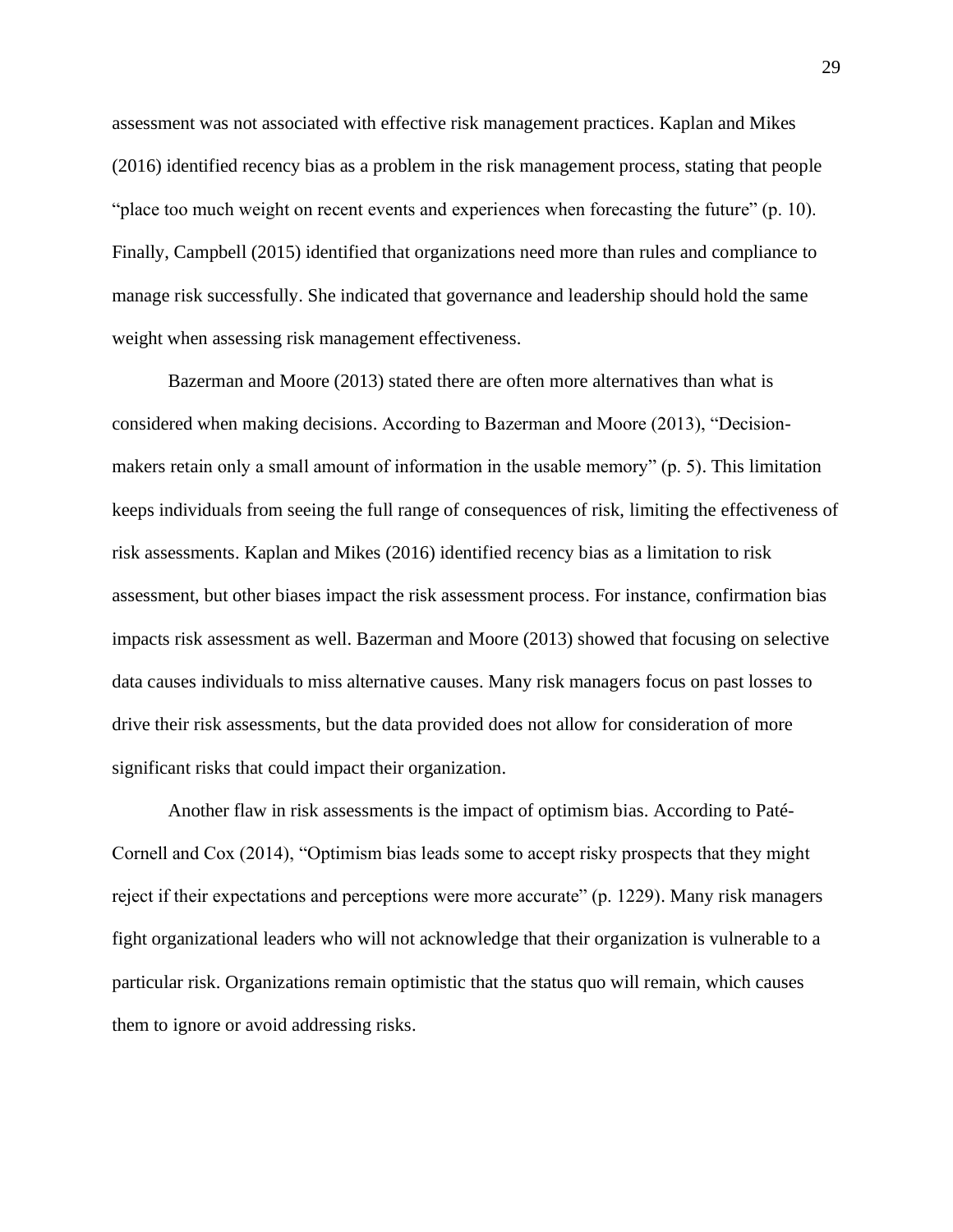assessment was not associated with effective risk management practices. Kaplan and Mikes (2016) identified recency bias as a problem in the risk management process, stating that people "place too much weight on recent events and experiences when forecasting the future" (p. 10). Finally, Campbell (2015) identified that organizations need more than rules and compliance to manage risk successfully. She indicated that governance and leadership should hold the same weight when assessing risk management effectiveness.

Bazerman and Moore (2013) stated there are often more alternatives than what is considered when making decisions. According to Bazerman and Moore (2013), "Decision-makers retain only a small amount of information in the usable memory" (p. 5). This limitation keeps individuals from seeing the full range of consequences of risk, limiting the effectiveness of risk assessments. Kaplan and Mikes (2016) identified recency bias as a limitation to risk assessment, but other biases impact the risk assessment process. For instance, confirmation bias impacts risk assessment as well. Bazerman and Moore (2013) showed that focusing on selective data causes individuals to miss alternative causes. Many risk managers focus on past losses to drive their risk assessments, but the data provided does not allow for consideration of more significant risks that could impact their organization.

Another flaw in risk assessments is the impact of optimism bias. According to Paté-Cornell and Cox (2014), "Optimism bias leads some to accept risky prospects that they might reject if their expectations and perceptions were more accurate" (p. 1229). Many risk managers fight organizational leaders who will not acknowledge that their organization is vulnerable to a particular risk. Organizations remain optimistic that the status quo will remain, which causes them to ignore or avoid addressing risks.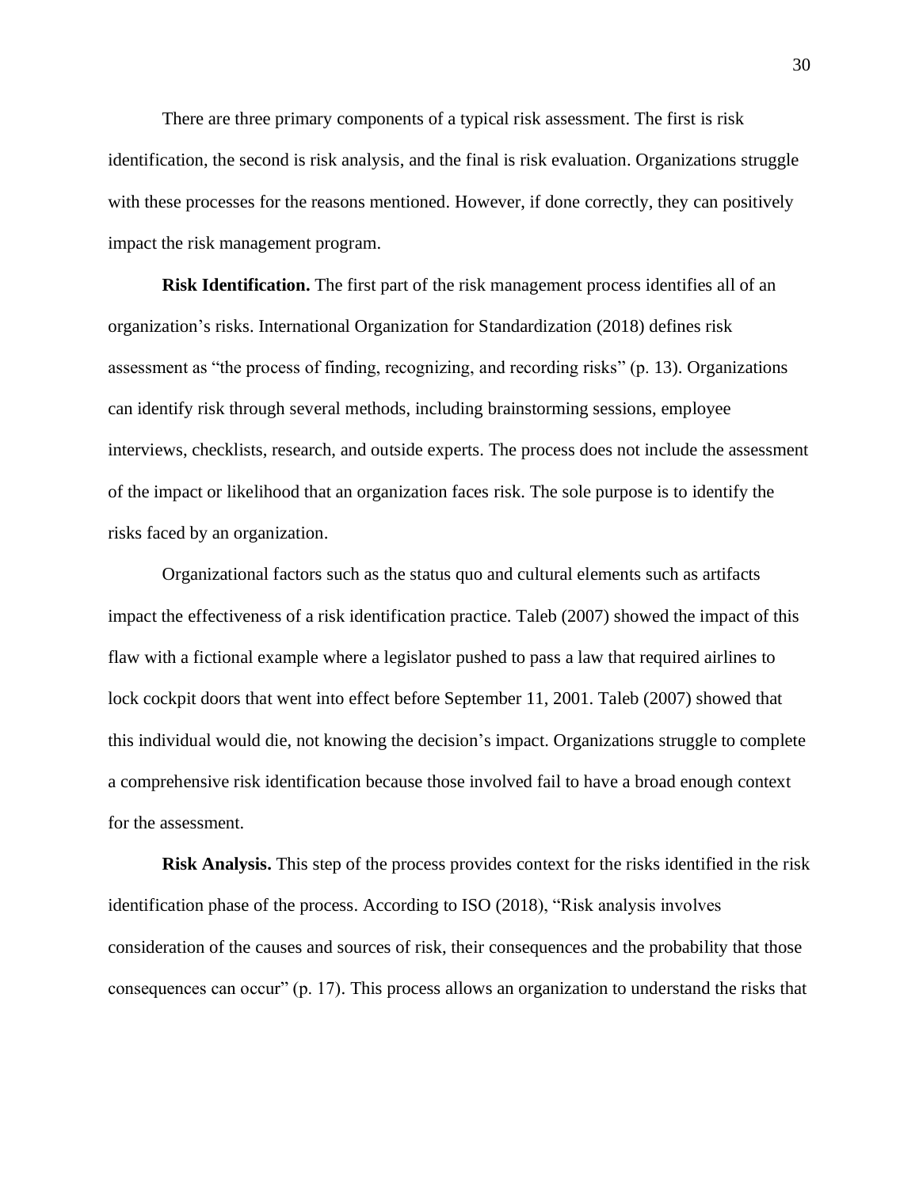There are three primary components of a typical risk assessment. The first is risk identification, the second is risk analysis, and the final is risk evaluation. Organizations struggle with these processes for the reasons mentioned. However, if done correctly, they can positively impact the risk management program.

**Risk Identification.** The first part of the risk management process identifies all of an organization's risks. International Organization for Standardization (2018) defines risk assessment as "the process of finding, recognizing, and recording risks" (p. 13). Organizations can identify risk through several methods, including brainstorming sessions, employee interviews, checklists, research, and outside experts. The process does not include the assessment of the impact or likelihood that an organization faces risk. The sole purpose is to identify the risks faced by an organization.

Organizational factors such as the status quo and cultural elements such as artifacts impact the effectiveness of a risk identification practice. Taleb (2007) showed the impact of this flaw with a fictional example where a legislator pushed to pass a law that required airlines to lock cockpit doors that went into effect before September 11, 2001. Taleb (2007) showed that this individual would die, not knowing the decision's impact. Organizations struggle to complete a comprehensive risk identification because those involved fail to have a broad enough context for the assessment.

**Risk Analysis.** This step of the process provides context for the risks identified in the risk identification phase of the process. According to ISO (2018), "Risk analysis involves consideration of the causes and sources of risk, their consequences and the probability that those consequences can occur" (p. 17). This process allows an organization to understand the risks that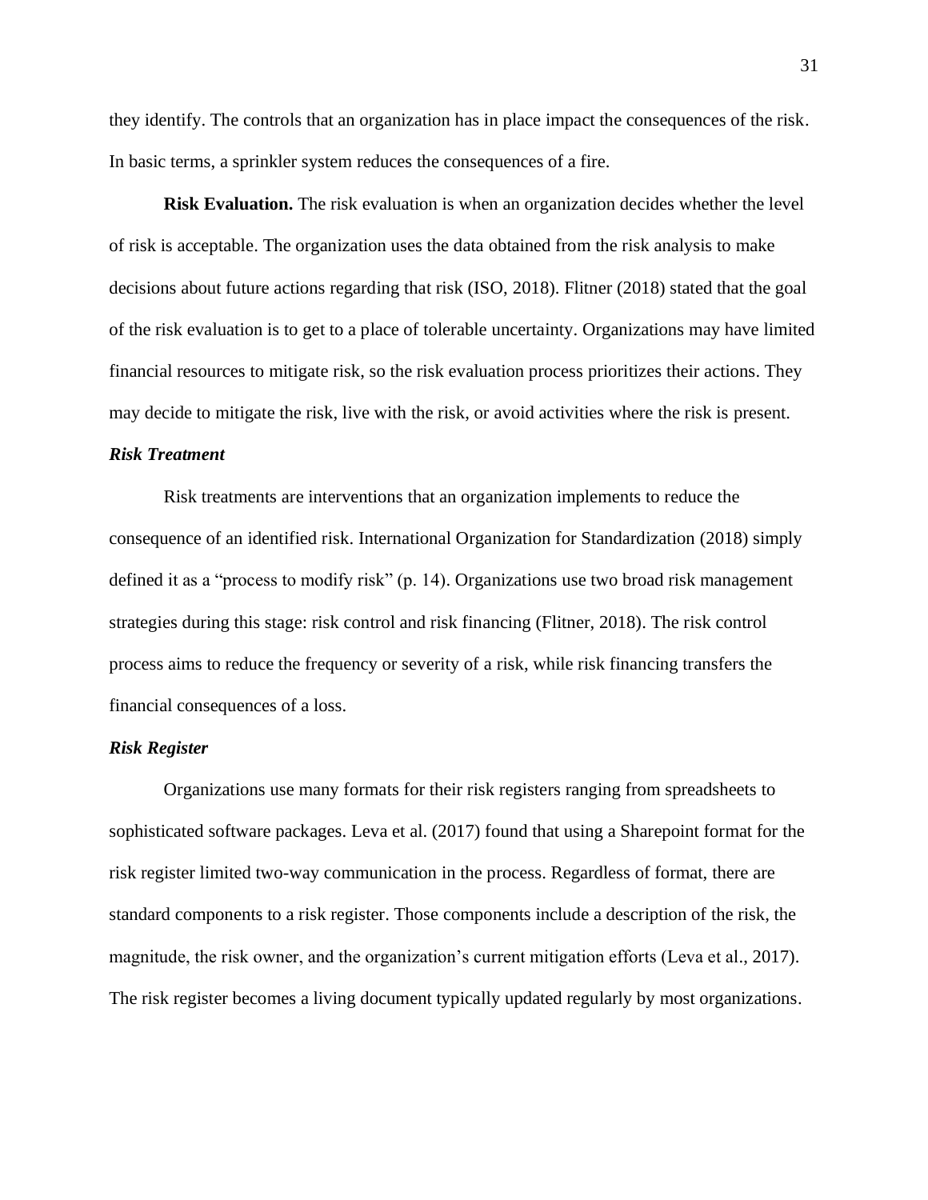they identify. The controls that an organization has in place impact the consequences of the risk. In basic terms, a sprinkler system reduces the consequences of a fire.

**Risk Evaluation.** The risk evaluation is when an organization decides whether the level of risk is acceptable. The organization uses the data obtained from the risk analysis to make decisions about future actions regarding that risk (ISO, 2018). Flitner (2018) stated that the goal of the risk evaluation is to get to a place of tolerable uncertainty. Organizations may have limited financial resources to mitigate risk, so the risk evaluation process prioritizes their actions. They may decide to mitigate the risk, live with the risk, or avoid activities where the risk is present.

### *Risk Treatment*

Risk treatments are interventions that an organization implements to reduce the consequence of an identified risk. International Organization for Standardization (2018) simply defined it as a "process to modify risk" (p. 14). Organizations use two broad risk management strategies during this stage: risk control and risk financing (Flitner, 2018). The risk control process aims to reduce the frequency or severity of a risk, while risk financing transfers the financial consequences of a loss.

### *Risk Register*

Organizations use many formats for their risk registers ranging from spreadsheets to sophisticated software packages. Leva et al. (2017) found that using a Sharepoint format for the risk register limited two-way communication in the process. Regardless of format, there are standard components to a risk register. Those components include a description of the risk, the magnitude, the risk owner, and the organization's current mitigation efforts (Leva et al., 2017). The risk register becomes a living document typically updated regularly by most organizations.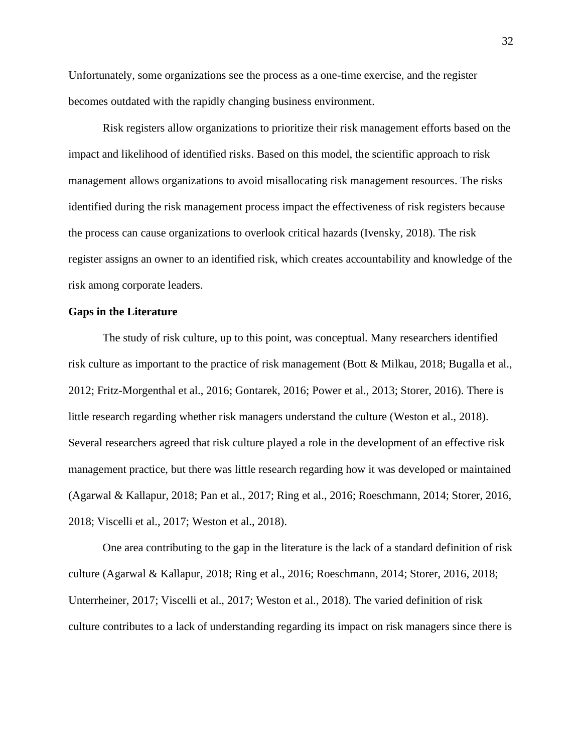Unfortunately, some organizations see the process as a one-time exercise, and the register becomes outdated with the rapidly changing business environment.

Risk registers allow organizations to prioritize their risk management efforts based on the impact and likelihood of identified risks. Based on this model, the scientific approach to risk management allows organizations to avoid misallocating risk management resources. The risks identified during the risk management process impact the effectiveness of risk registers because the process can cause organizations to overlook critical hazards (Ivensky, 2018). The risk register assigns an owner to an identified risk, which creates accountability and knowledge of the risk among corporate leaders.

## Gaps in the Literature

The study of risk culture, up to this point, was conceptual. Many researchers identified risk culture as important to the practice of risk management (Bott & Milkau, 2018; Bugalla et al., 2012; Fritz-Morgenthal et al., 2016; Gontarek, 2016; Power et al., 2013; Storer, 2016). There is little research regarding whether risk managers understand the culture (Weston et al., 2018). Several researchers agreed that risk culture played a role in the development of an effective risk management practice, but there was little research regarding how it was developed or maintained (Agarwal & Kallapur, 2018; Pan et al., 2017; Ring et al., 2016; Roeschmann, 2014; Storer, 2016, 2018; Viscelli et al., 2017; Weston et al., 2018).

One area contributing to the gap in the literature is the lack of a standard definition of risk culture (Agarwal & Kallapur, 2018; Ring et al., 2016; Roeschmann, 2014; Storer, 2016, 2018; Unterrheiner, 2017; Viscelli et al., 2017; Weston et al., 2018). The varied definition of risk culture contributes to a lack of understanding regarding its impact on risk managers since there is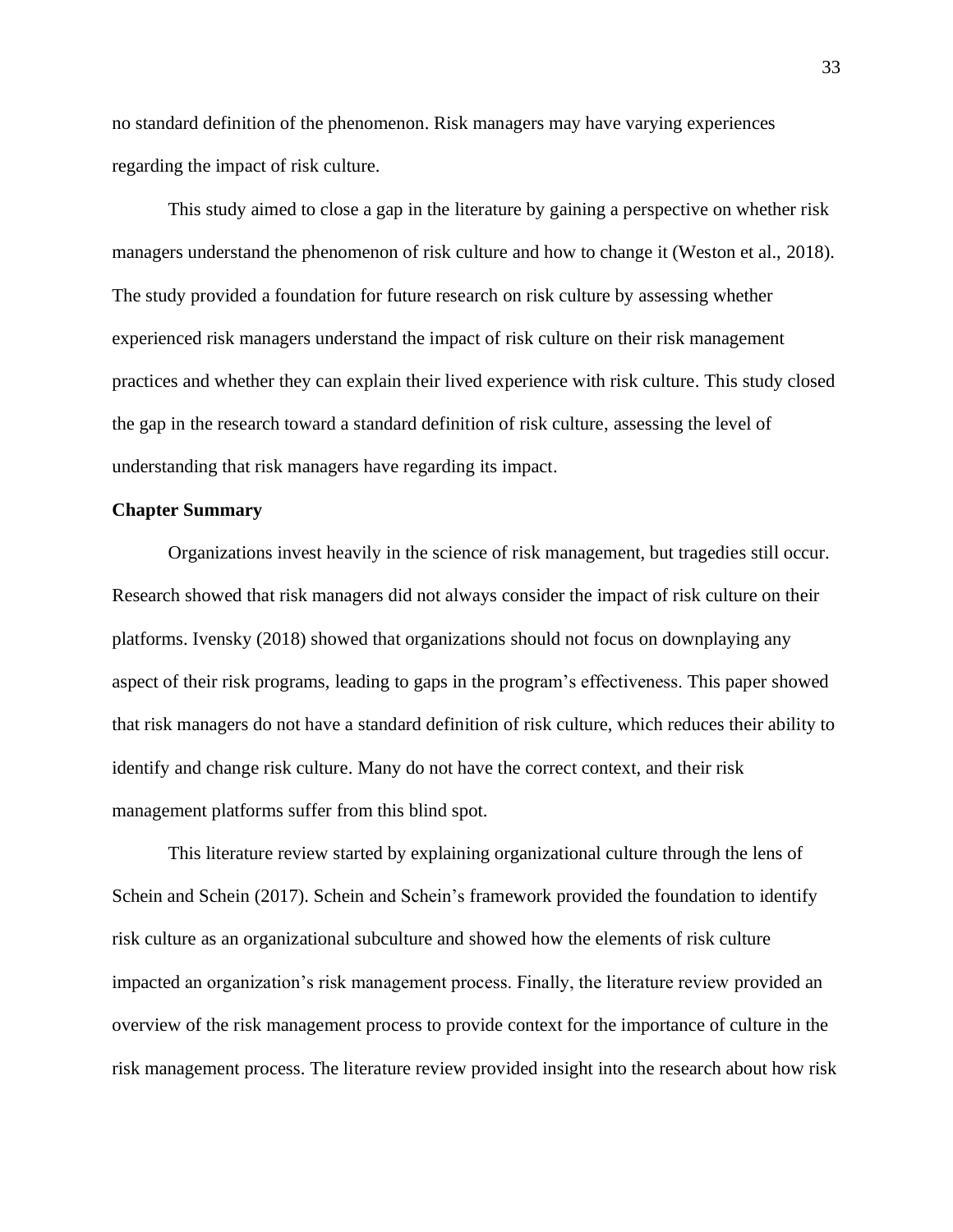no standard definition of the phenomenon. Risk managers may have varying experiences regarding the impact of risk culture.

This study aimed to close a gap in the literature by gaining a perspective on whether risk managers understand the phenomenon of risk culture and how to change it (Weston et al., 2018). The study provided a foundation for future research on risk culture by assessing whether experienced risk managers understand the impact of risk culture on their risk management practices and whether they can explain their lived experience with risk culture. This study closed the gap in the research toward a standard definition of risk culture, assessing the level of understanding that risk managers have regarding its impact.

## Chapter Summary

Organizations invest heavily in the science of risk management, but tragedies still occur. Research showed that risk managers did not always consider the impact of risk culture on their platforms. Ivensky (2018) showed that organizations should not focus on downplaying any aspect of their risk programs, leading to gaps in the program's effectiveness. This paper showed that risk managers do not have a standard definition of risk culture, which reduces their ability to identify and change risk culture. Many do not have the correct context, and their risk management platforms suffer from this blind spot.

This literature review started by explaining organizational culture through the lens of Schein and Schein (2017). Schein and Schein's framework provided the foundation to identify risk culture as an organizational subculture and showed how the elements of risk culture impacted an organization's risk management process. Finally, the literature review provided an overview of the risk management process to provide context for the importance of culture in the risk management process. The literature review provided insight into the research about how risk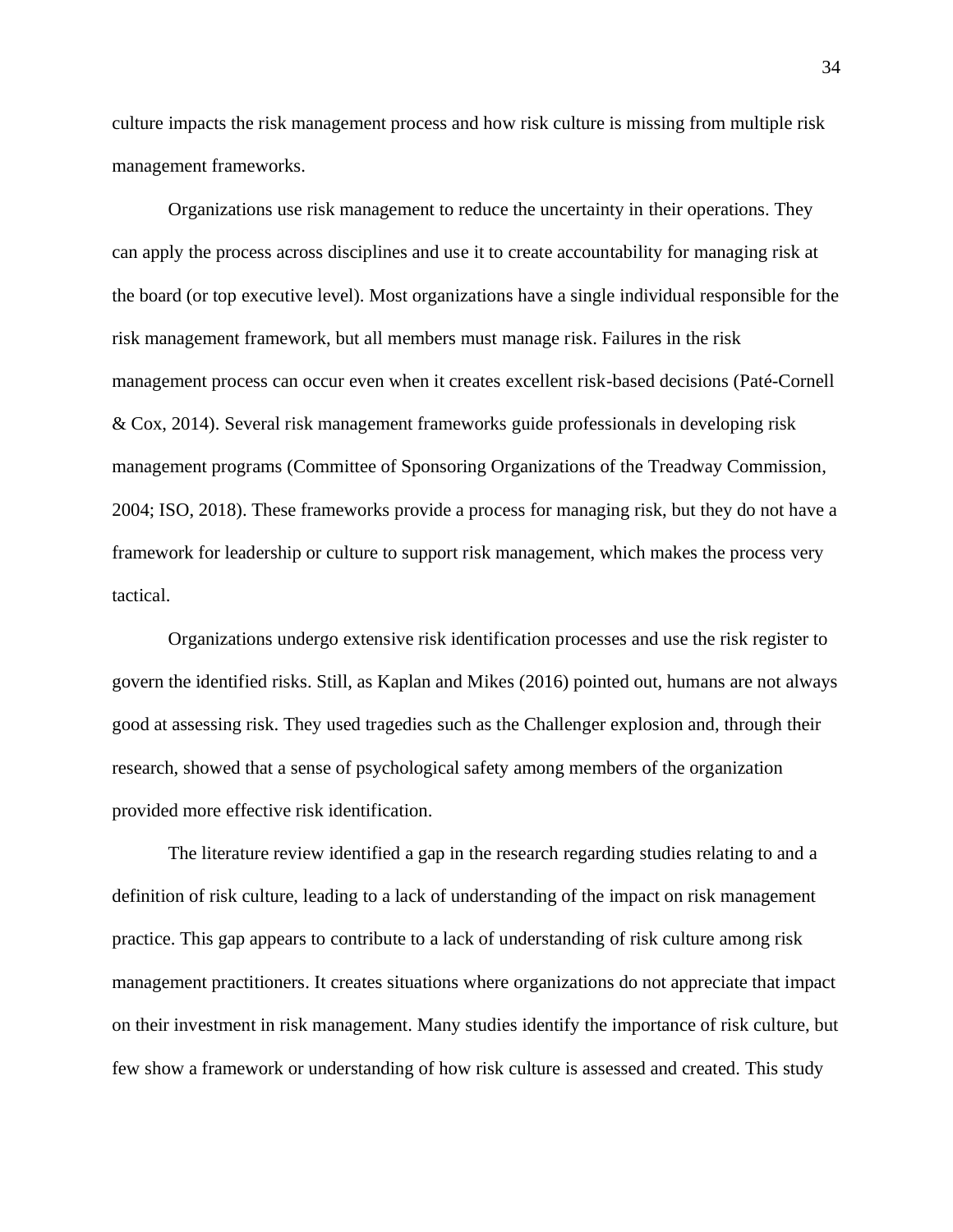culture impacts the risk management process and how risk culture is missing from multiple risk management frameworks.

Organizations use risk management to reduce the uncertainty in their operations. They can apply the process across disciplines and use it to create accountability for managing risk at the board (or top executive level). Most organizations have a single individual responsible for the risk management framework, but all members must manage risk. Failures in the risk management process can occur even when it creates excellent risk-based decisions (Paté-Cornell & Cox, 2014). Several risk management frameworks guide professionals in developing risk management programs (Committee of Sponsoring Organizations of the Treadway Commission, 2004; ISO, 2018). These frameworks provide a process for managing risk, but they do not have a framework for leadership or culture to support risk management, which makes the process very tactical.

Organizations undergo extensive risk identification processes and use the risk register to govern the identified risks. Still, as Kaplan and Mikes (2016) pointed out, humans are not always good at assessing risk. They used tragedies such as the Challenger explosion and, through their research, showed that a sense of psychological safety among members of the organization provided more effective risk identification.

The literature review identified a gap in the research regarding studies relating to and a definition of risk culture, leading to a lack of understanding of the impact on risk management practice. This gap appears to contribute to a lack of understanding of risk culture among risk management practitioners. It creates situations where organizations do not appreciate that impact on their investment in risk management. Many studies identify the importance of risk culture, but few show a framework or understanding of how risk culture is assessed and created. This study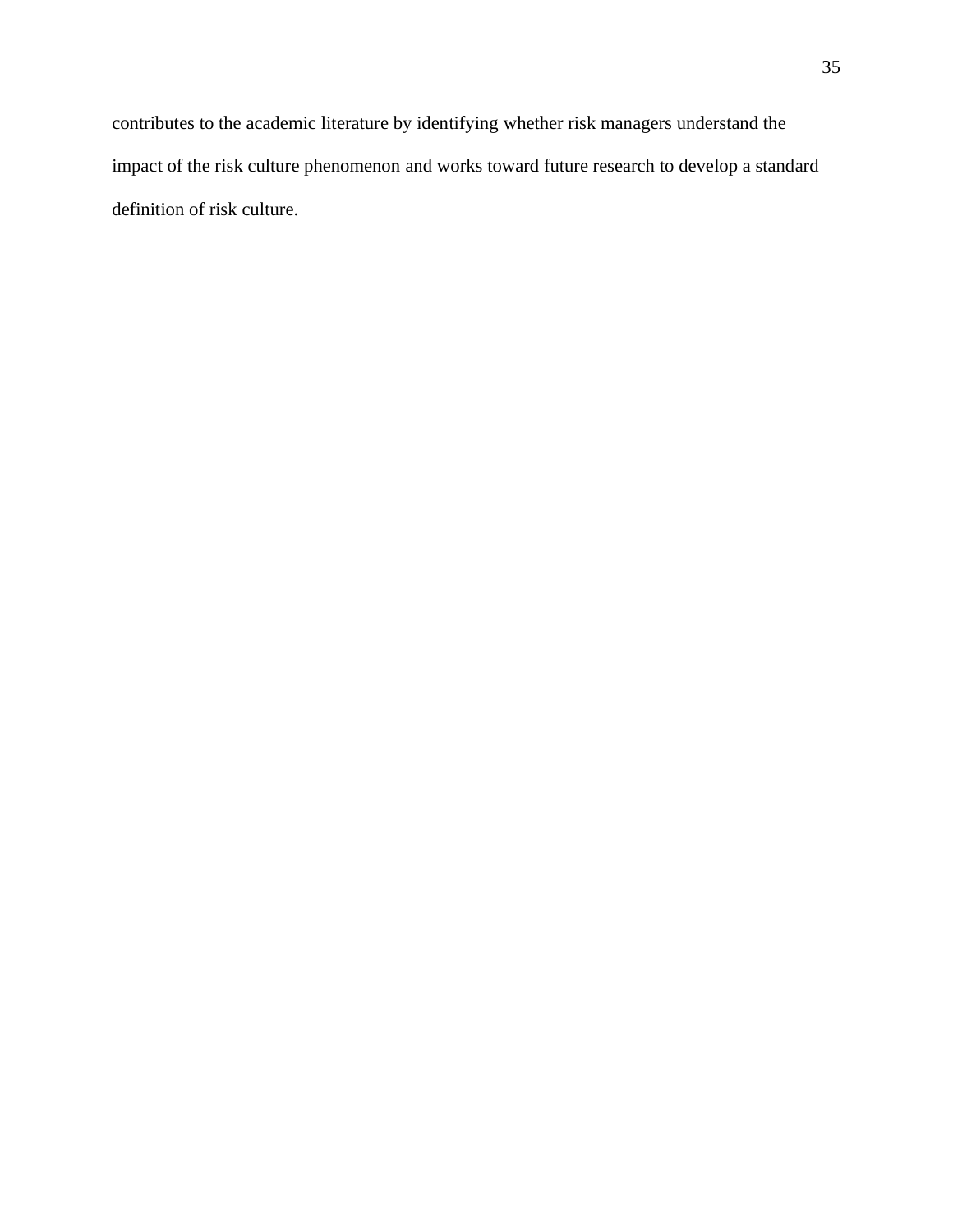contributes to the academic literature by identifying whether risk managers understand the impact of the risk culture phenomenon and works toward future research to develop a standard definition of risk culture.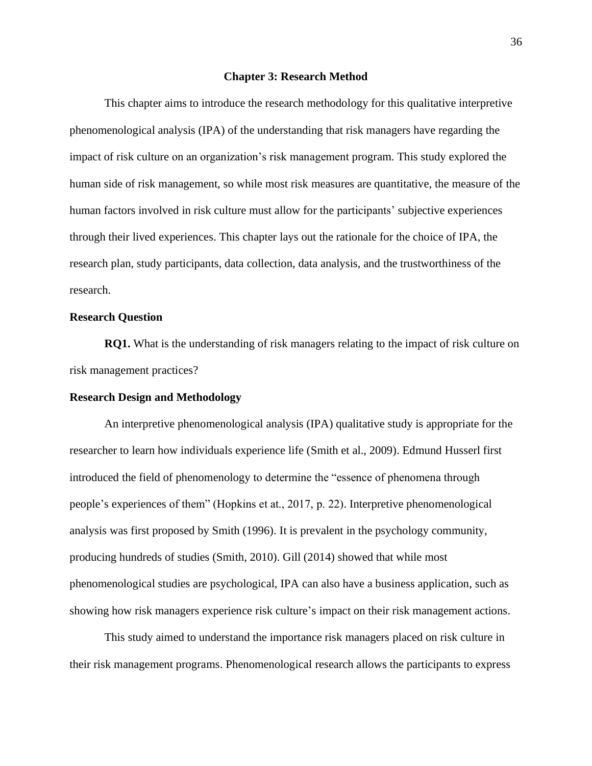# Chapter 3: Research Method

This chapter aims to introduce the research methodology for this qualitative interpretive phenomenological analysis (IPA) of the understanding that risk managers have regarding the impact of risk culture on an organization's risk management program. This study explored the human side of risk management, so while most risk measures are quantitative, the measure of the human factors involved in risk culture must allow for the participants' subjective experiences through their lived experiences. This chapter lays out the rationale for the choice of IPA, the research plan, study participants, data collection, data analysis, and the trustworthiness of the research.

## Research Question

**RQ1.** What is the understanding of risk managers relating to the impact of risk culture on risk management practices?

## Research Design and Methodology

An interpretive phenomenological analysis (IPA) qualitative study is appropriate for the researcher to learn how individuals experience life (Smith et al., 2009). Edmund Husserl first introduced the field of phenomenology to determine the "essence of phenomena through people's experiences of them" (Hopkins et at., 2017, p. 22). Interpretive phenomenological analysis was first proposed by Smith (1996). It is prevalent in the psychology community, producing hundreds of studies (Smith, 2010). Gill (2014) showed that while most phenomenological studies are psychological, IPA can also have a business application, such as showing how risk managers experience risk culture's impact on their risk management actions.

This study aimed to understand the importance risk managers placed on risk culture in their risk management programs. Phenomenological research allows the participants to express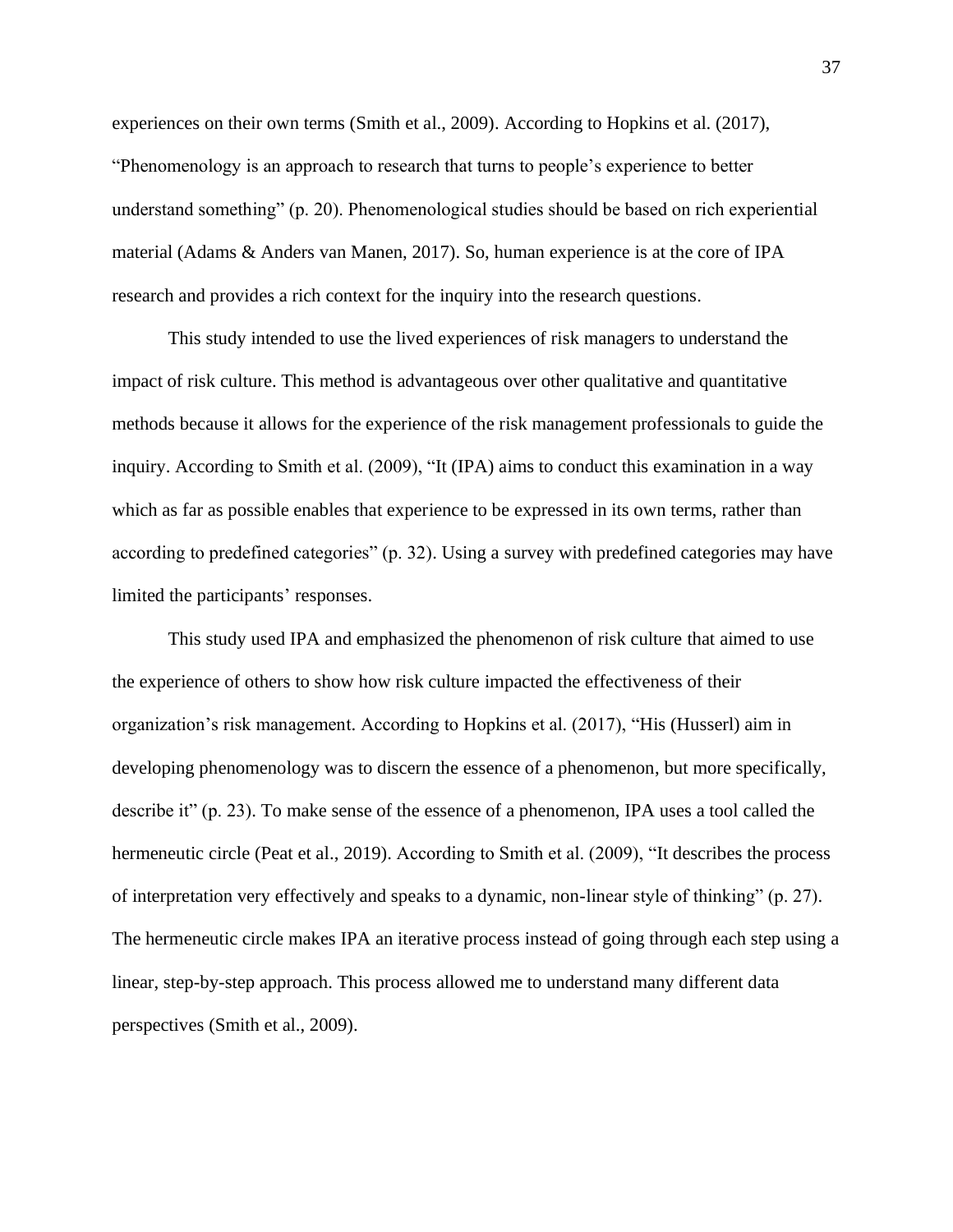experiences on their own terms (Smith et al., 2009). According to Hopkins et al. (2017), "Phenomenology is an approach to research that turns to people's experience to better understand something" (p. 20). Phenomenological studies should be based on rich experiential material (Adams & Anders van Manen, 2017). So, human experience is at the core of IPA research and provides a rich context for the inquiry into the research questions.

This study intended to use the lived experiences of risk managers to understand the impact of risk culture. This method is advantageous over other qualitative and quantitative methods because it allows for the experience of the risk management professionals to guide the inquiry. According to Smith et al. (2009), "It (IPA) aims to conduct this examination in a way which as far as possible enables that experience to be expressed in its own terms, rather than according to predefined categories" (p. 32). Using a survey with predefined categories may have limited the participants' responses.

This study used IPA and emphasized the phenomenon of risk culture that aimed to use the experience of others to show how risk culture impacted the effectiveness of their organization's risk management. According to Hopkins et al. (2017), "His (Husserl) aim in developing phenomenology was to discern the essence of a phenomenon, but more specifically, describe it" (p. 23). To make sense of the essence of a phenomenon, IPA uses a tool called the hermeneutic circle (Peat et al., 2019). According to Smith et al. (2009), "It describes the process of interpretation very effectively and speaks to a dynamic, non-linear style of thinking" (p. 27). The hermeneutic circle makes IPA an iterative process instead of going through each step using a linear, step-by-step approach. This process allowed me to understand many different data perspectives (Smith et al., 2009).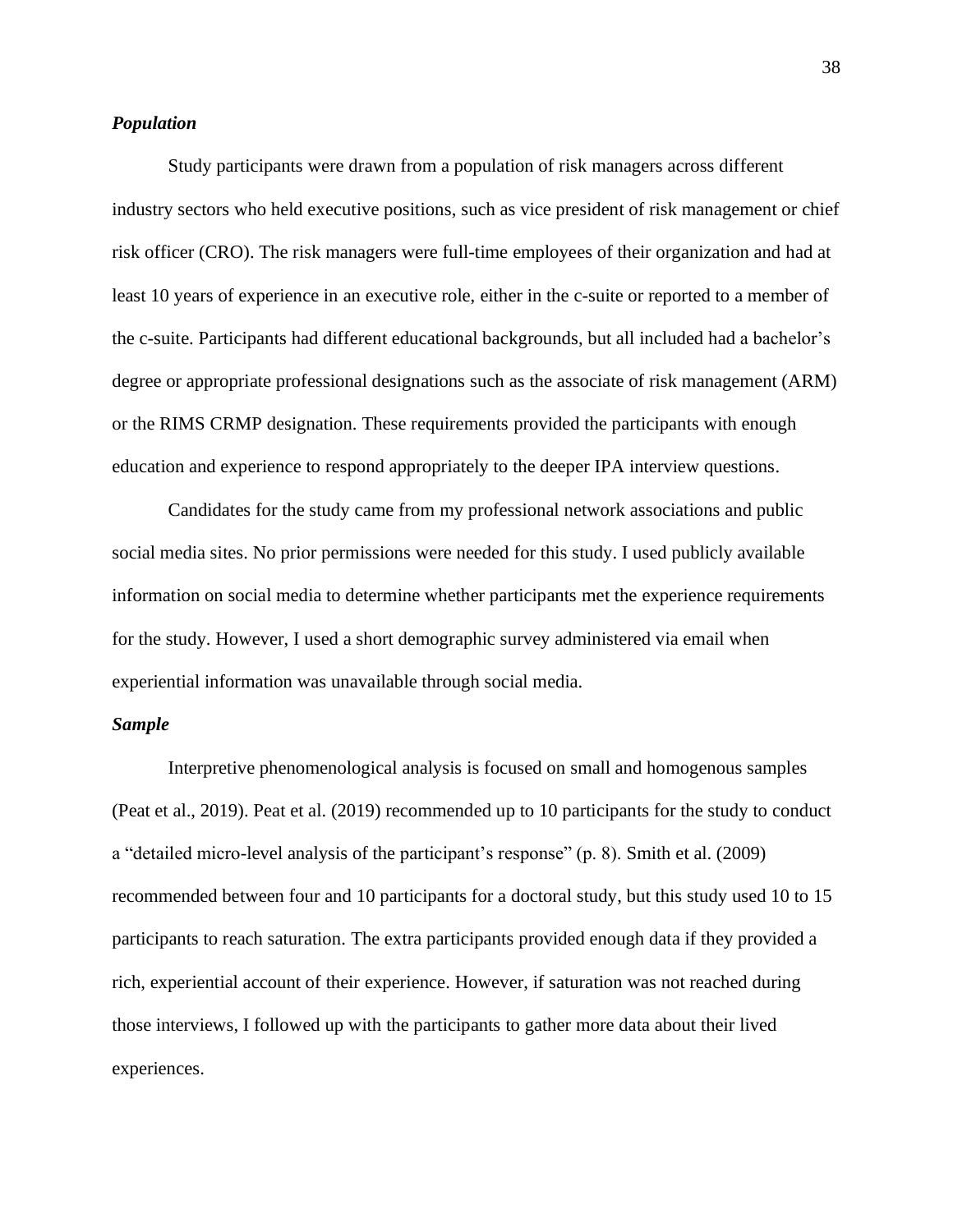### *Population*

Study participants were drawn from a population of risk managers across different industry sectors who held executive positions, such as vice president of risk management or chief risk officer (CRO). The risk managers were full-time employees of their organization and had at least 10 years of experience in an executive role, either in the c-suite or reported to a member of the c-suite. Participants had different educational backgrounds, but all included had a bachelor's degree or appropriate professional designations such as the associate of risk management (ARM) or the RIMS CRMP designation. These requirements provided the participants with enough education and experience to respond appropriately to the deeper IPA interview questions.

Candidates for the study came from my professional network associations and public social media sites. No prior permissions were needed for this study. I used publicly available information on social media to determine whether participants met the experience requirements for the study. However, I used a short demographic survey administered via email when experiential information was unavailable through social media.

### *Sample*

Interpretive phenomenological analysis is focused on small and homogenous samples (Peat et al., 2019). Peat et al. (2019) recommended up to 10 participants for the study to conduct a "detailed micro-level analysis of the participant's response" (p. 8). Smith et al. (2009) recommended between four and 10 participants for a doctoral study, but this study used 10 to 15 participants to reach saturation. The extra participants provided enough data if they provided a rich, experiential account of their experience. However, if saturation was not reached during those interviews, I followed up with the participants to gather more data about their lived experiences.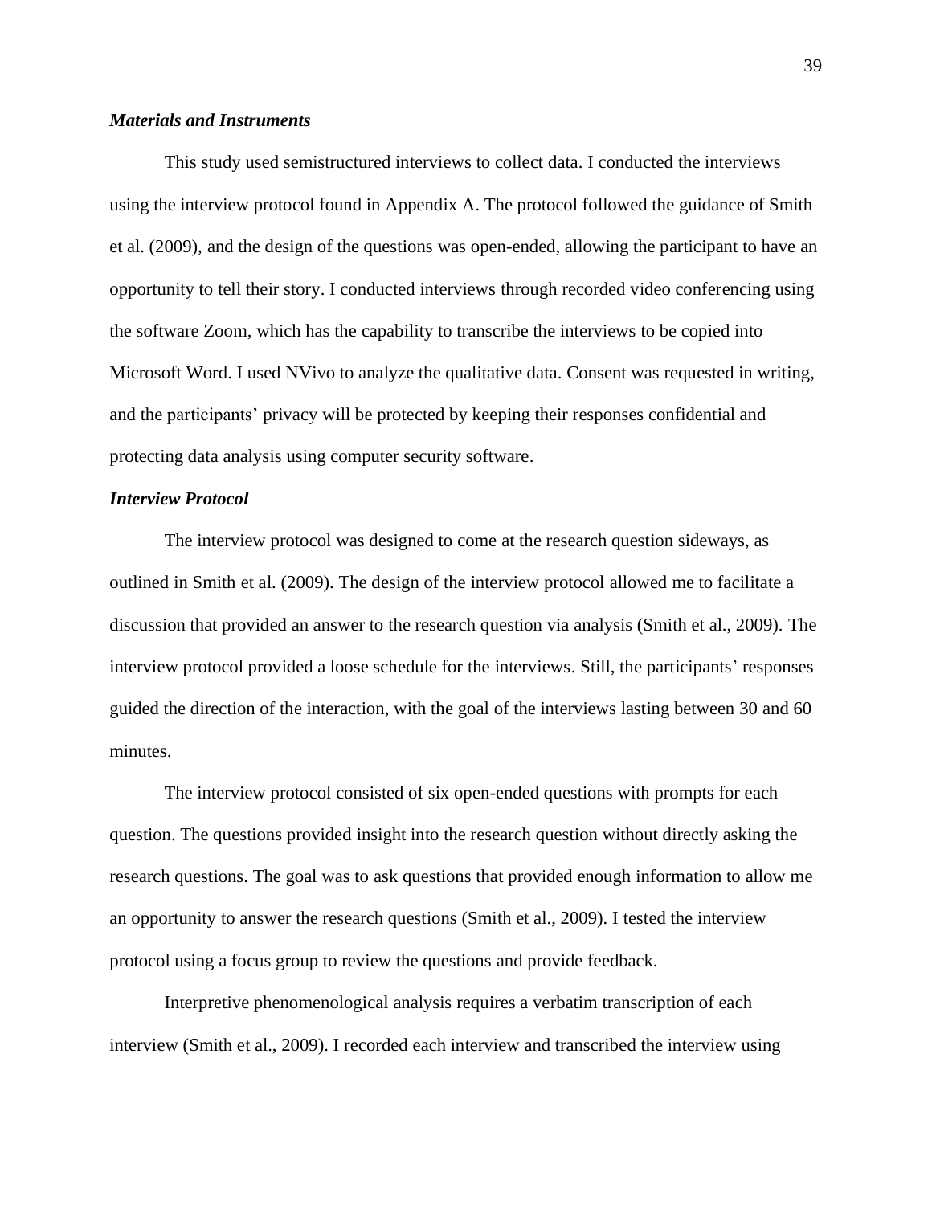### *Materials and Instruments*

This study used semistructured interviews to collect data. I conducted the interviews using the interview protocol found in Appendix A. The protocol followed the guidance of Smith et al. (2009), and the design of the questions was open-ended, allowing the participant to have an opportunity to tell their story. I conducted interviews through recorded video conferencing using the software Zoom, which has the capability to transcribe the interviews to be copied into Microsoft Word. I used NVivo to analyze the qualitative data. Consent was requested in writing, and the participants' privacy will be protected by keeping their responses confidential and protecting data analysis using computer security software.

### *Interview Protocol*

The interview protocol was designed to come at the research question sideways, as outlined in Smith et al. (2009). The design of the interview protocol allowed me to facilitate a discussion that provided an answer to the research question via analysis (Smith et al., 2009). The interview protocol provided a loose schedule for the interviews. Still, the participants' responses guided the direction of the interaction, with the goal of the interviews lasting between 30 and 60 minutes.

The interview protocol consisted of six open-ended questions with prompts for each question. The questions provided insight into the research question without directly asking the research questions. The goal was to ask questions that provided enough information to allow me an opportunity to answer the research questions (Smith et al., 2009). I tested the interview protocol using a focus group to review the questions and provide feedback.

Interpretive phenomenological analysis requires a verbatim transcription of each interview (Smith et al., 2009). I recorded each interview and transcribed the interview using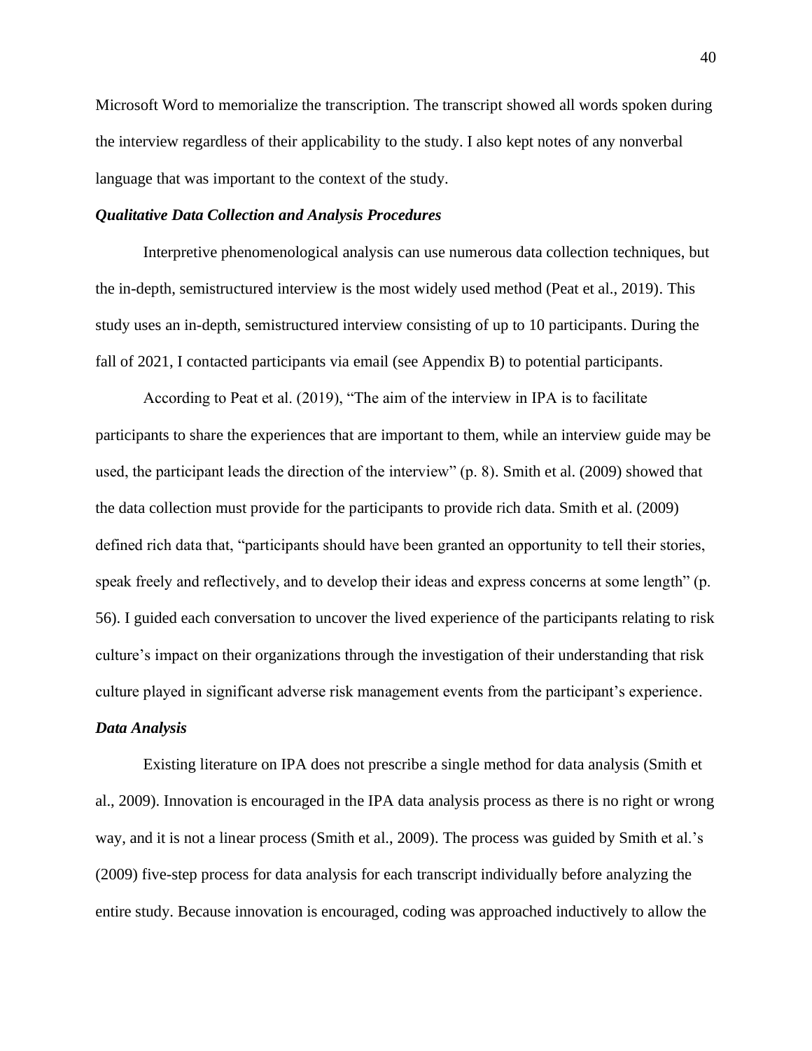Microsoft Word to memorialize the transcription. The transcript showed all words spoken during the interview regardless of their applicability to the study. I also kept notes of any nonverbal language that was important to the context of the study.

### *Qualitative Data Collection and Analysis Procedures*

Interpretive phenomenological analysis can use numerous data collection techniques, but the in-depth, semistructured interview is the most widely used method (Peat et al., 2019). This study uses an in-depth, semistructured interview consisting of up to 10 participants. During the fall of 2021, I contacted participants via email (see Appendix B) to potential participants.

According to Peat et al. (2019), "The aim of the interview in IPA is to facilitate participants to share the experiences that are important to them, while an interview guide may be used, the participant leads the direction of the interview" (p. 8). Smith et al. (2009) showed that the data collection must provide for the participants to provide rich data. Smith et al. (2009) defined rich data that, "participants should have been granted an opportunity to tell their stories, speak freely and reflectively, and to develop their ideas and express concerns at some length" (p. 56). I guided each conversation to uncover the lived experience of the participants relating to risk culture's impact on their organizations through the investigation of their understanding that risk culture played in significant adverse risk management events from the participant's experience.

### *Data Analysis*

Existing literature on IPA does not prescribe a single method for data analysis (Smith et al., 2009). Innovation is encouraged in the IPA data analysis process as there is no right or wrong way, and it is not a linear process (Smith et al., 2009). The process was guided by Smith et al.'s (2009) five-step process for data analysis for each transcript individually before analyzing the entire study. Because innovation is encouraged, coding was approached inductively to allow the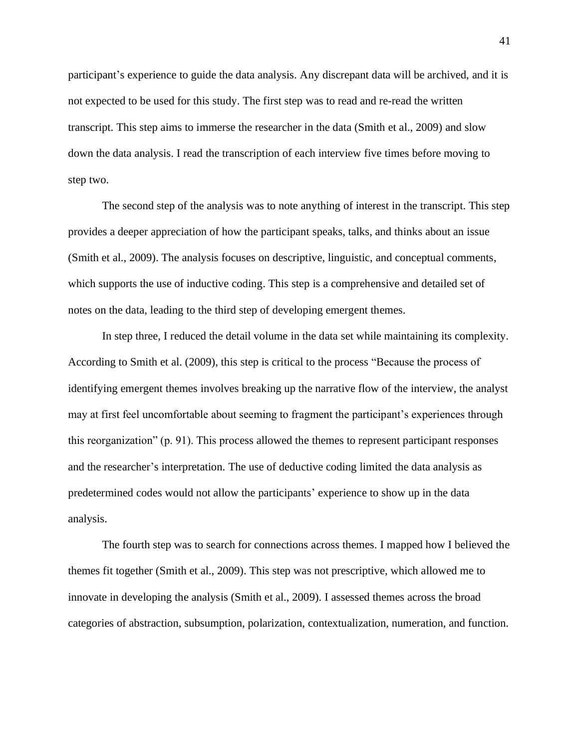participant's experience to guide the data analysis. Any discrepant data will be archived, and it is not expected to be used for this study. The first step was to read and re-read the written transcript. This step aims to immerse the researcher in the data (Smith et al., 2009) and slow down the data analysis. I read the transcription of each interview five times before moving to step two.

The second step of the analysis was to note anything of interest in the transcript. This step provides a deeper appreciation of how the participant speaks, talks, and thinks about an issue (Smith et al., 2009). The analysis focuses on descriptive, linguistic, and conceptual comments, which supports the use of inductive coding. This step is a comprehensive and detailed set of notes on the data, leading to the third step of developing emergent themes.

In step three, I reduced the detail volume in the data set while maintaining its complexity. According to Smith et al. (2009), this step is critical to the process "Because the process of identifying emergent themes involves breaking up the narrative flow of the interview, the analyst may at first feel uncomfortable about seeming to fragment the participant's experiences through this reorganization" (p. 91). This process allowed the themes to represent participant responses and the researcher's interpretation. The use of deductive coding limited the data analysis as predetermined codes would not allow the participants' experience to show up in the data analysis.

The fourth step was to search for connections across themes. I mapped how I believed the themes fit together (Smith et al., 2009). This step was not prescriptive, which allowed me to innovate in developing the analysis (Smith et al., 2009). I assessed themes across the broad categories of abstraction, subsumption, polarization, contextualization, numeration, and function.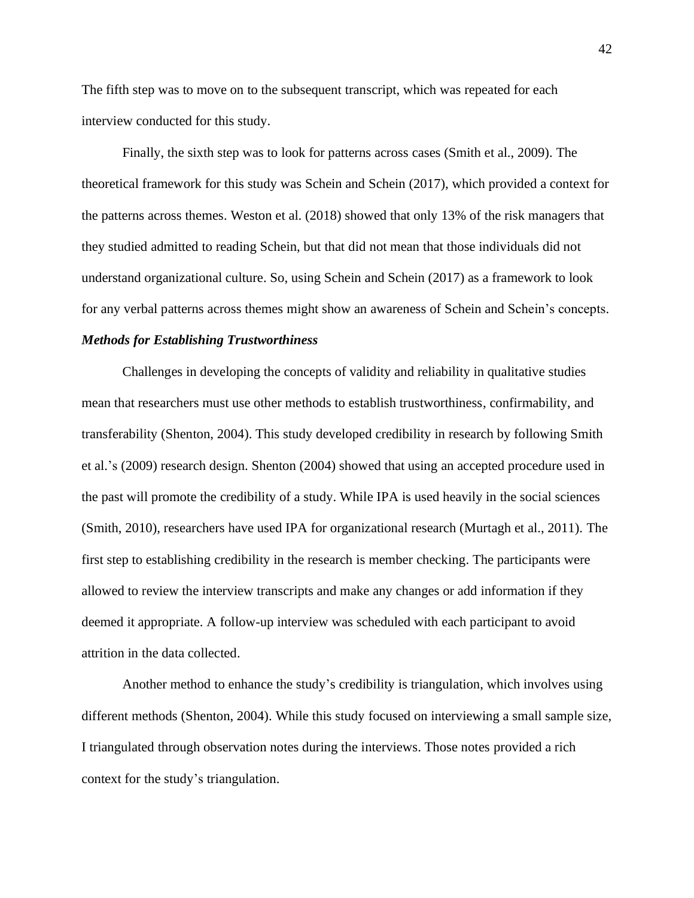The fifth step was to move on to the subsequent transcript, which was repeated for each interview conducted for this study.

Finally, the sixth step was to look for patterns across cases (Smith et al., 2009). The theoretical framework for this study was Schein and Schein (2017), which provided a context for the patterns across themes. Weston et al. (2018) showed that only 13% of the risk managers that they studied admitted to reading Schein, but that did not mean that those individuals did not understand organizational culture. So, using Schein and Schein (2017) as a framework to look for any verbal patterns across themes might show an awareness of Schein and Schein's concepts.

### *Methods for Establishing Trustworthiness*

Challenges in developing the concepts of validity and reliability in qualitative studies mean that researchers must use other methods to establish trustworthiness, confirmability, and transferability (Shenton, 2004). This study developed credibility in research by following Smith et al.'s (2009) research design. Shenton (2004) showed that using an accepted procedure used in the past will promote the credibility of a study. While IPA is used heavily in the social sciences (Smith, 2010), researchers have used IPA for organizational research (Murtagh et al., 2011). The first step to establishing credibility in the research is member checking. The participants were allowed to review the interview transcripts and make any changes or add information if they deemed it appropriate. A follow-up interview was scheduled with each participant to avoid attrition in the data collected.

Another method to enhance the study's credibility is triangulation, which involves using different methods (Shenton, 2004). While this study focused on interviewing a small sample size, I triangulated through observation notes during the interviews. Those notes provided a rich context for the study's triangulation.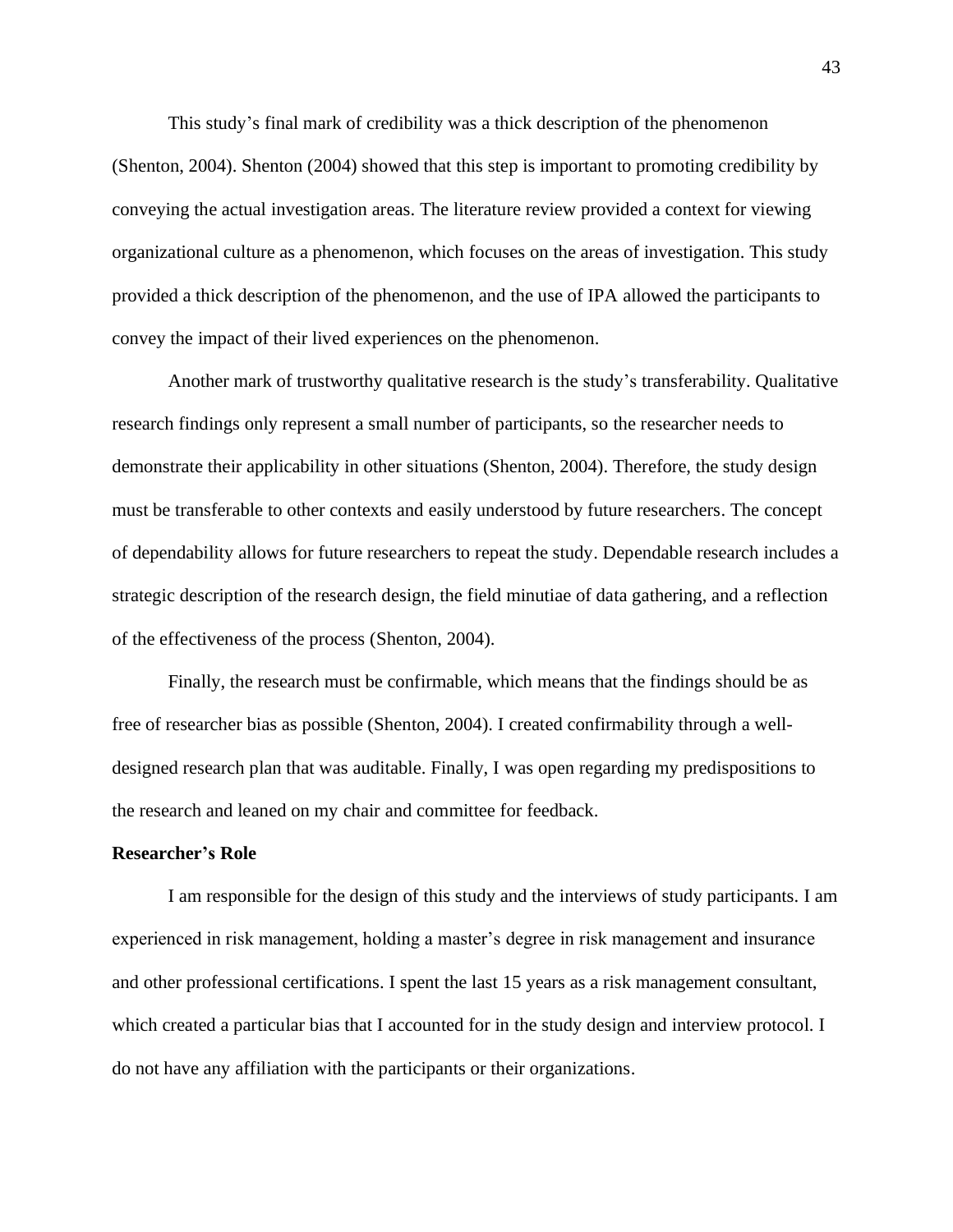This study's final mark of credibility was a thick description of the phenomenon (Shenton, 2004). Shenton (2004) showed that this step is important to promoting credibility by conveying the actual investigation areas. The literature review provided a context for viewing organizational culture as a phenomenon, which focuses on the areas of investigation. This study provided a thick description of the phenomenon, and the use of IPA allowed the participants to convey the impact of their lived experiences on the phenomenon.

Another mark of trustworthy qualitative research is the study's transferability. Qualitative research findings only represent a small number of participants, so the researcher needs to demonstrate their applicability in other situations (Shenton, 2004). Therefore, the study design must be transferable to other contexts and easily understood by future researchers. The concept of dependability allows for future researchers to repeat the study. Dependable research includes a strategic description of the research design, the field minutiae of data gathering, and a reflection of the effectiveness of the process (Shenton, 2004).

Finally, the research must be confirmable, which means that the findings should be as free of researcher bias as possible (Shenton, 2004). I created confirmability through a well-designed research plan that was auditable. Finally, I was open regarding my predispositions to the research and leaned on my chair and committee for feedback.

**Researcher's Role**

I am responsible for the design of this study and the interviews of study participants. I am experienced in risk management, holding a master's degree in risk management and insurance and other professional certifications. I spent the last 15 years as a risk management consultant, which created a particular bias that I accounted for in the study design and interview protocol. I do not have any affiliation with the participants or their organizations.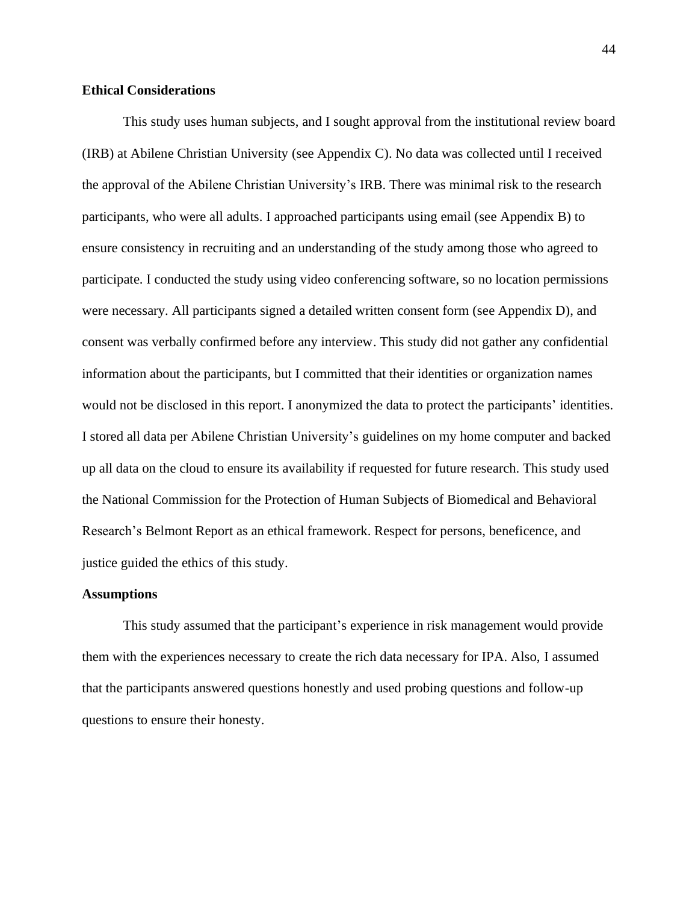### Ethical Considerations

This study uses human subjects, and I sought approval from the institutional review board (IRB) at Abilene Christian University (see Appendix C). No data was collected until I received the approval of the Abilene Christian University's IRB. There was minimal risk to the research participants, who were all adults. I approached participants using email (see Appendix B) to ensure consistency in recruiting and an understanding of the study among those who agreed to participate. I conducted the study using video conferencing software, so no location permissions were necessary. All participants signed a detailed written consent form (see Appendix D), and consent was verbally confirmed before any interview. This study did not gather any confidential information about the participants, but I committed that their identities or organization names would not be disclosed in this report. I anonymized the data to protect the participants' identities. I stored all data per Abilene Christian University's guidelines on my home computer and backed up all data on the cloud to ensure its availability if requested for future research. This study used the National Commission for the Protection of Human Subjects of Biomedical and Behavioral Research's Belmont Report as an ethical framework. Respect for persons, beneficence, and justice guided the ethics of this study.

### Assumptions

This study assumed that the participant's experience in risk management would provide them with the experiences necessary to create the rich data necessary for IPA. Also, I assumed that the participants answered questions honestly and used probing questions and follow-up questions to ensure their honesty.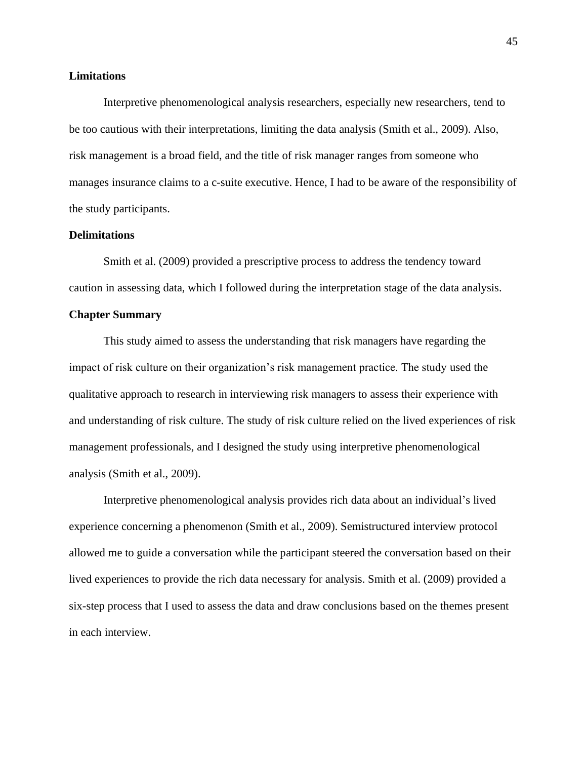## Limitations

Interpretive phenomenological analysis researchers, especially new researchers, tend to be too cautious with their interpretations, limiting the data analysis (Smith et al., 2009). Also, risk management is a broad field, and the title of risk manager ranges from someone who manages insurance claims to a c-suite executive. Hence, I had to be aware of the responsibility of the study participants.

## Delimitations

Smith et al. (2009) provided a prescriptive process to address the tendency toward caution in assessing data, which I followed during the interpretation stage of the data analysis.

## Chapter Summary

This study aimed to assess the understanding that risk managers have regarding the impact of risk culture on their organization's risk management practice. The study used the qualitative approach to research in interviewing risk managers to assess their experience with and understanding of risk culture. The study of risk culture relied on the lived experiences of risk management professionals, and I designed the study using interpretive phenomenological analysis (Smith et al., 2009).

Interpretive phenomenological analysis provides rich data about an individual's lived experience concerning a phenomenon (Smith et al., 2009). Semistructured interview protocol allowed me to guide a conversation while the participant steered the conversation based on their lived experiences to provide the rich data necessary for analysis. Smith et al. (2009) provided a six-step process that I used to assess the data and draw conclusions based on the themes present in each interview.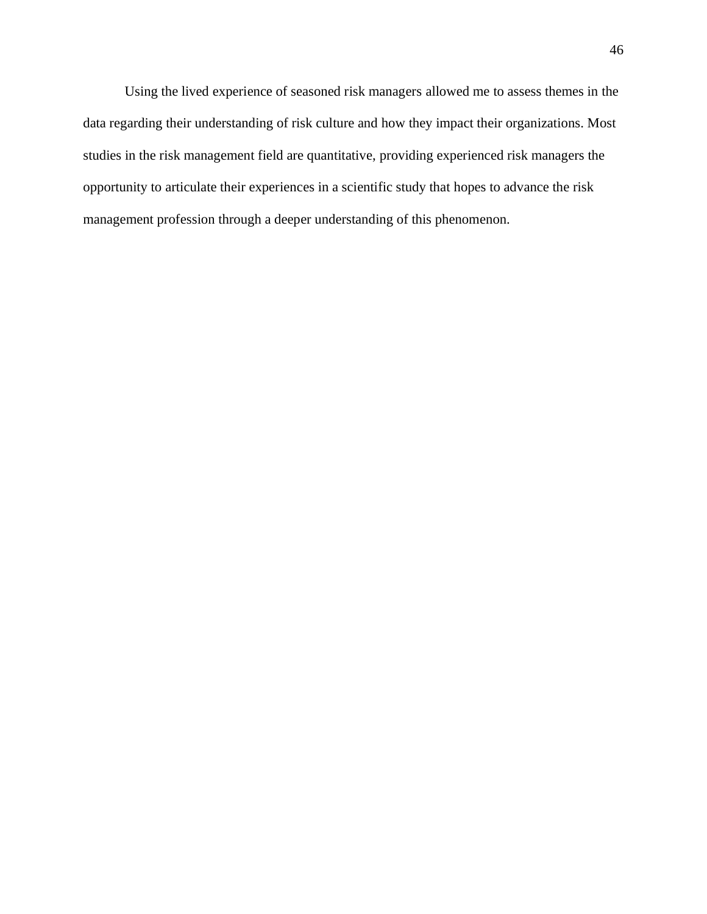Using the lived experience of seasoned risk managers allowed me to assess themes in the data regarding their understanding of risk culture and how they impact their organizations. Most studies in the risk management field are quantitative, providing experienced risk managers the opportunity to articulate their experiences in a scientific study that hopes to advance the risk management profession through a deeper understanding of this phenomenon.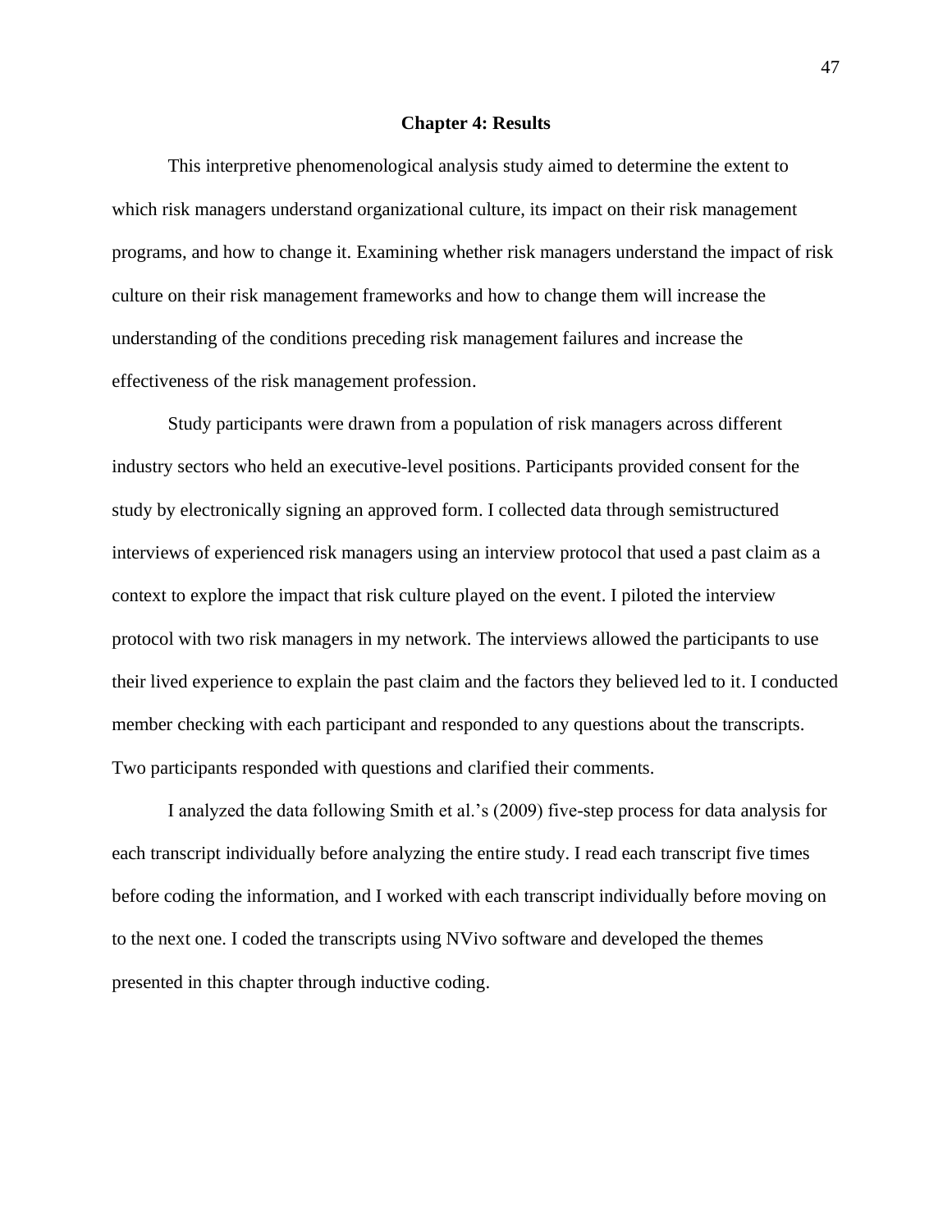# Chapter 4: Results

This interpretive phenomenological analysis study aimed to determine the extent to which risk managers understand organizational culture, its impact on their risk management programs, and how to change it. Examining whether risk managers understand the impact of risk culture on their risk management frameworks and how to change them will increase the understanding of the conditions preceding risk management failures and increase the effectiveness of the risk management profession.

Study participants were drawn from a population of risk managers across different industry sectors who held an executive-level positions. Participants provided consent for the study by electronically signing an approved form. I collected data through semistructured interviews of experienced risk managers using an interview protocol that used a past claim as a context to explore the impact that risk culture played on the event. I piloted the interview protocol with two risk managers in my network. The interviews allowed the participants to use their lived experience to explain the past claim and the factors they believed led to it. I conducted member checking with each participant and responded to any questions about the transcripts. Two participants responded with questions and clarified their comments.

I analyzed the data following Smith et al.'s (2009) five-step process for data analysis for each transcript individually before analyzing the entire study. I read each transcript five times before coding the information, and I worked with each transcript individually before moving on to the next one. I coded the transcripts using NVivo software and developed the themes presented in this chapter through inductive coding.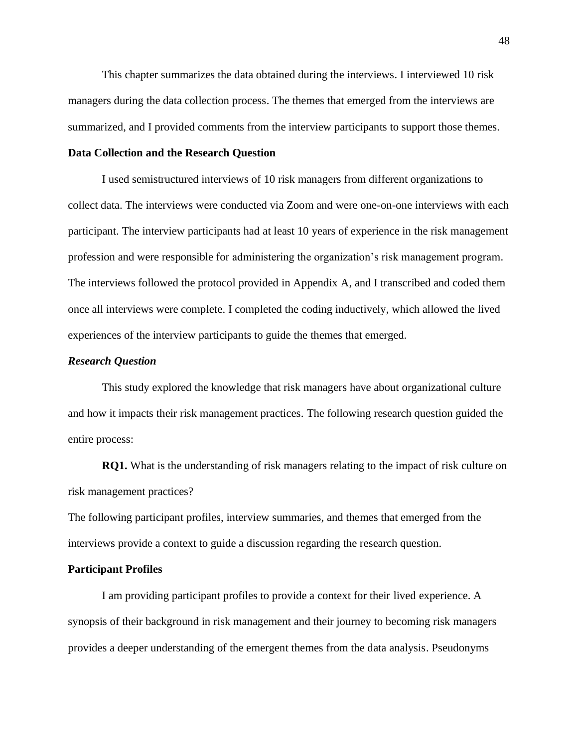This chapter summarizes the data obtained during the interviews. I interviewed 10 risk managers during the data collection process. The themes that emerged from the interviews are summarized, and I provided comments from the interview participants to support those themes.

## Data Collection and the Research Question

I used semistructured interviews of 10 risk managers from different organizations to collect data. The interviews were conducted via Zoom and were one-on-one interviews with each participant. The interview participants had at least 10 years of experience in the risk management profession and were responsible for administering the organization's risk management program. The interviews followed the protocol provided in Appendix A, and I transcribed and coded them once all interviews were complete. I completed the coding inductively, which allowed the lived experiences of the interview participants to guide the themes that emerged.

### *Research Question*

This study explored the knowledge that risk managers have about organizational culture and how it impacts their risk management practices. The following research question guided the entire process:

**RQ1.** What is the understanding of risk managers relating to the impact of risk culture on risk management practices?

The following participant profiles, interview summaries, and themes that emerged from the interviews provide a context to guide a discussion regarding the research question.

## Participant Profiles

I am providing participant profiles to provide a context for their lived experience. A synopsis of their background in risk management and their journey to becoming risk managers provides a deeper understanding of the emergent themes from the data analysis. Pseudonyms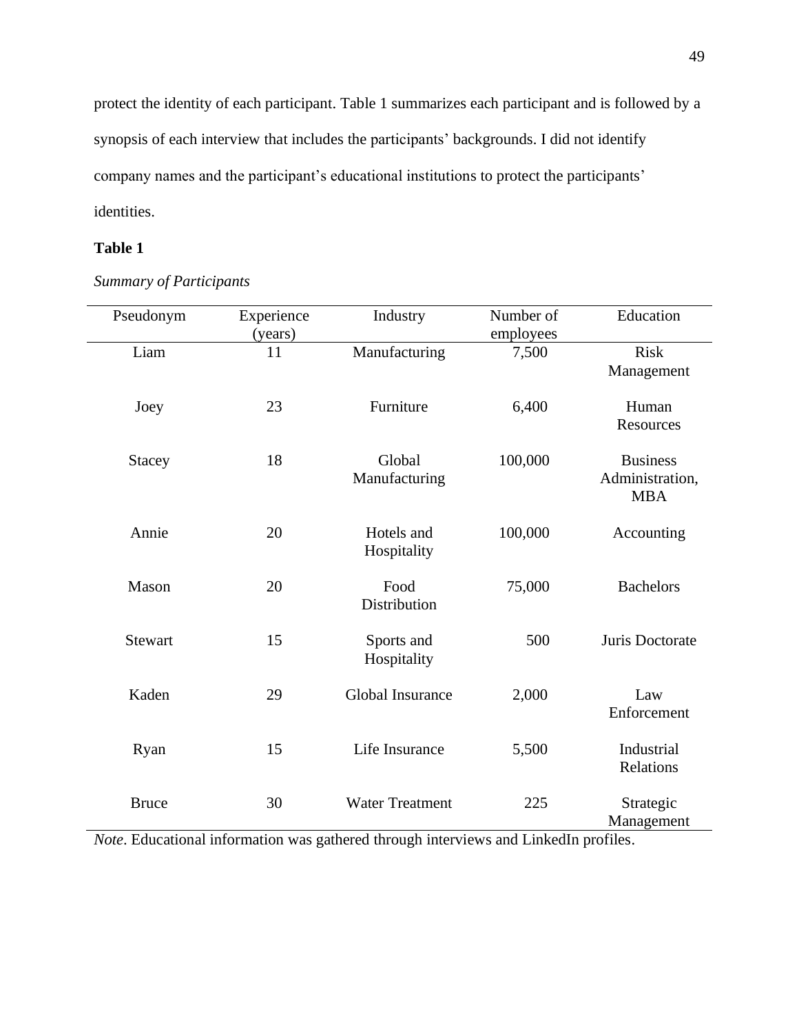protect the identity of each participant. Table 1 summarizes each participant and is followed by a synopsis of each interview that includes the participants' backgrounds. I did not identify company names and the participant's educational institutions to protect the participants' identities.

**Table 1**

*Summary of Participants*

| Pseudonym | Experience (years) | Industry | Number of employees | Education |
|---|---|---|---|---|
| Liam | 11 | Manufacturing | 7,500 | Risk Management |
| Joey | 23 | Furniture | 6,400 | Human Resources |
| Stacey | 18 | Global Manufacturing | 100,000 | Business Administration, MBA |
| Annie | 20 | Hotels and Hospitality | 100,000 | Accounting |
| Mason | 20 | Food Distribution | 75,000 | Bachelors |
| Stewart | 15 | Sports and Hospitality | 500 | Juris Doctorate |
| Kaden | 29 | Global Insurance | 2,000 | Law Enforcement |
| Ryan | 15 | Life Insurance | 5,500 | Industrial Relations |
| Bruce | 30 | Water Treatment | 225 | Strategic Management |

*Note*. Educational information was gathered through interviews and LinkedIn profiles.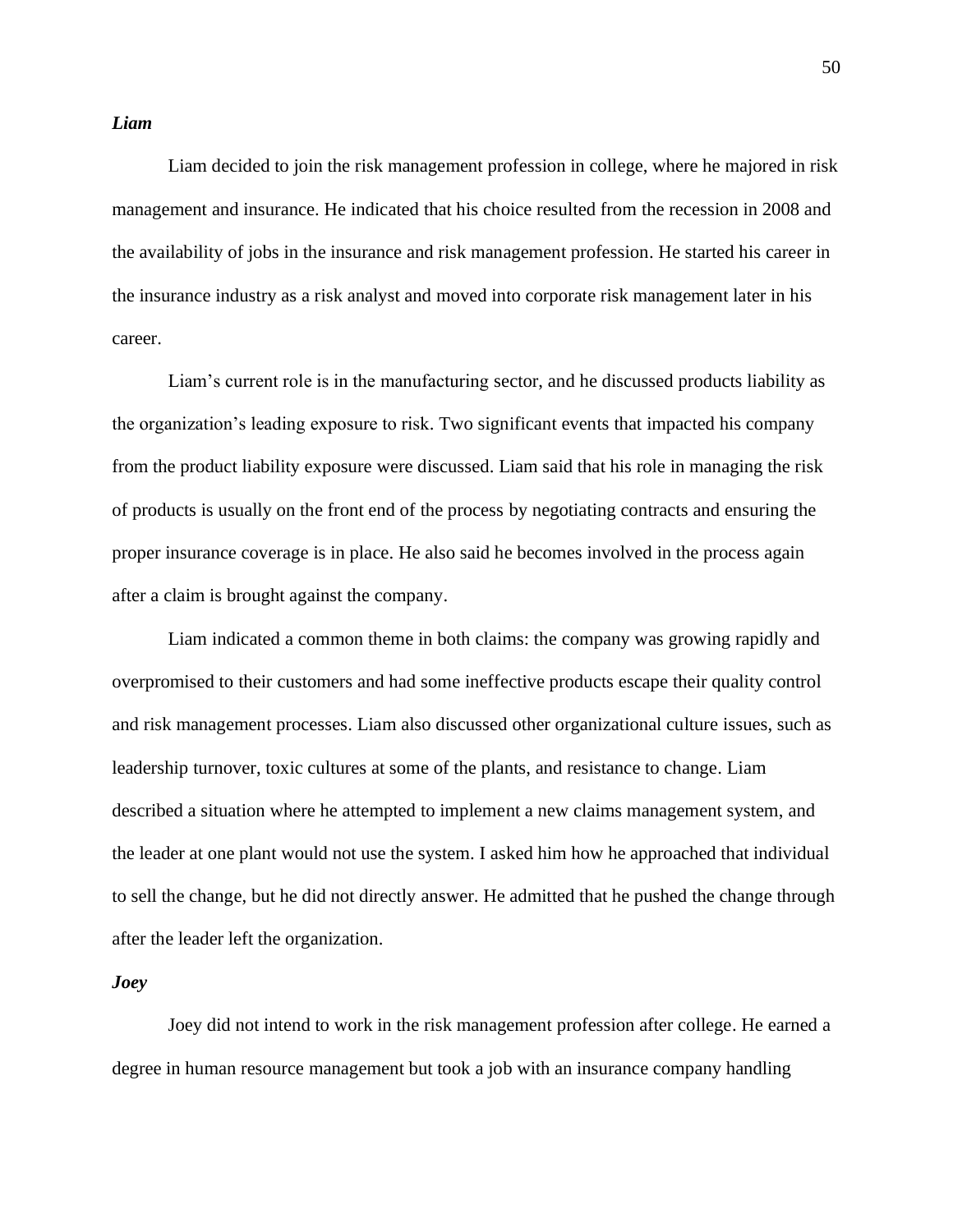### *Liam*

Liam decided to join the risk management profession in college, where he majored in risk management and insurance. He indicated that his choice resulted from the recession in 2008 and the availability of jobs in the insurance and risk management profession. He started his career in the insurance industry as a risk analyst and moved into corporate risk management later in his career.

Liam's current role is in the manufacturing sector, and he discussed products liability as the organization's leading exposure to risk. Two significant events that impacted his company from the product liability exposure were discussed. Liam said that his role in managing the risk of products is usually on the front end of the process by negotiating contracts and ensuring the proper insurance coverage is in place. He also said he becomes involved in the process again after a claim is brought against the company.

Liam indicated a common theme in both claims: the company was growing rapidly and overpromised to their customers and had some ineffective products escape their quality control and risk management processes. Liam also discussed other organizational culture issues, such as leadership turnover, toxic cultures at some of the plants, and resistance to change. Liam described a situation where he attempted to implement a new claims management system, and the leader at one plant would not use the system. I asked him how he approached that individual to sell the change, but he did not directly answer. He admitted that he pushed the change through after the leader left the organization.

### *Joey*

Joey did not intend to work in the risk management profession after college. He earned a degree in human resource management but took a job with an insurance company handling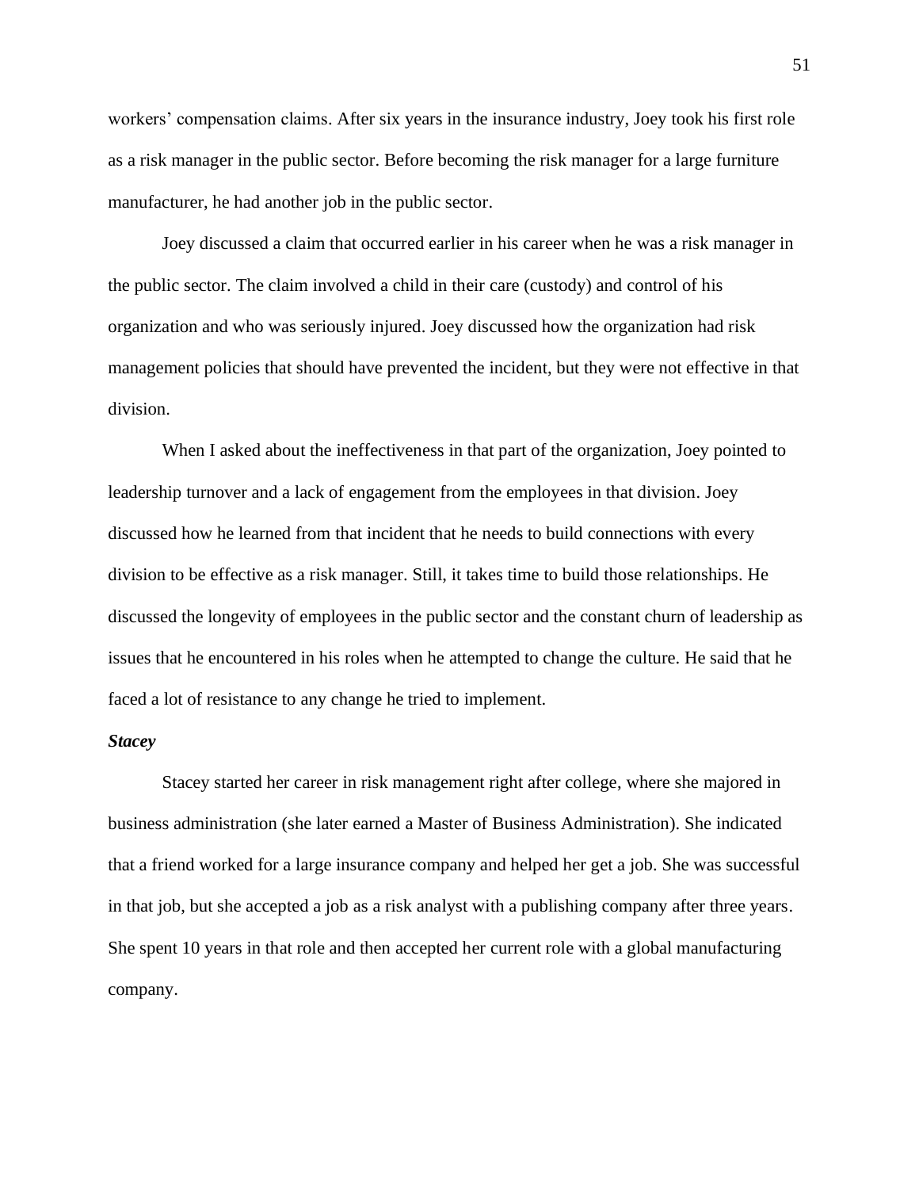workers' compensation claims. After six years in the insurance industry, Joey took his first role as a risk manager in the public sector. Before becoming the risk manager for a large furniture manufacturer, he had another job in the public sector.

Joey discussed a claim that occurred earlier in his career when he was a risk manager in the public sector. The claim involved a child in their care (custody) and control of his organization and who was seriously injured. Joey discussed how the organization had risk management policies that should have prevented the incident, but they were not effective in that division.

When I asked about the ineffectiveness in that part of the organization, Joey pointed to leadership turnover and a lack of engagement from the employees in that division. Joey discussed how he learned from that incident that he needs to build connections with every division to be effective as a risk manager. Still, it takes time to build those relationships. He discussed the longevity of employees in the public sector and the constant churn of leadership as issues that he encountered in his roles when he attempted to change the culture. He said that he faced a lot of resistance to any change he tried to implement.

### *Stacey*

Stacey started her career in risk management right after college, where she majored in business administration (she later earned a Master of Business Administration). She indicated that a friend worked for a large insurance company and helped her get a job. She was successful in that job, but she accepted a job as a risk analyst with a publishing company after three years. She spent 10 years in that role and then accepted her current role with a global manufacturing company.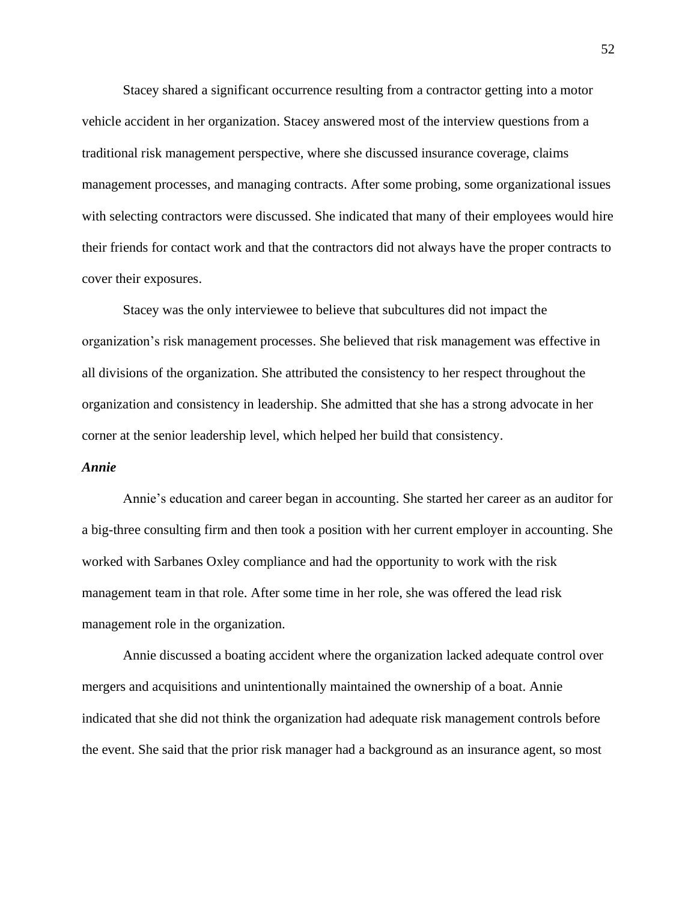Stacey shared a significant occurrence resulting from a contractor getting into a motor vehicle accident in her organization. Stacey answered most of the interview questions from a traditional risk management perspective, where she discussed insurance coverage, claims management processes, and managing contracts. After some probing, some organizational issues with selecting contractors were discussed. She indicated that many of their employees would hire their friends for contact work and that the contractors did not always have the proper contracts to cover their exposures.

Stacey was the only interviewee to believe that subcultures did not impact the organization's risk management processes. She believed that risk management was effective in all divisions of the organization. She attributed the consistency to her respect throughout the organization and consistency in leadership. She admitted that she has a strong advocate in her corner at the senior leadership level, which helped her build that consistency.

### *Annie*

Annie's education and career began in accounting. She started her career as an auditor for a big-three consulting firm and then took a position with her current employer in accounting. She worked with Sarbanes Oxley compliance and had the opportunity to work with the risk management team in that role. After some time in her role, she was offered the lead risk management role in the organization.

Annie discussed a boating accident where the organization lacked adequate control over mergers and acquisitions and unintentionally maintained the ownership of a boat. Annie indicated that she did not think the organization had adequate risk management controls before the event. She said that the prior risk manager had a background as an insurance agent, so most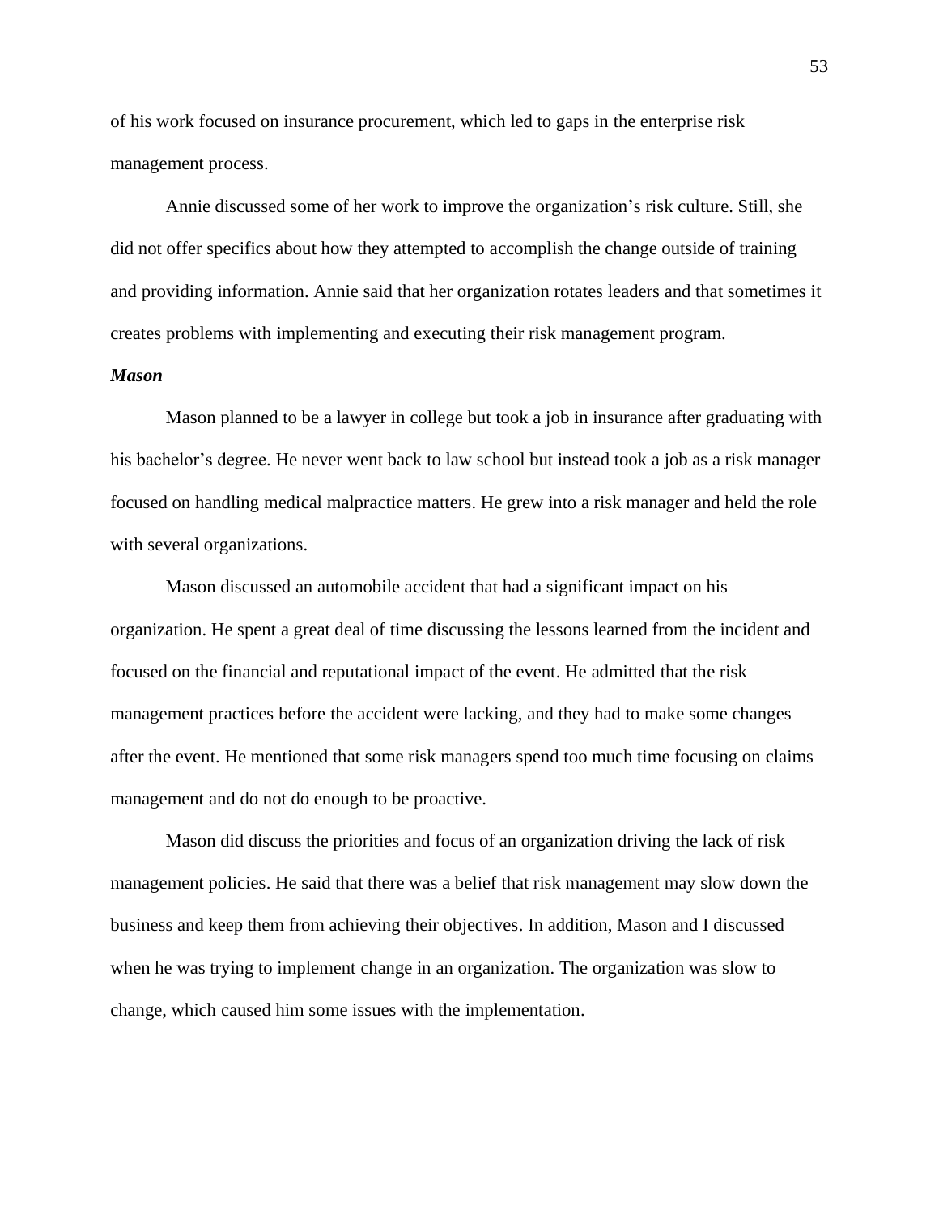of his work focused on insurance procurement, which led to gaps in the enterprise risk management process.

Annie discussed some of her work to improve the organization's risk culture. Still, she did not offer specifics about how they attempted to accomplish the change outside of training and providing information. Annie said that her organization rotates leaders and that sometimes it creates problems with implementing and executing their risk management program.

### *Mason*

Mason planned to be a lawyer in college but took a job in insurance after graduating with his bachelor's degree. He never went back to law school but instead took a job as a risk manager focused on handling medical malpractice matters. He grew into a risk manager and held the role with several organizations.

Mason discussed an automobile accident that had a significant impact on his organization. He spent a great deal of time discussing the lessons learned from the incident and focused on the financial and reputational impact of the event. He admitted that the risk management practices before the accident were lacking, and they had to make some changes after the event. He mentioned that some risk managers spend too much time focusing on claims management and do not do enough to be proactive.

Mason did discuss the priorities and focus of an organization driving the lack of risk management policies. He said that there was a belief that risk management may slow down the business and keep them from achieving their objectives. In addition, Mason and I discussed when he was trying to implement change in an organization. The organization was slow to change, which caused him some issues with the implementation.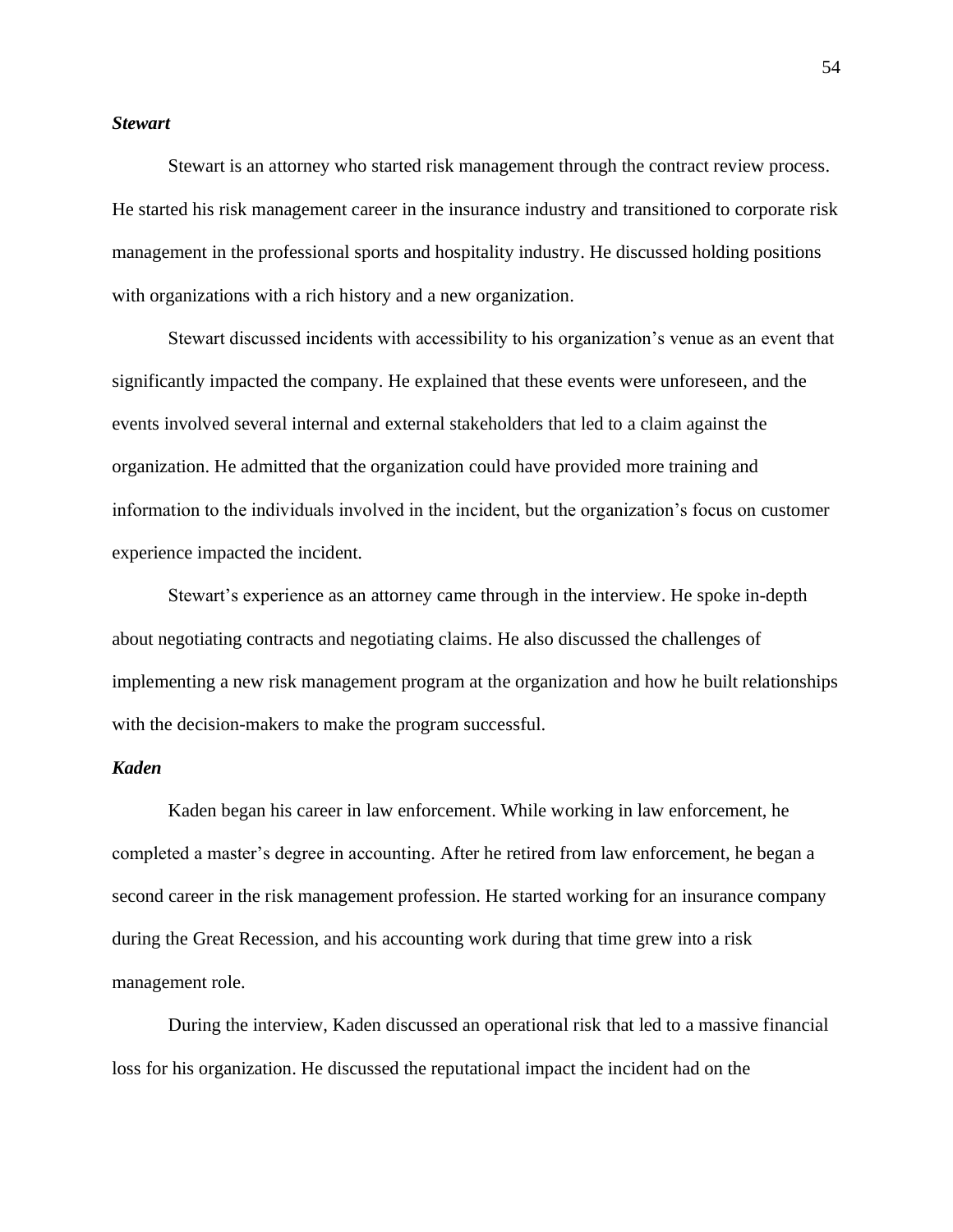### *Stewart*

Stewart is an attorney who started risk management through the contract review process. He started his risk management career in the insurance industry and transitioned to corporate risk management in the professional sports and hospitality industry. He discussed holding positions with organizations with a rich history and a new organization.

Stewart discussed incidents with accessibility to his organization's venue as an event that significantly impacted the company. He explained that these events were unforeseen, and the events involved several internal and external stakeholders that led to a claim against the organization. He admitted that the organization could have provided more training and information to the individuals involved in the incident, but the organization's focus on customer experience impacted the incident.

Stewart's experience as an attorney came through in the interview. He spoke in-depth about negotiating contracts and negotiating claims. He also discussed the challenges of implementing a new risk management program at the organization and how he built relationships with the decision-makers to make the program successful.

### *Kaden*

Kaden began his career in law enforcement. While working in law enforcement, he completed a master's degree in accounting. After he retired from law enforcement, he began a second career in the risk management profession. He started working for an insurance company during the Great Recession, and his accounting work during that time grew into a risk management role.

During the interview, Kaden discussed an operational risk that led to a massive financial loss for his organization. He discussed the reputational impact the incident had on the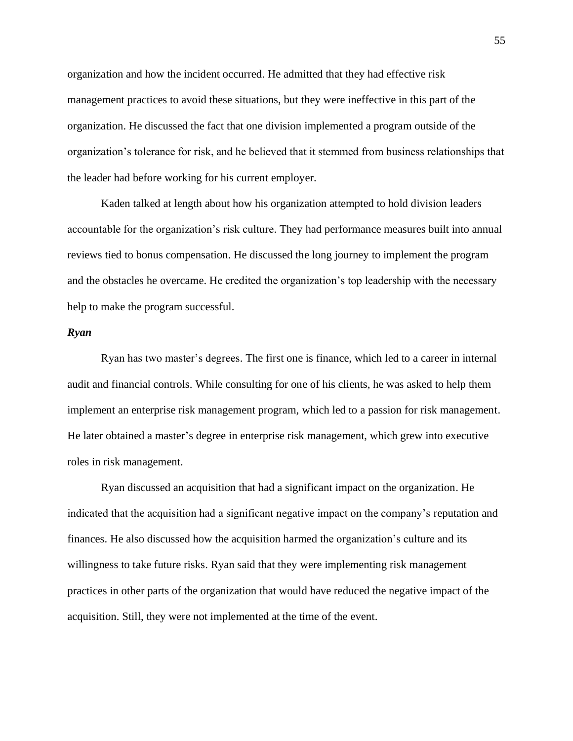organization and how the incident occurred. He admitted that they had effective risk management practices to avoid these situations, but they were ineffective in this part of the organization. He discussed the fact that one division implemented a program outside of the organization's tolerance for risk, and he believed that it stemmed from business relationships that the leader had before working for his current employer.

Kaden talked at length about how his organization attempted to hold division leaders accountable for the organization's risk culture. They had performance measures built into annual reviews tied to bonus compensation. He discussed the long journey to implement the program and the obstacles he overcame. He credited the organization's top leadership with the necessary help to make the program successful.

***Ryan***

Ryan has two master's degrees. The first one is finance, which led to a career in internal audit and financial controls. While consulting for one of his clients, he was asked to help them implement an enterprise risk management program, which led to a passion for risk management. He later obtained a master's degree in enterprise risk management, which grew into executive roles in risk management.

Ryan discussed an acquisition that had a significant impact on the organization. He indicated that the acquisition had a significant negative impact on the company's reputation and finances. He also discussed how the acquisition harmed the organization's culture and its willingness to take future risks. Ryan said that they were implementing risk management practices in other parts of the organization that would have reduced the negative impact of the acquisition. Still, they were not implemented at the time of the event.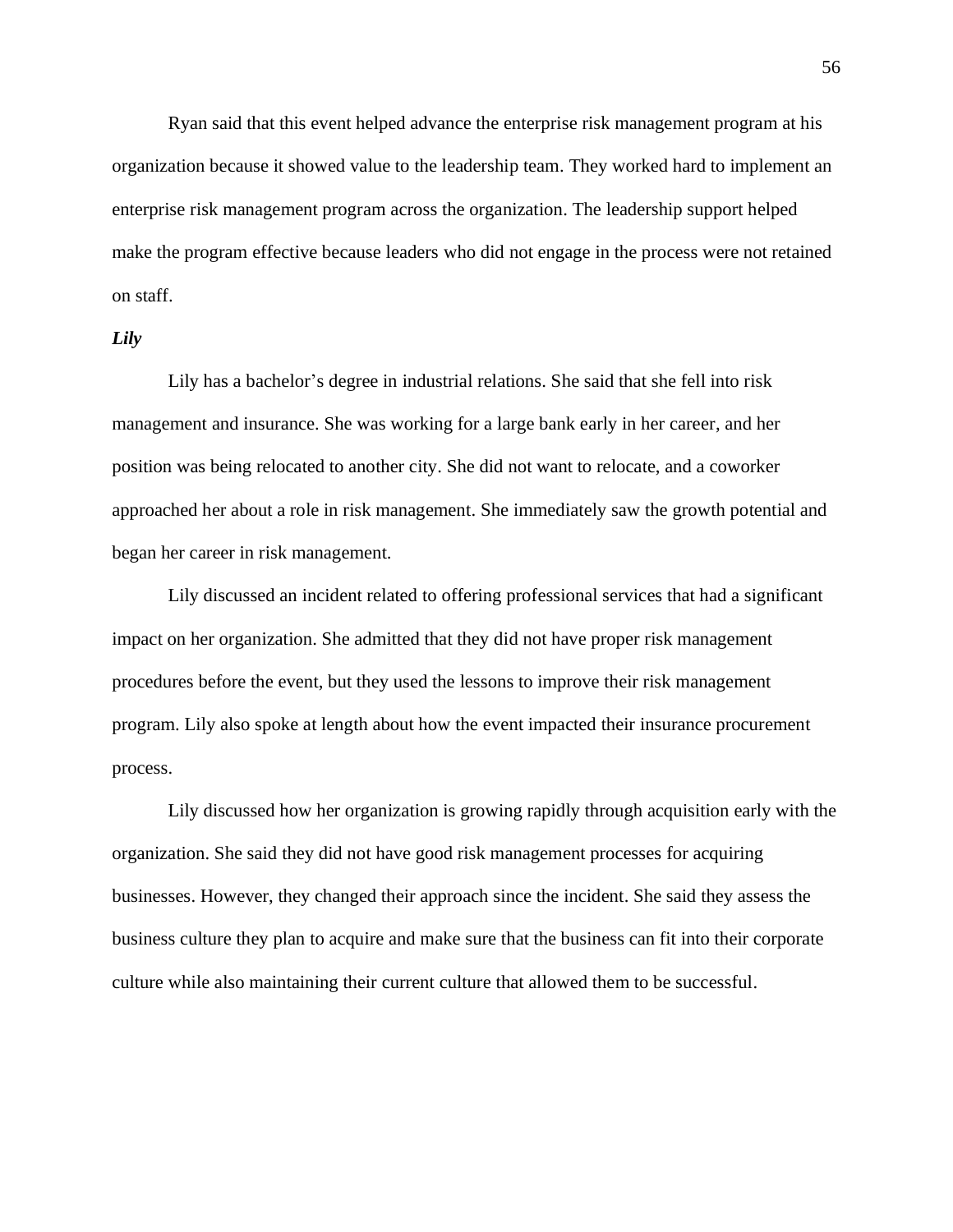Ryan said that this event helped advance the enterprise risk management program at his organization because it showed value to the leadership team. They worked hard to implement an enterprise risk management program across the organization. The leadership support helped make the program effective because leaders who did not engage in the process were not retained on staff.

***Lily***

Lily has a bachelor's degree in industrial relations. She said that she fell into risk management and insurance. She was working for a large bank early in her career, and her position was being relocated to another city. She did not want to relocate, and a coworker approached her about a role in risk management. She immediately saw the growth potential and began her career in risk management.

Lily discussed an incident related to offering professional services that had a significant impact on her organization. She admitted that they did not have proper risk management procedures before the event, but they used the lessons to improve their risk management program. Lily also spoke at length about how the event impacted their insurance procurement process.

Lily discussed how her organization is growing rapidly through acquisition early with the organization. She said they did not have good risk management processes for acquiring businesses. However, they changed their approach since the incident. She said they assess the business culture they plan to acquire and make sure that the business can fit into their corporate culture while also maintaining their current culture that allowed them to be successful.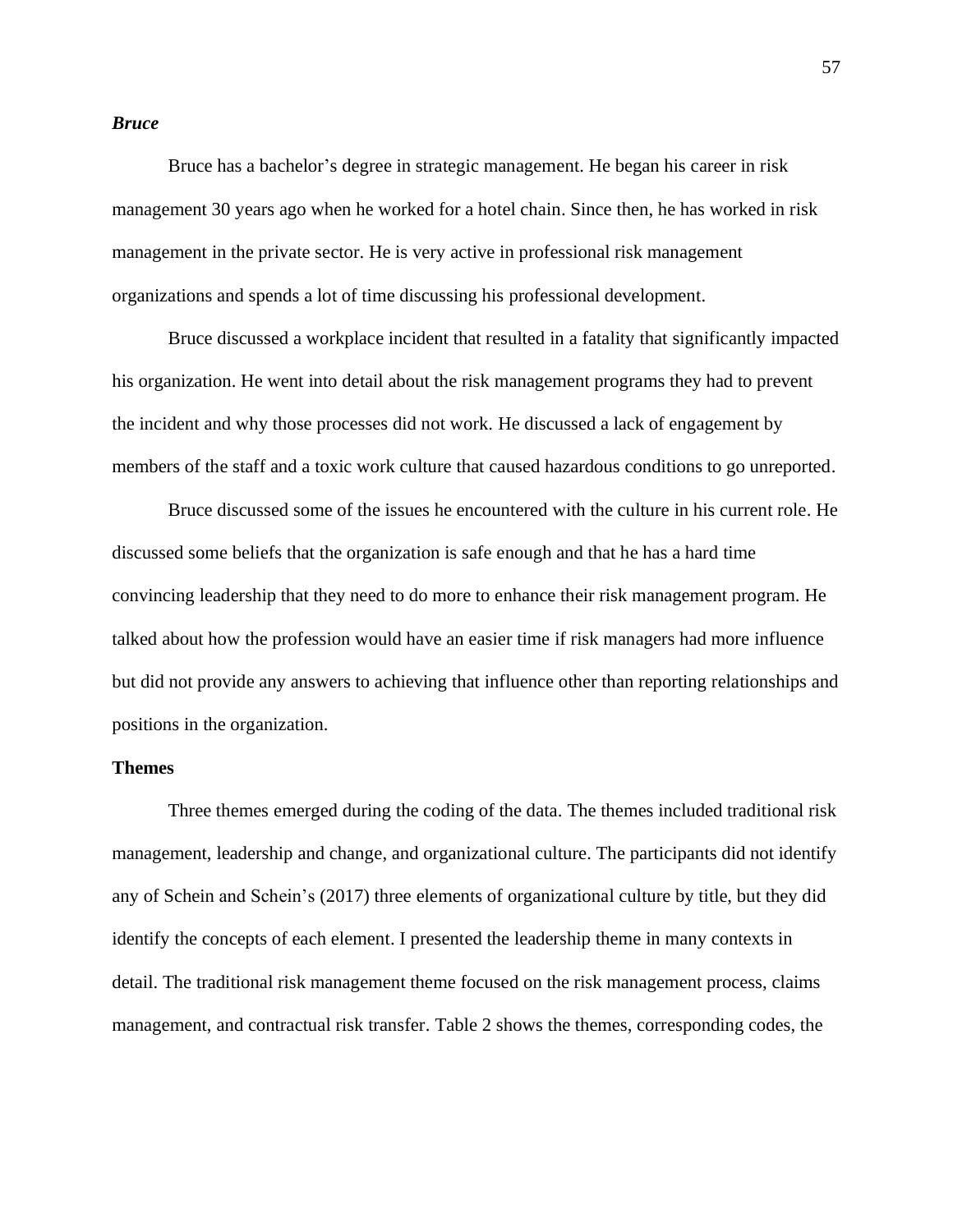### *Bruce*

Bruce has a bachelor's degree in strategic management. He began his career in risk management 30 years ago when he worked for a hotel chain. Since then, he has worked in risk management in the private sector. He is very active in professional risk management organizations and spends a lot of time discussing his professional development.

Bruce discussed a workplace incident that resulted in a fatality that significantly impacted his organization. He went into detail about the risk management programs they had to prevent the incident and why those processes did not work. He discussed a lack of engagement by members of the staff and a toxic work culture that caused hazardous conditions to go unreported.

Bruce discussed some of the issues he encountered with the culture in his current role. He discussed some beliefs that the organization is safe enough and that he has a hard time convincing leadership that they need to do more to enhance their risk management program. He talked about how the profession would have an easier time if risk managers had more influence but did not provide any answers to achieving that influence other than reporting relationships and positions in the organization.

## Themes

Three themes emerged during the coding of the data. The themes included traditional risk management, leadership and change, and organizational culture. The participants did not identify any of Schein and Schein's (2017) three elements of organizational culture by title, but they did identify the concepts of each element. I presented the leadership theme in many contexts in detail. The traditional risk management theme focused on the risk management process, claims management, and contractual risk transfer. Table 2 shows the themes, corresponding codes, the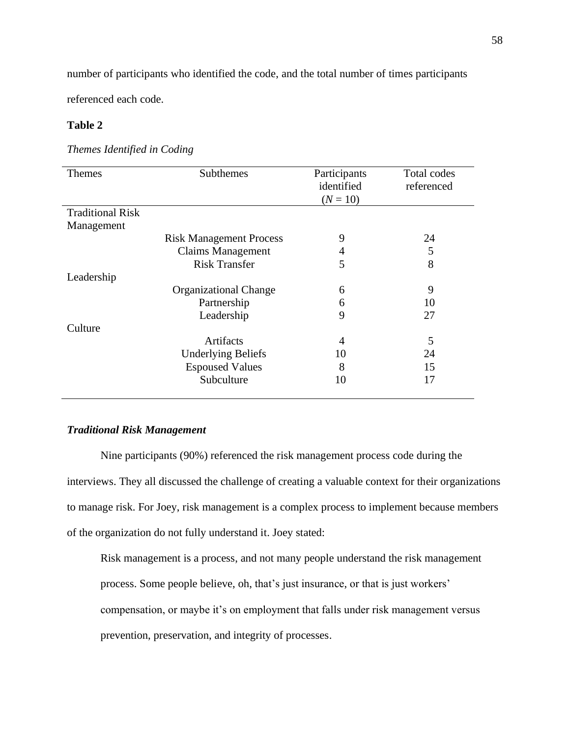number of participants who identified the code, and the total number of times participants referenced each code.

**Table 2**

*Themes Identified in Coding*

| Themes | Subthemes | Participants identified ($N$ = 10) | Total codes referenced |
|---|---|---|---|
| Traditional Risk Management | | | |
| | Risk Management Process | 9 | 24 |
| | Claims Management | 4 | 5 |
| | Risk Transfer | 5 | 8 |
| Leadership | | | |
| | Organizational Change | 6 | 9 |
| | Partnership | 6 | 10 |
| | Leadership | 9 | 27 |
| Culture | | | |
| | Artifacts | 4 | 5 |
| | Underlying Beliefs | 10 | 24 |
| | Espoused Values | 8 | 15 |
| | Subculture | 10 | 17 |

### *Traditional Risk Management*

Nine participants (90%) referenced the risk management process code during the interviews. They all discussed the challenge of creating a valuable context for their organizations to manage risk. For Joey, risk management is a complex process to implement because members of the organization do not fully understand it. Joey stated:

> Risk management is a process, and not many people understand the risk management process. Some people believe, oh, that's just insurance, or that is just workers' compensation, or maybe it's on employment that falls under risk management versus prevention, preservation, and integrity of processes.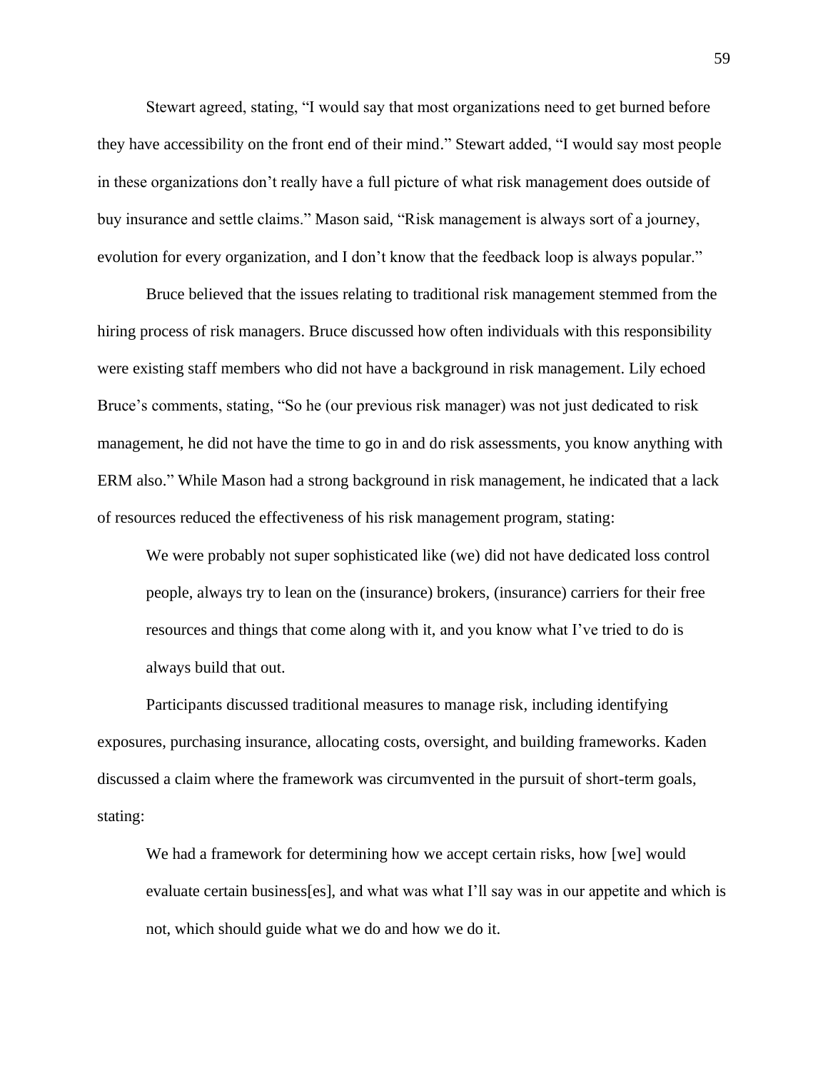Stewart agreed, stating, “I would say that most organizations need to get burned before they have accessibility on the front end of their mind.” Stewart added, “I would say most people in these organizations don’t really have a full picture of what risk management does outside of buy insurance and settle claims.” Mason said, “Risk management is always sort of a journey, evolution for every organization, and I don’t know that the feedback loop is always popular.”

Bruce believed that the issues relating to traditional risk management stemmed from the hiring process of risk managers. Bruce discussed how often individuals with this responsibility were existing staff members who did not have a background in risk management. Lily echoed Bruce’s comments, stating, “So he (our previous risk manager) was not just dedicated to risk management, he did not have the time to go in and do risk assessments, you know anything with ERM also.” While Mason had a strong background in risk management, he indicated that a lack of resources reduced the effectiveness of his risk management program, stating:

> We were probably not super sophisticated like (we) did not have dedicated loss control people, always try to lean on the (insurance) brokers, (insurance) carriers for their free resources and things that come along with it, and you know what I’ve tried to do is always build that out.

Participants discussed traditional measures to manage risk, including identifying exposures, purchasing insurance, allocating costs, oversight, and building frameworks. Kaden discussed a claim where the framework was circumvented in the pursuit of short-term goals, stating:

> We had a framework for determining how we accept certain risks, how [we] would evaluate certain business[es], and what was what I’ll say was in our appetite and which is not, which should guide what we do and how we do it.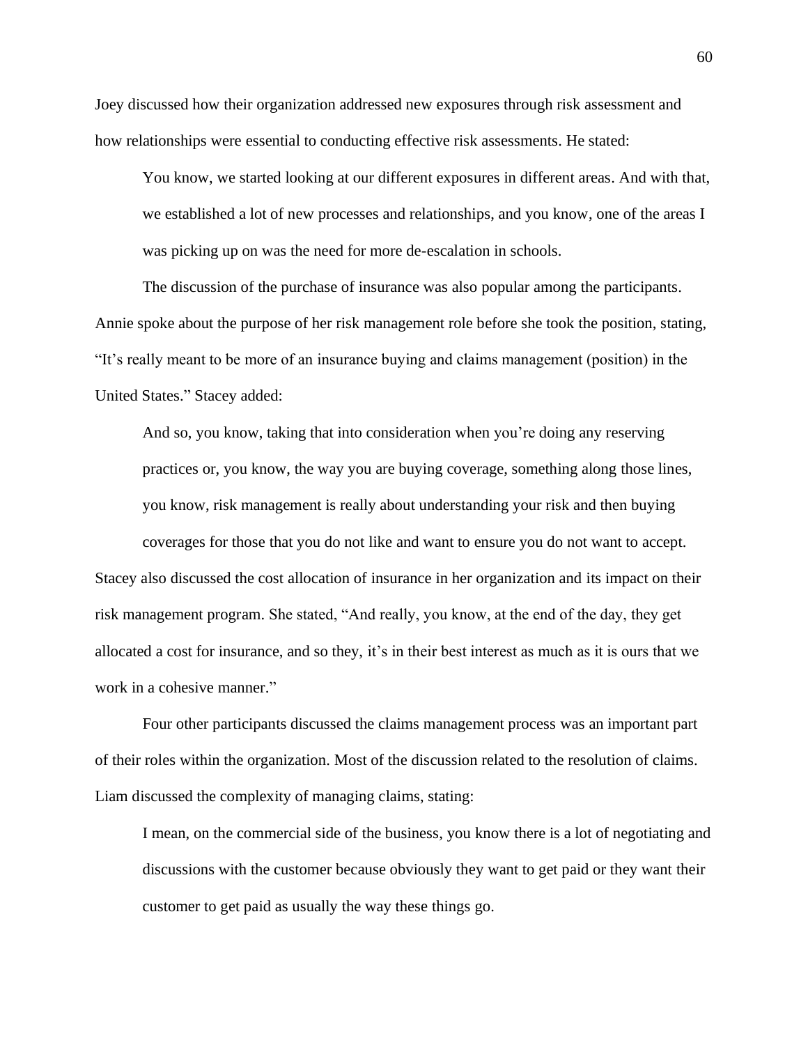Joey discussed how their organization addressed new exposures through risk assessment and how relationships were essential to conducting effective risk assessments. He stated:

> You know, we started looking at our different exposures in different areas. And with that, we established a lot of new processes and relationships, and you know, one of the areas I was picking up on was the need for more de-escalation in schools.

The discussion of the purchase of insurance was also popular among the participants. Annie spoke about the purpose of her risk management role before she took the position, stating, "It's really meant to be more of an insurance buying and claims management (position) in the United States." Stacey added:

> And so, you know, taking that into consideration when you're doing any reserving practices or, you know, the way you are buying coverage, something along those lines, you know, risk management is really about understanding your risk and then buying coverages for those that you do not like and want to ensure you do not want to accept.

Stacey also discussed the cost allocation of insurance in her organization and its impact on their risk management program. She stated, "And really, you know, at the end of the day, they get allocated a cost for insurance, and so they, it's in their best interest as much as it is ours that we work in a cohesive manner."

Four other participants discussed the claims management process was an important part of their roles within the organization. Most of the discussion related to the resolution of claims. Liam discussed the complexity of managing claims, stating:

> I mean, on the commercial side of the business, you know there is a lot of negotiating and discussions with the customer because obviously they want to get paid or they want their customer to get paid as usually the way these things go.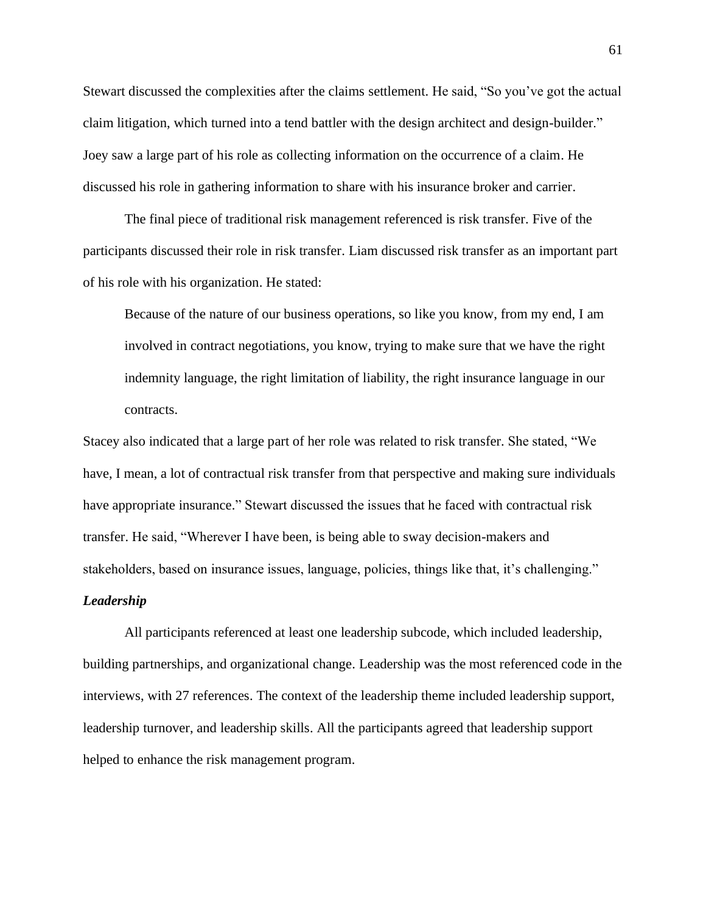Stewart discussed the complexities after the claims settlement. He said, "So you've got the actual claim litigation, which turned into a tend battler with the design architect and design-builder." Joey saw a large part of his role as collecting information on the occurrence of a claim. He discussed his role in gathering information to share with his insurance broker and carrier.

The final piece of traditional risk management referenced is risk transfer. Five of the participants discussed their role in risk transfer. Liam discussed risk transfer as an important part of his role with his organization. He stated:

> Because of the nature of our business operations, so like you know, from my end, I am involved in contract negotiations, you know, trying to make sure that we have the right indemnity language, the right limitation of liability, the right insurance language in our contracts.

Stacey also indicated that a large part of her role was related to risk transfer. She stated, "We have, I mean, a lot of contractual risk transfer from that perspective and making sure individuals have appropriate insurance." Stewart discussed the issues that he faced with contractual risk transfer. He said, "Wherever I have been, is being able to sway decision-makers and stakeholders, based on insurance issues, language, policies, things like that, it's challenging."

***Leadership***

All participants referenced at least one leadership subcode, which included leadership, building partnerships, and organizational change. Leadership was the most referenced code in the interviews, with 27 references. The context of the leadership theme included leadership support, leadership turnover, and leadership skills. All the participants agreed that leadership support helped to enhance the risk management program.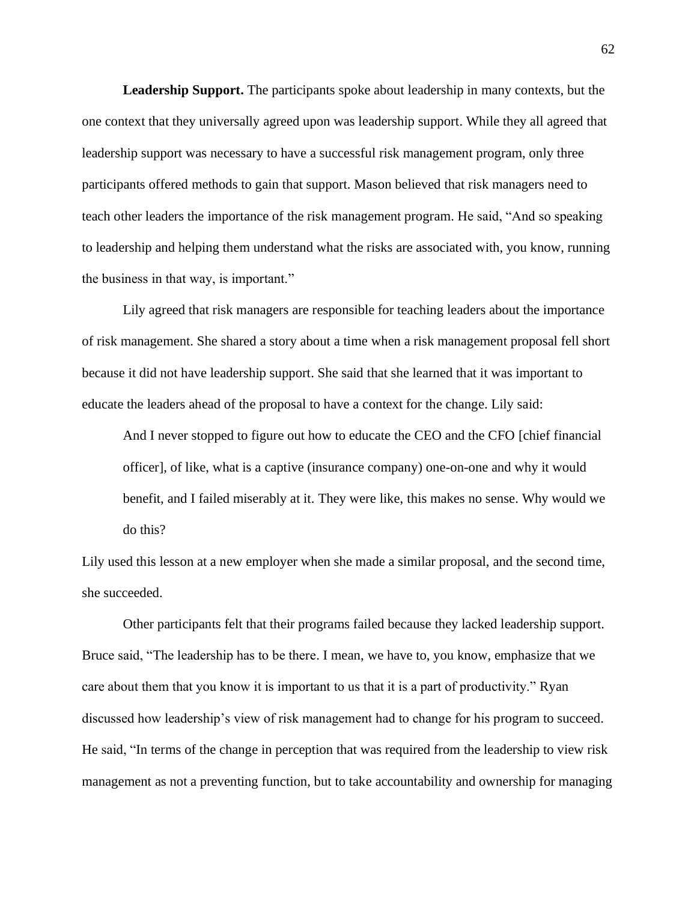**Leadership Support.** The participants spoke about leadership in many contexts, but the one context that they universally agreed upon was leadership support. While they all agreed that leadership support was necessary to have a successful risk management program, only three participants offered methods to gain that support. Mason believed that risk managers need to teach other leaders the importance of the risk management program. He said, "And so speaking to leadership and helping them understand what the risks are associated with, you know, running the business in that way, is important."

Lily agreed that risk managers are responsible for teaching leaders about the importance of risk management. She shared a story about a time when a risk management proposal fell short because it did not have leadership support. She said that she learned that it was important to educate the leaders ahead of the proposal to have a context for the change. Lily said:

> And I never stopped to figure out how to educate the CEO and the CFO [chief financial officer], of like, what is a captive (insurance company) one-on-one and why it would benefit, and I failed miserably at it. They were like, this makes no sense. Why would we do this?

Lily used this lesson at a new employer when she made a similar proposal, and the second time, she succeeded.

Other participants felt that their programs failed because they lacked leadership support. Bruce said, "The leadership has to be there. I mean, we have to, you know, emphasize that we care about them that you know it is important to us that it is a part of productivity." Ryan discussed how leadership's view of risk management had to change for his program to succeed. He said, "In terms of the change in perception that was required from the leadership to view risk management as not a preventing function, but to take accountability and ownership for managing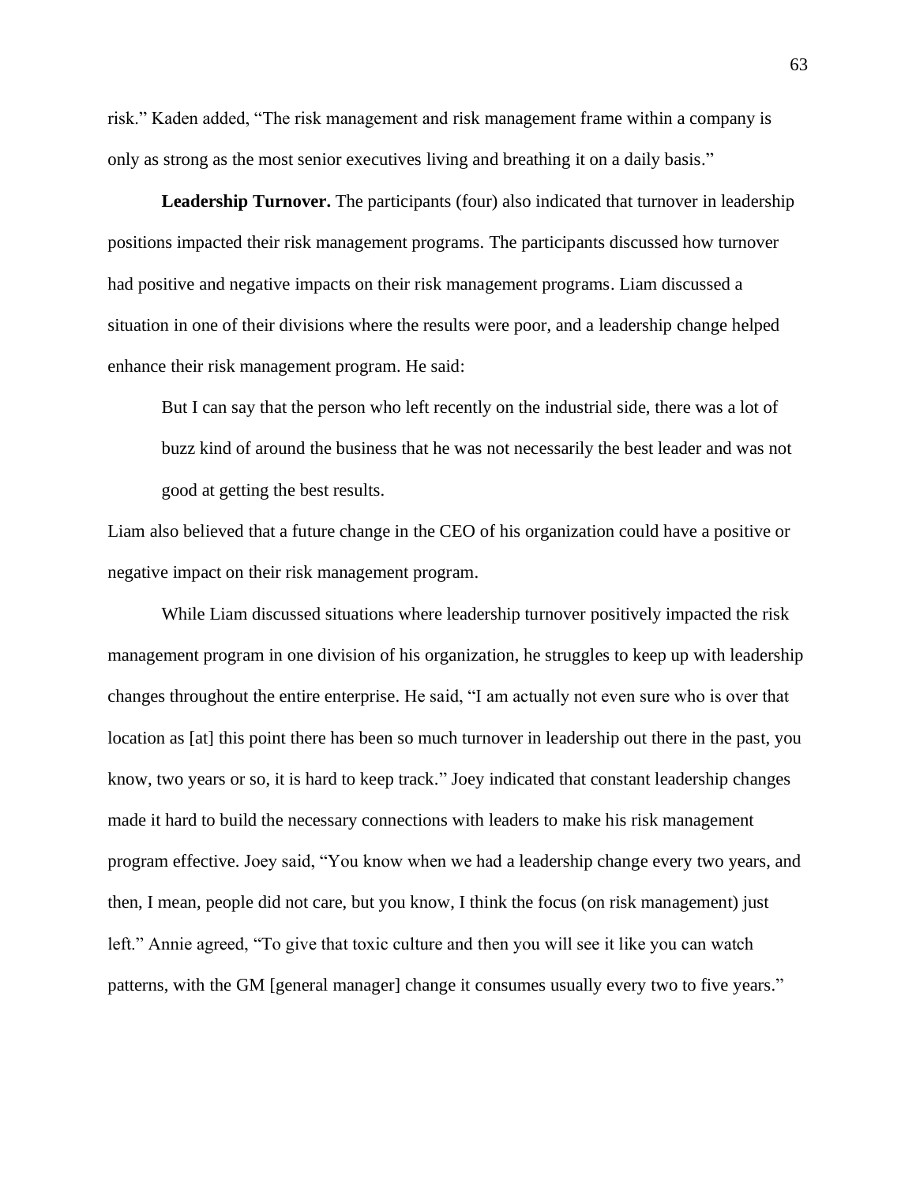risk." Kaden added, "The risk management and risk management frame within a company is only as strong as the most senior executives living and breathing it on a daily basis."

**Leadership Turnover.** The participants (four) also indicated that turnover in leadership positions impacted their risk management programs. The participants discussed how turnover had positive and negative impacts on their risk management programs. Liam discussed a situation in one of their divisions where the results were poor, and a leadership change helped enhance their risk management program. He said:

> But I can say that the person who left recently on the industrial side, there was a lot of buzz kind of around the business that he was not necessarily the best leader and was not good at getting the best results.

Liam also believed that a future change in the CEO of his organization could have a positive or negative impact on their risk management program.

While Liam discussed situations where leadership turnover positively impacted the risk management program in one division of his organization, he struggles to keep up with leadership changes throughout the entire enterprise. He said, "I am actually not even sure who is over that location as [at] this point there has been so much turnover in leadership out there in the past, you know, two years or so, it is hard to keep track." Joey indicated that constant leadership changes made it hard to build the necessary connections with leaders to make his risk management program effective. Joey said, "You know when we had a leadership change every two years, and then, I mean, people did not care, but you know, I think the focus (on risk management) just left." Annie agreed, "To give that toxic culture and then you will see it like you can watch patterns, with the GM [general manager] change it consumes usually every two to five years."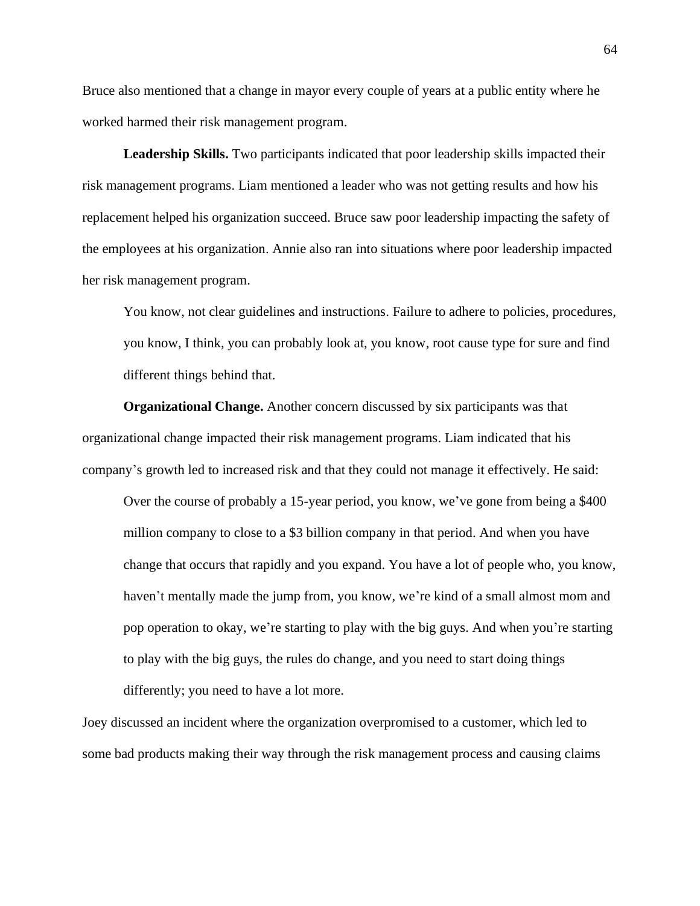Bruce also mentioned that a change in mayor every couple of years at a public entity where he worked harmed their risk management program.

**Leadership Skills.** Two participants indicated that poor leadership skills impacted their risk management programs. Liam mentioned a leader who was not getting results and how his replacement helped his organization succeed. Bruce saw poor leadership impacting the safety of the employees at his organization. Annie also ran into situations where poor leadership impacted her risk management program.

> You know, not clear guidelines and instructions. Failure to adhere to policies, procedures, you know, I think, you can probably look at, you know, root cause type for sure and find different things behind that.

**Organizational Change.** Another concern discussed by six participants was that organizational change impacted their risk management programs. Liam indicated that his company's growth led to increased risk and that they could not manage it effectively. He said:

> Over the course of probably a 15-year period, you know, we've gone from being a $400 million company to close to a $3 billion company in that period. And when you have change that occurs that rapidly and you expand. You have a lot of people who, you know, haven't mentally made the jump from, you know, we're kind of a small almost mom and pop operation to okay, we're starting to play with the big guys. And when you're starting to play with the big guys, the rules do change, and you need to start doing things differently; you need to have a lot more.

Joey discussed an incident where the organization overpromised to a customer, which led to some bad products making their way through the risk management process and causing claims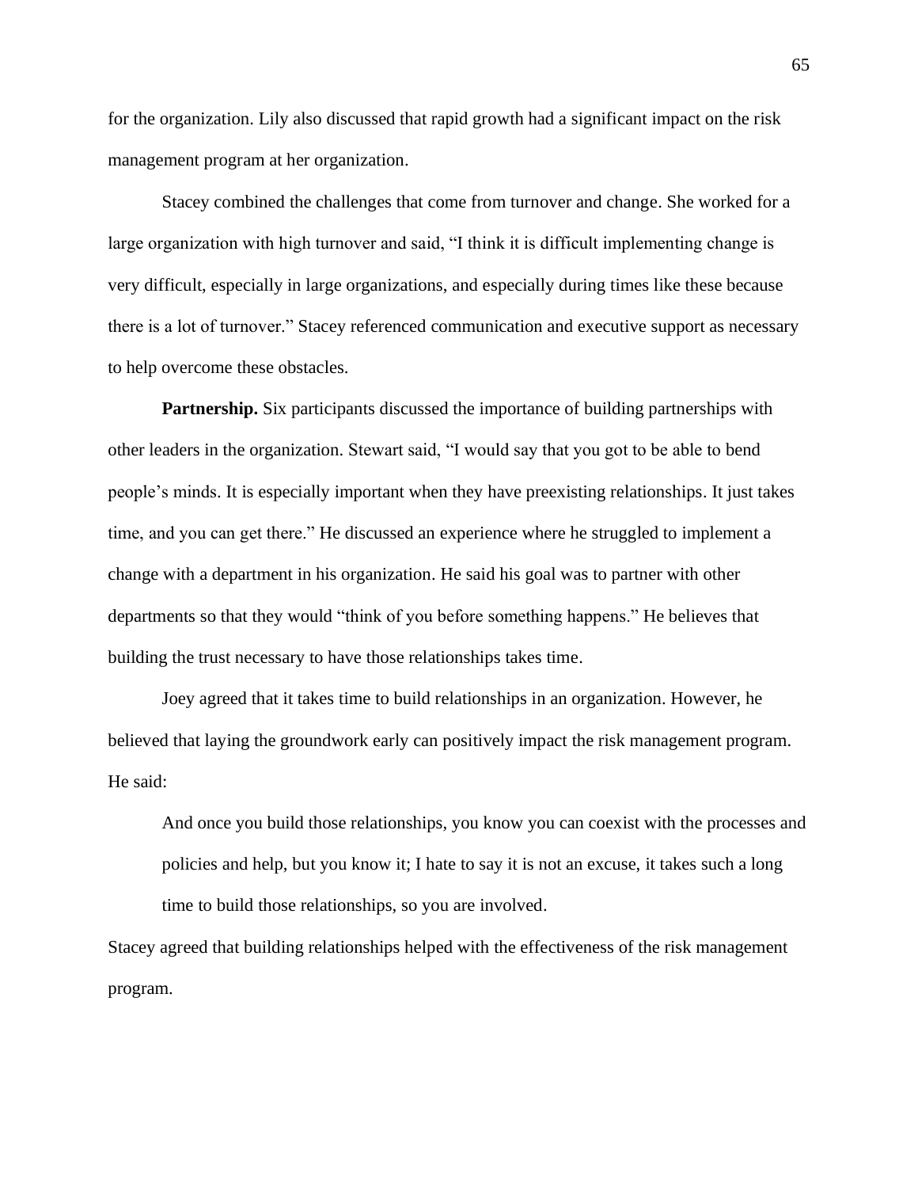for the organization. Lily also discussed that rapid growth had a significant impact on the risk management program at her organization.

Stacey combined the challenges that come from turnover and change. She worked for a large organization with high turnover and said, "I think it is difficult implementing change is very difficult, especially in large organizations, and especially during times like these because there is a lot of turnover." Stacey referenced communication and executive support as necessary to help overcome these obstacles.

**Partnership.** Six participants discussed the importance of building partnerships with other leaders in the organization. Stewart said, "I would say that you got to be able to bend people's minds. It is especially important when they have preexisting relationships. It just takes time, and you can get there." He discussed an experience where he struggled to implement a change with a department in his organization. He said his goal was to partner with other departments so that they would "think of you before something happens." He believes that building the trust necessary to have those relationships takes time.

Joey agreed that it takes time to build relationships in an organization. However, he believed that laying the groundwork early can positively impact the risk management program. He said:

> And once you build those relationships, you know you can coexist with the processes and policies and help, but you know it; I hate to say it is not an excuse, it takes such a long time to build those relationships, so you are involved.

Stacey agreed that building relationships helped with the effectiveness of the risk management program.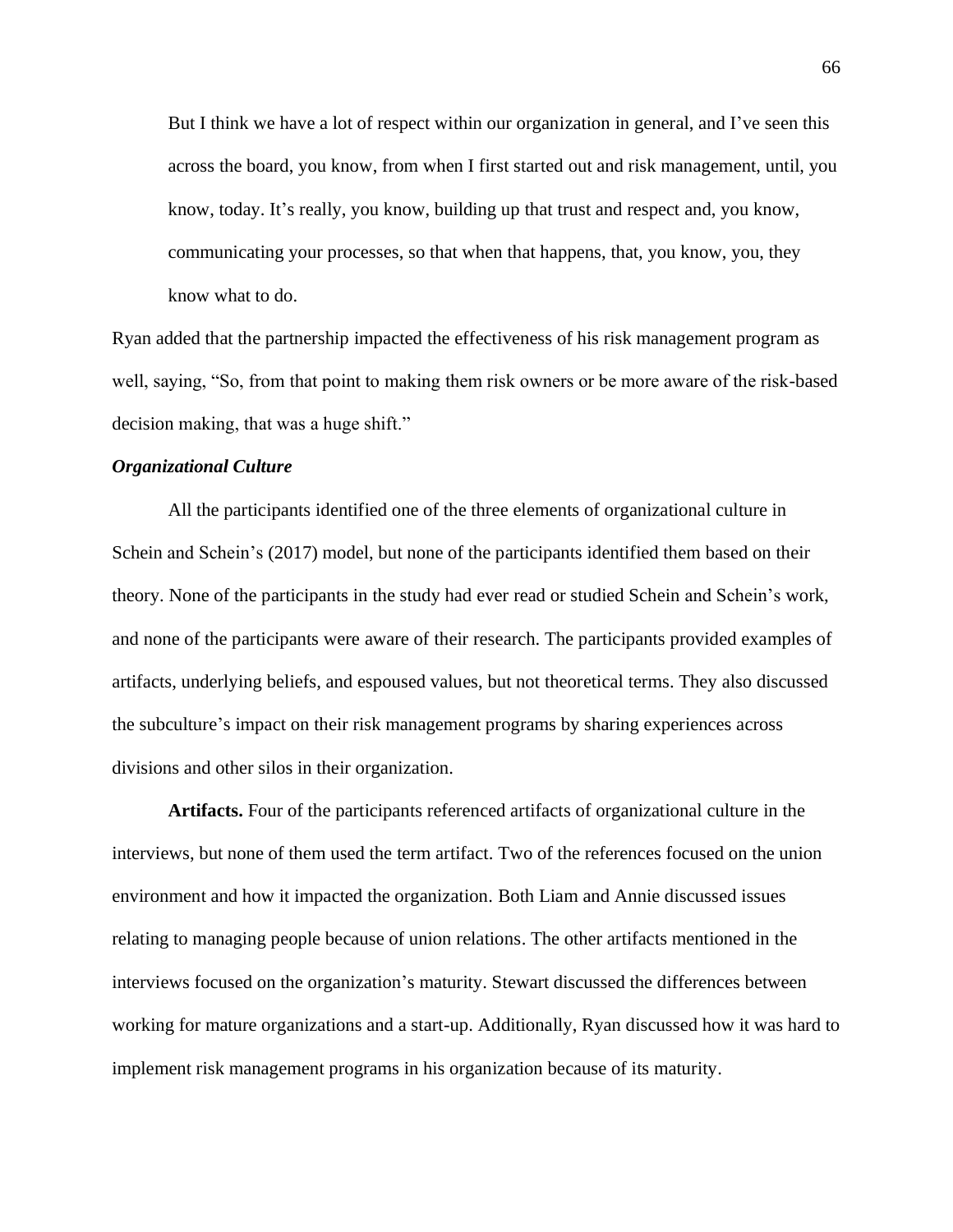> But I think we have a lot of respect within our organization in general, and I've seen this across the board, you know, from when I first started out and risk management, until, you know, today. It's really, you know, building up that trust and respect and, you know, communicating your processes, so that when that happens, that, you know, you, they know what to do.

Ryan added that the partnership impacted the effectiveness of his risk management program as well, saying, "So, from that point to making them risk owners or be more aware of the risk-based decision making, that was a huge shift."

### *Organizational Culture*

All the participants identified one of the three elements of organizational culture in Schein and Schein's (2017) model, but none of the participants identified them based on their theory. None of the participants in the study had ever read or studied Schein and Schein's work, and none of the participants were aware of their research. The participants provided examples of artifacts, underlying beliefs, and espoused values, but not theoretical terms. They also discussed the subculture's impact on their risk management programs by sharing experiences across divisions and other silos in their organization.

**Artifacts.** Four of the participants referenced artifacts of organizational culture in the interviews, but none of them used the term artifact. Two of the references focused on the union environment and how it impacted the organization. Both Liam and Annie discussed issues relating to managing people because of union relations. The other artifacts mentioned in the interviews focused on the organization's maturity. Stewart discussed the differences between working for mature organizations and a start-up. Additionally, Ryan discussed how it was hard to implement risk management programs in his organization because of its maturity.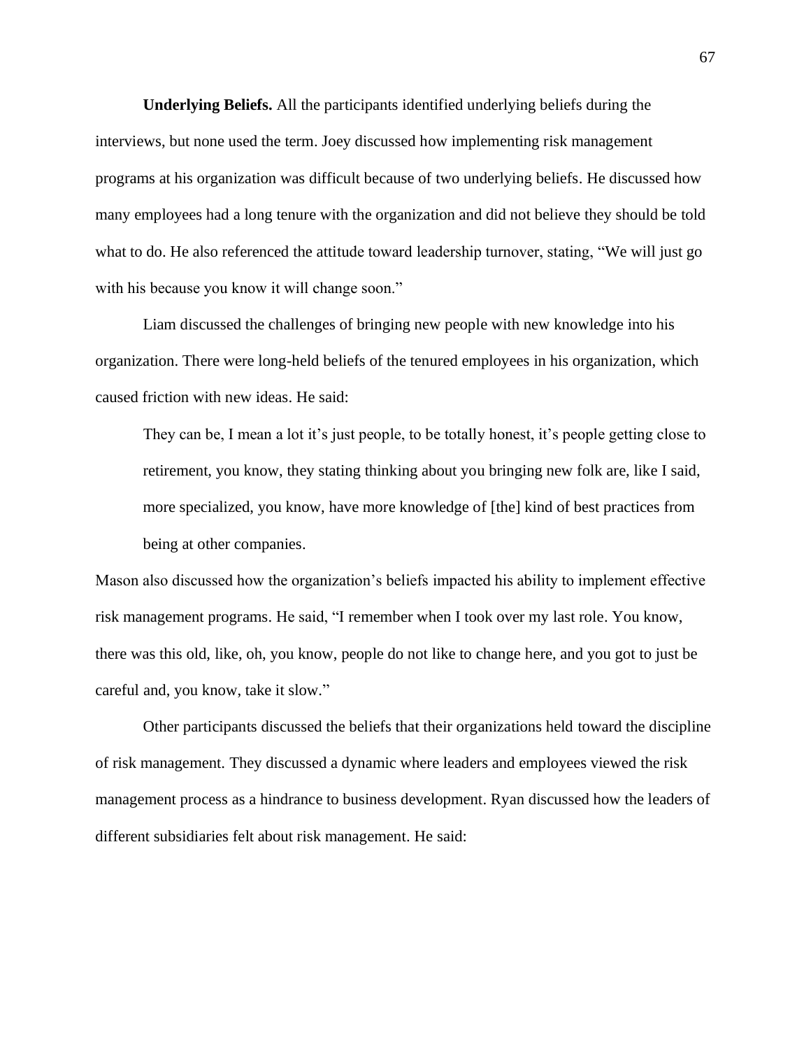**Underlying Beliefs.** All the participants identified underlying beliefs during the interviews, but none used the term. Joey discussed how implementing risk management programs at his organization was difficult because of two underlying beliefs. He discussed how many employees had a long tenure with the organization and did not believe they should be told what to do. He also referenced the attitude toward leadership turnover, stating, "We will just go with his because you know it will change soon."

Liam discussed the challenges of bringing new people with new knowledge into his organization. There were long-held beliefs of the tenured employees in his organization, which caused friction with new ideas. He said:

> They can be, I mean a lot it's just people, to be totally honest, it's people getting close to retirement, you know, they stating thinking about you bringing new folk are, like I said, more specialized, you know, have more knowledge of [the] kind of best practices from being at other companies.

Mason also discussed how the organization's beliefs impacted his ability to implement effective risk management programs. He said, "I remember when I took over my last role. You know, there was this old, like, oh, you know, people do not like to change here, and you got to just be careful and, you know, take it slow."

Other participants discussed the beliefs that their organizations held toward the discipline of risk management. They discussed a dynamic where leaders and employees viewed the risk management process as a hindrance to business development. Ryan discussed how the leaders of different subsidiaries felt about risk management. He said: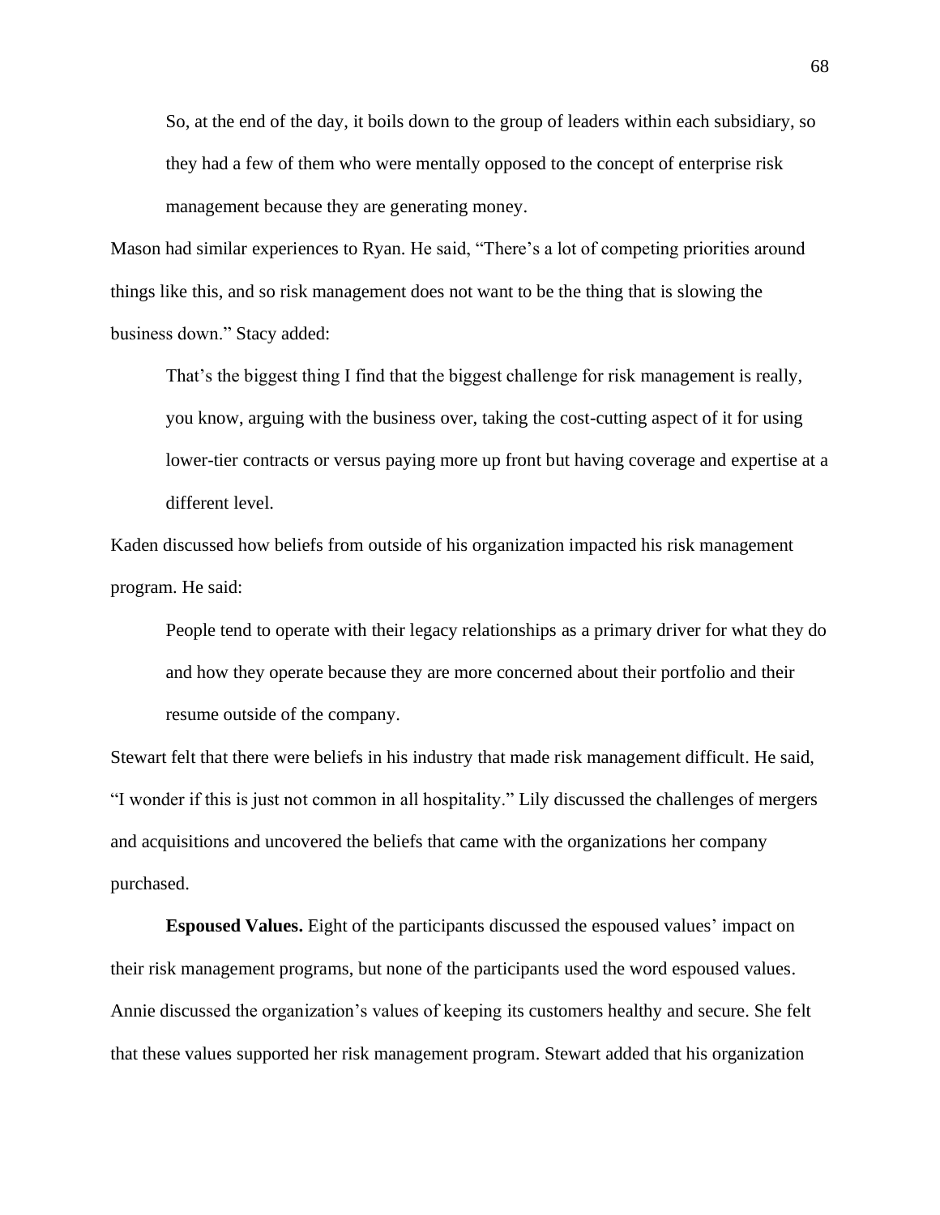> So, at the end of the day, it boils down to the group of leaders within each subsidiary, so they had a few of them who were mentally opposed to the concept of enterprise risk management because they are generating money.

Mason had similar experiences to Ryan. He said, "There's a lot of competing priorities around things like this, and so risk management does not want to be the thing that is slowing the business down." Stacy added:

> That's the biggest thing I find that the biggest challenge for risk management is really, you know, arguing with the business over, taking the cost-cutting aspect of it for using lower-tier contracts or versus paying more up front but having coverage and expertise at a different level.

Kaden discussed how beliefs from outside of his organization impacted his risk management program. He said:

> People tend to operate with their legacy relationships as a primary driver for what they do and how they operate because they are more concerned about their portfolio and their resume outside of the company.

Stewart felt that there were beliefs in his industry that made risk management difficult. He said, "I wonder if this is just not common in all hospitality." Lily discussed the challenges of mergers and acquisitions and uncovered the beliefs that came with the organizations her company purchased.

**Espoused Values.** Eight of the participants discussed the espoused values' impact on their risk management programs, but none of the participants used the word espoused values. Annie discussed the organization's values of keeping its customers healthy and secure. She felt that these values supported her risk management program. Stewart added that his organization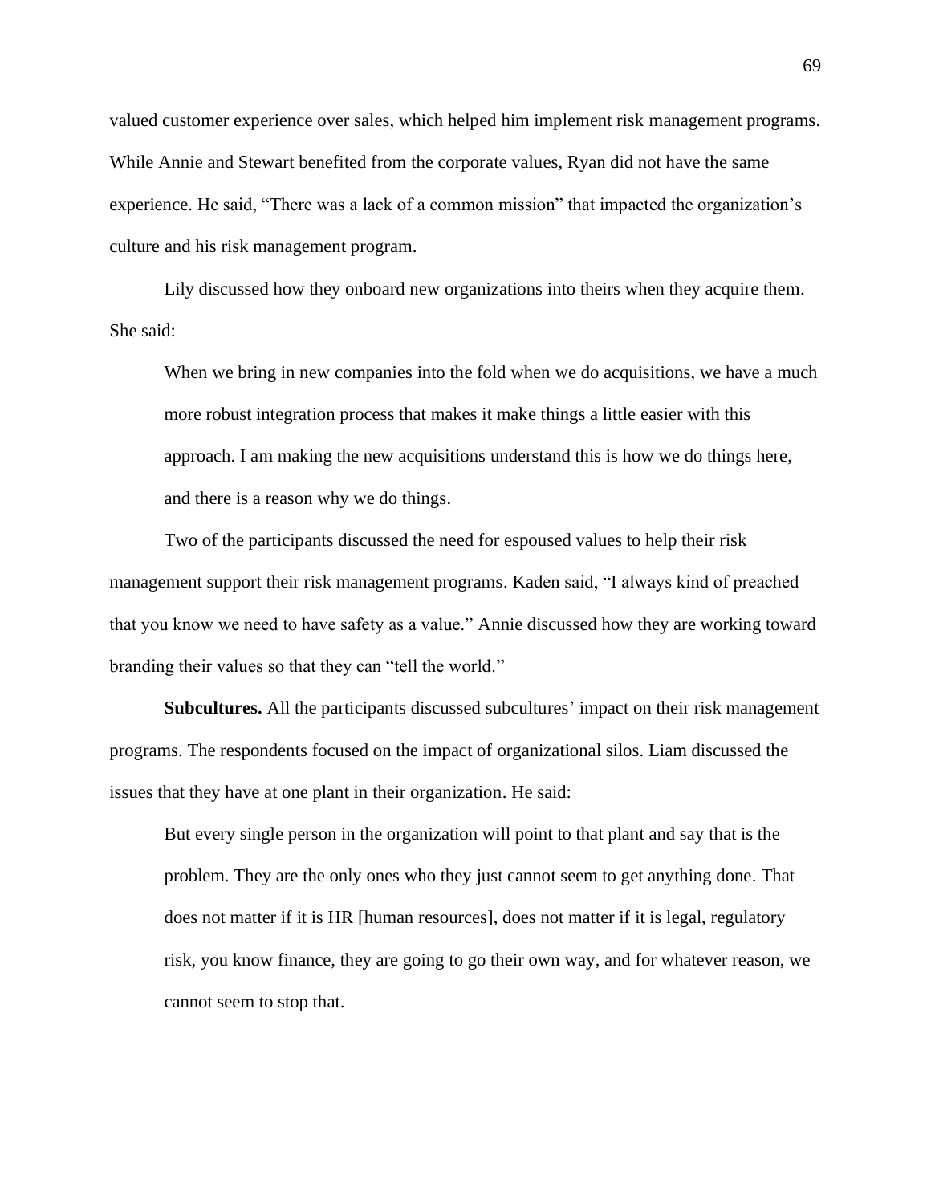valued customer experience over sales, which helped him implement risk management programs. While Annie and Stewart benefited from the corporate values, Ryan did not have the same experience. He said, "There was a lack of a common mission" that impacted the organization's culture and his risk management program.

Lily discussed how they onboard new organizations into theirs when they acquire them. She said:

> When we bring in new companies into the fold when we do acquisitions, we have a much more robust integration process that makes it make things a little easier with this approach. I am making the new acquisitions understand this is how we do things here, and there is a reason why we do things.

Two of the participants discussed the need for espoused values to help their risk management support their risk management programs. Kaden said, "I always kind of preached that you know we need to have safety as a value." Annie discussed how they are working toward branding their values so that they can "tell the world."

**Subcultures.** All the participants discussed subcultures' impact on their risk management programs. The respondents focused on the impact of organizational silos. Liam discussed the issues that they have at one plant in their organization. He said:

> But every single person in the organization will point to that plant and say that is the problem. They are the only ones who they just cannot seem to get anything done. That does not matter if it is HR [human resources], does not matter if it is legal, regulatory risk, you know finance, they are going to go their own way, and for whatever reason, we cannot seem to stop that.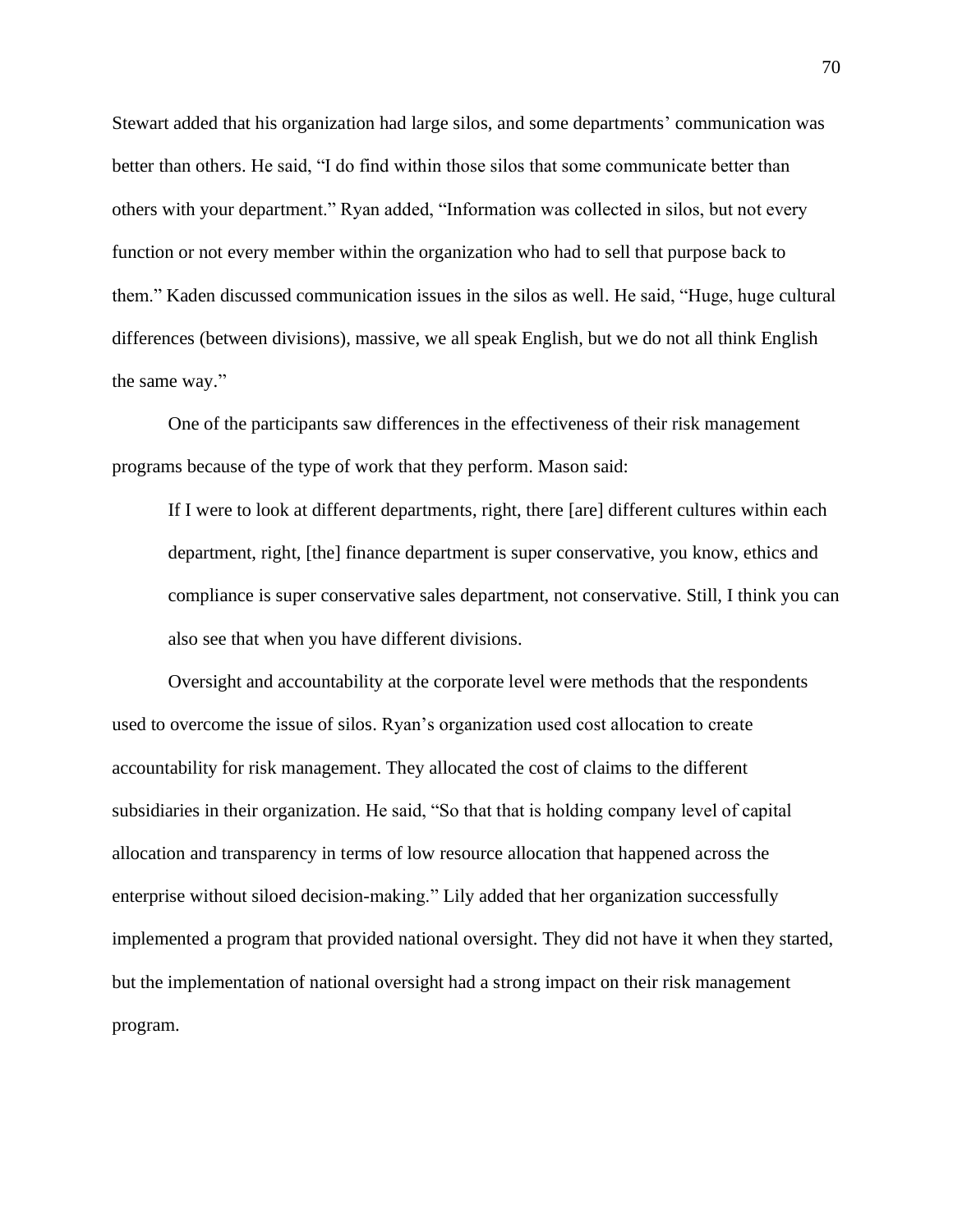Stewart added that his organization had large silos, and some departments' communication was better than others. He said, "I do find within those silos that some communicate better than others with your department." Ryan added, "Information was collected in silos, but not every function or not every member within the organization who had to sell that purpose back to them." Kaden discussed communication issues in the silos as well. He said, "Huge, huge cultural differences (between divisions), massive, we all speak English, but we do not all think English the same way."

One of the participants saw differences in the effectiveness of their risk management programs because of the type of work that they perform. Mason said:

> If I were to look at different departments, right, there [are] different cultures within each department, right, [the] finance department is super conservative, you know, ethics and compliance is super conservative sales department, not conservative. Still, I think you can also see that when you have different divisions.

Oversight and accountability at the corporate level were methods that the respondents used to overcome the issue of silos. Ryan's organization used cost allocation to create accountability for risk management. They allocated the cost of claims to the different subsidiaries in their organization. He said, "So that that is holding company level of capital allocation and transparency in terms of low resource allocation that happened across the enterprise without siloed decision-making." Lily added that her organization successfully implemented a program that provided national oversight. They did not have it when they started, but the implementation of national oversight had a strong impact on their risk management program.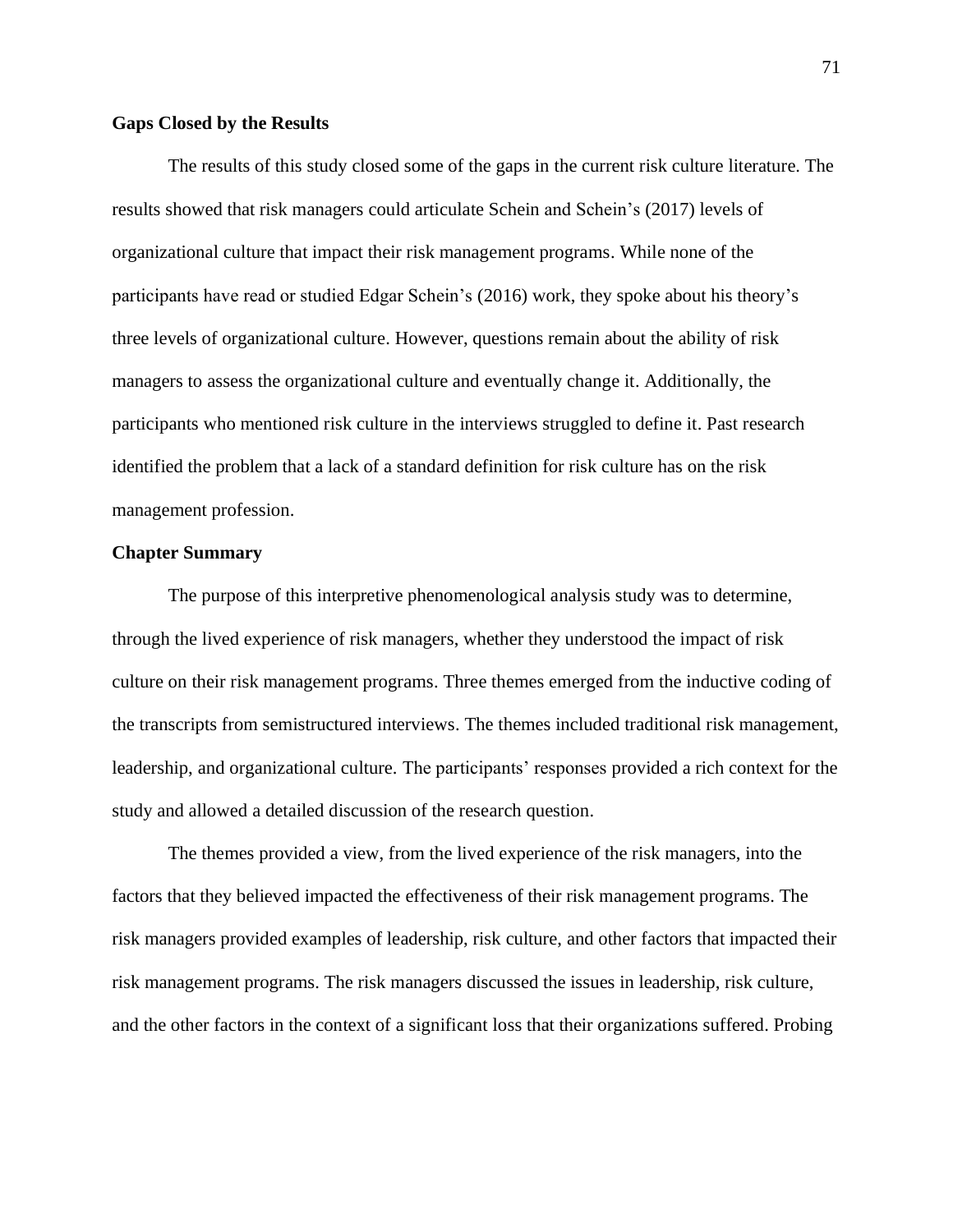## Gaps Closed by the Results

The results of this study closed some of the gaps in the current risk culture literature. The results showed that risk managers could articulate Schein and Schein's (2017) levels of organizational culture that impact their risk management programs. While none of the participants have read or studied Edgar Schein's (2016) work, they spoke about his theory's three levels of organizational culture. However, questions remain about the ability of risk managers to assess the organizational culture and eventually change it. Additionally, the participants who mentioned risk culture in the interviews struggled to define it. Past research identified the problem that a lack of a standard definition for risk culture has on the risk management profession.

## Chapter Summary

The purpose of this interpretive phenomenological analysis study was to determine, through the lived experience of risk managers, whether they understood the impact of risk culture on their risk management programs. Three themes emerged from the inductive coding of the transcripts from semistructured interviews. The themes included traditional risk management, leadership, and organizational culture. The participants' responses provided a rich context for the study and allowed a detailed discussion of the research question.

The themes provided a view, from the lived experience of the risk managers, into the factors that they believed impacted the effectiveness of their risk management programs. The risk managers provided examples of leadership, risk culture, and other factors that impacted their risk management programs. The risk managers discussed the issues in leadership, risk culture, and the other factors in the context of a significant loss that their organizations suffered. Probing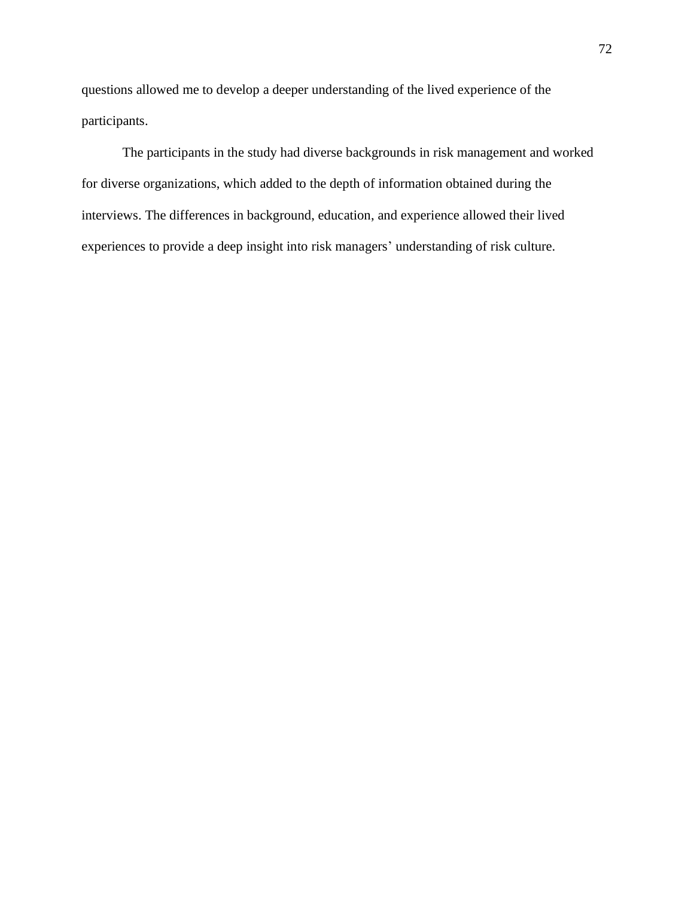questions allowed me to develop a deeper understanding of the lived experience of the participants.

The participants in the study had diverse backgrounds in risk management and worked for diverse organizations, which added to the depth of information obtained during the interviews. The differences in background, education, and experience allowed their lived experiences to provide a deep insight into risk managers' understanding of risk culture.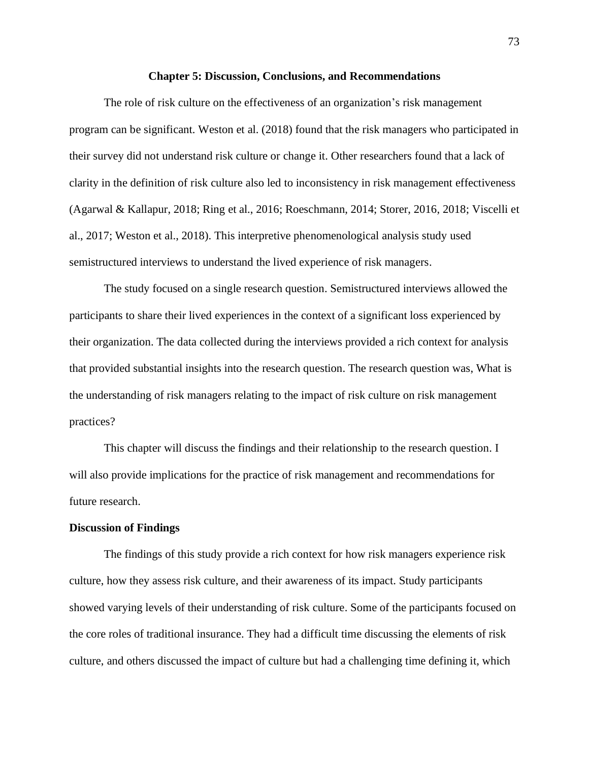# Chapter 5: Discussion, Conclusions, and Recommendations

The role of risk culture on the effectiveness of an organization's risk management program can be significant. Weston et al. (2018) found that the risk managers who participated in their survey did not understand risk culture or change it. Other researchers found that a lack of clarity in the definition of risk culture also led to inconsistency in risk management effectiveness (Agarwal & Kallapur, 2018; Ring et al., 2016; Roeschmann, 2014; Storer, 2016, 2018; Viscelli et al., 2017; Weston et al., 2018). This interpretive phenomenological analysis study used semistructured interviews to understand the lived experience of risk managers.

The study focused on a single research question. Semistructured interviews allowed the participants to share their lived experiences in the context of a significant loss experienced by their organization. The data collected during the interviews provided a rich context for analysis that provided substantial insights into the research question. The research question was, What is the understanding of risk managers relating to the impact of risk culture on risk management practices?

This chapter will discuss the findings and their relationship to the research question. I will also provide implications for the practice of risk management and recommendations for future research.

## Discussion of Findings

The findings of this study provide a rich context for how risk managers experience risk culture, how they assess risk culture, and their awareness of its impact. Study participants showed varying levels of their understanding of risk culture. Some of the participants focused on the core roles of traditional insurance. They had a difficult time discussing the elements of risk culture, and others discussed the impact of culture but had a challenging time defining it, which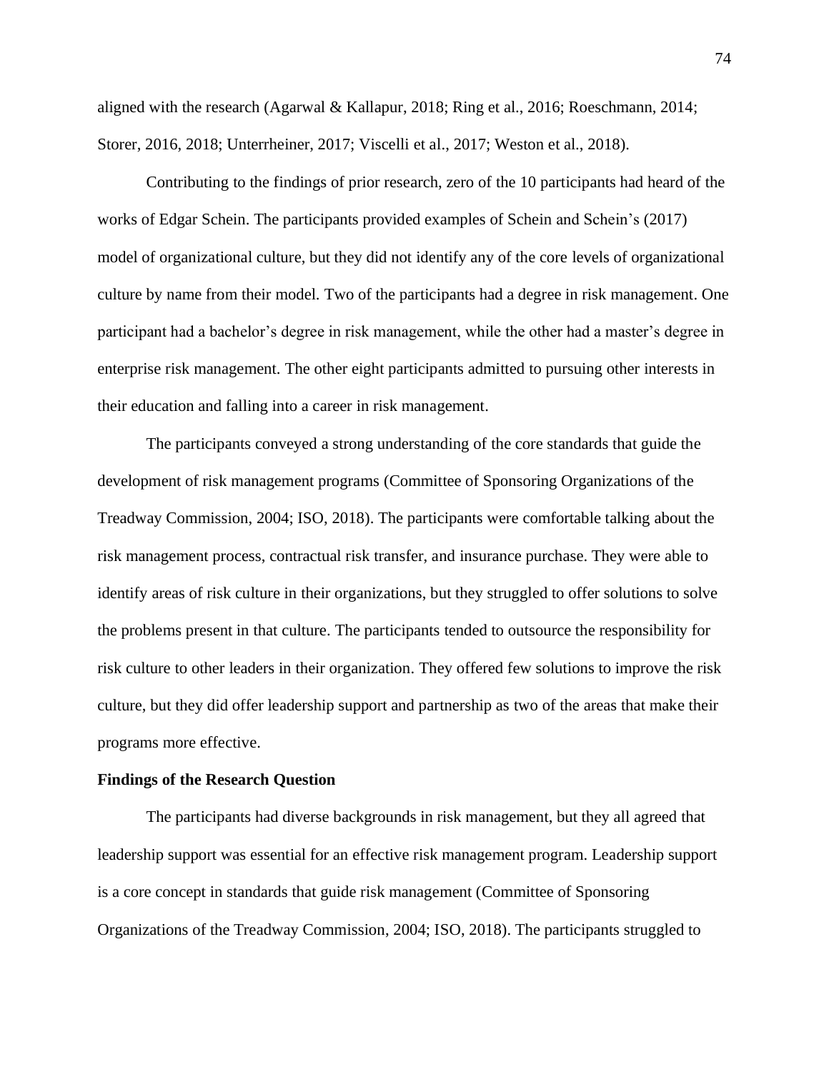aligned with the research (Agarwal & Kallapur, 2018; Ring et al., 2016; Roeschmann, 2014; Storer, 2016, 2018; Unterrheiner, 2017; Viscelli et al., 2017; Weston et al., 2018).

Contributing to the findings of prior research, zero of the 10 participants had heard of the works of Edgar Schein. The participants provided examples of Schein and Schein's (2017) model of organizational culture, but they did not identify any of the core levels of organizational culture by name from their model. Two of the participants had a degree in risk management. One participant had a bachelor's degree in risk management, while the other had a master's degree in enterprise risk management. The other eight participants admitted to pursuing other interests in their education and falling into a career in risk management.

The participants conveyed a strong understanding of the core standards that guide the development of risk management programs (Committee of Sponsoring Organizations of the Treadway Commission, 2004; ISO, 2018). The participants were comfortable talking about the risk management process, contractual risk transfer, and insurance purchase. They were able to identify areas of risk culture in their organizations, but they struggled to offer solutions to solve the problems present in that culture. The participants tended to outsource the responsibility for risk culture to other leaders in their organization. They offered few solutions to improve the risk culture, but they did offer leadership support and partnership as two of the areas that make their programs more effective.

**Findings of the Research Question**

The participants had diverse backgrounds in risk management, but they all agreed that leadership support was essential for an effective risk management program. Leadership support is a core concept in standards that guide risk management (Committee of Sponsoring Organizations of the Treadway Commission, 2004; ISO, 2018). The participants struggled to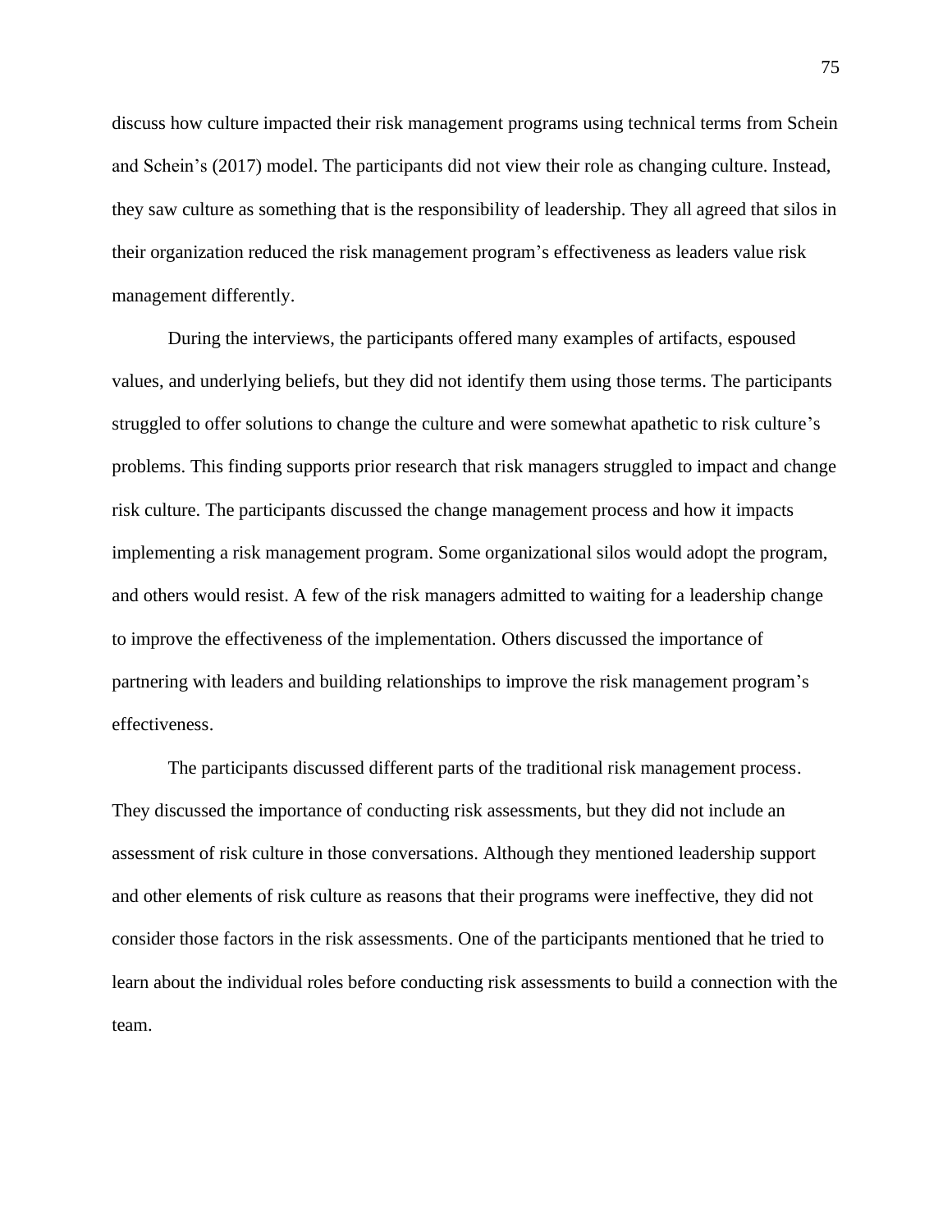discuss how culture impacted their risk management programs using technical terms from Schein and Schein's (2017) model. The participants did not view their role as changing culture. Instead, they saw culture as something that is the responsibility of leadership. They all agreed that silos in their organization reduced the risk management program's effectiveness as leaders value risk management differently.

During the interviews, the participants offered many examples of artifacts, espoused values, and underlying beliefs, but they did not identify them using those terms. The participants struggled to offer solutions to change the culture and were somewhat apathetic to risk culture's problems. This finding supports prior research that risk managers struggled to impact and change risk culture. The participants discussed the change management process and how it impacts implementing a risk management program. Some organizational silos would adopt the program, and others would resist. A few of the risk managers admitted to waiting for a leadership change to improve the effectiveness of the implementation. Others discussed the importance of partnering with leaders and building relationships to improve the risk management program's effectiveness.

The participants discussed different parts of the traditional risk management process. They discussed the importance of conducting risk assessments, but they did not include an assessment of risk culture in those conversations. Although they mentioned leadership support and other elements of risk culture as reasons that their programs were ineffective, they did not consider those factors in the risk assessments. One of the participants mentioned that he tried to learn about the individual roles before conducting risk assessments to build a connection with the team.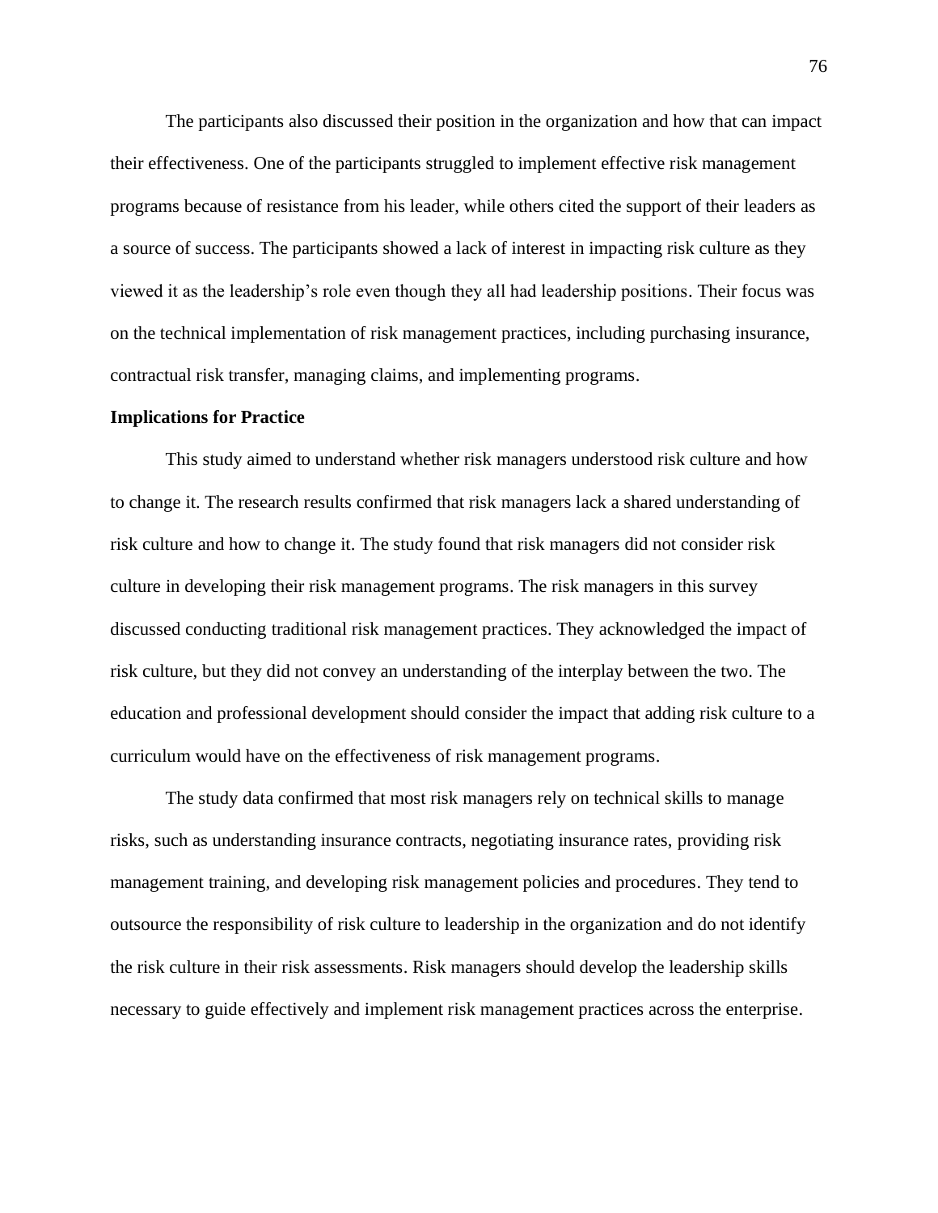The participants also discussed their position in the organization and how that can impact their effectiveness. One of the participants struggled to implement effective risk management programs because of resistance from his leader, while others cited the support of their leaders as a source of success. The participants showed a lack of interest in impacting risk culture as they viewed it as the leadership's role even though they all had leadership positions. Their focus was on the technical implementation of risk management practices, including purchasing insurance, contractual risk transfer, managing claims, and implementing programs.

## Implications for Practice

This study aimed to understand whether risk managers understood risk culture and how to change it. The research results confirmed that risk managers lack a shared understanding of risk culture and how to change it. The study found that risk managers did not consider risk culture in developing their risk management programs. The risk managers in this survey discussed conducting traditional risk management practices. They acknowledged the impact of risk culture, but they did not convey an understanding of the interplay between the two. The education and professional development should consider the impact that adding risk culture to a curriculum would have on the effectiveness of risk management programs.

The study data confirmed that most risk managers rely on technical skills to manage risks, such as understanding insurance contracts, negotiating insurance rates, providing risk management training, and developing risk management policies and procedures. They tend to outsource the responsibility of risk culture to leadership in the organization and do not identify the risk culture in their risk assessments. Risk managers should develop the leadership skills necessary to guide effectively and implement risk management practices across the enterprise.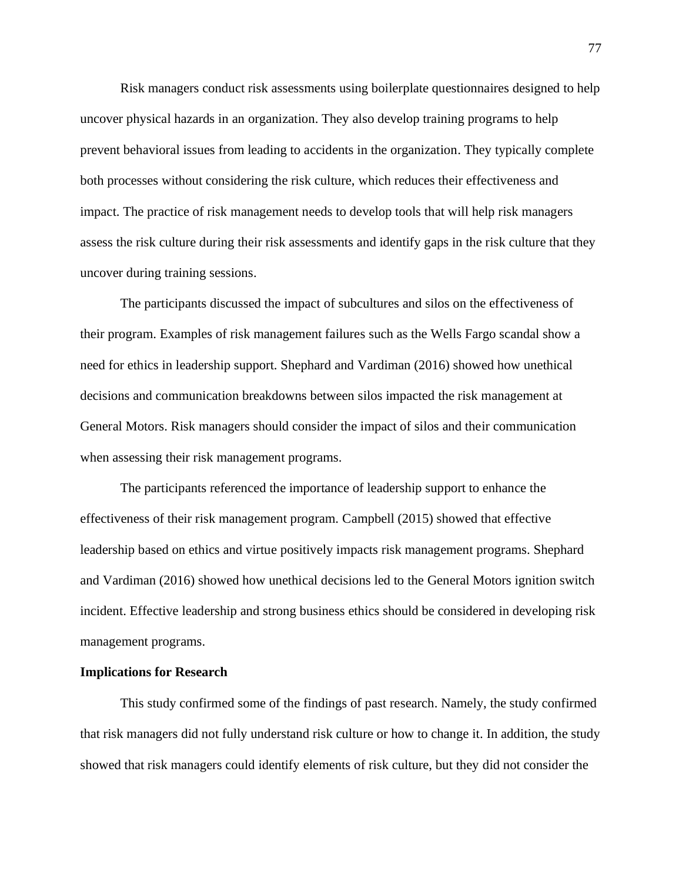Risk managers conduct risk assessments using boilerplate questionnaires designed to help uncover physical hazards in an organization. They also develop training programs to help prevent behavioral issues from leading to accidents in the organization. They typically complete both processes without considering the risk culture, which reduces their effectiveness and impact. The practice of risk management needs to develop tools that will help risk managers assess the risk culture during their risk assessments and identify gaps in the risk culture that they uncover during training sessions.

The participants discussed the impact of subcultures and silos on the effectiveness of their program. Examples of risk management failures such as the Wells Fargo scandal show a need for ethics in leadership support. Shephard and Vardiman (2016) showed how unethical decisions and communication breakdowns between silos impacted the risk management at General Motors. Risk managers should consider the impact of silos and their communication when assessing their risk management programs.

The participants referenced the importance of leadership support to enhance the effectiveness of their risk management program. Campbell (2015) showed that effective leadership based on ethics and virtue positively impacts risk management programs. Shephard and Vardiman (2016) showed how unethical decisions led to the General Motors ignition switch incident. Effective leadership and strong business ethics should be considered in developing risk management programs.

**Implications for Research**

This study confirmed some of the findings of past research. Namely, the study confirmed that risk managers did not fully understand risk culture or how to change it. In addition, the study showed that risk managers could identify elements of risk culture, but they did not consider the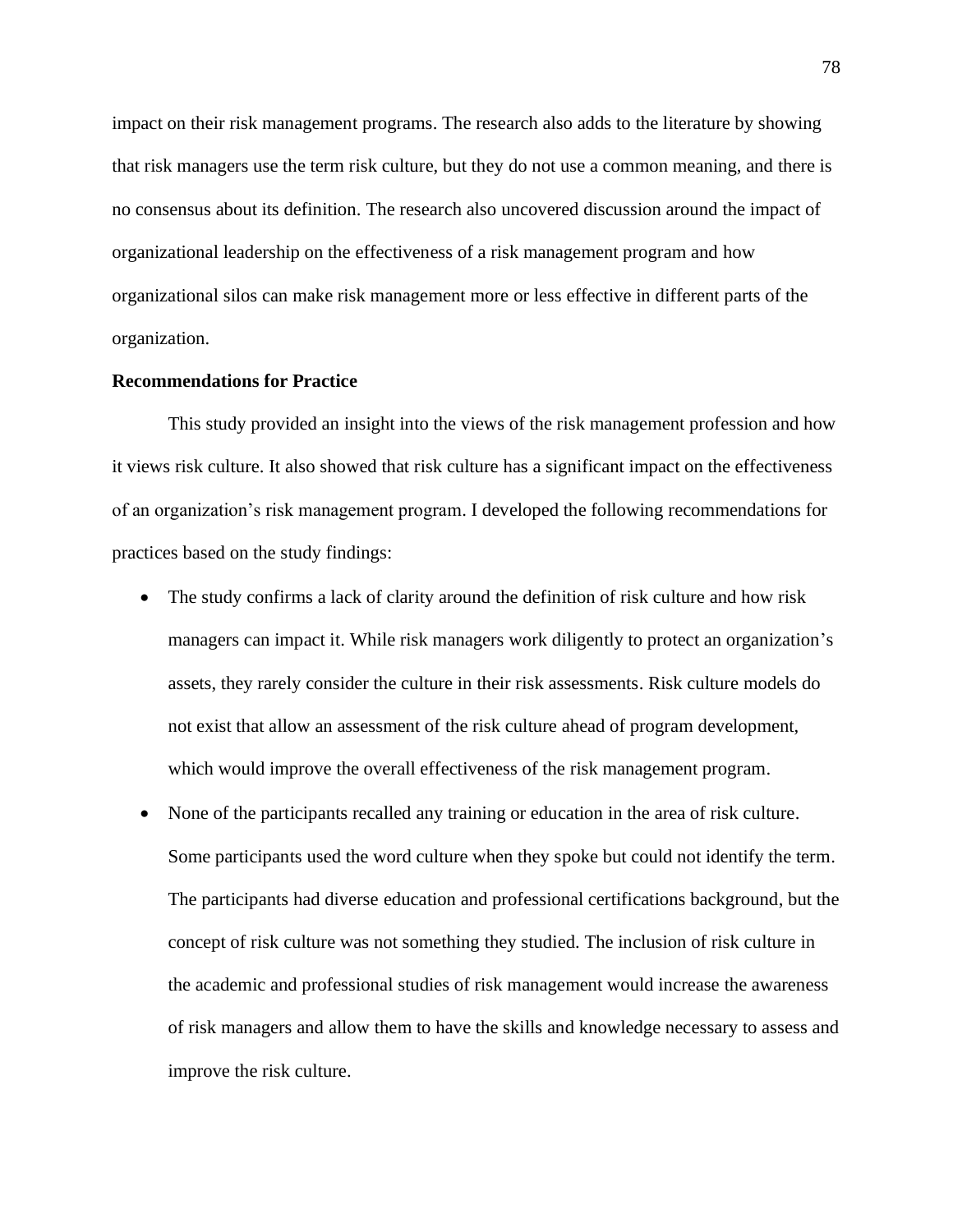impact on their risk management programs. The research also adds to the literature by showing that risk managers use the term risk culture, but they do not use a common meaning, and there is no consensus about its definition. The research also uncovered discussion around the impact of organizational leadership on the effectiveness of a risk management program and how organizational silos can make risk management more or less effective in different parts of the organization.

**Recommendations for Practice**

This study provided an insight into the views of the risk management profession and how it views risk culture. It also showed that risk culture has a significant impact on the effectiveness of an organization's risk management program. I developed the following recommendations for practices based on the study findings:

- The study confirms a lack of clarity around the definition of risk culture and how risk managers can impact it. While risk managers work diligently to protect an organization's assets, they rarely consider the culture in their risk assessments. Risk culture models do not exist that allow an assessment of the risk culture ahead of program development, which would improve the overall effectiveness of the risk management program.
- None of the participants recalled any training or education in the area of risk culture. Some participants used the word culture when they spoke but could not identify the term. The participants had diverse education and professional certifications background, but the concept of risk culture was not something they studied. The inclusion of risk culture in the academic and professional studies of risk management would increase the awareness of risk managers and allow them to have the skills and knowledge necessary to assess and improve the risk culture.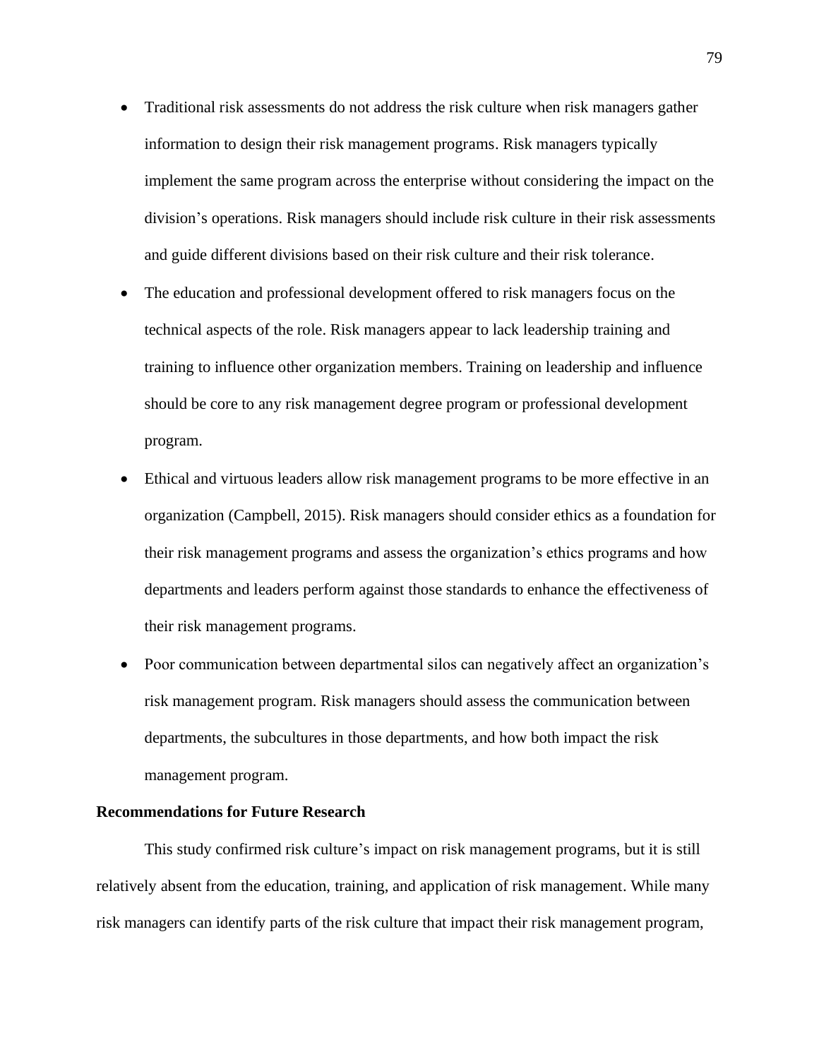- Traditional risk assessments do not address the risk culture when risk managers gather information to design their risk management programs. Risk managers typically implement the same program across the enterprise without considering the impact on the division's operations. Risk managers should include risk culture in their risk assessments and guide different divisions based on their risk culture and their risk tolerance.
- The education and professional development offered to risk managers focus on the technical aspects of the role. Risk managers appear to lack leadership training and training to influence other organization members. Training on leadership and influence should be core to any risk management degree program or professional development program.
- Ethical and virtuous leaders allow risk management programs to be more effective in an organization (Campbell, 2015). Risk managers should consider ethics as a foundation for their risk management programs and assess the organization's ethics programs and how departments and leaders perform against those standards to enhance the effectiveness of their risk management programs.
- Poor communication between departmental silos can negatively affect an organization's risk management program. Risk managers should assess the communication between departments, the subcultures in those departments, and how both impact the risk management program.

## Recommendations for Future Research

This study confirmed risk culture's impact on risk management programs, but it is still relatively absent from the education, training, and application of risk management. While many risk managers can identify parts of the risk culture that impact their risk management program,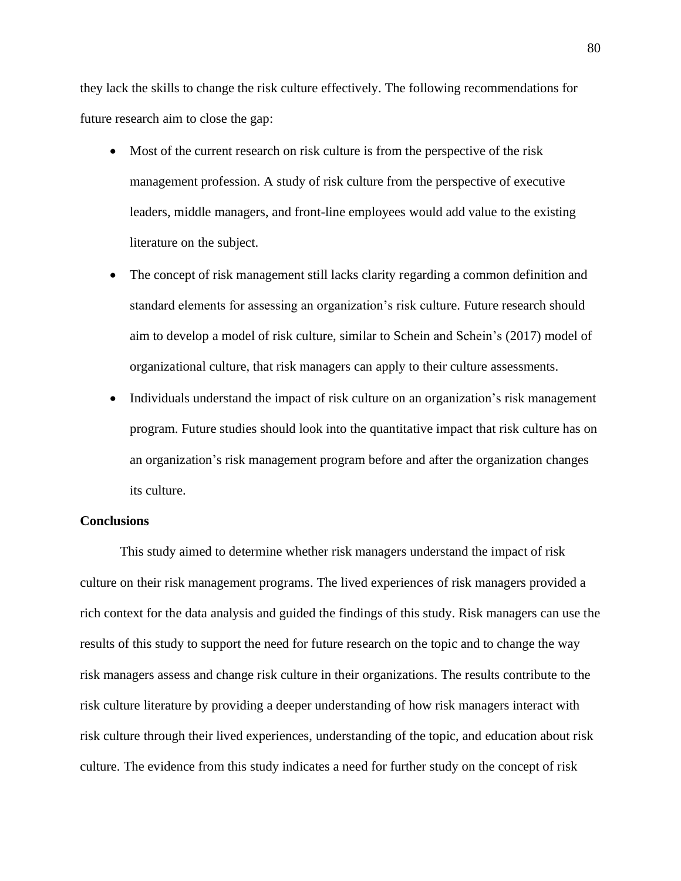they lack the skills to change the risk culture effectively. The following recommendations for future research aim to close the gap:

- Most of the current research on risk culture is from the perspective of the risk management profession. A study of risk culture from the perspective of executive leaders, middle managers, and front-line employees would add value to the existing literature on the subject.
- The concept of risk management still lacks clarity regarding a common definition and standard elements for assessing an organization's risk culture. Future research should aim to develop a model of risk culture, similar to Schein and Schein's (2017) model of organizational culture, that risk managers can apply to their culture assessments.
- Individuals understand the impact of risk culture on an organization's risk management program. Future studies should look into the quantitative impact that risk culture has on an organization's risk management program before and after the organization changes its culture.

## Conclusions

This study aimed to determine whether risk managers understand the impact of risk culture on their risk management programs. The lived experiences of risk managers provided a rich context for the data analysis and guided the findings of this study. Risk managers can use the results of this study to support the need for future research on the topic and to change the way risk managers assess and change risk culture in their organizations. The results contribute to the risk culture literature by providing a deeper understanding of how risk managers interact with risk culture through their lived experiences, understanding of the topic, and education about risk culture. The evidence from this study indicates a need for further study on the concept of risk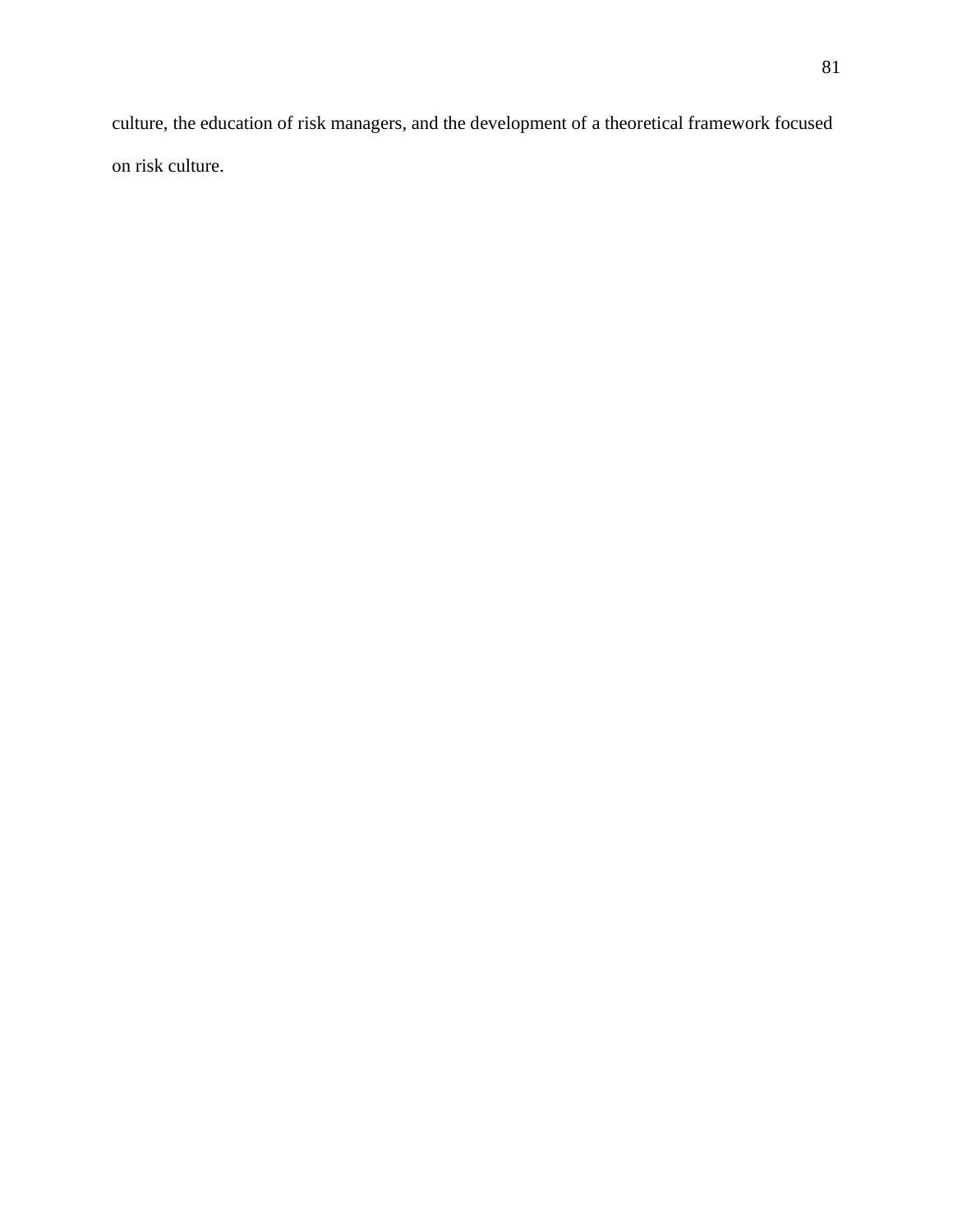culture, the education of risk managers, and the development of a theoretical framework focused on risk culture.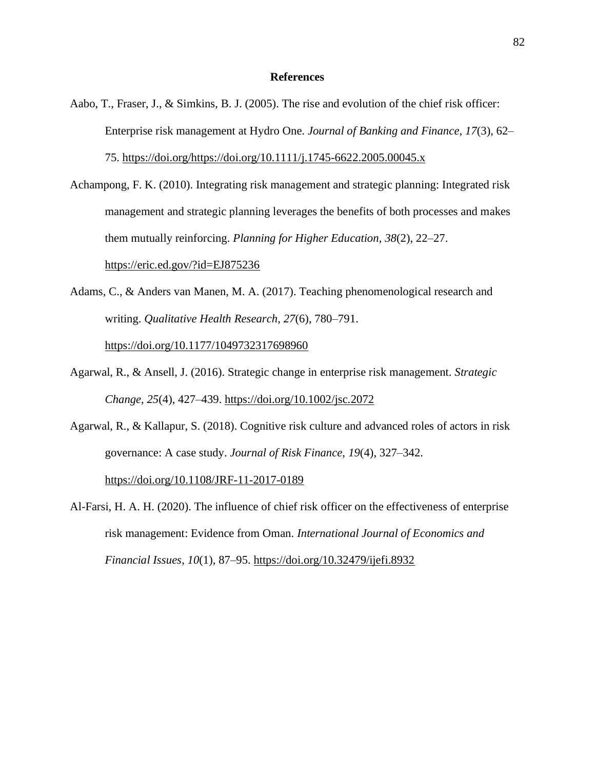# References

Aabo, T., Fraser, J., & Simkins, B. J. (2005). The rise and evolution of the chief risk officer: Enterprise risk management at Hydro One. *Journal of Banking and Finance*, *17*(3), 62–75. https://doi.org/https://doi.org/10.1111/j.1745-6622.2005.00045.x

Achampong, F. K. (2010). Integrating risk management and strategic planning: Integrated risk management and strategic planning leverages the benefits of both processes and makes them mutually reinforcing. *Planning for Higher Education*, *38*(2), 22–27. https://eric.ed.gov/?id=EJ875236

Adams, C., & Anders van Manen, M. A. (2017). Teaching phenomenological research and writing. *Qualitative Health Research*, *27*(6), 780–791. https://doi.org/10.1177/1049732317698960

Agarwal, R., & Ansell, J. (2016). Strategic change in enterprise risk management. *Strategic Change*, *25*(4), 427–439. https://doi.org/10.1002/jsc.2072

Agarwal, R., & Kallapur, S. (2018). Cognitive risk culture and advanced roles of actors in risk governance: A case study. *Journal of Risk Finance*, *19*(4), 327–342. https://doi.org/10.1108/JRF-11-2017-0189

Al-Farsi, H. A. H. (2020). The influence of chief risk officer on the effectiveness of enterprise risk management: Evidence from Oman. *International Journal of Economics and Financial Issues*, *10*(1), 87–95. https://doi.org/10.32479/ijefi.8932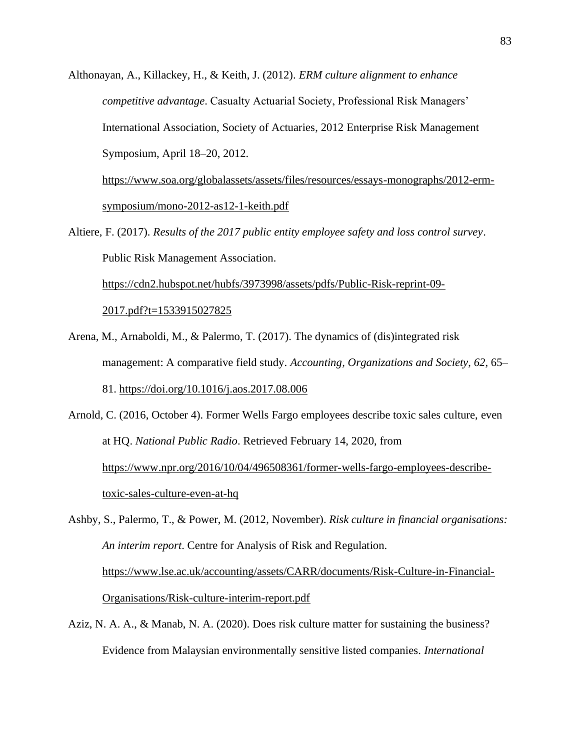Althonayan, A., Killackey, H., & Keith, J. (2012). *ERM culture alignment to enhance competitive advantage*. Casualty Actuarial Society, Professional Risk Managers' International Association, Society of Actuaries, 2012 Enterprise Risk Management Symposium, April 18–20, 2012. https://www.soa.org/globalassets/assets/files/resources/essays-monographs/2012-erm-symposium/mono-2012-as12-1-keith.pdf

Altiere, F. (2017). *Results of the 2017 public entity employee safety and loss control survey*. Public Risk Management Association. https://cdn2.hubspot.net/hubfs/3973998/assets/pdfs/Public-Risk-reprint-09-2017.pdf?t=1533915027825

Arena, M., Arnaboldi, M., & Palermo, T. (2017). The dynamics of (dis)integrated risk management: A comparative field study. *Accounting, Organizations and Society*, *62*, 65–81. https://doi.org/10.1016/j.aos.2017.08.006

Arnold, C. (2016, October 4). Former Wells Fargo employees describe toxic sales culture, even at HQ. *National Public Radio*. Retrieved February 14, 2020, from https://www.npr.org/2016/10/04/496508361/former-wells-fargo-employees-describe-toxic-sales-culture-even-at-hq

Ashby, S., Palermo, T., & Power, M. (2012, November). *Risk culture in financial organisations: An interim report*. Centre for Analysis of Risk and Regulation. https://www.lse.ac.uk/accounting/assets/CARR/documents/Risk-Culture-in-Financial-Organisations/Risk-culture-interim-report.pdf

Aziz, N. A. A., & Manab, N. A. (2020). Does risk culture matter for sustaining the business? Evidence from Malaysian environmentally sensitive listed companies. *International*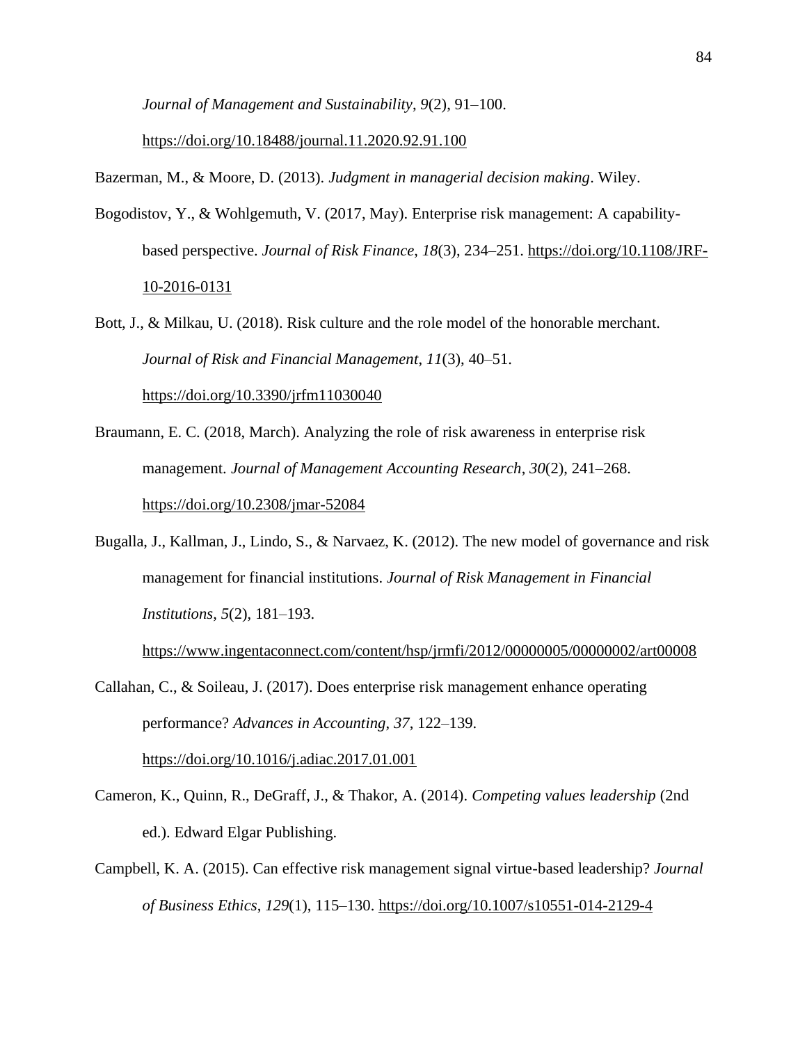*Journal of Management and Sustainability*, *9*(2), 91–100. https://doi.org/10.18488/journal.11.2020.92.91.100

Bazerman, M., & Moore, D. (2013). *Judgment in managerial decision making*. Wiley.

Bogodistov, Y., & Wohlgemuth, V. (2017, May). Enterprise risk management: A capability-based perspective. *Journal of Risk Finance*, *18*(3), 234–251. https://doi.org/10.1108/JRF-10-2016-0131

Bott, J., & Milkau, U. (2018). Risk culture and the role model of the honorable merchant. *Journal of Risk and Financial Management*, *11*(3), 40–51. https://doi.org/10.3390/jrfm11030040

Braumann, E. C. (2018, March). Analyzing the role of risk awareness in enterprise risk management. *Journal of Management Accounting Research*, *30*(2), 241–268. https://doi.org/10.2308/jmar-52084

Bugalla, J., Kallman, J., Lindo, S., & Narvaez, K. (2012). The new model of governance and risk management for financial institutions. *Journal of Risk Management in Financial Institutions*, *5*(2), 181–193. https://www.ingentaconnect.com/content/hsp/jrmfi/2012/00000005/00000002/art00008

Callahan, C., & Soileau, J. (2017). Does enterprise risk management enhance operating performance? *Advances in Accounting*, *37*, 122–139. https://doi.org/10.1016/j.adiac.2017.01.001

Cameron, K., Quinn, R., DeGraff, J., & Thakor, A. (2014). *Competing values leadership* (2nd ed.). Edward Elgar Publishing.

Campbell, K. A. (2015). Can effective risk management signal virtue-based leadership? *Journal of Business Ethics*, *129*(1), 115–130. https://doi.org/10.1007/s10551-014-2129-4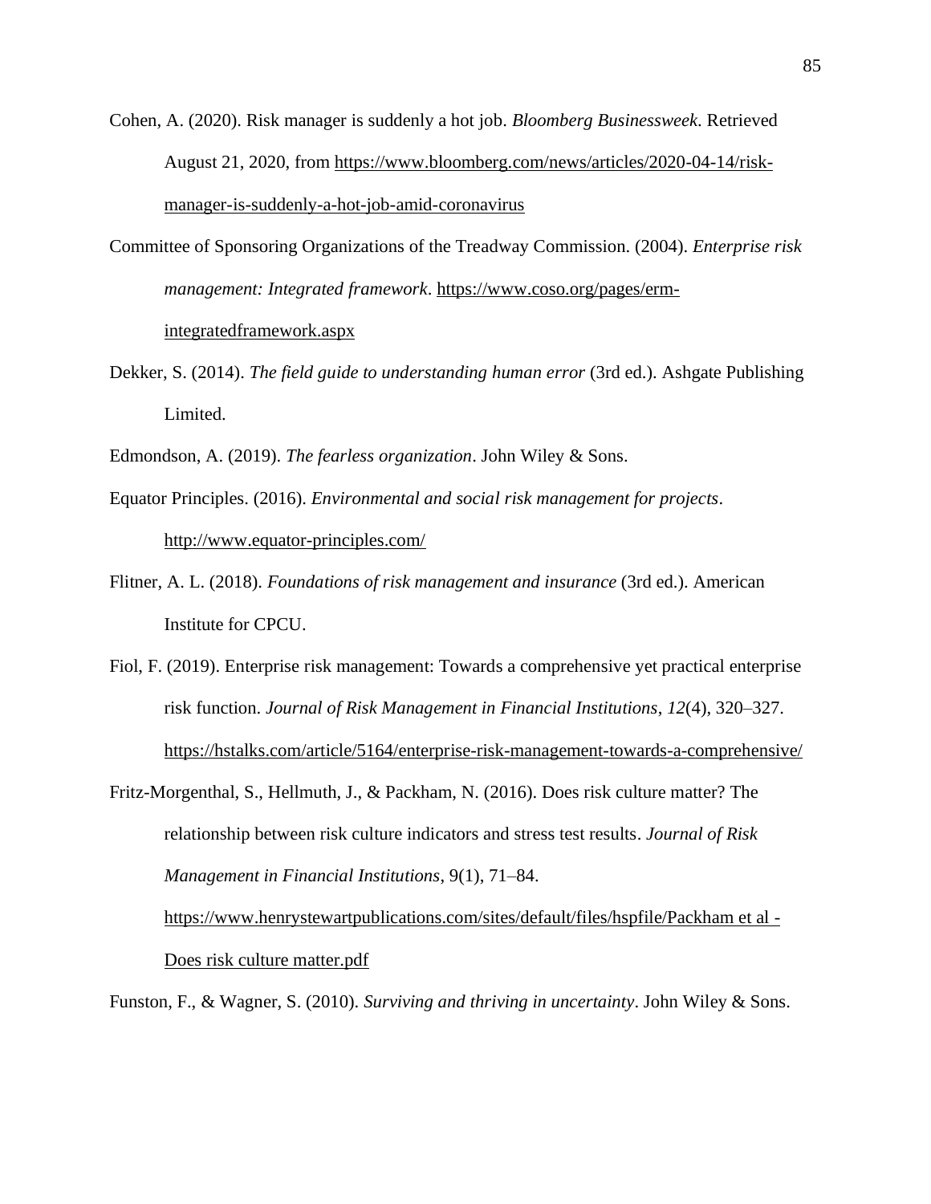Cohen, A. (2020). Risk manager is suddenly a hot job. *Bloomberg Businessweek*. Retrieved August 21, 2020, from https://www.bloomberg.com/news/articles/2020-04-14/risk-manager-is-suddenly-a-hot-job-amid-coronavirus

Committee of Sponsoring Organizations of the Treadway Commission. (2004). *Enterprise risk management: Integrated framework*. https://www.coso.org/pages/erm-integratedframework.aspx

Dekker, S. (2014). *The field guide to understanding human error* (3rd ed.). Ashgate Publishing Limited.

Edmondson, A. (2019). *The fearless organization*. John Wiley & Sons.

Equator Principles. (2016). *Environmental and social risk management for projects*. http://www.equator-principles.com/

Flitner, A. L. (2018). *Foundations of risk management and insurance* (3rd ed.). American Institute for CPCU.

Fiol, F. (2019). Enterprise risk management: Towards a comprehensive yet practical enterprise risk function. *Journal of Risk Management in Financial Institutions*, *12*(4), 320–327. https://hstalks.com/article/5164/enterprise-risk-management-towards-a-comprehensive/

Fritz-Morgenthal, S., Hellmuth, J., & Packham, N. (2016). Does risk culture matter? The relationship between risk culture indicators and stress test results. *Journal of Risk Management in Financial Institutions*, 9(1), 71–84. https://www.henrystewartpublications.com/sites/default/files/hspfile/Packham et al - Does risk culture matter.pdf

Funston, F., & Wagner, S. (2010). *Surviving and thriving in uncertainty*. John Wiley & Sons.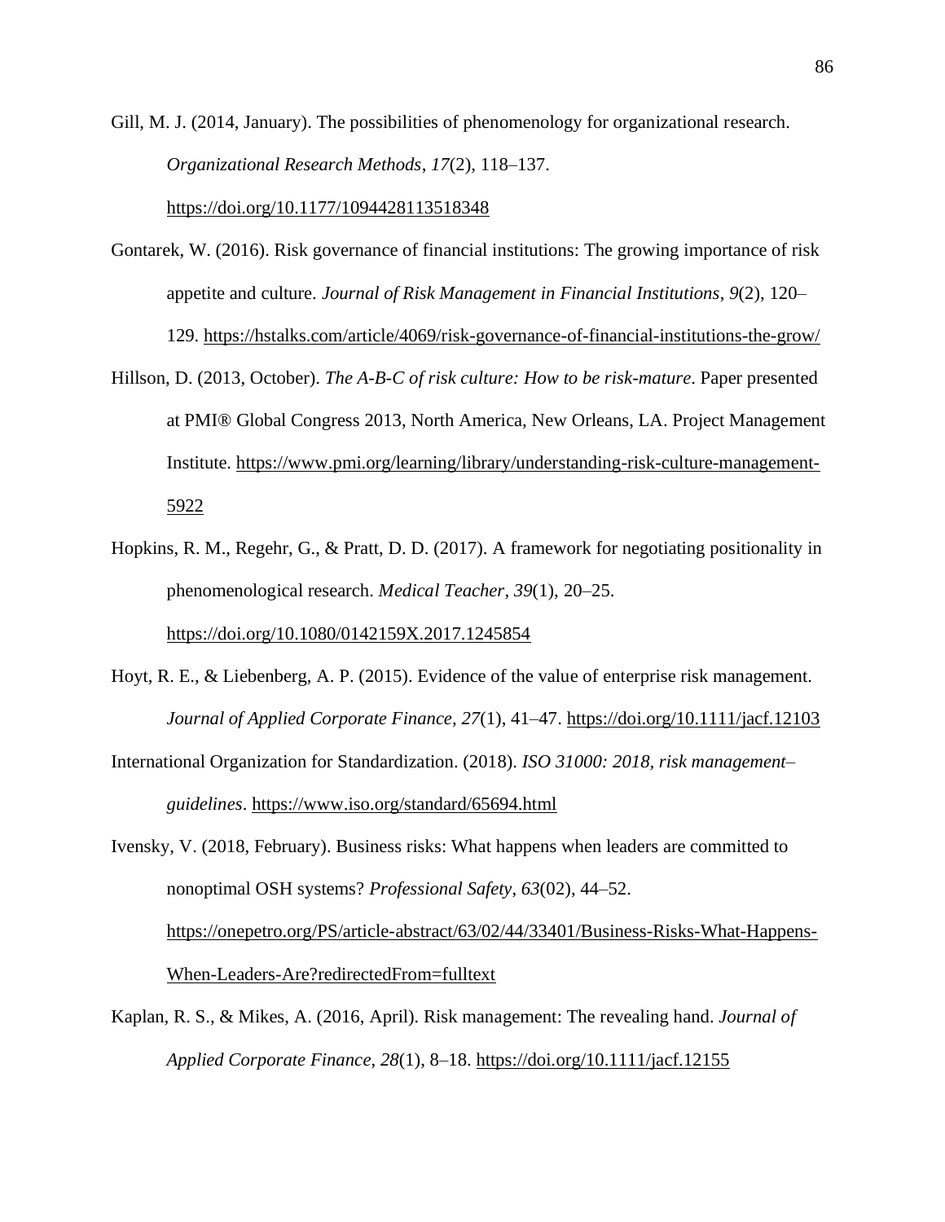Gill, M. J. (2014, January). The possibilities of phenomenology for organizational research. *Organizational Research Methods*, *17*(2), 118–137. https://doi.org/10.1177/1094428113518348

Gontarek, W. (2016). Risk governance of financial institutions: The growing importance of risk appetite and culture. *Journal of Risk Management in Financial Institutions*, *9*(2), 120–129. https://hstalks.com/article/4069/risk-governance-of-financial-institutions-the-grow/

Hillson, D. (2013, October). *The A-B-C of risk culture: How to be risk-mature*. Paper presented at PMI® Global Congress 2013, North America, New Orleans, LA. Project Management Institute. https://www.pmi.org/learning/library/understanding-risk-culture-management-5922

Hopkins, R. M., Regehr, G., & Pratt, D. D. (2017). A framework for negotiating positionality in phenomenological research. *Medical Teacher*, *39*(1), 20–25. https://doi.org/10.1080/0142159X.2017.1245854

Hoyt, R. E., & Liebenberg, A. P. (2015). Evidence of the value of enterprise risk management. *Journal of Applied Corporate Finance*, *27*(1), 41–47. https://doi.org/10.1111/jacf.12103

International Organization for Standardization. (2018). *ISO 31000: 2018, risk management–guidelines*. https://www.iso.org/standard/65694.html

Ivensky, V. (2018, February). Business risks: What happens when leaders are committed to nonoptimal OSH systems? *Professional Safety*, *63*(02), 44–52. https://onepetro.org/PS/article-abstract/63/02/44/33401/Business-Risks-What-Happens-When-Leaders-Are?redirectedFrom=fulltext

Kaplan, R. S., & Mikes, A. (2016, April). Risk management: The revealing hand. *Journal of Applied Corporate Finance*, *28*(1), 8–18. https://doi.org/10.1111/jacf.12155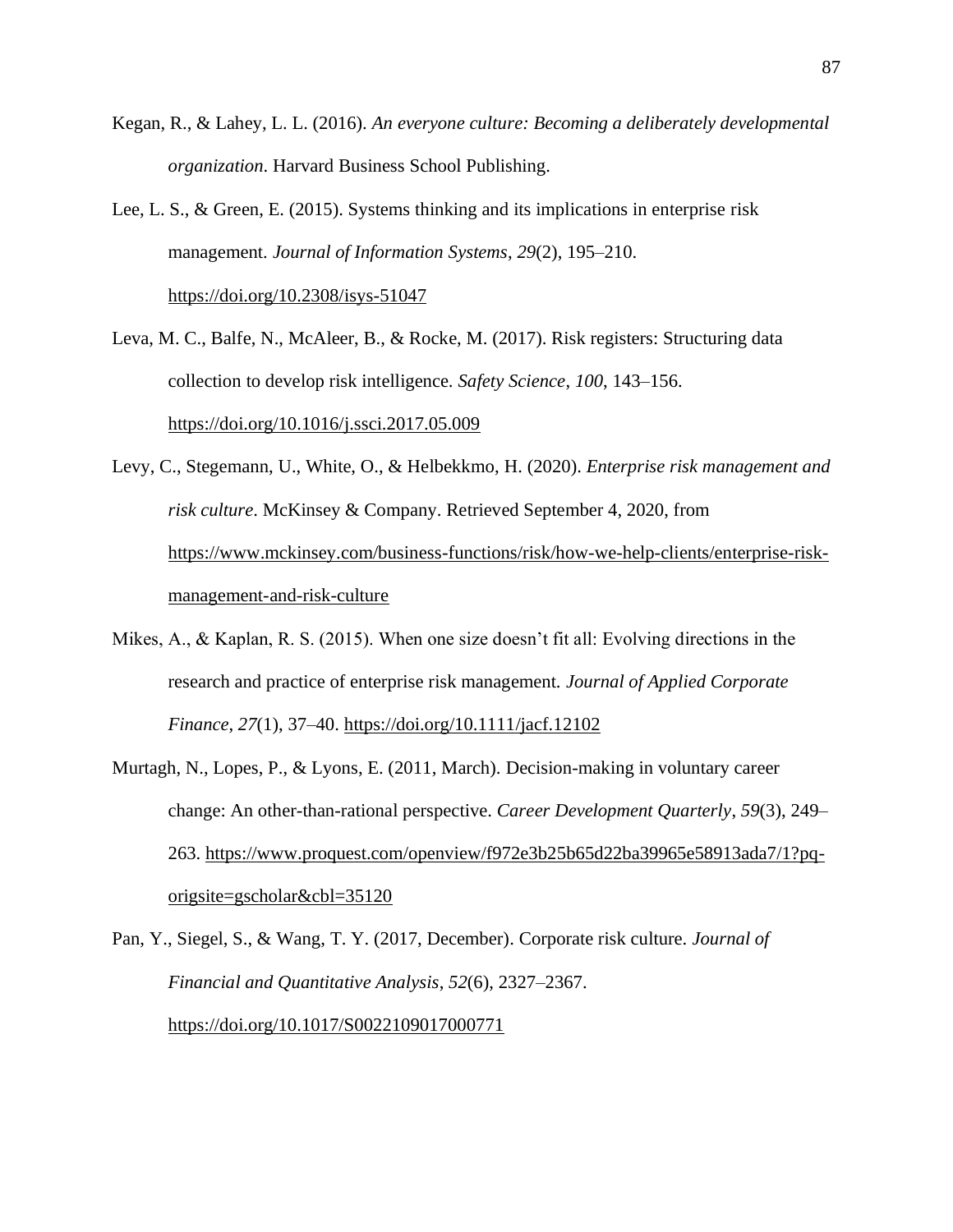Kegan, R., & Lahey, L. L. (2016). *An everyone culture: Becoming a deliberately developmental organization*. Harvard Business School Publishing.

Lee, L. S., & Green, E. (2015). Systems thinking and its implications in enterprise risk management. *Journal of Information Systems*, *29*(2), 195–210. https://doi.org/10.2308/isys-51047

Leva, M. C., Balfe, N., McAleer, B., & Rocke, M. (2017). Risk registers: Structuring data collection to develop risk intelligence. *Safety Science*, *100*, 143–156. https://doi.org/10.1016/j.ssci.2017.05.009

Levy, C., Stegemann, U., White, O., & Helbekkmo, H. (2020). *Enterprise risk management and risk culture*. McKinsey & Company. Retrieved September 4, 2020, from https://www.mckinsey.com/business-functions/risk/how-we-help-clients/enterprise-risk-management-and-risk-culture

Mikes, A., & Kaplan, R. S. (2015). When one size doesn't fit all: Evolving directions in the research and practice of enterprise risk management. *Journal of Applied Corporate Finance*, *27*(1), 37–40. https://doi.org/10.1111/jacf.12102

Murtagh, N., Lopes, P., & Lyons, E. (2011, March). Decision-making in voluntary career change: An other-than-rational perspective. *Career Development Quarterly*, *59*(3), 249–263. https://www.proquest.com/openview/f972e3b25b65d22ba39965e58913ada7/1?pq-origsite=gscholar&cbl=35120

Pan, Y., Siegel, S., & Wang, T. Y. (2017, December). Corporate risk culture. *Journal of Financial and Quantitative Analysis*, *52*(6), 2327–2367. https://doi.org/10.1017/S0022109017000771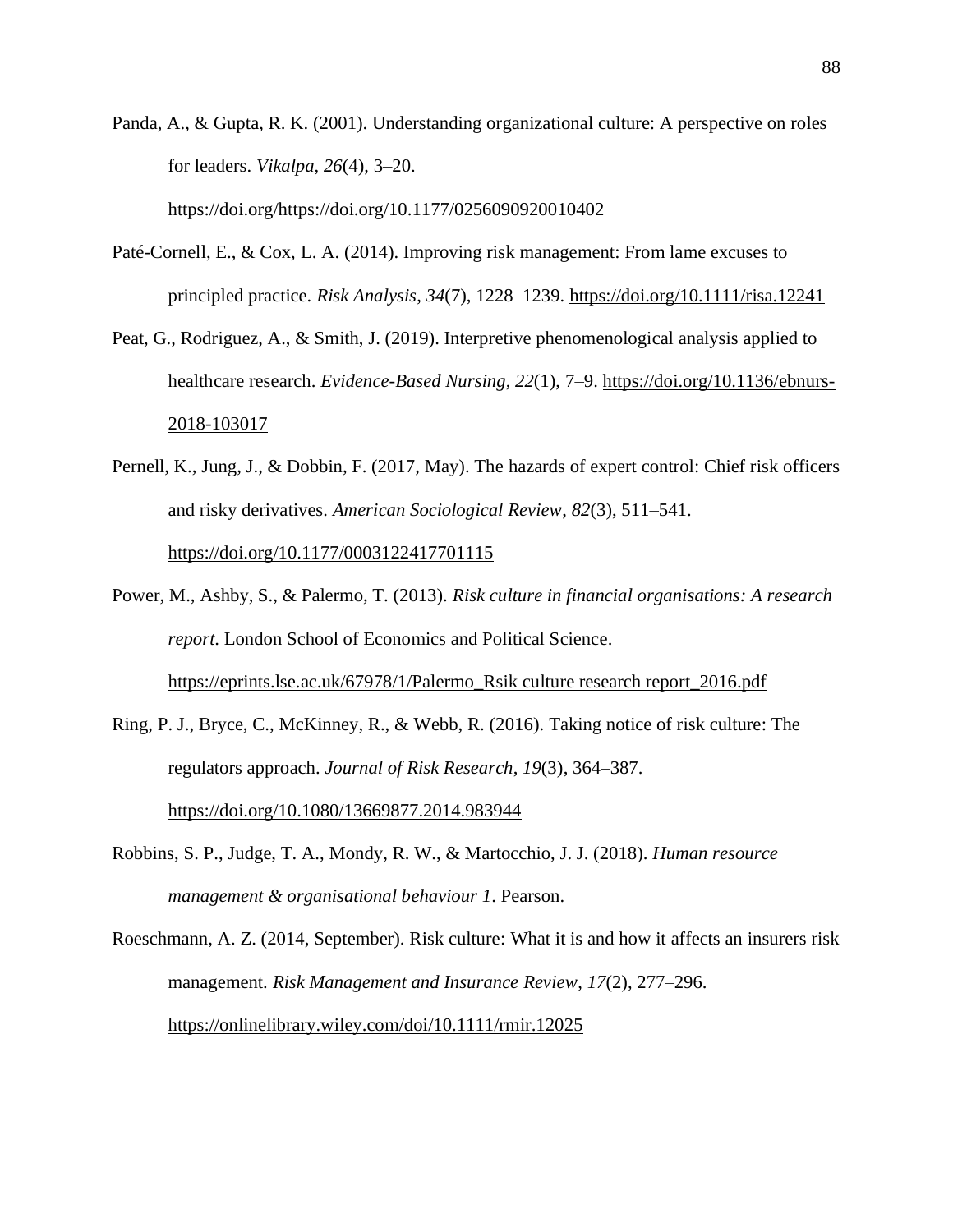Panda, A., & Gupta, R. K. (2001). Understanding organizational culture: A perspective on roles for leaders. *Vikalpa*, *26*(4), 3–20. https://doi.org/https://doi.org/10.1177/0256090920010402

Paté-Cornell, E., & Cox, L. A. (2014). Improving risk management: From lame excuses to principled practice. *Risk Analysis*, *34*(7), 1228–1239. https://doi.org/10.1111/risa.12241

Peat, G., Rodriguez, A., & Smith, J. (2019). Interpretive phenomenological analysis applied to healthcare research. *Evidence-Based Nursing*, *22*(1), 7–9. https://doi.org/10.1136/ebnurs-2018-103017

Pernell, K., Jung, J., & Dobbin, F. (2017, May). The hazards of expert control: Chief risk officers and risky derivatives. *American Sociological Review*, *82*(3), 511–541. https://doi.org/10.1177/0003122417701115

Power, M., Ashby, S., & Palermo, T. (2013). *Risk culture in financial organisations: A research report.* London School of Economics and Political Science. https://eprints.lse.ac.uk/67978/1/Palermo_Rsik culture research report_2016.pdf

Ring, P. J., Bryce, C., McKinney, R., & Webb, R. (2016). Taking notice of risk culture: The regulators approach. *Journal of Risk Research*, *19*(3), 364–387. https://doi.org/10.1080/13669877.2014.983944

Robbins, S. P., Judge, T. A., Mondy, R. W., & Martocchio, J. J. (2018). *Human resource management & organisational behaviour 1*. Pearson.

Roeschmann, A. Z. (2014, September). Risk culture: What it is and how it affects an insurers risk management. *Risk Management and Insurance Review*, *17*(2), 277–296. https://onlinelibrary.wiley.com/doi/10.1111/rmir.12025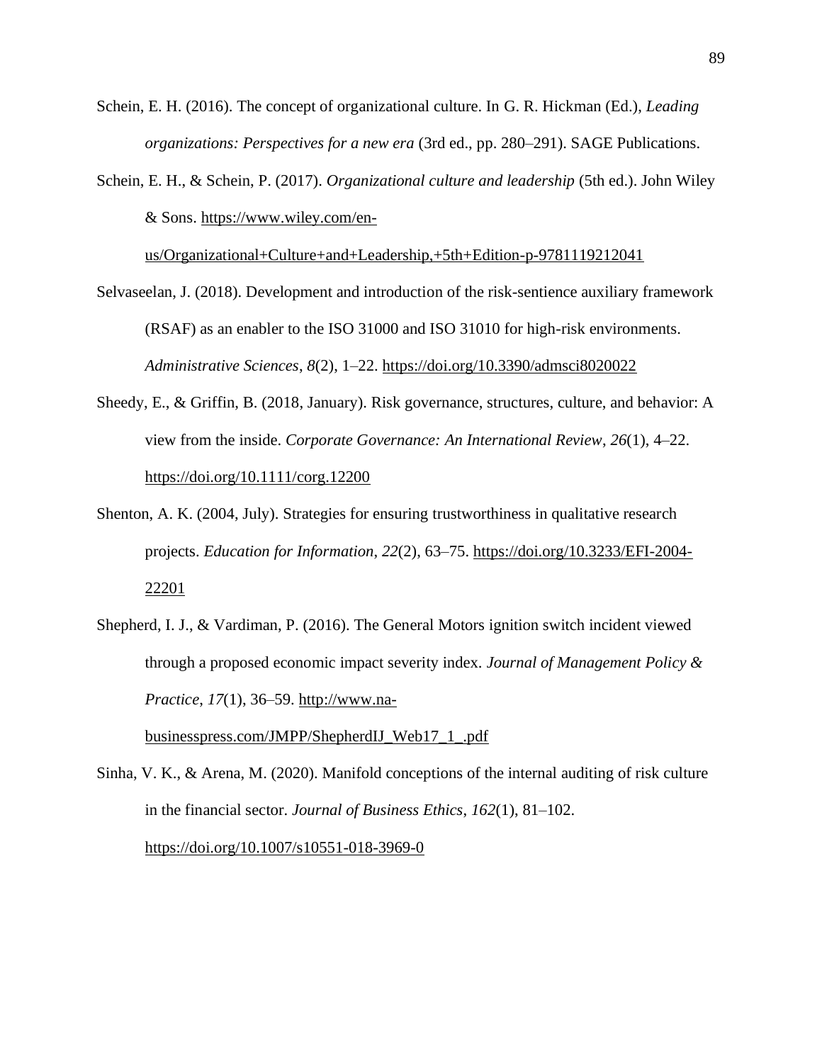Schein, E. H. (2016). The concept of organizational culture. In G. R. Hickman (Ed.), *Leading organizations: Perspectives for a new era* (3rd ed., pp. 280–291). SAGE Publications.

Schein, E. H., & Schein, P. (2017). *Organizational culture and leadership* (5th ed.). John Wiley & Sons. https://www.wiley.com/en-us/Organizational+Culture+and+Leadership,+5th+Edition-p-9781119212041

Selvaseelan, J. (2018). Development and introduction of the risk-sentience auxiliary framework (RSAF) as an enabler to the ISO 31000 and ISO 31010 for high-risk environments. *Administrative Sciences*, *8*(2), 1–22. https://doi.org/10.3390/admsci8020022

Sheedy, E., & Griffin, B. (2018, January). Risk governance, structures, culture, and behavior: A view from the inside. *Corporate Governance: An International Review*, *26*(1), 4–22. https://doi.org/10.1111/corg.12200

Shenton, A. K. (2004, July). Strategies for ensuring trustworthiness in qualitative research projects. *Education for Information*, *22*(2), 63–75. https://doi.org/10.3233/EFI-2004-22201

Shepherd, I. J., & Vardiman, P. (2016). The General Motors ignition switch incident viewed through a proposed economic impact severity index. *Journal of Management Policy & Practice*, *17*(1), 36–59. http://www.na-businesspress.com/JMPP/ShepherdIJ_Web17_1_.pdf

Sinha, V. K., & Arena, M. (2020). Manifold conceptions of the internal auditing of risk culture in the financial sector. *Journal of Business Ethics*, *162*(1), 81–102. https://doi.org/10.1007/s10551-018-3969-0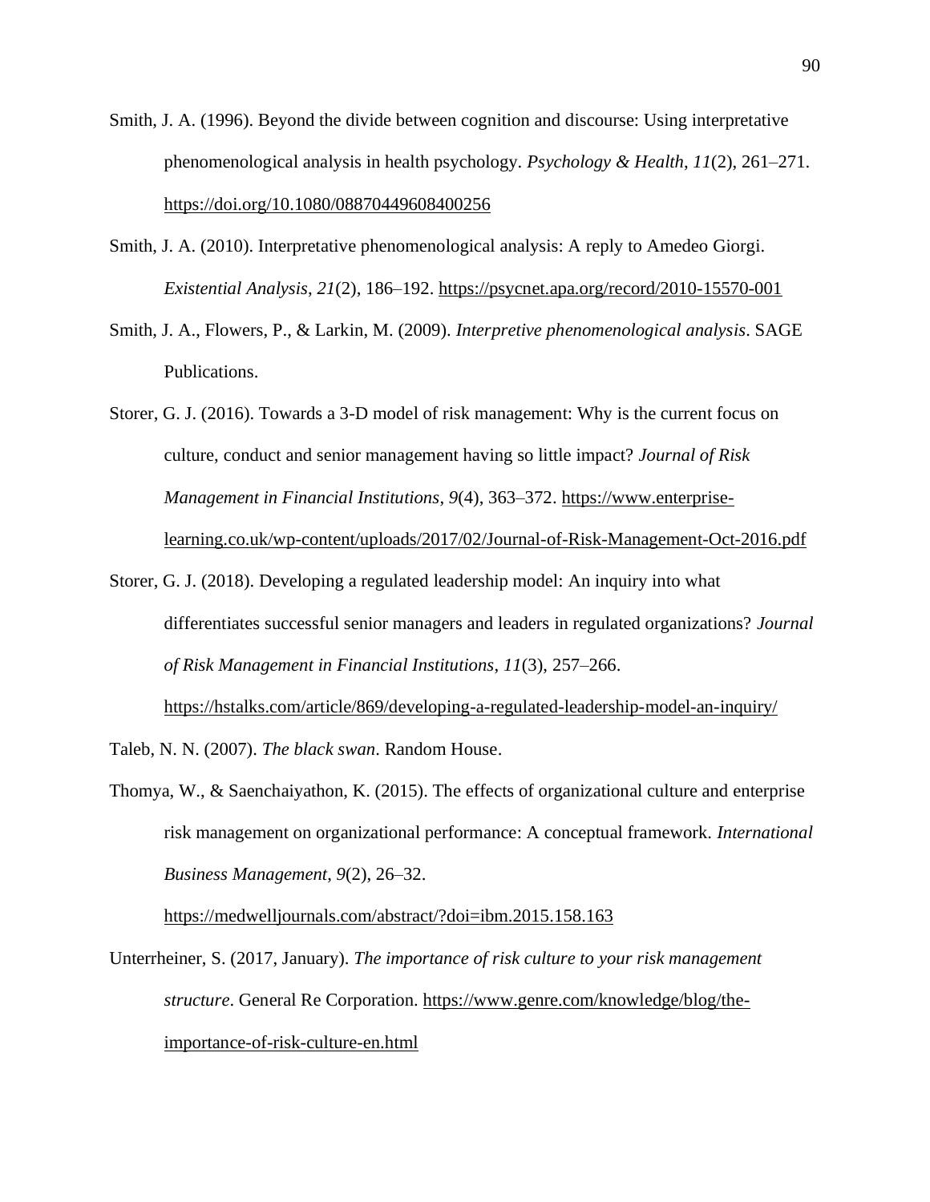Smith, J. A. (1996). Beyond the divide between cognition and discourse: Using interpretative phenomenological analysis in health psychology. *Psychology & Health*, *11*(2), 261–271. https://doi.org/10.1080/08870449608400256

Smith, J. A. (2010). Interpretative phenomenological analysis: A reply to Amedeo Giorgi. *Existential Analysis*, *21*(2), 186–192. https://psycnet.apa.org/record/2010-15570-001

Smith, J. A., Flowers, P., & Larkin, M. (2009). *Interpretive phenomenological analysis*. SAGE Publications.

Storer, G. J. (2016). Towards a 3-D model of risk management: Why is the current focus on culture, conduct and senior management having so little impact? *Journal of Risk Management in Financial Institutions*, *9*(4), 363–372. https://www.enterprise-learning.co.uk/wp-content/uploads/2017/02/Journal-of-Risk-Management-Oct-2016.pdf

Storer, G. J. (2018). Developing a regulated leadership model: An inquiry into what differentiates successful senior managers and leaders in regulated organizations? *Journal of Risk Management in Financial Institutions*, *11*(3), 257–266. https://hstalks.com/article/869/developing-a-regulated-leadership-model-an-inquiry/

Taleb, N. N. (2007). *The black swan*. Random House.

Thomya, W., & Saenchaiyathon, K. (2015). The effects of organizational culture and enterprise risk management on organizational performance: A conceptual framework. *International Business Management*, *9*(2), 26–32. https://medwelljournals.com/abstract/?doi=ibm.2015.158.163

Unterrheiner, S. (2017, January). *The importance of risk culture to your risk management structure*. General Re Corporation. https://www.genre.com/knowledge/blog/the-importance-of-risk-culture-en.html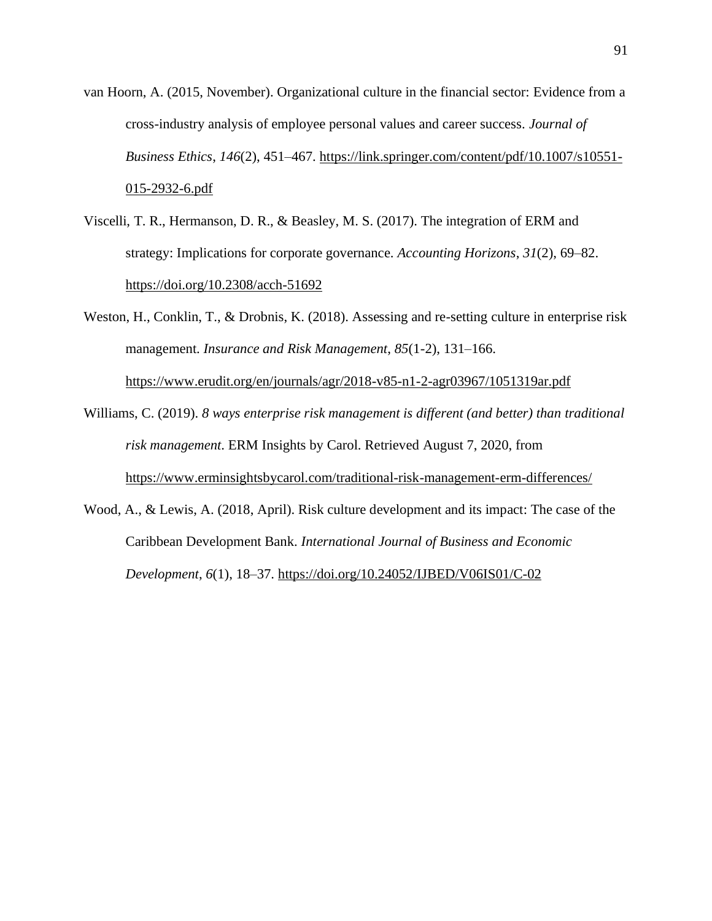van Hoorn, A. (2015, November). Organizational culture in the financial sector: Evidence from a cross-industry analysis of employee personal values and career success. *Journal of Business Ethics*, *146*(2), 451–467. https://link.springer.com/content/pdf/10.1007/s10551-015-2932-6.pdf

Viscelli, T. R., Hermanson, D. R., & Beasley, M. S. (2017). The integration of ERM and strategy: Implications for corporate governance. *Accounting Horizons*, *31*(2), 69–82. https://doi.org/10.2308/acch-51692

Weston, H., Conklin, T., & Drobnis, K. (2018). Assessing and re-setting culture in enterprise risk management. *Insurance and Risk Management, 85*(1-2), 131–166. https://www.erudit.org/en/journals/agr/2018-v85-n1-2-agr03967/1051319ar.pdf

Williams, C. (2019). *8 ways enterprise risk management is different (and better) than traditional risk management*. ERM Insights by Carol. Retrieved August 7, 2020, from https://www.erminsightsbycarol.com/traditional-risk-management-erm-differences/

Wood, A., & Lewis, A. (2018, April). Risk culture development and its impact: The case of the Caribbean Development Bank. *International Journal of Business and Economic Development*, *6*(1), 18–37. https://doi.org/10.24052/IJBED/V06IS01/C-02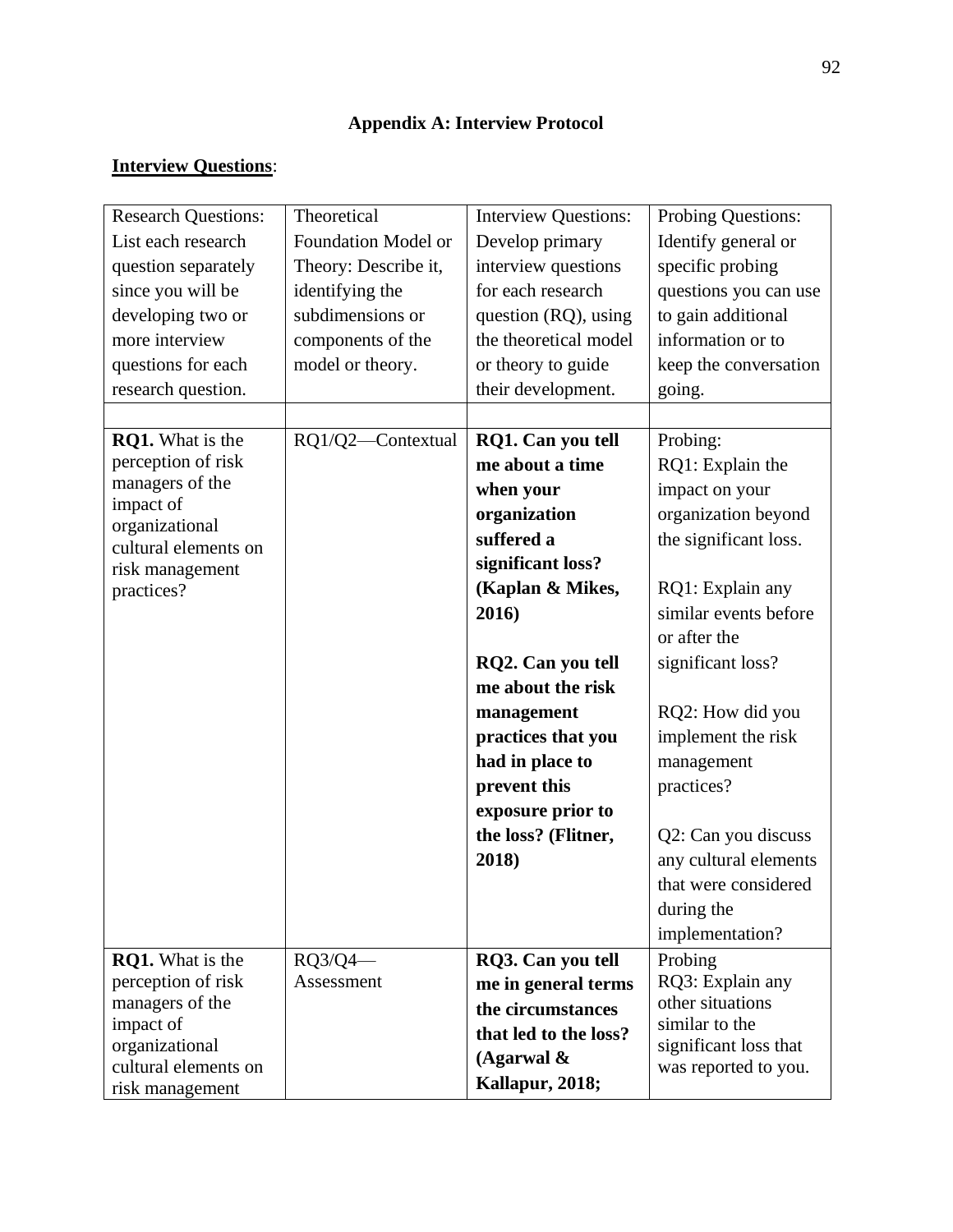**Appendix A: Interview Protocol**

**Interview Questions**:

| Research Questions: List each research question separately since you will be developing two or more interview questions for each research question. | Theoretical Foundation Model or Theory: Describe it, identifying the subdimensions or components of the model or theory. | Interview Questions: Develop primary interview questions for each research question (RQ), using the theoretical model or theory to guide their development. | Probing Questions: Identify general or specific probing questions you can use to gain additional information or to keep the conversation going. |
|---|---|---|---|
| | | | |
| **RQ1.** What is the perception of risk managers of the impact of organizational cultural elements on risk management practices? | RQ1/Q2—Contextual | **RQ1. Can you tell me about a time when your organization suffered a significant loss? (Kaplan & Mikes, 2016)**<br><br>**RQ2. Can you tell me about the risk management practices that you had in place to prevent this exposure prior to the loss? (Flitner, 2018)** | Probing:<br>RQ1: Explain the impact on your organization beyond the significant loss.<br><br>RQ1: Explain any similar events before or after the significant loss?<br><br>RQ2: How did you implement the risk management practices?<br><br>Q2: Can you discuss any cultural elements that were considered during the implementation? |
| **RQ1.** What is the perception of risk managers of the impact of organizational cultural elements on risk management | RQ3/Q4—Assessment | **RQ3. Can you tell me in general terms the circumstances that led to the loss? (Agarwal & Kallapur, 2018;** | Probing<br>RQ3: Explain any other situations similar to the significant loss that was reported to you. |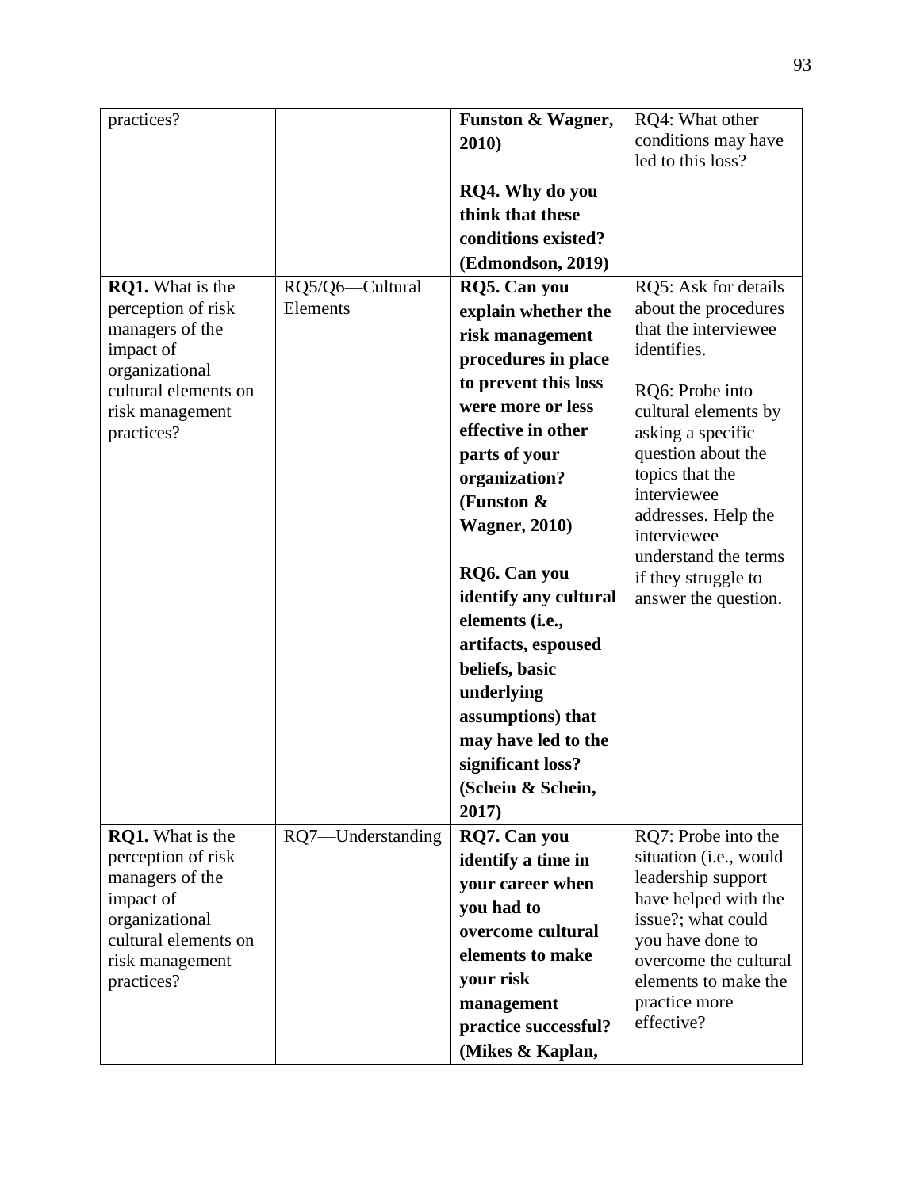| | | | |
|---|---|---|---|
| practices? | | **Funston & Wagner, 2010)**<br><br>**RQ4. Why do you think that these conditions existed? (Edmondson, 2019)** | RQ4: What other conditions may have led to this loss? |
| **RQ1.** What is the perception of risk managers of the impact of organizational cultural elements on risk management practices? | RQ5/Q6—Cultural Elements | **RQ5. Can you explain whether the risk management procedures in place to prevent this loss were more or less effective in other parts of your organization? (Funston & Wagner, 2010)**<br><br>**RQ6. Can you identify any cultural elements (i.e., artifacts, espoused beliefs, basic underlying assumptions) that may have led to the significant loss? (Schein & Schein, 2017)** | RQ5: Ask for details about the procedures that the interviewee identifies.<br><br>RQ6: Probe into cultural elements by asking a specific question about the topics that the interviewee addresses. Help the interviewee understand the terms if they struggle to answer the question. |
| **RQ1.** What is the perception of risk managers of the impact of organizational cultural elements on risk management practices? | RQ7—Understanding | **RQ7. Can you identify a time in your career when you had to overcome cultural elements to make your risk management practice successful? (Mikes & Kaplan,** | RQ7: Probe into the situation (i.e., would leadership support have helped with the issue?; what could you have done to overcome the cultural elements to make the practice more effective? |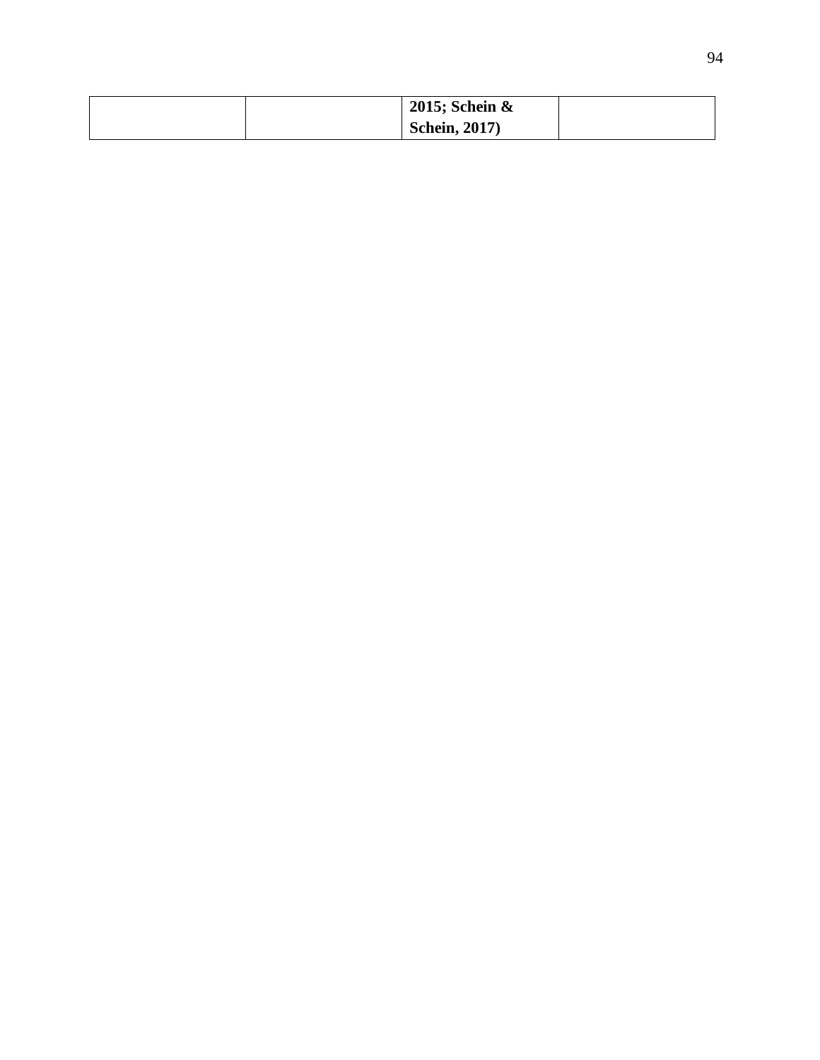| | | **2015; Schein & Schein, 2017)** | |
|---|---|---|---|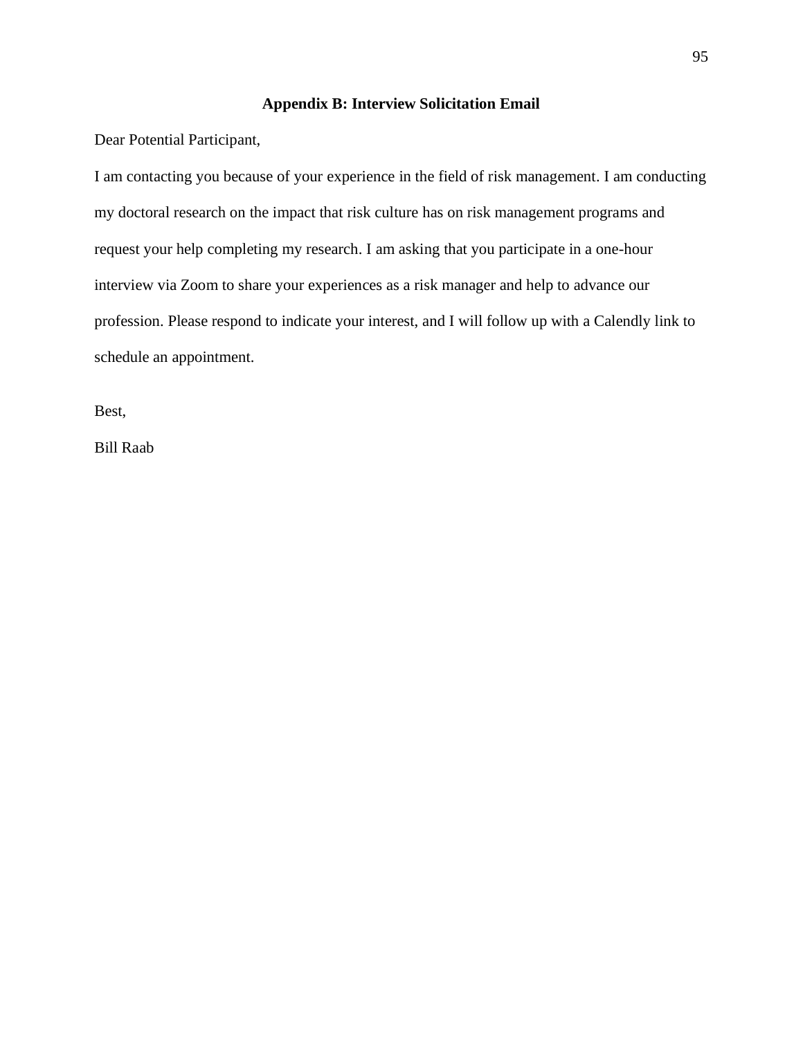## Appendix B: Interview Solicitation Email

Dear Potential Participant,

I am contacting you because of your experience in the field of risk management. I am conducting my doctoral research on the impact that risk culture has on risk management programs and request your help completing my research. I am asking that you participate in a one-hour interview via Zoom to share your experiences as a risk manager and help to advance our profession. Please respond to indicate your interest, and I will follow up with a Calendly link to schedule an appointment.

Best,

Bill Raab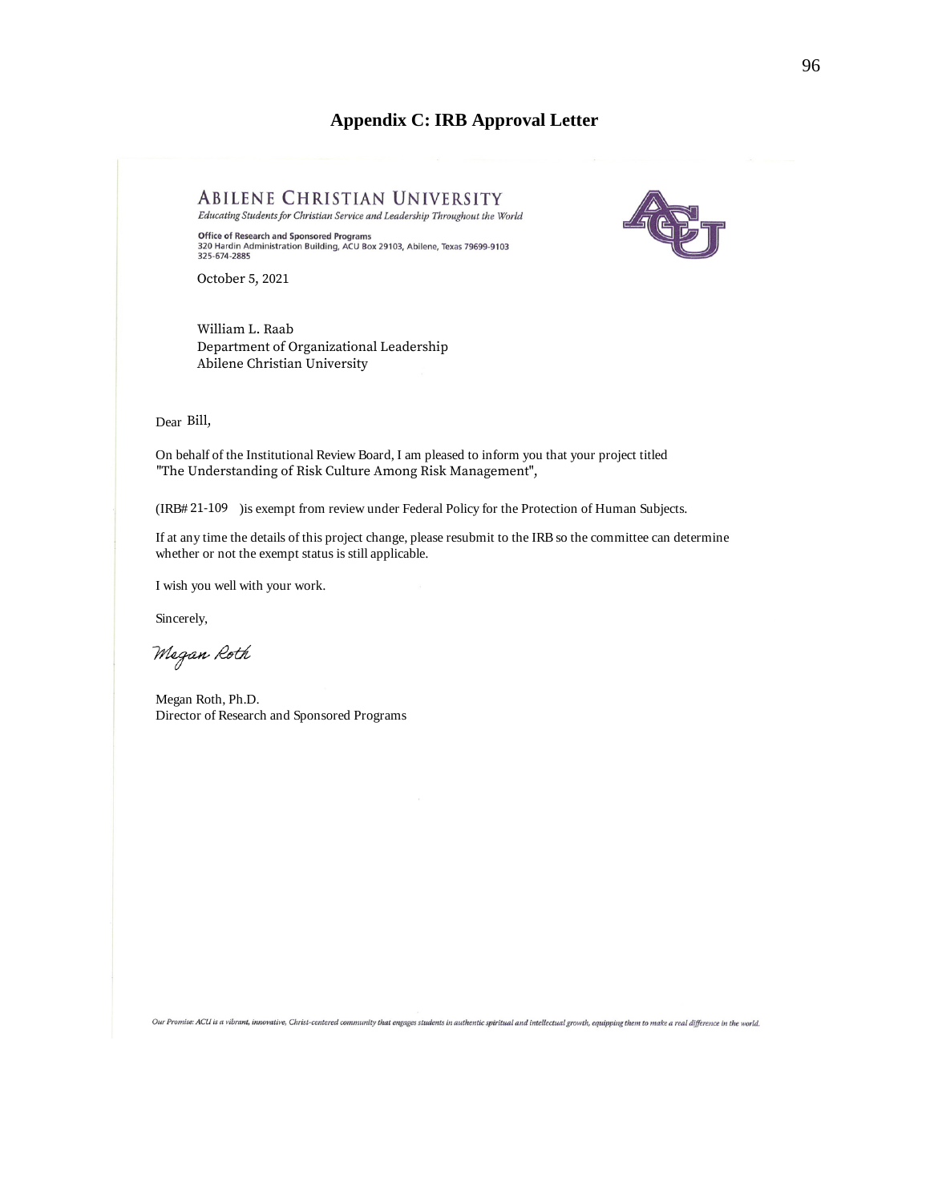## Appendix C: IRB Approval Letter

**ABILENE CHRISTIAN UNIVERSITY**

*Educating Students for Christian Service and Leadership Throughout the World*

**Office of Research and Sponsored Programs**
320 Hardin Administration Building, ACU Box 29103, Abilene, Texas 79699-9103
325-674-2885

October 5, 2021

William L. Raab
Department of Organizational Leadership
Abilene Christian University

Dear Bill,

On behalf of the Institutional Review Board, I am pleased to inform you that your project titled "The Understanding of Risk Culture Among Risk Management",

(IRB# 21-109 )is exempt from review under Federal Policy for the Protection of Human Subjects.

If at any time the details of this project change, please resubmit to the IRB so the committee can determine whether or not the exempt status is still applicable.

I wish you well with your work.

Sincerely,

*Megan Roth*

Megan Roth, Ph.D.
Director of Research and Sponsored Programs

*Our Promise: ACU is a vibrant, innovative, Christ-centered community that engages students in authentic spiritual and intellectual growth, equipping them to make a real difference in the world.*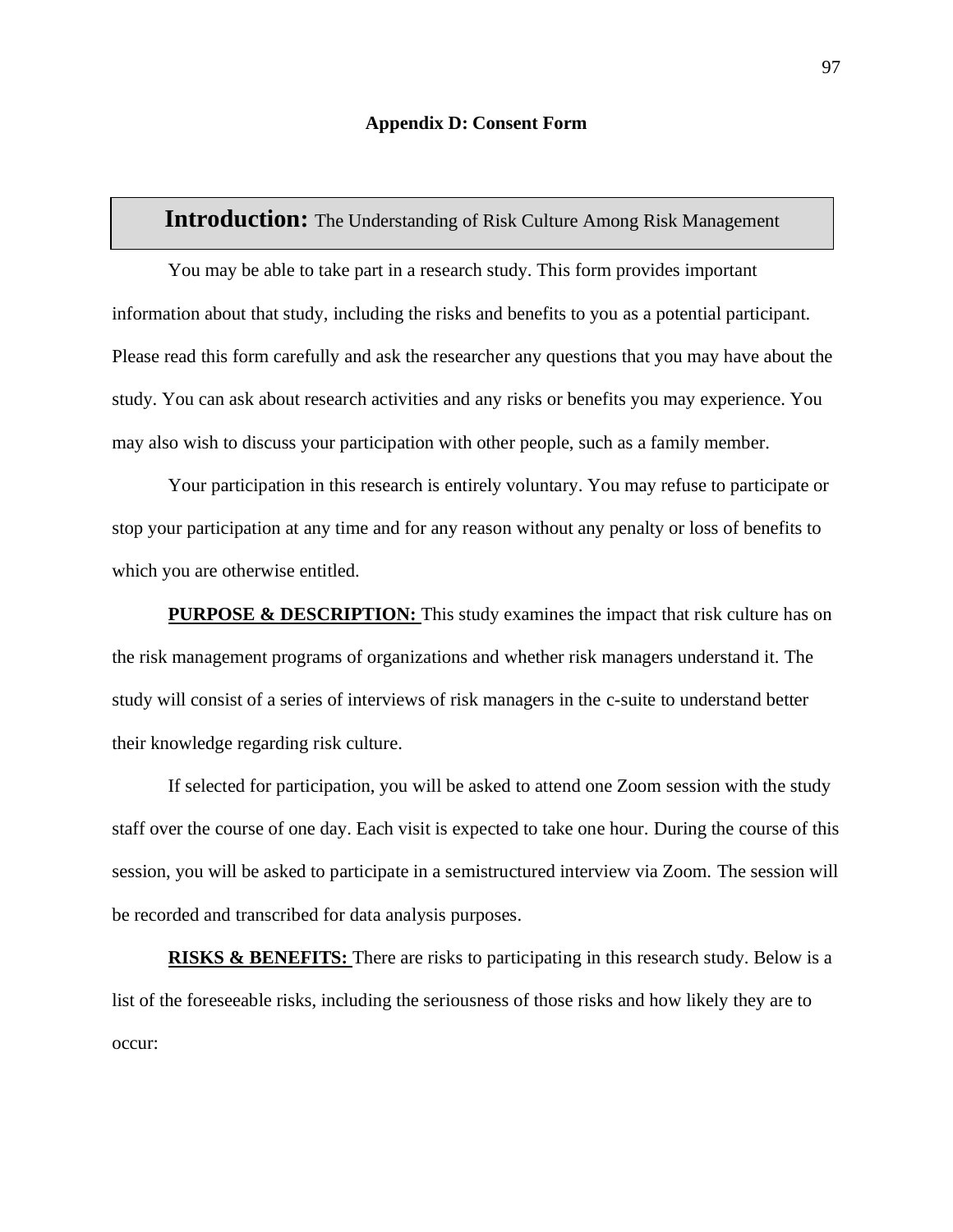## Appendix D: Consent Form

**Introduction:** The Understanding of Risk Culture Among Risk Management

You may be able to take part in a research study. This form provides important information about that study, including the risks and benefits to you as a potential participant. Please read this form carefully and ask the researcher any questions that you may have about the study. You can ask about research activities and any risks or benefits you may experience. You may also wish to discuss your participation with other people, such as a family member.

Your participation in this research is entirely voluntary. You may refuse to participate or stop your participation at any time and for any reason without any penalty or loss of benefits to which you are otherwise entitled.

**PURPOSE & DESCRIPTION:** This study examines the impact that risk culture has on the risk management programs of organizations and whether risk managers understand it. The study will consist of a series of interviews of risk managers in the c-suite to understand better their knowledge regarding risk culture.

If selected for participation, you will be asked to attend one Zoom session with the study staff over the course of one day. Each visit is expected to take one hour. During the course of this session, you will be asked to participate in a semistructured interview via Zoom. The session will be recorded and transcribed for data analysis purposes.

**RISKS & BENEFITS:** There are risks to participating in this research study. Below is a list of the foreseeable risks, including the seriousness of those risks and how likely they are to occur: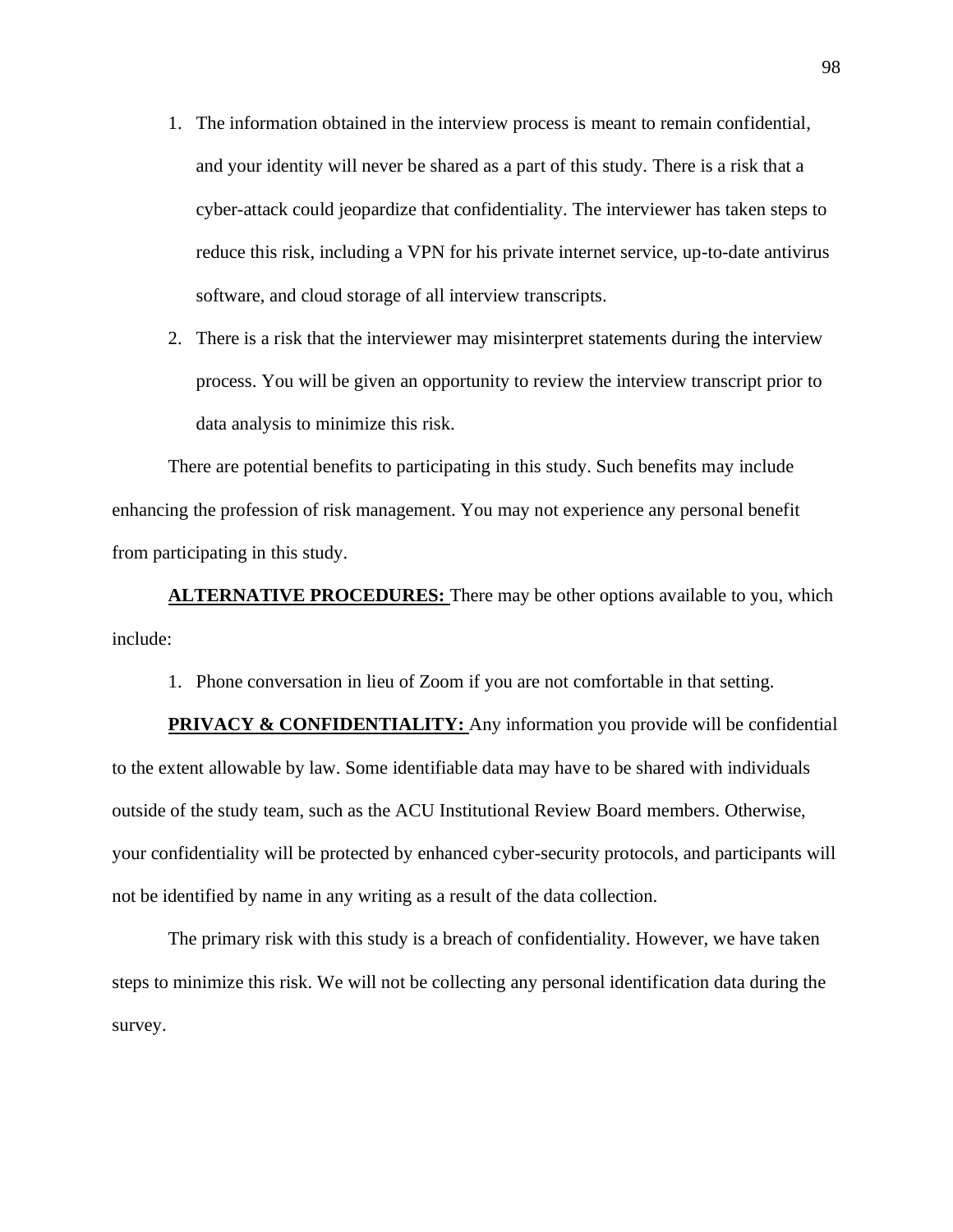1. The information obtained in the interview process is meant to remain confidential, and your identity will never be shared as a part of this study. There is a risk that a cyber-attack could jeopardize that confidentiality. The interviewer has taken steps to reduce this risk, including a VPN for his private internet service, up-to-date antivirus software, and cloud storage of all interview transcripts.
2. There is a risk that the interviewer may misinterpret statements during the interview process. You will be given an opportunity to review the interview transcript prior to data analysis to minimize this risk.

There are potential benefits to participating in this study. Such benefits may include enhancing the profession of risk management. You may not experience any personal benefit from participating in this study.

**ALTERNATIVE PROCEDURES:** There may be other options available to you, which include:

1. Phone conversation in lieu of Zoom if you are not comfortable in that setting.

**PRIVACY & CONFIDENTIALITY:** Any information you provide will be confidential to the extent allowable by law. Some identifiable data may have to be shared with individuals outside of the study team, such as the ACU Institutional Review Board members. Otherwise, your confidentiality will be protected by enhanced cyber-security protocols, and participants will not be identified by name in any writing as a result of the data collection.

The primary risk with this study is a breach of confidentiality. However, we have taken steps to minimize this risk. We will not be collecting any personal identification data during the survey.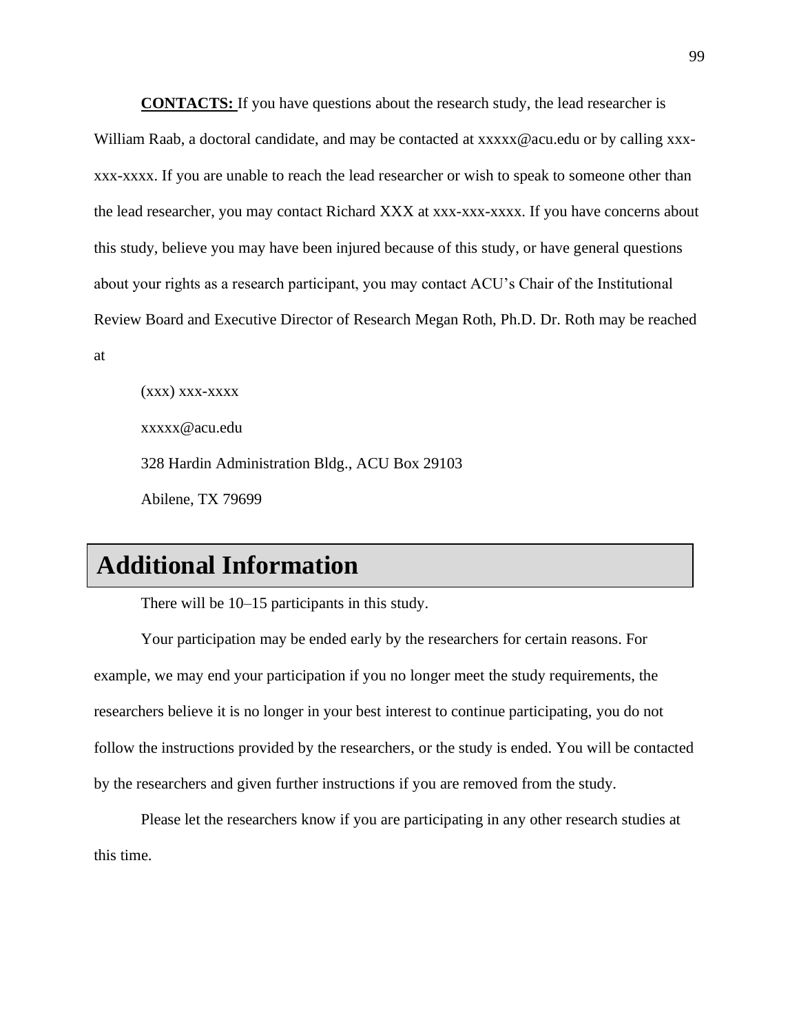**CONTACTS:** If you have questions about the research study, the lead researcher is William Raab, a doctoral candidate, and may be contacted at xxxxx@acu.edu or by calling xxx-xxx-xxxx. If you are unable to reach the lead researcher or wish to speak to someone other than the lead researcher, you may contact Richard XXX at xxx-xxx-xxxx. If you have concerns about this study, believe you may have been injured because of this study, or have general questions about your rights as a research participant, you may contact ACU's Chair of the Institutional Review Board and Executive Director of Research Megan Roth, Ph.D. Dr. Roth may be reached at

(xxx) xxx-xxxx

xxxxx@acu.edu

328 Hardin Administration Bldg., ACU Box 29103

Abilene, TX 79699

# Additional Information

There will be 10–15 participants in this study.

Your participation may be ended early by the researchers for certain reasons. For example, we may end your participation if you no longer meet the study requirements, the researchers believe it is no longer in your best interest to continue participating, you do not follow the instructions provided by the researchers, or the study is ended. You will be contacted by the researchers and given further instructions if you are removed from the study.

Please let the researchers know if you are participating in any other research studies at this time.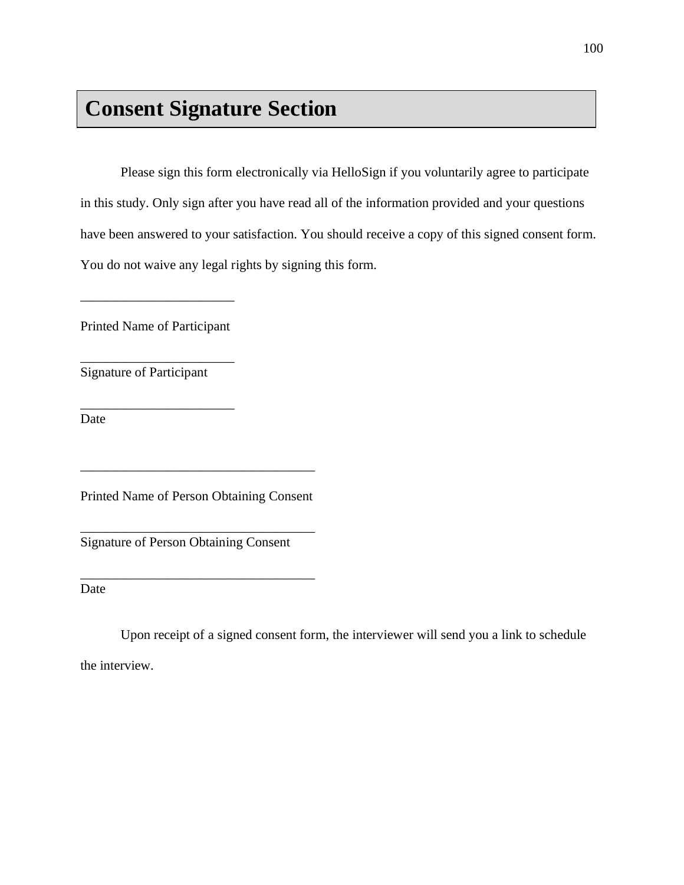# Consent Signature Section

Please sign this form electronically via HelloSign if you voluntarily agree to participate in this study. Only sign after you have read all of the information provided and your questions have been answered to your satisfaction. You should receive a copy of this signed consent form. You do not waive any legal rights by signing this form.

_______________________

Printed Name of Participant

_______________________

Signature of Participant

_______________________

Date

___________________________________

Printed Name of Person Obtaining Consent

___________________________________

Signature of Person Obtaining Consent

___________________________________

Date

Upon receipt of a signed consent form, the interviewer will send you a link to schedule the interview.